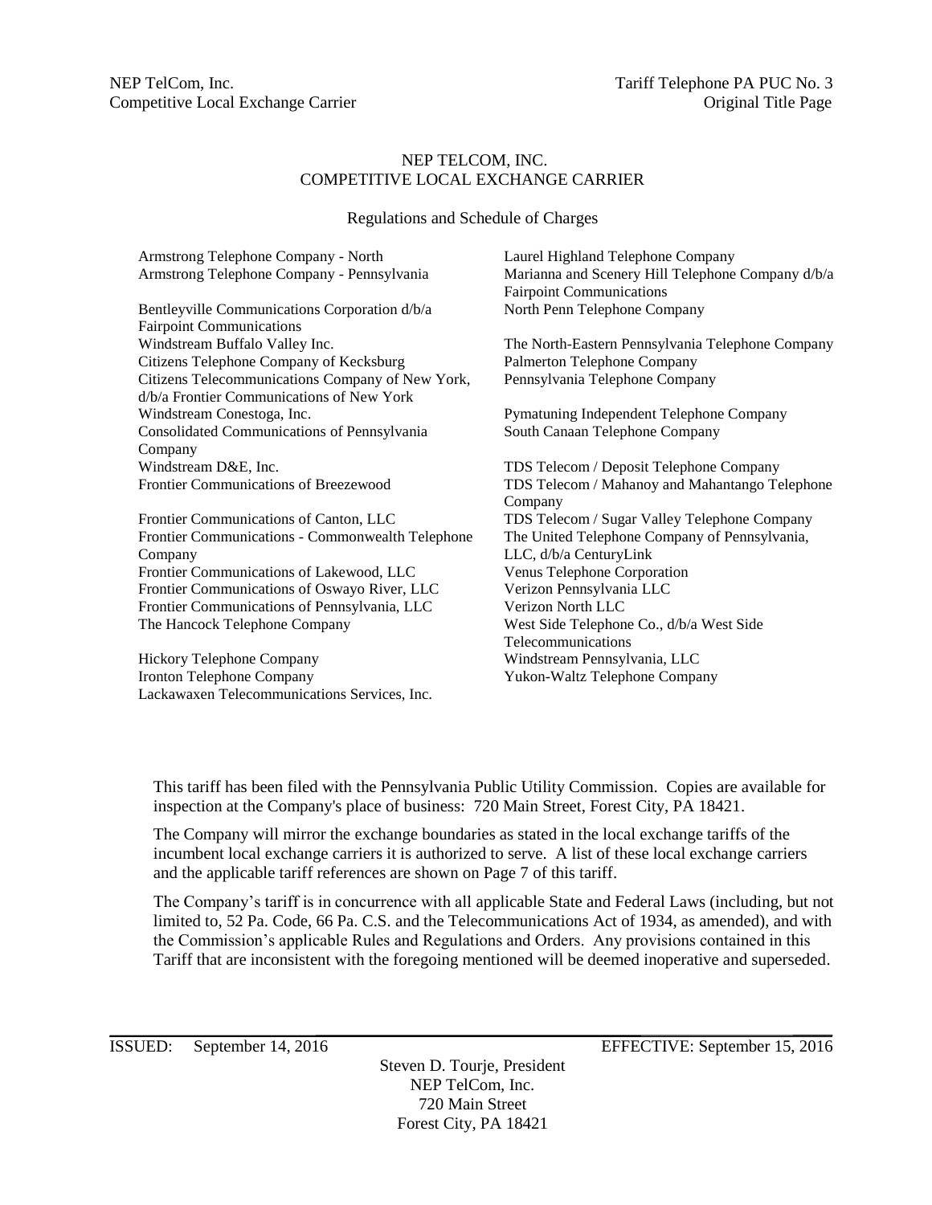NEP TelCom, Inc.
Competitive Local Exchange Carrier

Tariff Telephone PA PUC No. 3
Original Title Page

# NEP TELCOM, INC.
# COMPETITIVE LOCAL EXCHANGE CARRIER

## Regulations and Schedule of Charges

Armstrong Telephone Company - North
Armstrong Telephone Company - Pennsylvania

Bentleyville Communications Corporation d/b/a Fairpoint Communications
Windstream Buffalo Valley Inc.
Citizens Telephone Company of Kecksburg
Citizens Telecommunications Company of New York, d/b/a Frontier Communications of New York
Windstream Conestoga, Inc.
Consolidated Communications of Pennsylvania Company
Windstream D&E, Inc.
Frontier Communications of Breezewood

Frontier Communications of Canton, LLC
Frontier Communications - Commonwealth Telephone Company
Frontier Communications of Lakewood, LLC
Frontier Communications of Oswayo River, LLC
Frontier Communications of Pennsylvania, LLC
The Hancock Telephone Company

Hickory Telephone Company
Ironton Telephone Company
Lackawaxen Telecommunications Services, Inc.

Laurel Highland Telephone Company
Marianna and Scenery Hill Telephone Company d/b/a Fairpoint Communications
North Penn Telephone Company

The North-Eastern Pennsylvania Telephone Company
Palmerton Telephone Company
Pennsylvania Telephone Company

Pymatuning Independent Telephone Company
South Canaan Telephone Company

TDS Telecom / Deposit Telephone Company
TDS Telecom / Mahanoy and Mahantango Telephone Company
TDS Telecom / Sugar Valley Telephone Company
The United Telephone Company of Pennsylvania, LLC, d/b/a CenturyLink
Venus Telephone Corporation
Verizon Pennsylvania LLC
Verizon North LLC
West Side Telephone Co., d/b/a West Side Telecommunications
Windstream Pennsylvania, LLC
Yukon-Waltz Telephone Company

This tariff has been filed with the Pennsylvania Public Utility Commission. Copies are available for inspection at the Company's place of business: 720 Main Street, Forest City, PA 18421.

The Company will mirror the exchange boundaries as stated in the local exchange tariffs of the incumbent local exchange carriers it is authorized to serve. A list of these local exchange carriers and the applicable tariff references are shown on Page 7 of this tariff.

The Company's tariff is in concurrence with all applicable State and Federal Laws (including, but not limited to, 52 Pa. Code, 66 Pa. C.S. and the Telecommunications Act of 1934, as amended), and with the Commission's applicable Rules and Regulations and Orders. Any provisions contained in this Tariff that are inconsistent with the foregoing mentioned will be deemed inoperative and superseded.

ISSUED: September 14, 2016 EFFECTIVE: September 15, 2016

Steven D. Tourje, President
NEP TelCom, Inc.
720 Main Street
Forest City, PA 18421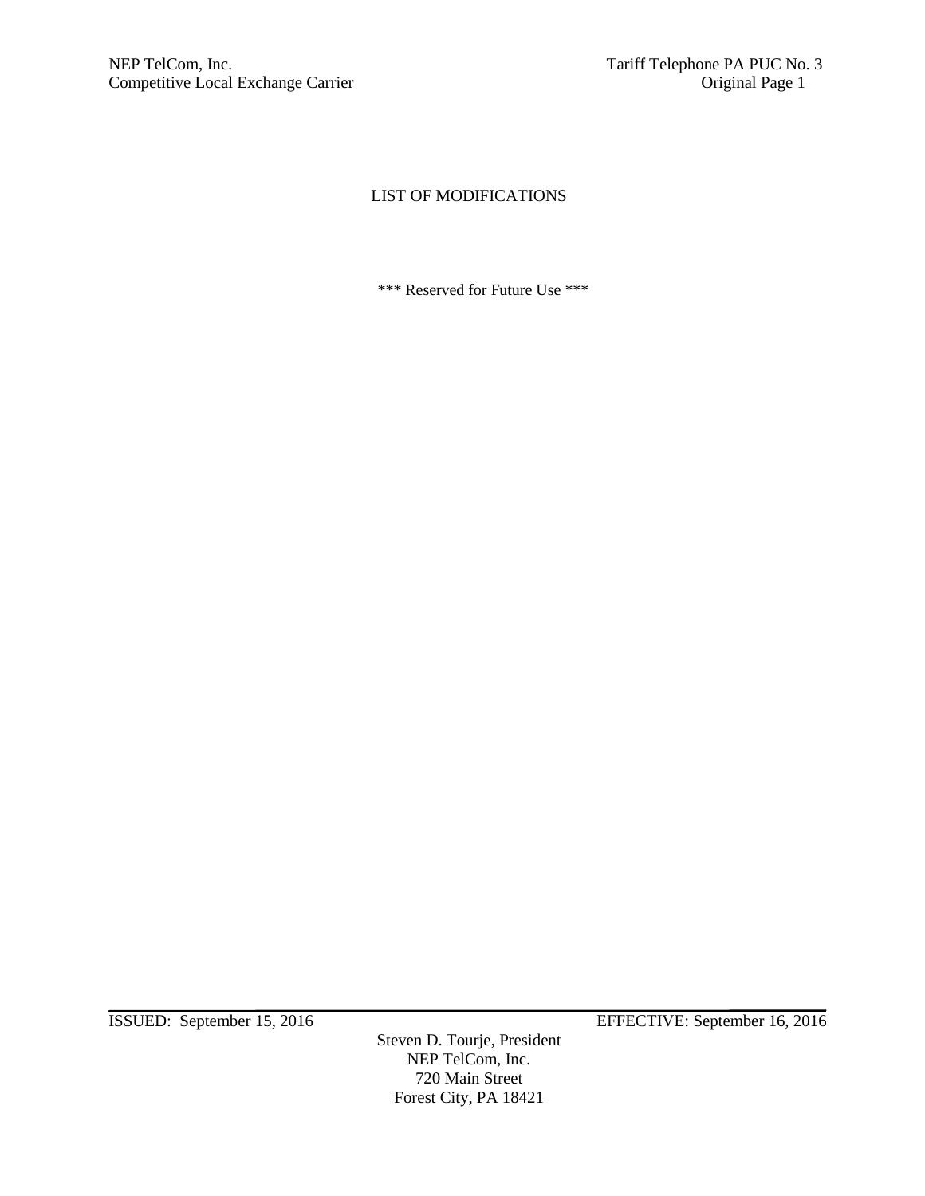# LIST OF MODIFICATIONS

*** Reserved for Future Use ***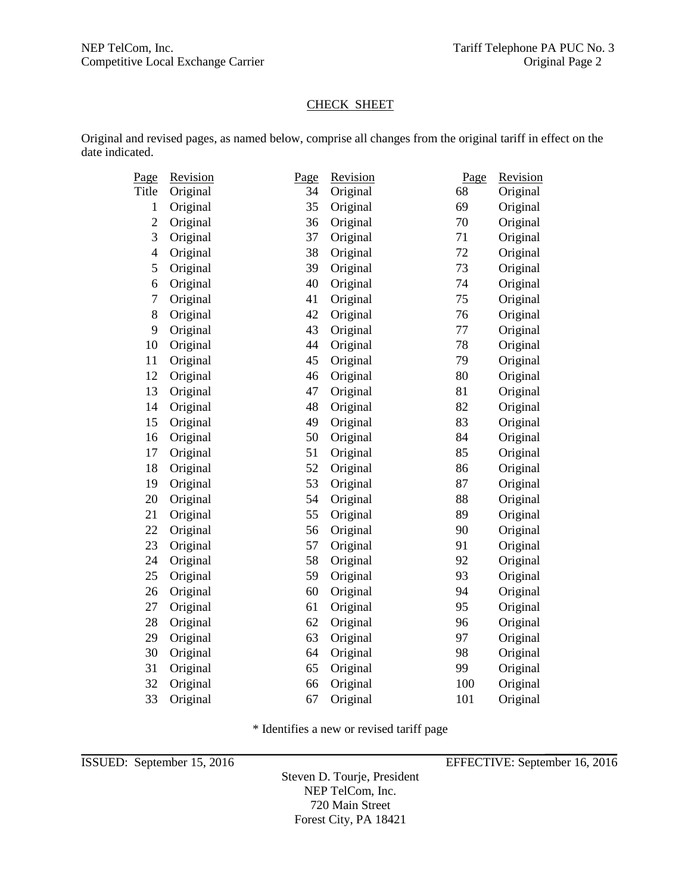## CHECK SHEET

Original and revised pages, as named below, comprise all changes from the original tariff in effect on the date indicated.

| Page | Revision | Page | Revision | Page | Revision |
|---|---|---|---|---|---|
| Title | Original | 34 | Original | 68 | Original |
| 1 | Original | 35 | Original | 69 | Original |
| 2 | Original | 36 | Original | 70 | Original |
| 3 | Original | 37 | Original | 71 | Original |
| 4 | Original | 38 | Original | 72 | Original |
| 5 | Original | 39 | Original | 73 | Original |
| 6 | Original | 40 | Original | 74 | Original |
| 7 | Original | 41 | Original | 75 | Original |
| 8 | Original | 42 | Original | 76 | Original |
| 9 | Original | 43 | Original | 77 | Original |
| 10 | Original | 44 | Original | 78 | Original |
| 11 | Original | 45 | Original | 79 | Original |
| 12 | Original | 46 | Original | 80 | Original |
| 13 | Original | 47 | Original | 81 | Original |
| 14 | Original | 48 | Original | 82 | Original |
| 15 | Original | 49 | Original | 83 | Original |
| 16 | Original | 50 | Original | 84 | Original |
| 17 | Original | 51 | Original | 85 | Original |
| 18 | Original | 52 | Original | 86 | Original |
| 19 | Original | 53 | Original | 87 | Original |
| 20 | Original | 54 | Original | 88 | Original |
| 21 | Original | 55 | Original | 89 | Original |
| 22 | Original | 56 | Original | 90 | Original |
| 23 | Original | 57 | Original | 91 | Original |
| 24 | Original | 58 | Original | 92 | Original |
| 25 | Original | 59 | Original | 93 | Original |
| 26 | Original | 60 | Original | 94 | Original |
| 27 | Original | 61 | Original | 95 | Original |
| 28 | Original | 62 | Original | 96 | Original |
| 29 | Original | 63 | Original | 97 | Original |
| 30 | Original | 64 | Original | 98 | Original |
| 31 | Original | 65 | Original | 99 | Original |
| 32 | Original | 66 | Original | 100 | Original |
| 33 | Original | 67 | Original | 101 | Original |

* Identifies a new or revised tariff page

ISSUED: September 15, 2016 EFFECTIVE: September 16, 2016

Steven D. Tourje, President
NEP TelCom, Inc.
720 Main Street
Forest City, PA 18421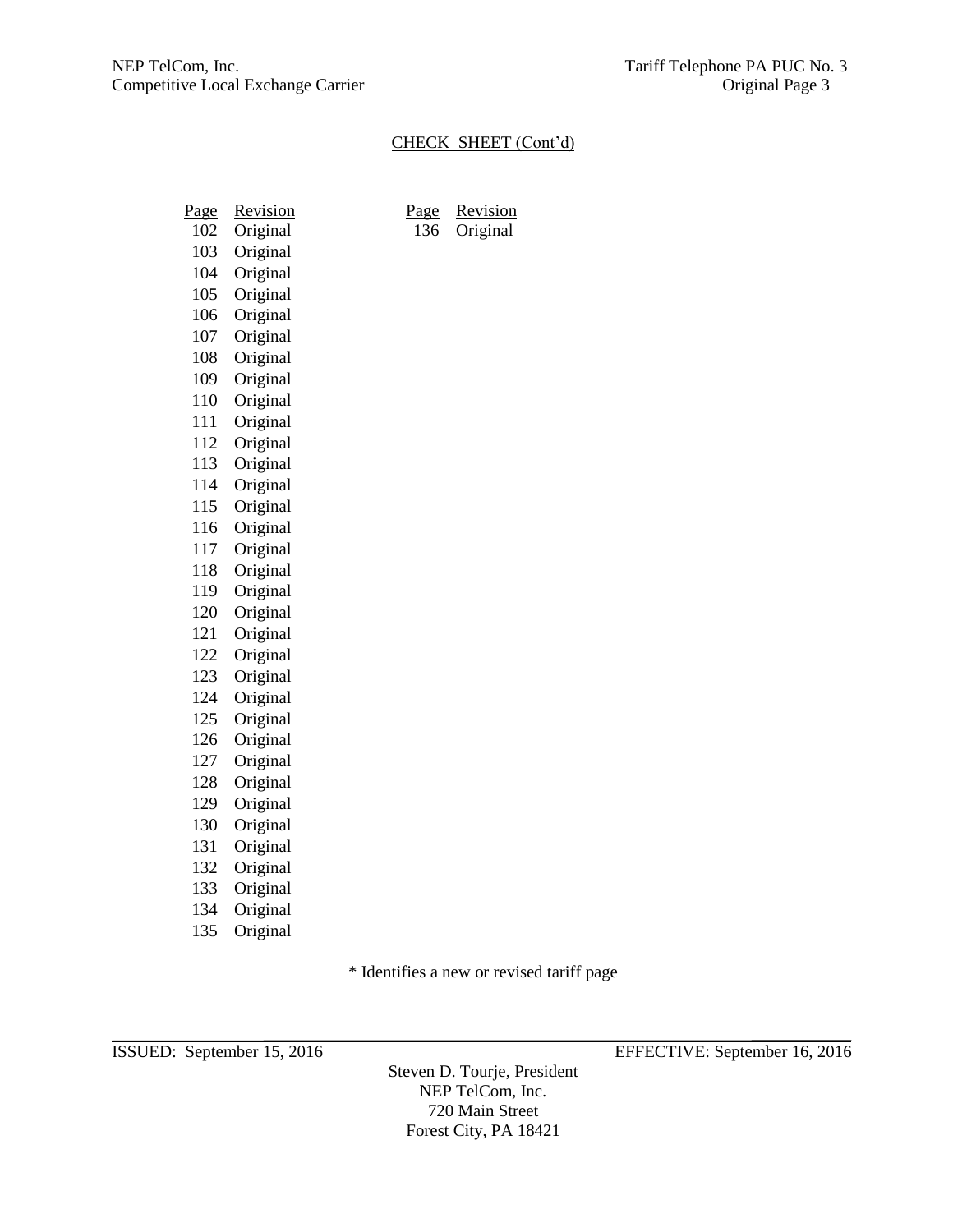## CHECK SHEET (Cont'd)

| Page | Revision | Page | Revision |
|---|---|---|---|
| 102 | Original | 136 | Original |
| 103 | Original | | |
| 104 | Original | | |
| 105 | Original | | |
| 106 | Original | | |
| 107 | Original | | |
| 108 | Original | | |
| 109 | Original | | |
| 110 | Original | | |
| 111 | Original | | |
| 112 | Original | | |
| 113 | Original | | |
| 114 | Original | | |
| 115 | Original | | |
| 116 | Original | | |
| 117 | Original | | |
| 118 | Original | | |
| 119 | Original | | |
| 120 | Original | | |
| 121 | Original | | |
| 122 | Original | | |
| 123 | Original | | |
| 124 | Original | | |
| 125 | Original | | |
| 126 | Original | | |
| 127 | Original | | |
| 128 | Original | | |
| 129 | Original | | |
| 130 | Original | | |
| 131 | Original | | |
| 132 | Original | | |
| 133 | Original | | |
| 134 | Original | | |
| 135 | Original | | |

* Identifies a new or revised tariff page

ISSUED: September 15, 2016 EFFECTIVE: September 16, 2016

Steven D. Tourje, President
NEP TelCom, Inc.
720 Main Street
Forest City, PA 18421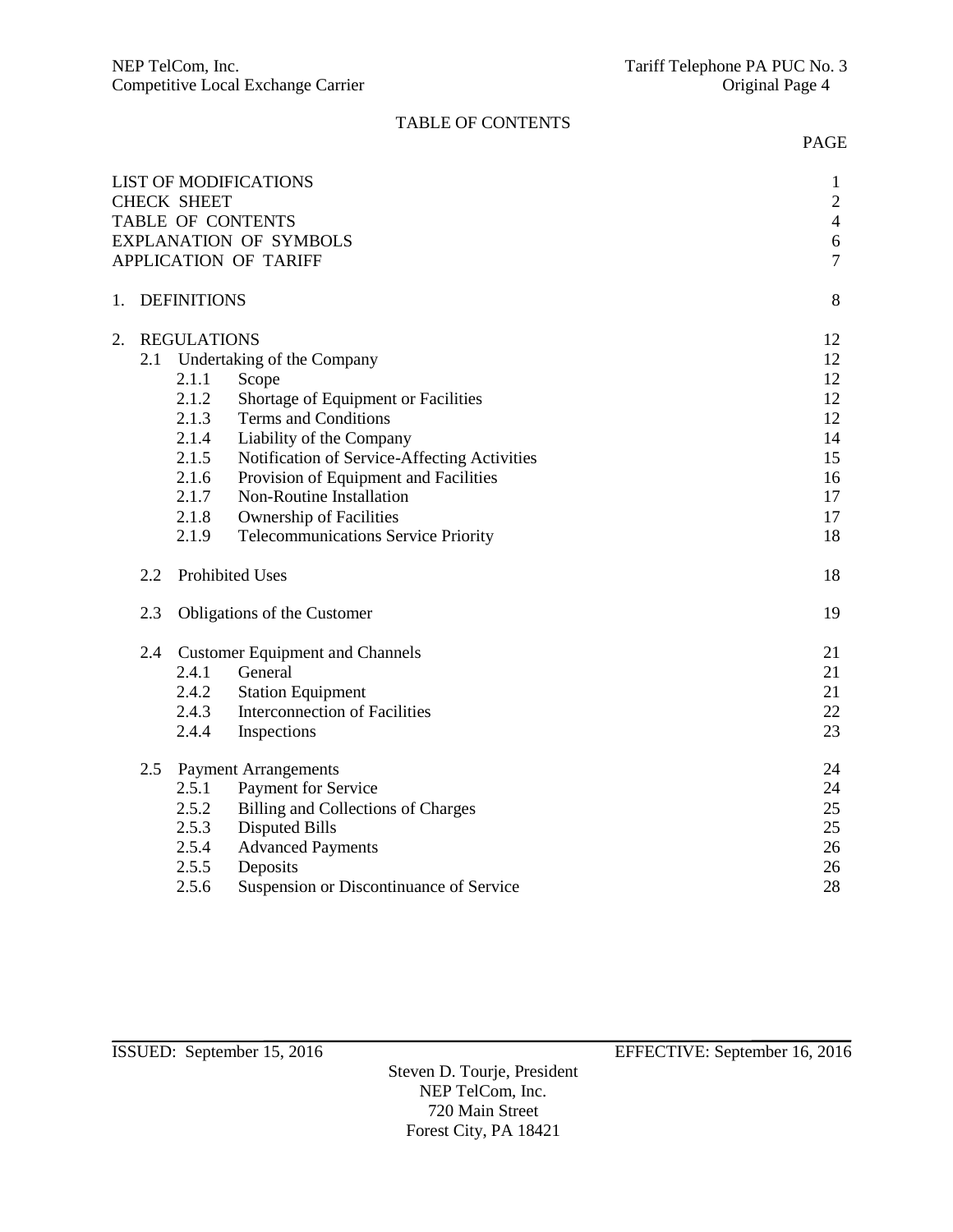# TABLE OF CONTENTS

| | PAGE |
|---|---|
| LIST OF MODIFICATIONS | 1 |
| CHECK SHEET | 2 |
| TABLE OF CONTENTS | 4 |
| EXPLANATION OF SYMBOLS | 6 |
| APPLICATION OF TARIFF | 7 |
| 1. DEFINITIONS | 8 |
| 2. REGULATIONS | 12 |
| 2.1 Undertaking of the Company | 12 |
| 2.1.1 Scope | 12 |
| 2.1.2 Shortage of Equipment or Facilities | 12 |
| 2.1.3 Terms and Conditions | 12 |
| 2.1.4 Liability of the Company | 14 |
| 2.1.5 Notification of Service-Affecting Activities | 15 |
| 2.1.6 Provision of Equipment and Facilities | 16 |
| 2.1.7 Non-Routine Installation | 17 |
| 2.1.8 Ownership of Facilities | 17 |
| 2.1.9 Telecommunications Service Priority | 18 |
| 2.2 Prohibited Uses | 18 |
| 2.3 Obligations of the Customer | 19 |
| 2.4 Customer Equipment and Channels | 21 |
| 2.4.1 General | 21 |
| 2.4.2 Station Equipment | 21 |
| 2.4.3 Interconnection of Facilities | 22 |
| 2.4.4 Inspections | 23 |
| 2.5 Payment Arrangements | 24 |
| 2.5.1 Payment for Service | 24 |
| 2.5.2 Billing and Collections of Charges | 25 |
| 2.5.3 Disputed Bills | 25 |
| 2.5.4 Advanced Payments | 26 |
| 2.5.5 Deposits | 26 |
| 2.5.6 Suspension or Discontinuance of Service | 28 |

ISSUED: September 15, 2016 EFFECTIVE: September 16, 2016

Steven D. Tourje, President
NEP TelCom, Inc.
720 Main Street
Forest City, PA 18421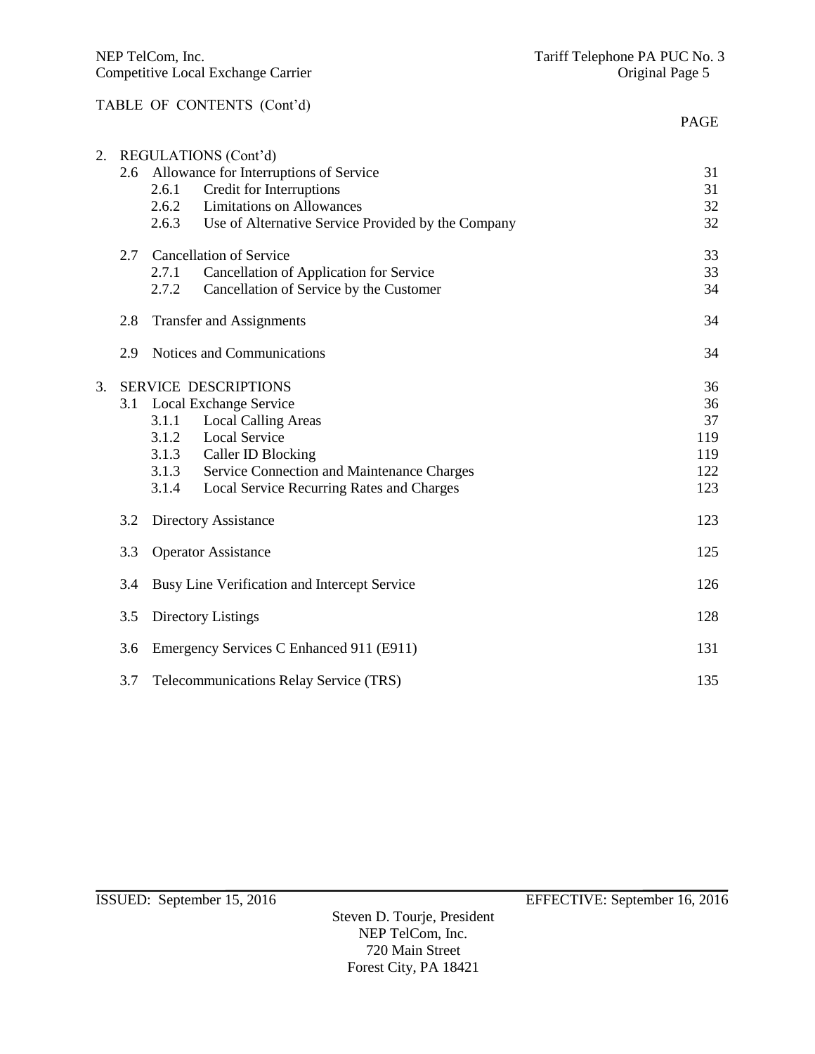TABLE OF CONTENTS (Cont'd)

| | | PAGE |
|---|---|---|
| 2. | REGULATIONS (Cont'd) | |
| 2.6 | Allowance for Interruptions of Service | 31 |
| 2.6.1 | Credit for Interruptions | 31 |
| 2.6.2 | Limitations on Allowances | 32 |
| 2.6.3 | Use of Alternative Service Provided by the Company | 32 |
| 2.7 | Cancellation of Service | 33 |
| 2.7.1 | Cancellation of Application for Service | 33 |
| 2.7.2 | Cancellation of Service by the Customer | 34 |
| 2.8 | Transfer and Assignments | 34 |
| 2.9 | Notices and Communications | 34 |
| 3. | SERVICE DESCRIPTIONS | 36 |
| 3.1 | Local Exchange Service | 36 |
| 3.1.1 | Local Calling Areas | 37 |
| 3.1.2 | Local Service | 119 |
| 3.1.3 | Caller ID Blocking | 119 |
| 3.1.3 | Service Connection and Maintenance Charges | 122 |
| 3.1.4 | Local Service Recurring Rates and Charges | 123 |
| 3.2 | Directory Assistance | 123 |
| 3.3 | Operator Assistance | 125 |
| 3.4 | Busy Line Verification and Intercept Service | 126 |
| 3.5 | Directory Listings | 128 |
| 3.6 | Emergency Services C Enhanced 911 (E911) | 131 |
| 3.7 | Telecommunications Relay Service (TRS) | 135 |

ISSUED: September 15, 2016 EFFECTIVE: September 16, 2016

Steven D. Tourje, President
NEP TelCom, Inc.
720 Main Street
Forest City, PA 18421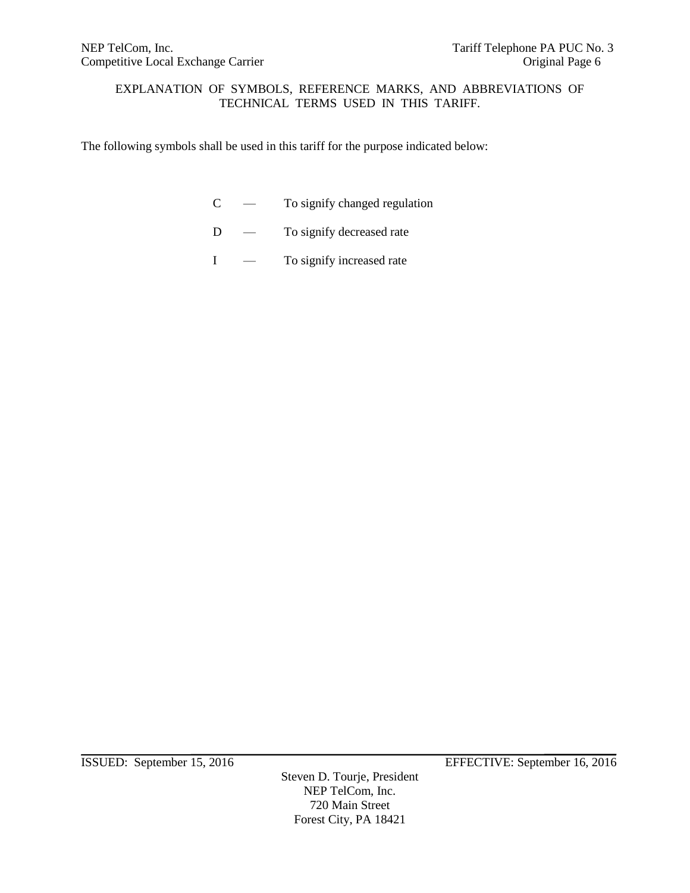## EXPLANATION OF SYMBOLS, REFERENCE MARKS, AND ABBREVIATIONS OF TECHNICAL TERMS USED IN THIS TARIFF.

The following symbols shall be used in this tariff for the purpose indicated below:

C — To signify changed regulation

D — To signify decreased rate

I — To signify increased rate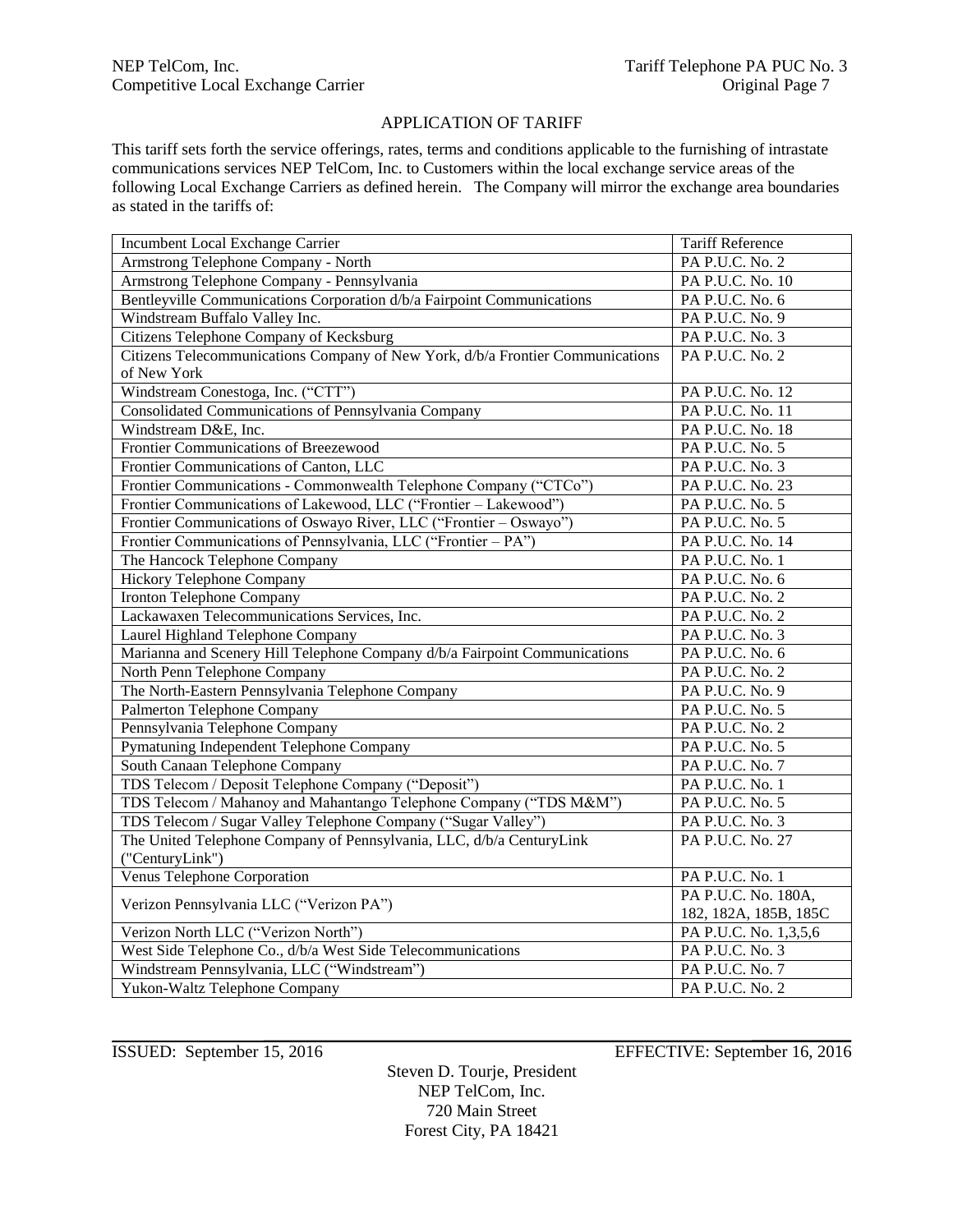## APPLICATION OF TARIFF

This tariff sets forth the service offerings, rates, terms and conditions applicable to the furnishing of intrastate communications services NEP TelCom, Inc. to Customers within the local exchange service areas of the following Local Exchange Carriers as defined herein. The Company will mirror the exchange area boundaries as stated in the tariffs of:

| Incumbent Local Exchange Carrier | Tariff Reference |
|---|---|
| Armstrong Telephone Company - North | PA P.U.C. No. 2 |
| Armstrong Telephone Company - Pennsylvania | PA P.U.C. No. 10 |
| Bentleyville Communications Corporation d/b/a Fairpoint Communications | PA P.U.C. No. 6 |
| Windstream Buffalo Valley Inc. | PA P.U.C. No. 9 |
| Citizens Telephone Company of Kecksburg | PA P.U.C. No. 3 |
| Citizens Telecommunications Company of New York, d/b/a Frontier Communications of New York | PA P.U.C. No. 2 |
| Windstream Conestoga, Inc. ("CTT") | PA P.U.C. No. 12 |
| Consolidated Communications of Pennsylvania Company | PA P.U.C. No. 11 |
| Windstream D&E, Inc. | PA P.U.C. No. 18 |
| Frontier Communications of Breezewood | PA P.U.C. No. 5 |
| Frontier Communications of Canton, LLC | PA P.U.C. No. 3 |
| Frontier Communications - Commonwealth Telephone Company ("CTCo") | PA P.U.C. No. 23 |
| Frontier Communications of Lakewood, LLC ("Frontier – Lakewood") | PA P.U.C. No. 5 |
| Frontier Communications of Oswayo River, LLC ("Frontier – Oswayo") | PA P.U.C. No. 5 |
| Frontier Communications of Pennsylvania, LLC ("Frontier – PA") | PA P.U.C. No. 14 |
| The Hancock Telephone Company | PA P.U.C. No. 1 |
| Hickory Telephone Company | PA P.U.C. No. 6 |
| Ironton Telephone Company | PA P.U.C. No. 2 |
| Lackawaxen Telecommunications Services, Inc. | PA P.U.C. No. 2 |
| Laurel Highland Telephone Company | PA P.U.C. No. 3 |
| Marianna and Scenery Hill Telephone Company d/b/a Fairpoint Communications | PA P.U.C. No. 6 |
| North Penn Telephone Company | PA P.U.C. No. 2 |
| The North-Eastern Pennsylvania Telephone Company | PA P.U.C. No. 9 |
| Palmerton Telephone Company | PA P.U.C. No. 5 |
| Pennsylvania Telephone Company | PA P.U.C. No. 2 |
| Pymatuning Independent Telephone Company | PA P.U.C. No. 5 |
| South Canaan Telephone Company | PA P.U.C. No. 7 |
| TDS Telecom / Deposit Telephone Company ("Deposit") | PA P.U.C. No. 1 |
| TDS Telecom / Mahanoy and Mahantango Telephone Company ("TDS M&M") | PA P.U.C. No. 5 |
| TDS Telecom / Sugar Valley Telephone Company ("Sugar Valley") | PA P.U.C. No. 3 |
| The United Telephone Company of Pennsylvania, LLC, d/b/a CenturyLink ("CenturyLink") | PA P.U.C. No. 27 |
| Venus Telephone Corporation | PA P.U.C. No. 1 |
| Verizon Pennsylvania LLC ("Verizon PA") | PA P.U.C. No. 180A, 182, 182A, 185B, 185C |
| Verizon North LLC ("Verizon North") | PA P.U.C. No. 1,3,5,6 |
| West Side Telephone Co., d/b/a West Side Telecommunications | PA P.U.C. No. 3 |
| Windstream Pennsylvania, LLC ("Windstream") | PA P.U.C. No. 7 |
| Yukon-Waltz Telephone Company | PA P.U.C. No. 2 |

ISSUED: September 15, 2016 EFFECTIVE: September 16, 2016

Steven D. Tourje, President
NEP TelCom, Inc.
720 Main Street
Forest City, PA 18421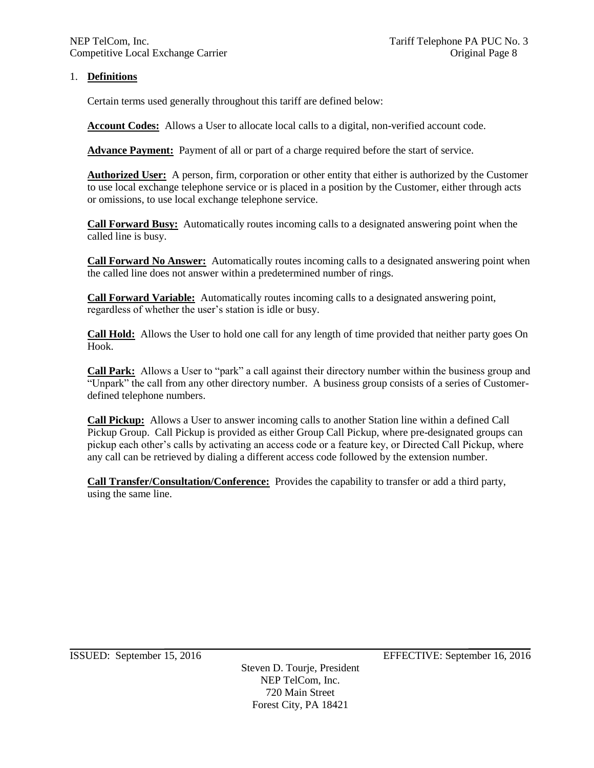1. **Definitions**

Certain terms used generally throughout this tariff are defined below:

**Account Codes:** Allows a User to allocate local calls to a digital, non-verified account code.

**Advance Payment:** Payment of all or part of a charge required before the start of service.

**Authorized User:** A person, firm, corporation or other entity that either is authorized by the Customer to use local exchange telephone service or is placed in a position by the Customer, either through acts or omissions, to use local exchange telephone service.

**Call Forward Busy:** Automatically routes incoming calls to a designated answering point when the called line is busy.

**Call Forward No Answer:** Automatically routes incoming calls to a designated answering point when the called line does not answer within a predetermined number of rings.

**Call Forward Variable:** Automatically routes incoming calls to a designated answering point, regardless of whether the user's station is idle or busy.

**Call Hold:** Allows the User to hold one call for any length of time provided that neither party goes On Hook.

**Call Park:** Allows a User to "park" a call against their directory number within the business group and "Unpark" the call from any other directory number. A business group consists of a series of Customer-defined telephone numbers.

**Call Pickup:** Allows a User to answer incoming calls to another Station line within a defined Call Pickup Group. Call Pickup is provided as either Group Call Pickup, where pre-designated groups can pickup each other's calls by activating an access code or a feature key, or Directed Call Pickup, where any call can be retrieved by dialing a different access code followed by the extension number.

**Call Transfer/Consultation/Conference:** Provides the capability to transfer or add a third party, using the same line.

ISSUED: September 15, 2016 EFFECTIVE: September 16, 2016

Steven D. Tourje, President
NEP TelCom, Inc.
720 Main Street
Forest City, PA 18421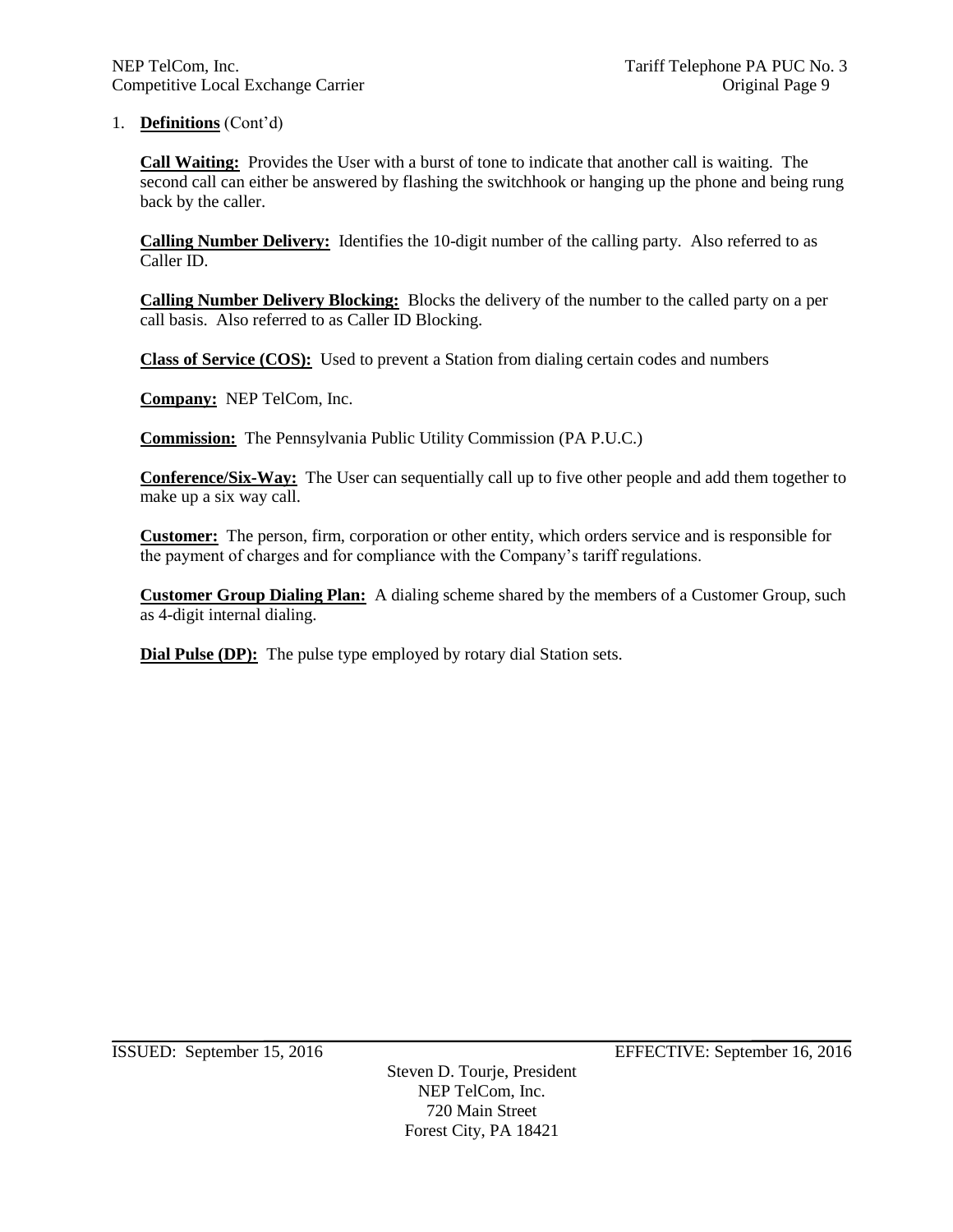1. **Definitions** (Cont'd)

**Call Waiting:** Provides the User with a burst of tone to indicate that another call is waiting. The second call can either be answered by flashing the switchhook or hanging up the phone and being rung back by the caller.

**Calling Number Delivery:** Identifies the 10-digit number of the calling party. Also referred to as Caller ID.

**Calling Number Delivery Blocking:** Blocks the delivery of the number to the called party on a per call basis. Also referred to as Caller ID Blocking.

**Class of Service (COS):** Used to prevent a Station from dialing certain codes and numbers

**Company:** NEP TelCom, Inc.

**Commission:** The Pennsylvania Public Utility Commission (PA P.U.C.)

**Conference/Six-Way:** The User can sequentially call up to five other people and add them together to make up a six way call.

**Customer:** The person, firm, corporation or other entity, which orders service and is responsible for the payment of charges and for compliance with the Company's tariff regulations.

**Customer Group Dialing Plan:** A dialing scheme shared by the members of a Customer Group, such as 4-digit internal dialing.

**Dial Pulse (DP):** The pulse type employed by rotary dial Station sets.

ISSUED: September 15, 2016 EFFECTIVE: September 16, 2016

Steven D. Tourje, President
NEP TelCom, Inc.
720 Main Street
Forest City, PA 18421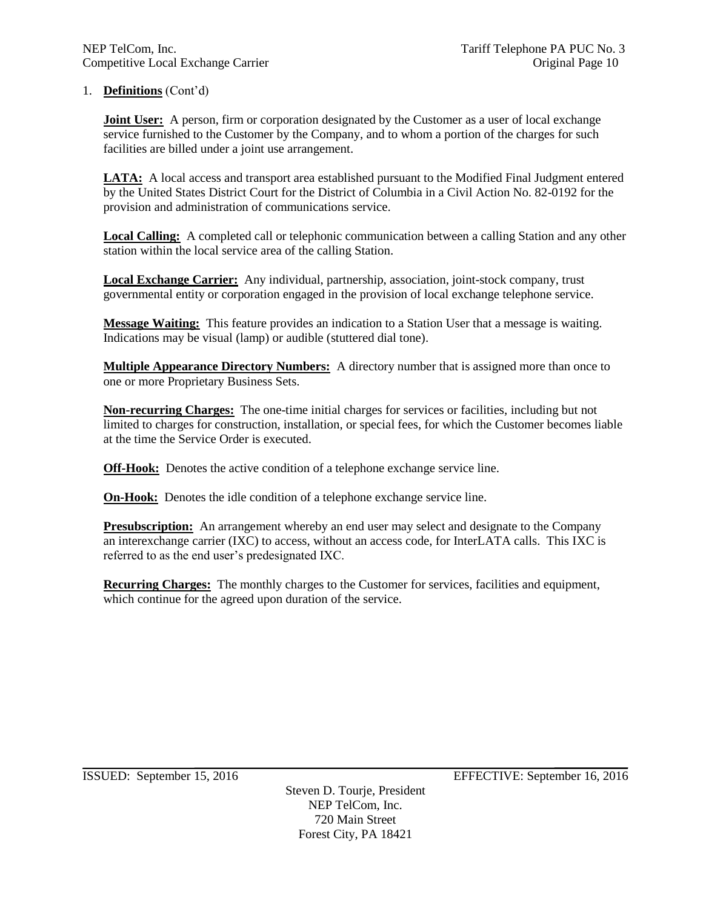1. **Definitions** (Cont'd)

**Joint User:** A person, firm or corporation designated by the Customer as a user of local exchange service furnished to the Customer by the Company, and to whom a portion of the charges for such facilities are billed under a joint use arrangement.

**LATA:** A local access and transport area established pursuant to the Modified Final Judgment entered by the United States District Court for the District of Columbia in a Civil Action No. 82-0192 for the provision and administration of communications service.

**Local Calling:** A completed call or telephonic communication between a calling Station and any other station within the local service area of the calling Station.

**Local Exchange Carrier:** Any individual, partnership, association, joint-stock company, trust governmental entity or corporation engaged in the provision of local exchange telephone service.

**Message Waiting:** This feature provides an indication to a Station User that a message is waiting. Indications may be visual (lamp) or audible (stuttered dial tone).

**Multiple Appearance Directory Numbers:** A directory number that is assigned more than once to one or more Proprietary Business Sets.

**Non-recurring Charges:** The one-time initial charges for services or facilities, including but not limited to charges for construction, installation, or special fees, for which the Customer becomes liable at the time the Service Order is executed.

**Off-Hook:** Denotes the active condition of a telephone exchange service line.

**On-Hook:** Denotes the idle condition of a telephone exchange service line.

**Presubscription:** An arrangement whereby an end user may select and designate to the Company an interexchange carrier (IXC) to access, without an access code, for InterLATA calls. This IXC is referred to as the end user's predesignated IXC.

**Recurring Charges:** The monthly charges to the Customer for services, facilities and equipment, which continue for the agreed upon duration of the service.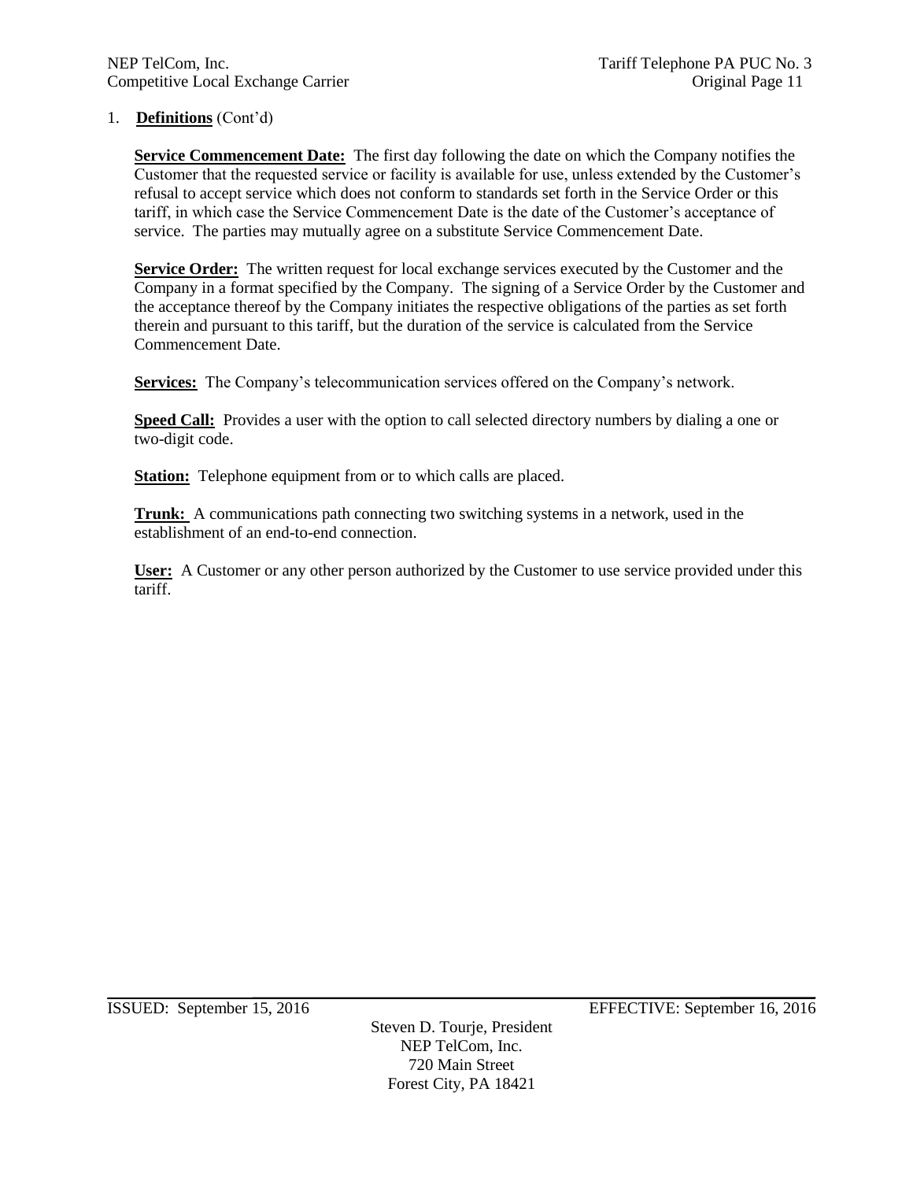1. **Definitions** (Cont'd)

**Service Commencement Date:** The first day following the date on which the Company notifies the Customer that the requested service or facility is available for use, unless extended by the Customer's refusal to accept service which does not conform to standards set forth in the Service Order or this tariff, in which case the Service Commencement Date is the date of the Customer's acceptance of service. The parties may mutually agree on a substitute Service Commencement Date.

**Service Order:** The written request for local exchange services executed by the Customer and the Company in a format specified by the Company. The signing of a Service Order by the Customer and the acceptance thereof by the Company initiates the respective obligations of the parties as set forth therein and pursuant to this tariff, but the duration of the service is calculated from the Service Commencement Date.

**Services:** The Company's telecommunication services offered on the Company's network.

**Speed Call:** Provides a user with the option to call selected directory numbers by dialing a one or two-digit code.

**Station:** Telephone equipment from or to which calls are placed.

**Trunk:** A communications path connecting two switching systems in a network, used in the establishment of an end-to-end connection.

**User:** A Customer or any other person authorized by the Customer to use service provided under this tariff.

ISSUED: September 15, 2016 EFFECTIVE: September 16, 2016

Steven D. Tourje, President
NEP TelCom, Inc.
720 Main Street
Forest City, PA 18421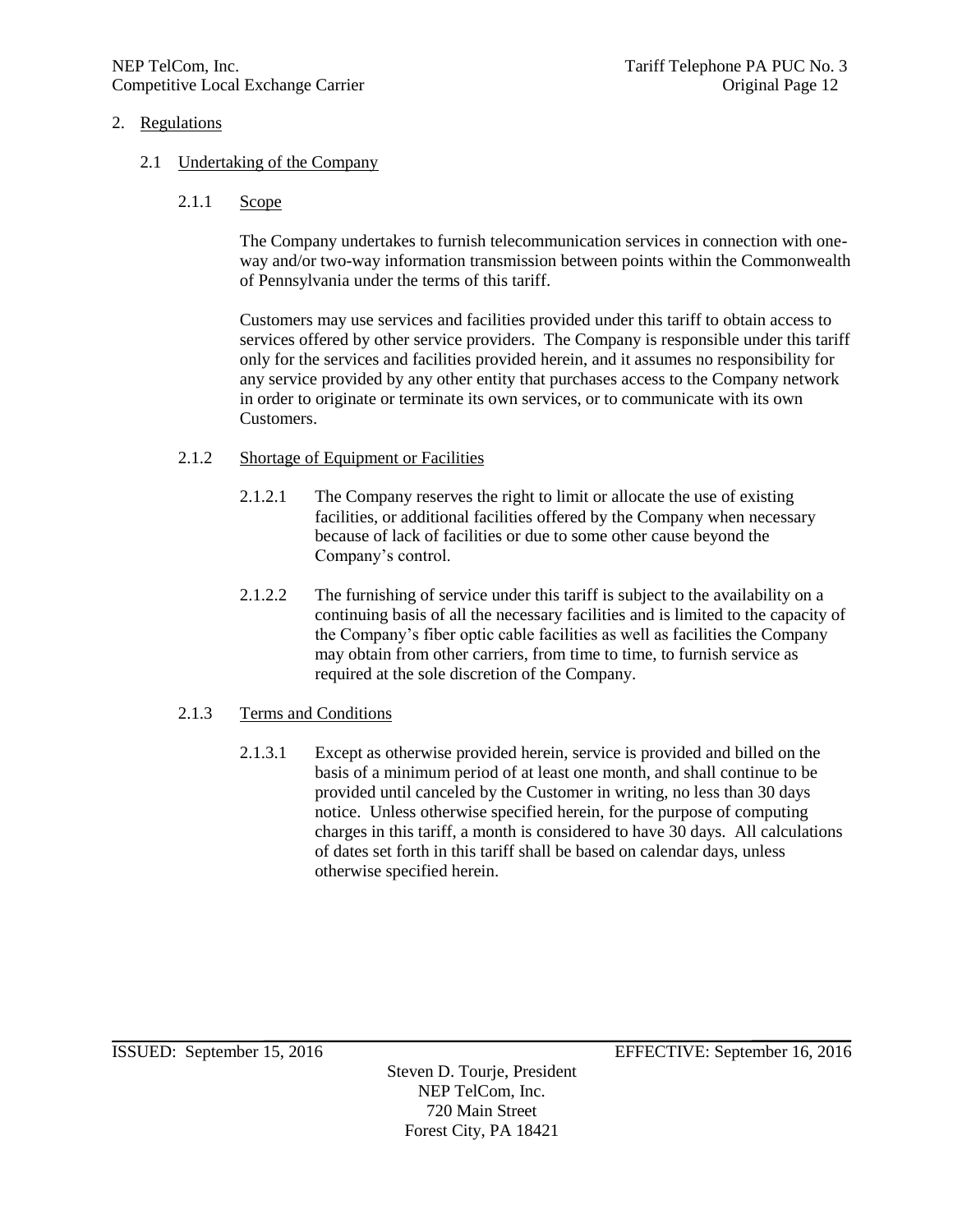## 2. Regulations

### 2.1 Undertaking of the Company

#### 2.1.1 Scope

The Company undertakes to furnish telecommunication services in connection with one-way and/or two-way information transmission between points within the Commonwealth of Pennsylvania under the terms of this tariff.

Customers may use services and facilities provided under this tariff to obtain access to services offered by other service providers. The Company is responsible under this tariff only for the services and facilities provided herein, and it assumes no responsibility for any service provided by any other entity that purchases access to the Company network in order to originate or terminate its own services, or to communicate with its own Customers.

#### 2.1.2 Shortage of Equipment or Facilities

2.1.2.1 The Company reserves the right to limit or allocate the use of existing facilities, or additional facilities offered by the Company when necessary because of lack of facilities or due to some other cause beyond the Company's control.

2.1.2.2 The furnishing of service under this tariff is subject to the availability on a continuing basis of all the necessary facilities and is limited to the capacity of the Company's fiber optic cable facilities as well as facilities the Company may obtain from other carriers, from time to time, to furnish service as required at the sole discretion of the Company.

#### 2.1.3 Terms and Conditions

2.1.3.1 Except as otherwise provided herein, service is provided and billed on the basis of a minimum period of at least one month, and shall continue to be provided until canceled by the Customer in writing, no less than 30 days notice. Unless otherwise specified herein, for the purpose of computing charges in this tariff, a month is considered to have 30 days. All calculations of dates set forth in this tariff shall be based on calendar days, unless otherwise specified herein.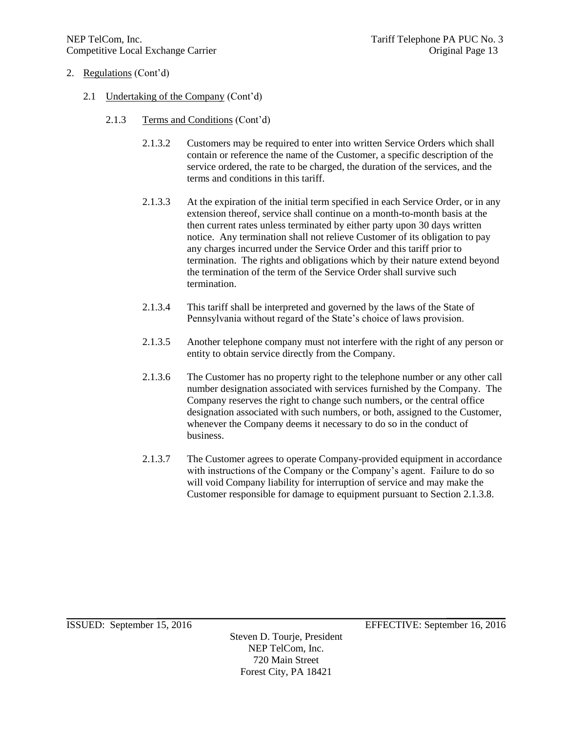2. Regulations (Cont'd)

2.1 Undertaking of the Company (Cont'd)

2.1.3 Terms and Conditions (Cont'd)

2.1.3.2 Customers may be required to enter into written Service Orders which shall contain or reference the name of the Customer, a specific description of the service ordered, the rate to be charged, the duration of the services, and the terms and conditions in this tariff.

2.1.3.3 At the expiration of the initial term specified in each Service Order, or in any extension thereof, service shall continue on a month-to-month basis at the then current rates unless terminated by either party upon 30 days written notice. Any termination shall not relieve Customer of its obligation to pay any charges incurred under the Service Order and this tariff prior to termination. The rights and obligations which by their nature extend beyond the termination of the term of the Service Order shall survive such termination.

2.1.3.4 This tariff shall be interpreted and governed by the laws of the State of Pennsylvania without regard of the State's choice of laws provision.

2.1.3.5 Another telephone company must not interfere with the right of any person or entity to obtain service directly from the Company.

2.1.3.6 The Customer has no property right to the telephone number or any other call number designation associated with services furnished by the Company. The Company reserves the right to change such numbers, or the central office designation associated with such numbers, or both, assigned to the Customer, whenever the Company deems it necessary to do so in the conduct of business.

2.1.3.7 The Customer agrees to operate Company-provided equipment in accordance with instructions of the Company or the Company's agent. Failure to do so will void Company liability for interruption of service and may make the Customer responsible for damage to equipment pursuant to Section 2.1.3.8.

ISSUED: September 15, 2016 EFFECTIVE: September 16, 2016

Steven D. Tourje, President
NEP TelCom, Inc.
720 Main Street
Forest City, PA 18421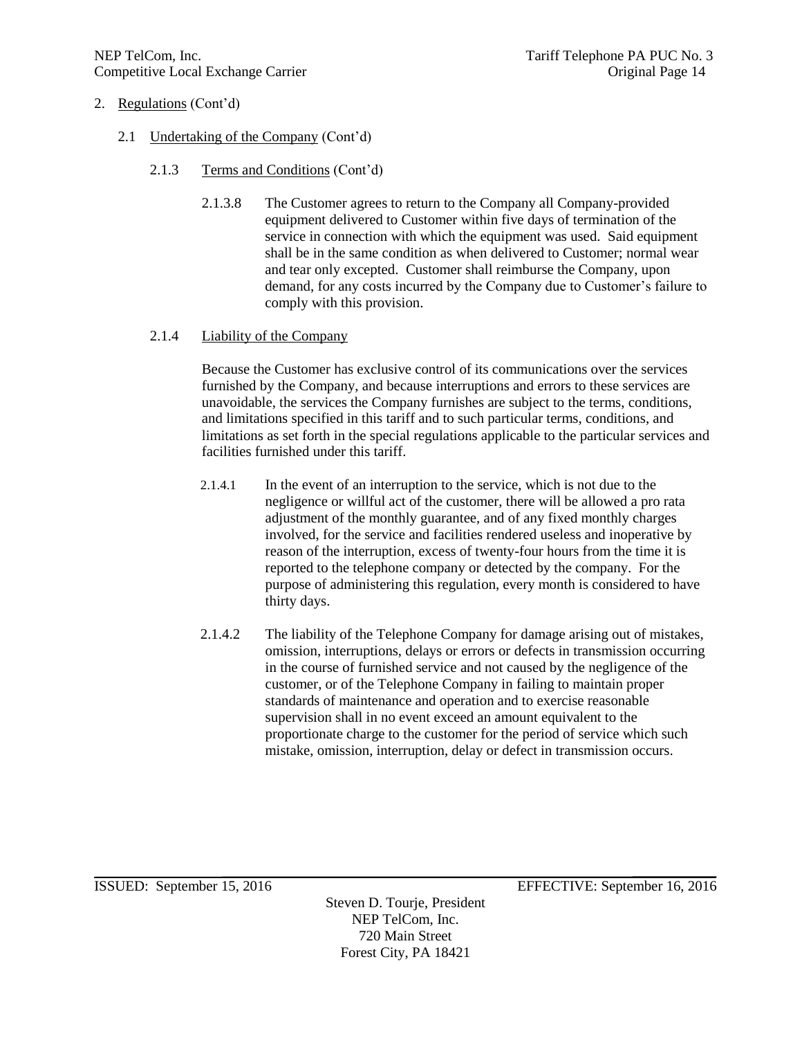2. Regulations (Cont'd)

2.1 Undertaking of the Company (Cont'd)

2.1.3 Terms and Conditions (Cont'd)

2.1.3.8 The Customer agrees to return to the Company all Company-provided equipment delivered to Customer within five days of termination of the service in connection with which the equipment was used. Said equipment shall be in the same condition as when delivered to Customer; normal wear and tear only excepted. Customer shall reimburse the Company, upon demand, for any costs incurred by the Company due to Customer's failure to comply with this provision.

2.1.4 Liability of the Company

Because the Customer has exclusive control of its communications over the services furnished by the Company, and because interruptions and errors to these services are unavoidable, the services the Company furnishes are subject to the terms, conditions, and limitations specified in this tariff and to such particular terms, conditions, and limitations as set forth in the special regulations applicable to the particular services and facilities furnished under this tariff.

2.1.4.1 In the event of an interruption to the service, which is not due to the negligence or willful act of the customer, there will be allowed a pro rata adjustment of the monthly guarantee, and of any fixed monthly charges involved, for the service and facilities rendered useless and inoperative by reason of the interruption, excess of twenty-four hours from the time it is reported to the telephone company or detected by the company. For the purpose of administering this regulation, every month is considered to have thirty days.

2.1.4.2 The liability of the Telephone Company for damage arising out of mistakes, omission, interruptions, delays or errors or defects in transmission occurring in the course of furnished service and not caused by the negligence of the customer, or of the Telephone Company in failing to maintain proper standards of maintenance and operation and to exercise reasonable supervision shall in no event exceed an amount equivalent to the proportionate charge to the customer for the period of service which such mistake, omission, interruption, delay or defect in transmission occurs.

ISSUED: September 15, 2016 EFFECTIVE: September 16, 2016

Steven D. Tourje, President
NEP TelCom, Inc.
720 Main Street
Forest City, PA 18421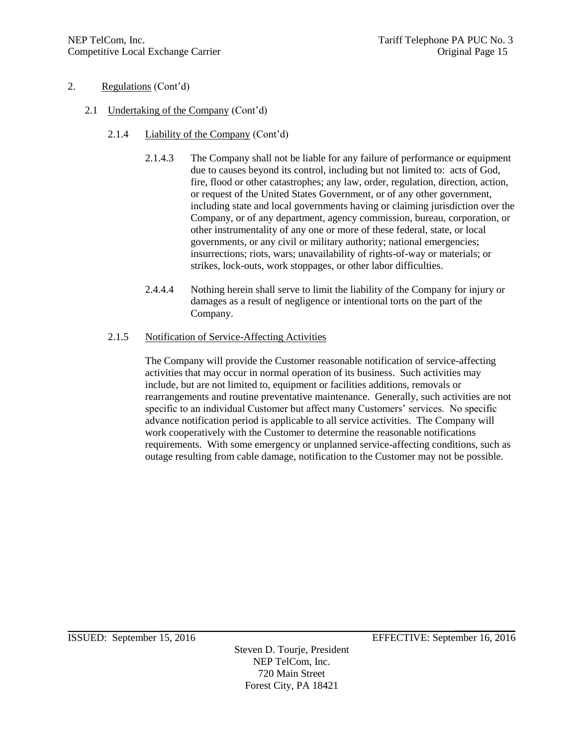2. Regulations (Cont'd)

2.1 Undertaking of the Company (Cont'd)

2.1.4 Liability of the Company (Cont'd)

2.1.4.3 The Company shall not be liable for any failure of performance or equipment due to causes beyond its control, including but not limited to: acts of God, fire, flood or other catastrophes; any law, order, regulation, direction, action, or request of the United States Government, or of any other government, including state and local governments having or claiming jurisdiction over the Company, or of any department, agency commission, bureau, corporation, or other instrumentality of any one or more of these federal, state, or local governments, or any civil or military authority; national emergencies; insurrections; riots, wars; unavailability of rights-of-way or materials; or strikes, lock-outs, work stoppages, or other labor difficulties.

2.4.4.4 Nothing herein shall serve to limit the liability of the Company for injury or damages as a result of negligence or intentional torts on the part of the Company.

2.1.5 Notification of Service-Affecting Activities

The Company will provide the Customer reasonable notification of service-affecting activities that may occur in normal operation of its business. Such activities may include, but are not limited to, equipment or facilities additions, removals or rearrangements and routine preventative maintenance. Generally, such activities are not specific to an individual Customer but affect many Customers' services. No specific advance notification period is applicable to all service activities. The Company will work cooperatively with the Customer to determine the reasonable notifications requirements. With some emergency or unplanned service-affecting conditions, such as outage resulting from cable damage, notification to the Customer may not be possible.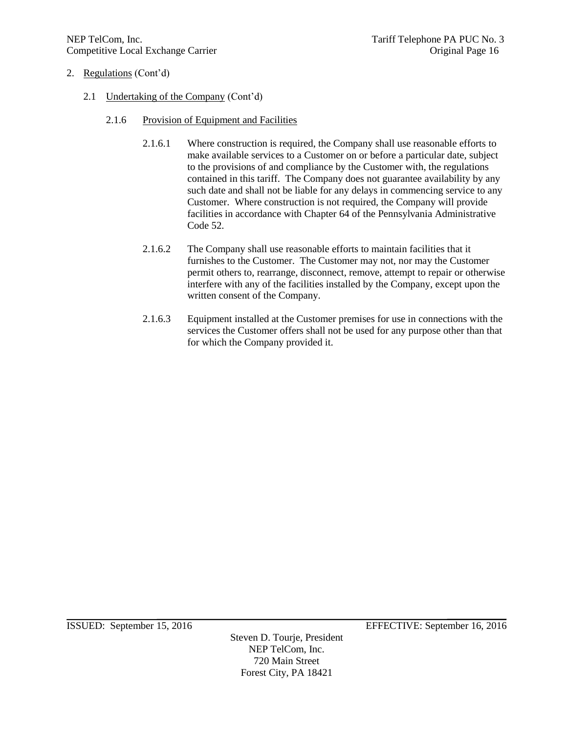2. Regulations (Cont'd)

2.1 Undertaking of the Company (Cont'd)

2.1.6 Provision of Equipment and Facilities

2.1.6.1 Where construction is required, the Company shall use reasonable efforts to make available services to a Customer on or before a particular date, subject to the provisions of and compliance by the Customer with, the regulations contained in this tariff. The Company does not guarantee availability by any such date and shall not be liable for any delays in commencing service to any Customer. Where construction is not required, the Company will provide facilities in accordance with Chapter 64 of the Pennsylvania Administrative Code 52.

2.1.6.2 The Company shall use reasonable efforts to maintain facilities that it furnishes to the Customer. The Customer may not, nor may the Customer permit others to, rearrange, disconnect, remove, attempt to repair or otherwise interfere with any of the facilities installed by the Company, except upon the written consent of the Company.

2.1.6.3 Equipment installed at the Customer premises for use in connections with the services the Customer offers shall not be used for any purpose other than that for which the Company provided it.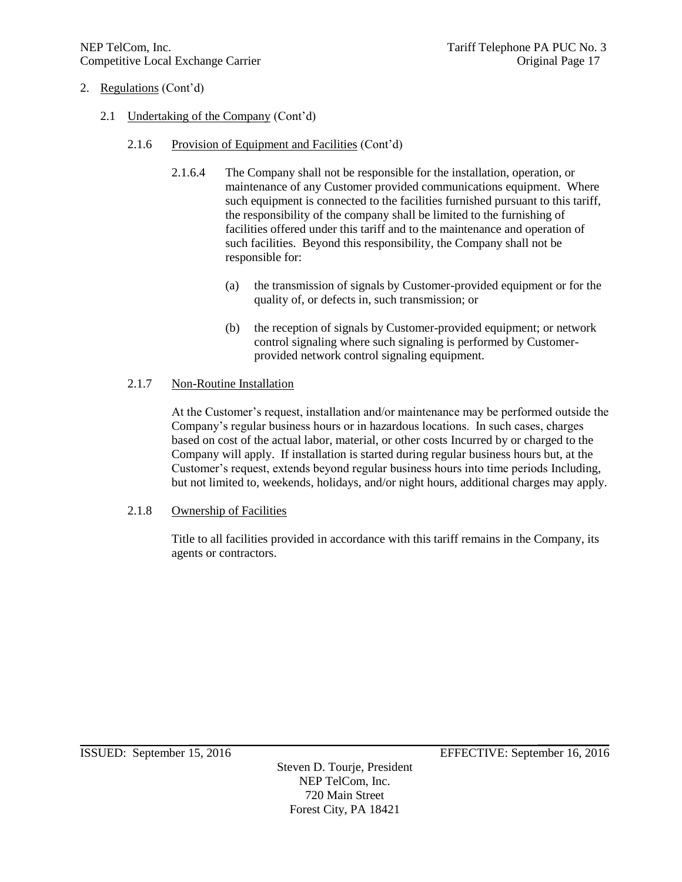2. Regulations (Cont'd)

2.1 Undertaking of the Company (Cont'd)

2.1.6 Provision of Equipment and Facilities (Cont'd)

2.1.6.4 The Company shall not be responsible for the installation, operation, or maintenance of any Customer provided communications equipment. Where such equipment is connected to the facilities furnished pursuant to this tariff, the responsibility of the company shall be limited to the furnishing of facilities offered under this tariff and to the maintenance and operation of such facilities. Beyond this responsibility, the Company shall not be responsible for:

(a) the transmission of signals by Customer-provided equipment or for the quality of, or defects in, such transmission; or

(b) the reception of signals by Customer-provided equipment; or network control signaling where such signaling is performed by Customer-provided network control signaling equipment.

2.1.7 Non-Routine Installation

At the Customer's request, installation and/or maintenance may be performed outside the Company's regular business hours or in hazardous locations. In such cases, charges based on cost of the actual labor, material, or other costs Incurred by or charged to the Company will apply. If installation is started during regular business hours but, at the Customer's request, extends beyond regular business hours into time periods Including, but not limited to, weekends, holidays, and/or night hours, additional charges may apply.

2.1.8 Ownership of Facilities

Title to all facilities provided in accordance with this tariff remains in the Company, its agents or contractors.

ISSUED: September 15, 2016 EFFECTIVE: September 16, 2016

Steven D. Tourje, President
NEP TelCom, Inc.
720 Main Street
Forest City, PA 18421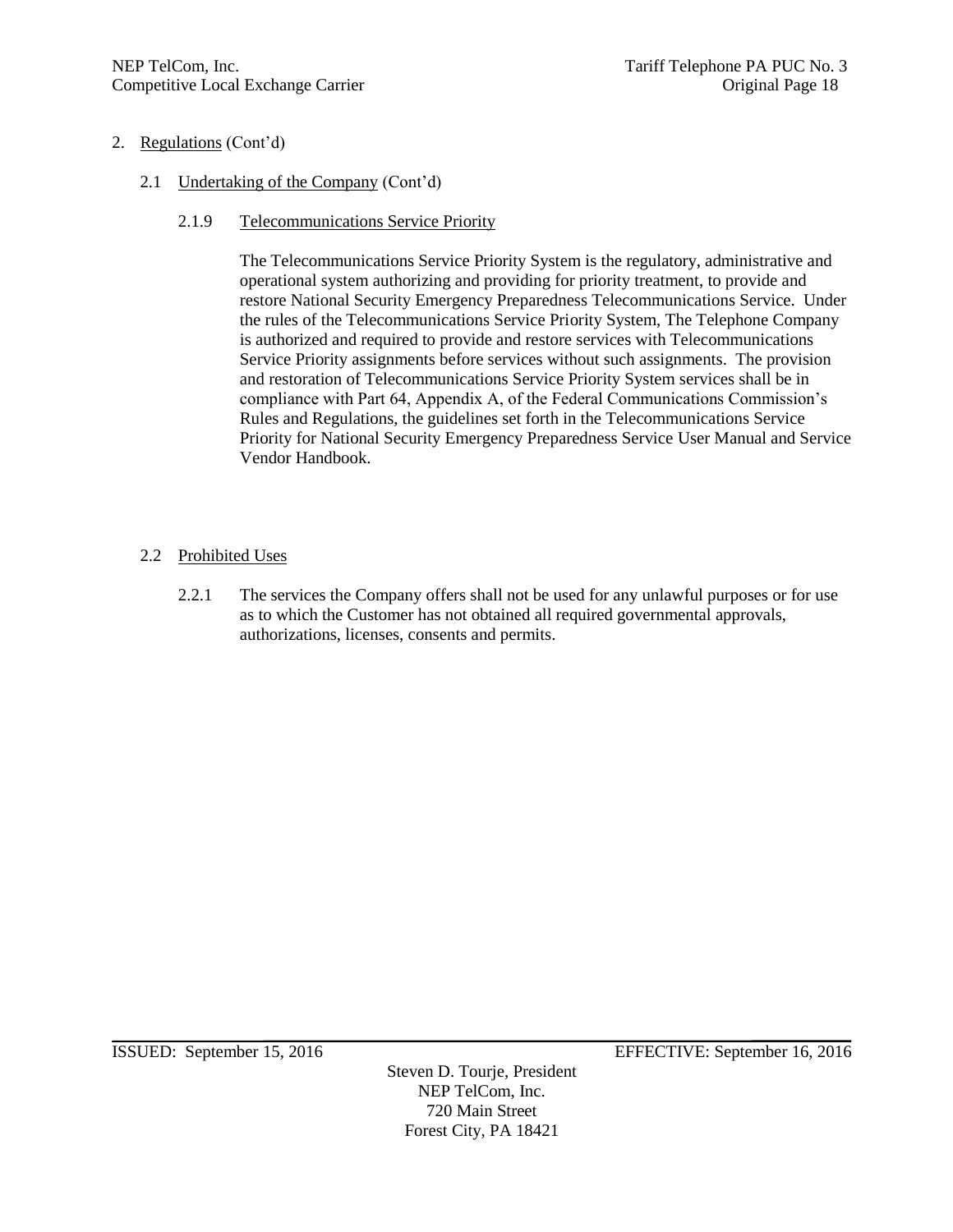2. Regulations (Cont'd)

2.1 Undertaking of the Company (Cont'd)

2.1.9 Telecommunications Service Priority

The Telecommunications Service Priority System is the regulatory, administrative and operational system authorizing and providing for priority treatment, to provide and restore National Security Emergency Preparedness Telecommunications Service. Under the rules of the Telecommunications Service Priority System, The Telephone Company is authorized and required to provide and restore services with Telecommunications Service Priority assignments before services without such assignments. The provision and restoration of Telecommunications Service Priority System services shall be in compliance with Part 64, Appendix A, of the Federal Communications Commission's Rules and Regulations, the guidelines set forth in the Telecommunications Service Priority for National Security Emergency Preparedness Service User Manual and Service Vendor Handbook.

2.2 Prohibited Uses

2.2.1 The services the Company offers shall not be used for any unlawful purposes or for use as to which the Customer has not obtained all required governmental approvals, authorizations, licenses, consents and permits.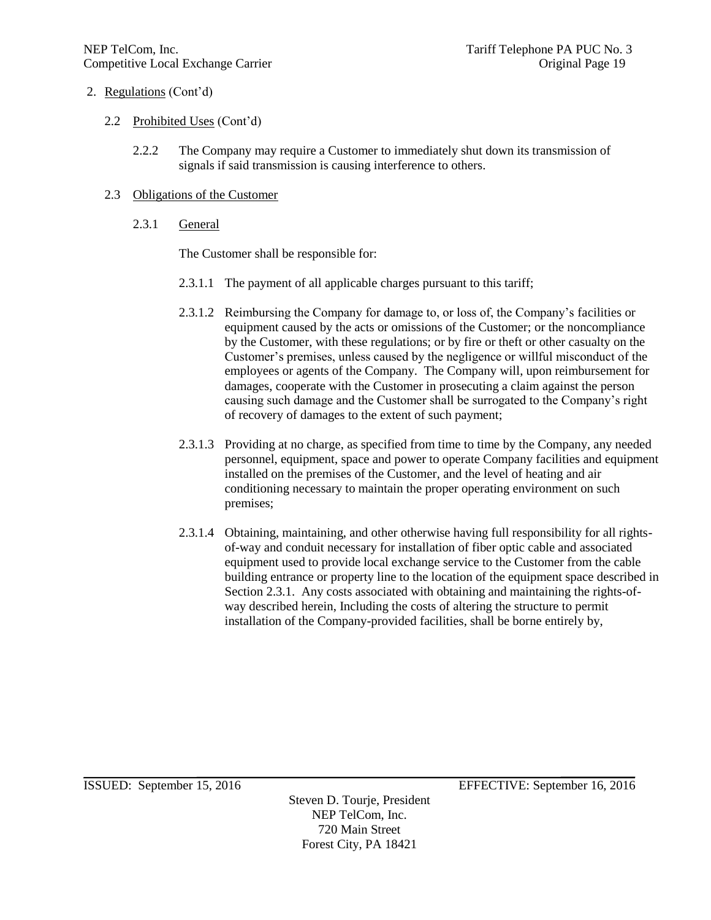2. Regulations (Cont'd)

2.2 Prohibited Uses (Cont'd)

2.2.2 The Company may require a Customer to immediately shut down its transmission of signals if said transmission is causing interference to others.

2.3 Obligations of the Customer

2.3.1 General

The Customer shall be responsible for:

2.3.1.1 The payment of all applicable charges pursuant to this tariff;

2.3.1.2 Reimbursing the Company for damage to, or loss of, the Company's facilities or equipment caused by the acts or omissions of the Customer; or the noncompliance by the Customer, with these regulations; or by fire or theft or other casualty on the Customer's premises, unless caused by the negligence or willful misconduct of the employees or agents of the Company. The Company will, upon reimbursement for damages, cooperate with the Customer in prosecuting a claim against the person causing such damage and the Customer shall be surrogated to the Company's right of recovery of damages to the extent of such payment;

2.3.1.3 Providing at no charge, as specified from time to time by the Company, any needed personnel, equipment, space and power to operate Company facilities and equipment installed on the premises of the Customer, and the level of heating and air conditioning necessary to maintain the proper operating environment on such premises;

2.3.1.4 Obtaining, maintaining, and other otherwise having full responsibility for all rights-of-way and conduit necessary for installation of fiber optic cable and associated equipment used to provide local exchange service to the Customer from the cable building entrance or property line to the location of the equipment space described in Section 2.3.1. Any costs associated with obtaining and maintaining the rights-of-way described herein, Including the costs of altering the structure to permit installation of the Company-provided facilities, shall be borne entirely by,

ISSUED: September 15, 2016 EFFECTIVE: September 16, 2016

Steven D. Tourje, President
NEP TelCom, Inc.
720 Main Street
Forest City, PA 18421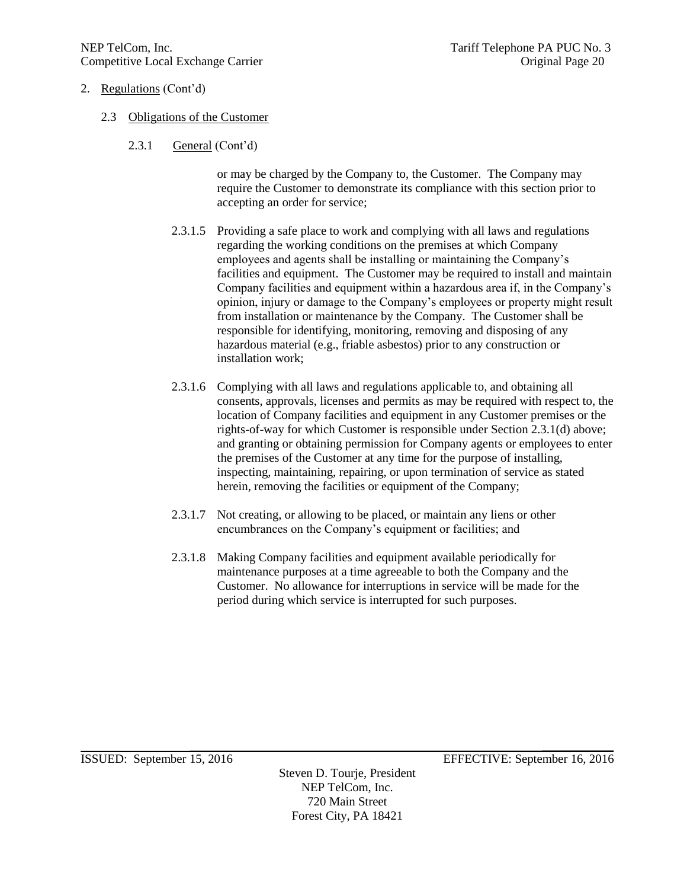2. Regulations (Cont'd)

2.3 Obligations of the Customer

2.3.1 General (Cont'd)

or may be charged by the Company to, the Customer. The Company may require the Customer to demonstrate its compliance with this section prior to accepting an order for service;

2.3.1.5 Providing a safe place to work and complying with all laws and regulations regarding the working conditions on the premises at which Company employees and agents shall be installing or maintaining the Company's facilities and equipment. The Customer may be required to install and maintain Company facilities and equipment within a hazardous area if, in the Company's opinion, injury or damage to the Company's employees or property might result from installation or maintenance by the Company. The Customer shall be responsible for identifying, monitoring, removing and disposing of any hazardous material (e.g., friable asbestos) prior to any construction or installation work;

2.3.1.6 Complying with all laws and regulations applicable to, and obtaining all consents, approvals, licenses and permits as may be required with respect to, the location of Company facilities and equipment in any Customer premises or the rights-of-way for which Customer is responsible under Section 2.3.1(d) above; and granting or obtaining permission for Company agents or employees to enter the premises of the Customer at any time for the purpose of installing, inspecting, maintaining, repairing, or upon termination of service as stated herein, removing the facilities or equipment of the Company;

2.3.1.7 Not creating, or allowing to be placed, or maintain any liens or other encumbrances on the Company's equipment or facilities; and

2.3.1.8 Making Company facilities and equipment available periodically for maintenance purposes at a time agreeable to both the Company and the Customer. No allowance for interruptions in service will be made for the period during which service is interrupted for such purposes.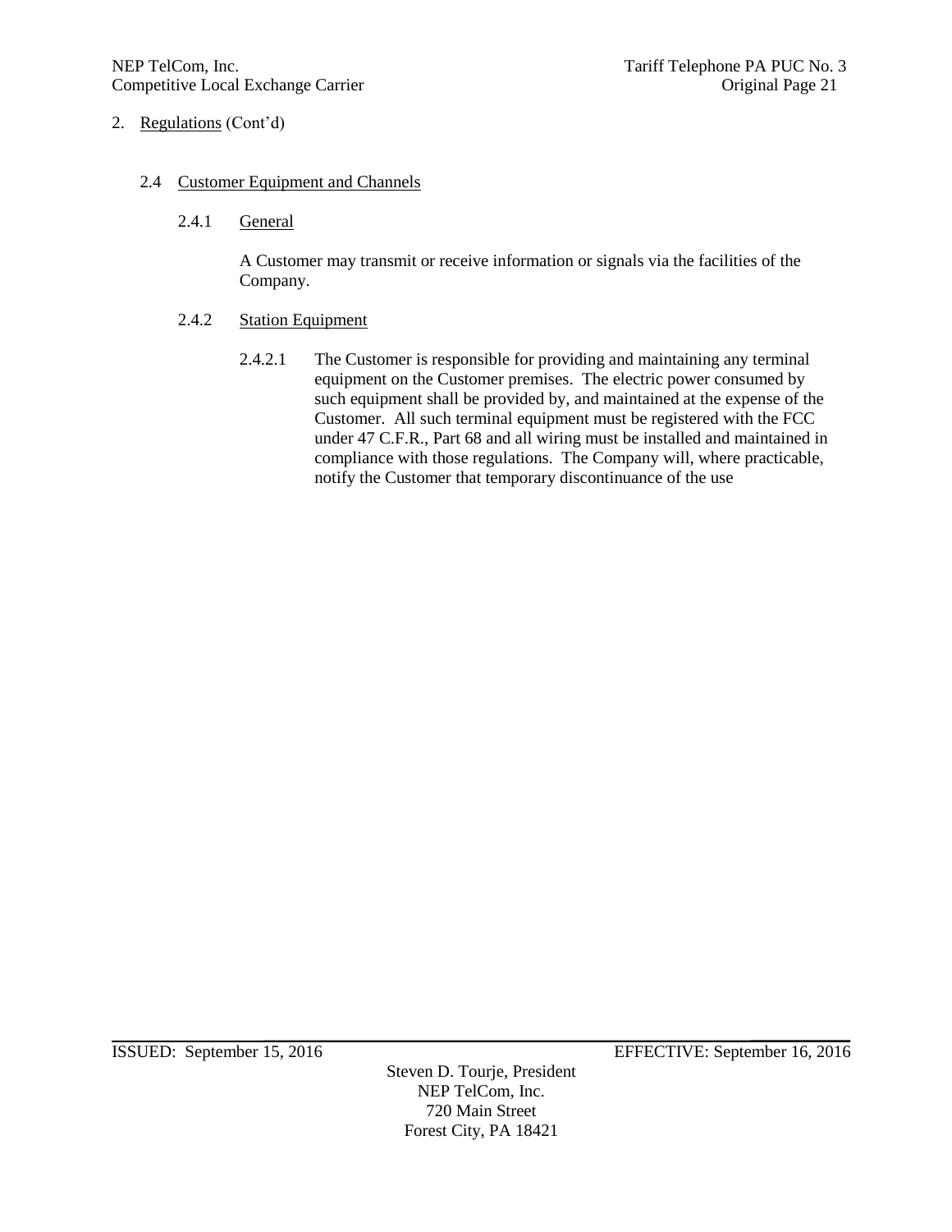2. Regulations (Cont'd)

2.4 Customer Equipment and Channels

2.4.1 General

A Customer may transmit or receive information or signals via the facilities of the Company.

2.4.2 Station Equipment

2.4.2.1 The Customer is responsible for providing and maintaining any terminal equipment on the Customer premises. The electric power consumed by such equipment shall be provided by, and maintained at the expense of the Customer. All such terminal equipment must be registered with the FCC under 47 C.F.R., Part 68 and all wiring must be installed and maintained in compliance with those regulations. The Company will, where practicable, notify the Customer that temporary discontinuance of the use

ISSUED: September 15, 2016 EFFECTIVE: September 16, 2016

Steven D. Tourje, President
NEP TelCom, Inc.
720 Main Street
Forest City, PA 18421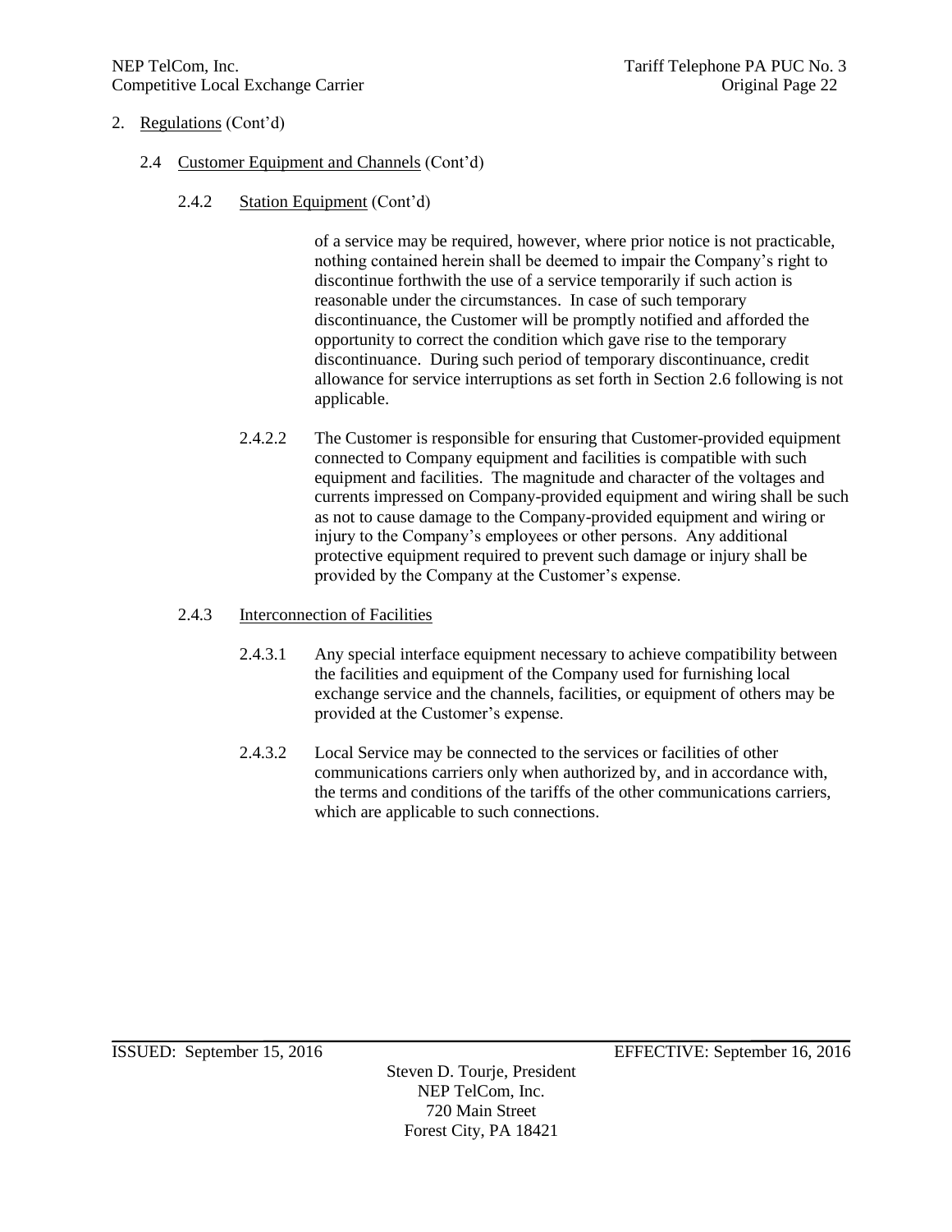2. Regulations (Cont'd)

2.4 Customer Equipment and Channels (Cont'd)

2.4.2 Station Equipment (Cont'd)

of a service may be required, however, where prior notice is not practicable, nothing contained herein shall be deemed to impair the Company's right to discontinue forthwith the use of a service temporarily if such action is reasonable under the circumstances. In case of such temporary discontinuance, the Customer will be promptly notified and afforded the opportunity to correct the condition which gave rise to the temporary discontinuance. During such period of temporary discontinuance, credit allowance for service interruptions as set forth in Section 2.6 following is not applicable.

2.4.2.2 The Customer is responsible for ensuring that Customer-provided equipment connected to Company equipment and facilities is compatible with such equipment and facilities. The magnitude and character of the voltages and currents impressed on Company-provided equipment and wiring shall be such as not to cause damage to the Company-provided equipment and wiring or injury to the Company's employees or other persons. Any additional protective equipment required to prevent such damage or injury shall be provided by the Company at the Customer's expense.

2.4.3 Interconnection of Facilities

2.4.3.1 Any special interface equipment necessary to achieve compatibility between the facilities and equipment of the Company used for furnishing local exchange service and the channels, facilities, or equipment of others may be provided at the Customer's expense.

2.4.3.2 Local Service may be connected to the services or facilities of other communications carriers only when authorized by, and in accordance with, the terms and conditions of the tariffs of the other communications carriers, which are applicable to such connections.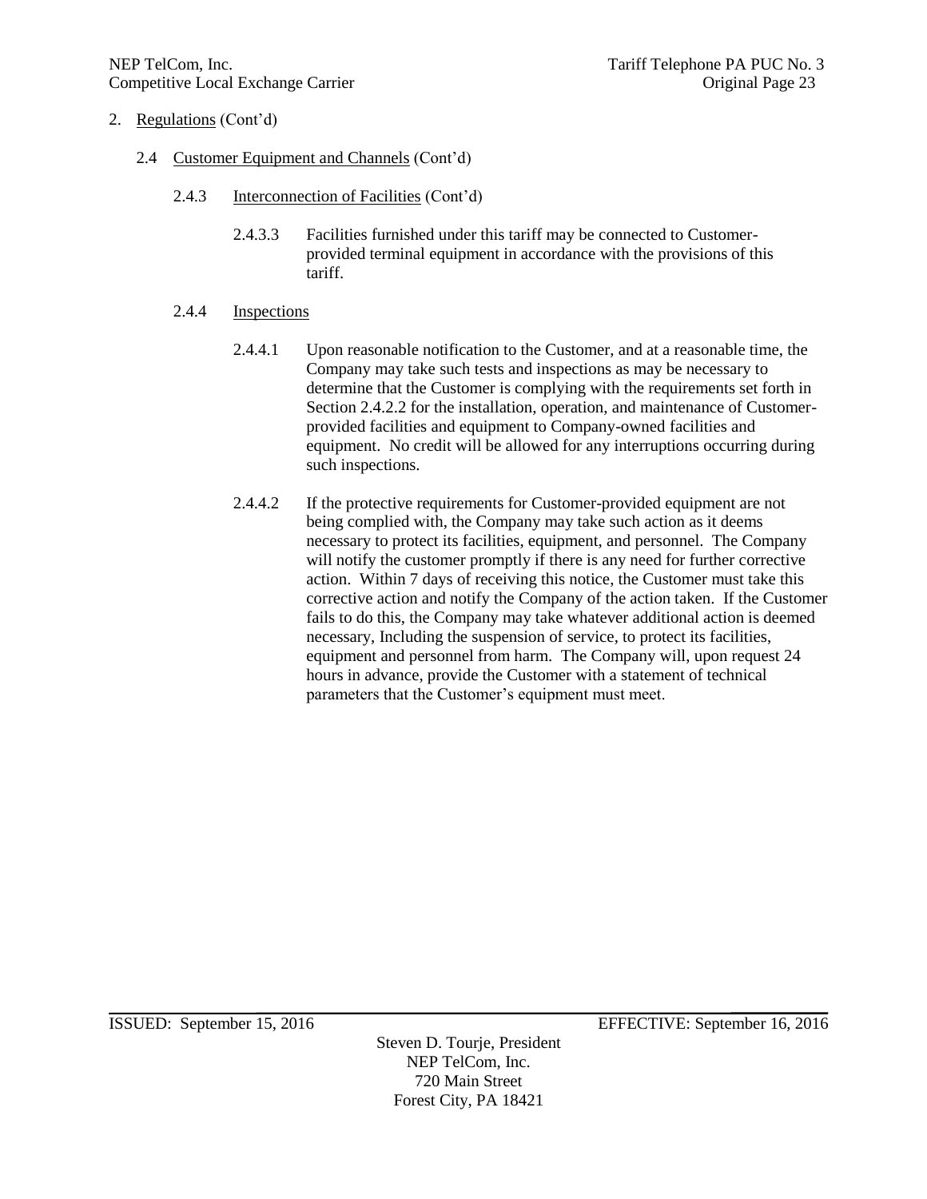2. Regulations (Cont'd)

2.4 Customer Equipment and Channels (Cont'd)

2.4.3 Interconnection of Facilities (Cont'd)

2.4.3.3 Facilities furnished under this tariff may be connected to Customer-provided terminal equipment in accordance with the provisions of this tariff.

2.4.4 Inspections

2.4.4.1 Upon reasonable notification to the Customer, and at a reasonable time, the Company may take such tests and inspections as may be necessary to determine that the Customer is complying with the requirements set forth in Section 2.4.2.2 for the installation, operation, and maintenance of Customer-provided facilities and equipment to Company-owned facilities and equipment. No credit will be allowed for any interruptions occurring during such inspections.

2.4.4.2 If the protective requirements for Customer-provided equipment are not being complied with, the Company may take such action as it deems necessary to protect its facilities, equipment, and personnel. The Company will notify the customer promptly if there is any need for further corrective action. Within 7 days of receiving this notice, the Customer must take this corrective action and notify the Company of the action taken. If the Customer fails to do this, the Company may take whatever additional action is deemed necessary, Including the suspension of service, to protect its facilities, equipment and personnel from harm. The Company will, upon request 24 hours in advance, provide the Customer with a statement of technical parameters that the Customer's equipment must meet.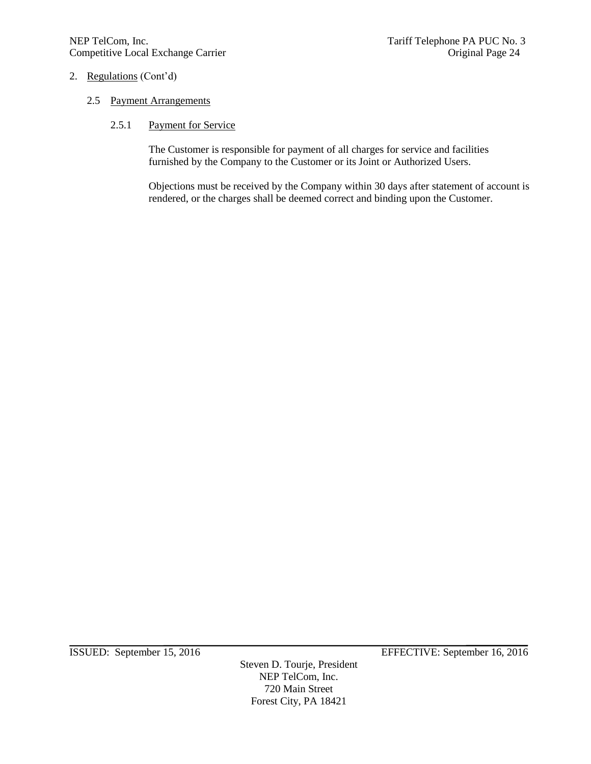## 2. Regulations (Cont'd)

### 2.5 Payment Arrangements

#### 2.5.1 Payment for Service

The Customer is responsible for payment of all charges for service and facilities furnished by the Company to the Customer or its Joint or Authorized Users.

Objections must be received by the Company within 30 days after statement of account is rendered, or the charges shall be deemed correct and binding upon the Customer.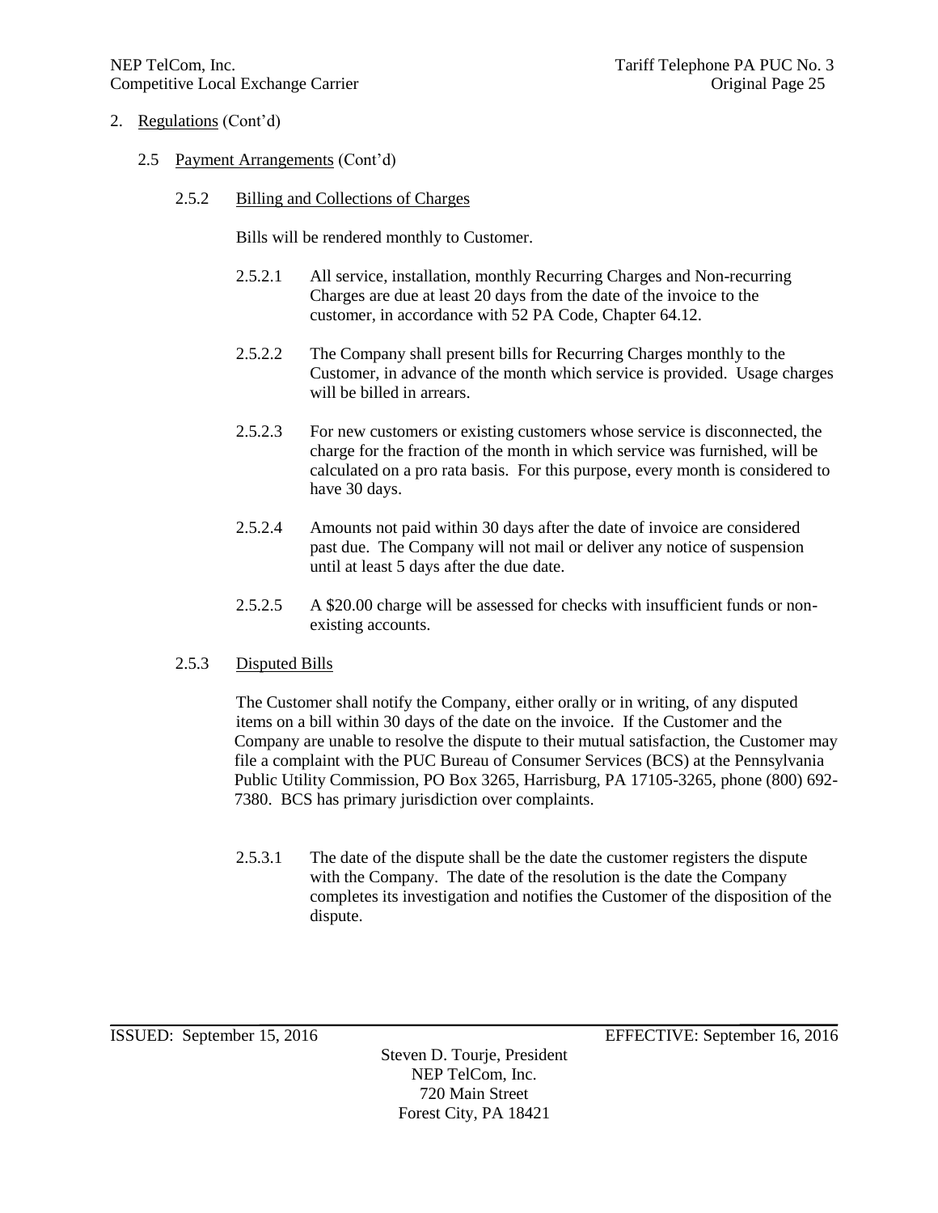2. Regulations (Cont'd)

   2.5 Payment Arrangements (Cont'd)

      2.5.2 Billing and Collections of Charges

      Bills will be rendered monthly to Customer.

      2.5.2.1 All service, installation, monthly Recurring Charges and Non-recurring Charges are due at least 20 days from the date of the invoice to the customer, in accordance with 52 PA Code, Chapter 64.12.

      2.5.2.2 The Company shall present bills for Recurring Charges monthly to the Customer, in advance of the month which service is provided. Usage charges will be billed in arrears.

      2.5.2.3 For new customers or existing customers whose service is disconnected, the charge for the fraction of the month in which service was furnished, will be calculated on a pro rata basis. For this purpose, every month is considered to have 30 days.

      2.5.2.4 Amounts not paid within 30 days after the date of invoice are considered past due. The Company will not mail or deliver any notice of suspension until at least 5 days after the due date.

      2.5.2.5 A $20.00 charge will be assessed for checks with insufficient funds or non-existing accounts.

      2.5.3 Disputed Bills

      The Customer shall notify the Company, either orally or in writing, of any disputed items on a bill within 30 days of the date on the invoice. If the Customer and the Company are unable to resolve the dispute to their mutual satisfaction, the Customer may file a complaint with the PUC Bureau of Consumer Services (BCS) at the Pennsylvania Public Utility Commission, PO Box 3265, Harrisburg, PA 17105-3265, phone (800) 692-7380. BCS has primary jurisdiction over complaints.

      2.5.3.1 The date of the dispute shall be the date the customer registers the dispute with the Company. The date of the resolution is the date the Company completes its investigation and notifies the Customer of the disposition of the dispute.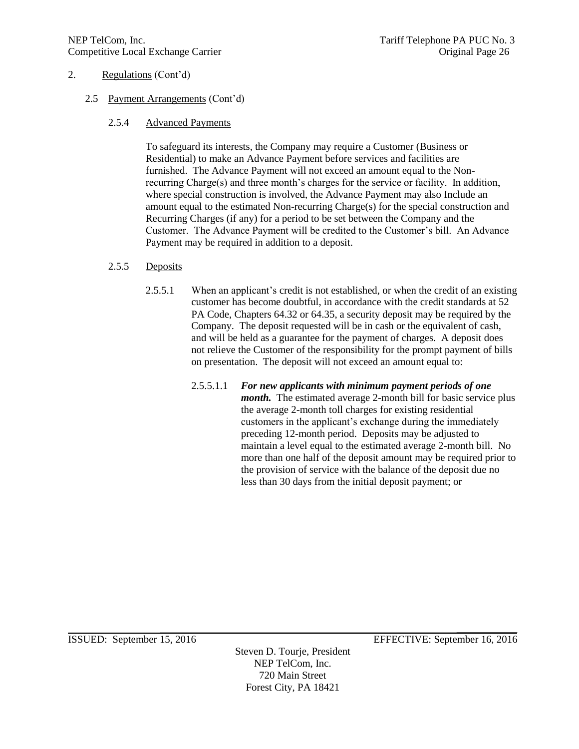## 2. Regulations (Cont'd)

### 2.5 Payment Arrangements (Cont'd)

#### 2.5.4 Advanced Payments

To safeguard its interests, the Company may require a Customer (Business or Residential) to make an Advance Payment before services and facilities are furnished. The Advance Payment will not exceed an amount equal to the Non-recurring Charge(s) and three month's charges for the service or facility. In addition, where special construction is involved, the Advance Payment may also Include an amount equal to the estimated Non-recurring Charge(s) for the special construction and Recurring Charges (if any) for a period to be set between the Company and the Customer. The Advance Payment will be credited to the Customer's bill. An Advance Payment may be required in addition to a deposit.

#### 2.5.5 Deposits

2.5.5.1 When an applicant's credit is not established, or when the credit of an existing customer has become doubtful, in accordance with the credit standards at 52 PA Code, Chapters 64.32 or 64.35, a security deposit may be required by the Company. The deposit requested will be in cash or the equivalent of cash, and will be held as a guarantee for the payment of charges. A deposit does not relieve the Customer of the responsibility for the prompt payment of bills on presentation. The deposit will not exceed an amount equal to:

2.5.5.1.1 ***For new applicants with minimum payment periods of one month.*** The estimated average 2-month bill for basic service plus the average 2-month toll charges for existing residential customers in the applicant's exchange during the immediately preceding 12-month period. Deposits may be adjusted to maintain a level equal to the estimated average 2-month bill. No more than one half of the deposit amount may be required prior to the provision of service with the balance of the deposit due no less than 30 days from the initial deposit payment; or

ISSUED: September 15, 2016 EFFECTIVE: September 16, 2016

Steven D. Tourje, President
NEP TelCom, Inc.
720 Main Street
Forest City, PA 18421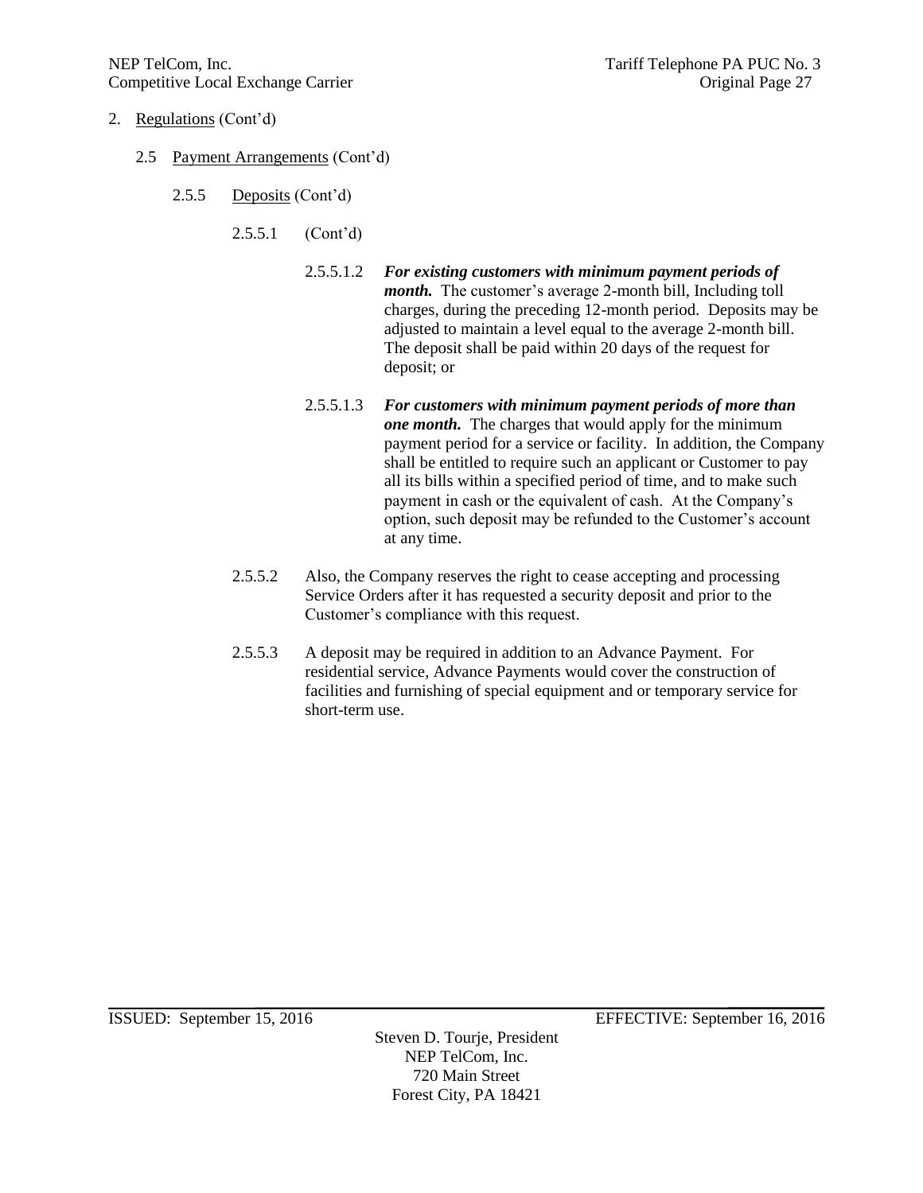2. Regulations (Cont'd)

2.5 Payment Arrangements (Cont'd)

2.5.5 Deposits (Cont'd)

2.5.5.1 (Cont'd)

2.5.5.1.2 ***For existing customers with minimum payment periods of month.*** The customer's average 2-month bill, Including toll charges, during the preceding 12-month period. Deposits may be adjusted to maintain a level equal to the average 2-month bill. The deposit shall be paid within 20 days of the request for deposit; or

2.5.5.1.3 ***For customers with minimum payment periods of more than one month.*** The charges that would apply for the minimum payment period for a service or facility. In addition, the Company shall be entitled to require such an applicant or Customer to pay all its bills within a specified period of time, and to make such payment in cash or the equivalent of cash. At the Company's option, such deposit may be refunded to the Customer's account at any time.

2.5.5.2 Also, the Company reserves the right to cease accepting and processing Service Orders after it has requested a security deposit and prior to the Customer's compliance with this request.

2.5.5.3 A deposit may be required in addition to an Advance Payment. For residential service, Advance Payments would cover the construction of facilities and furnishing of special equipment and or temporary service for short-term use.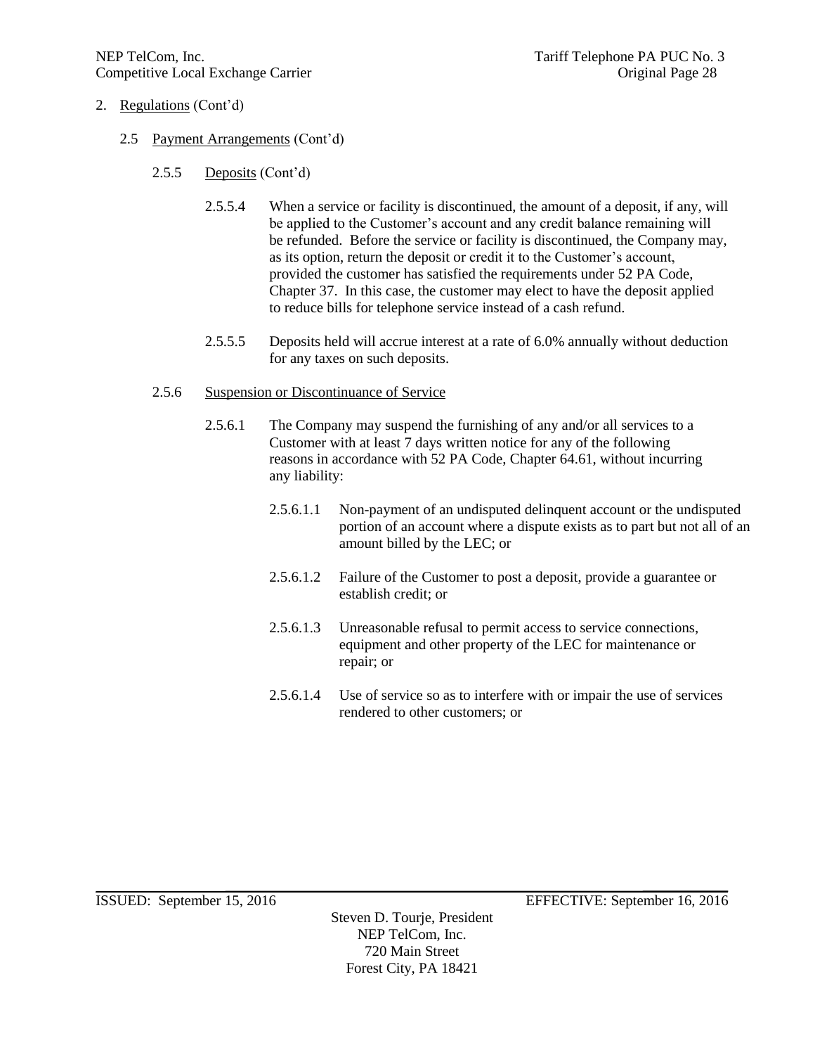2. Regulations (Cont'd)

2.5 Payment Arrangements (Cont'd)

2.5.5 Deposits (Cont'd)

2.5.5.4 When a service or facility is discontinued, the amount of a deposit, if any, will be applied to the Customer's account and any credit balance remaining will be refunded. Before the service or facility is discontinued, the Company may, as its option, return the deposit or credit it to the Customer's account, provided the customer has satisfied the requirements under 52 PA Code, Chapter 37. In this case, the customer may elect to have the deposit applied to reduce bills for telephone service instead of a cash refund.

2.5.5.5 Deposits held will accrue interest at a rate of 6.0% annually without deduction for any taxes on such deposits.

2.5.6 Suspension or Discontinuance of Service

2.5.6.1 The Company may suspend the furnishing of any and/or all services to a Customer with at least 7 days written notice for any of the following reasons in accordance with 52 PA Code, Chapter 64.61, without incurring any liability:

2.5.6.1.1 Non-payment of an undisputed delinquent account or the undisputed portion of an account where a dispute exists as to part but not all of an amount billed by the LEC; or

2.5.6.1.2 Failure of the Customer to post a deposit, provide a guarantee or establish credit; or

2.5.6.1.3 Unreasonable refusal to permit access to service connections, equipment and other property of the LEC for maintenance or repair; or

2.5.6.1.4 Use of service so as to interfere with or impair the use of services rendered to other customers; or

ISSUED: September 15, 2016 EFFECTIVE: September 16, 2016

Steven D. Tourje, President
NEP TelCom, Inc.
720 Main Street
Forest City, PA 18421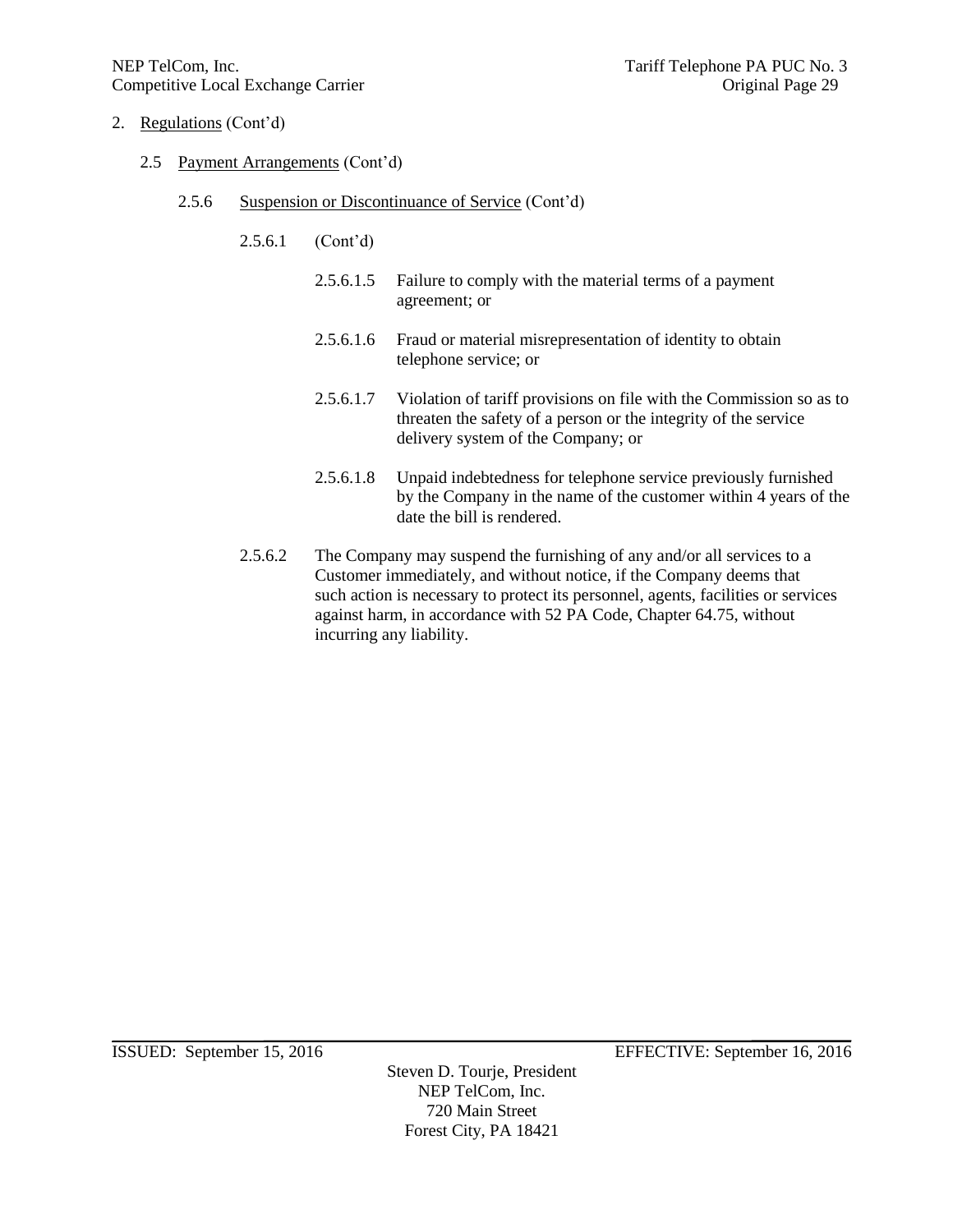2. Regulations (Cont'd)

2.5 Payment Arrangements (Cont'd)

2.5.6 Suspension or Discontinuance of Service (Cont'd)

2.5.6.1 (Cont'd)

2.5.6.1.5 Failure to comply with the material terms of a payment agreement; or

2.5.6.1.6 Fraud or material misrepresentation of identity to obtain telephone service; or

2.5.6.1.7 Violation of tariff provisions on file with the Commission so as to threaten the safety of a person or the integrity of the service delivery system of the Company; or

2.5.6.1.8 Unpaid indebtedness for telephone service previously furnished by the Company in the name of the customer within 4 years of the date the bill is rendered.

2.5.6.2 The Company may suspend the furnishing of any and/or all services to a Customer immediately, and without notice, if the Company deems that such action is necessary to protect its personnel, agents, facilities or services against harm, in accordance with 52 PA Code, Chapter 64.75, without incurring any liability.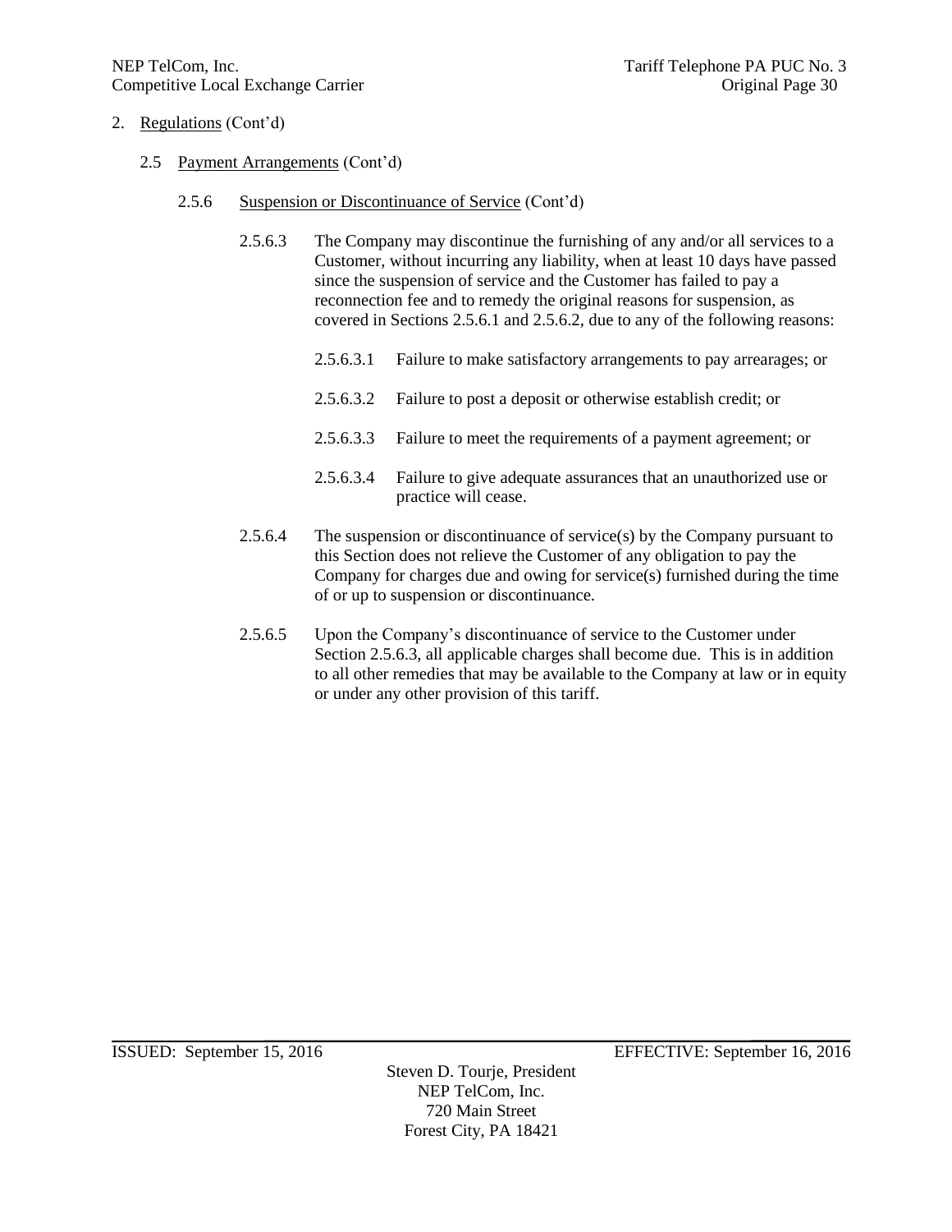2. Regulations (Cont'd)

2.5 Payment Arrangements (Cont'd)

2.5.6 Suspension or Discontinuance of Service (Cont'd)

2.5.6.3 The Company may discontinue the furnishing of any and/or all services to a Customer, without incurring any liability, when at least 10 days have passed since the suspension of service and the Customer has failed to pay a reconnection fee and to remedy the original reasons for suspension, as covered in Sections 2.5.6.1 and 2.5.6.2, due to any of the following reasons:

2.5.6.3.1 Failure to make satisfactory arrangements to pay arrearages; or

2.5.6.3.2 Failure to post a deposit or otherwise establish credit; or

2.5.6.3.3 Failure to meet the requirements of a payment agreement; or

2.5.6.3.4 Failure to give adequate assurances that an unauthorized use or practice will cease.

2.5.6.4 The suspension or discontinuance of service(s) by the Company pursuant to this Section does not relieve the Customer of any obligation to pay the Company for charges due and owing for service(s) furnished during the time of or up to suspension or discontinuance.

2.5.6.5 Upon the Company's discontinuance of service to the Customer under Section 2.5.6.3, all applicable charges shall become due. This is in addition to all other remedies that may be available to the Company at law or in equity or under any other provision of this tariff.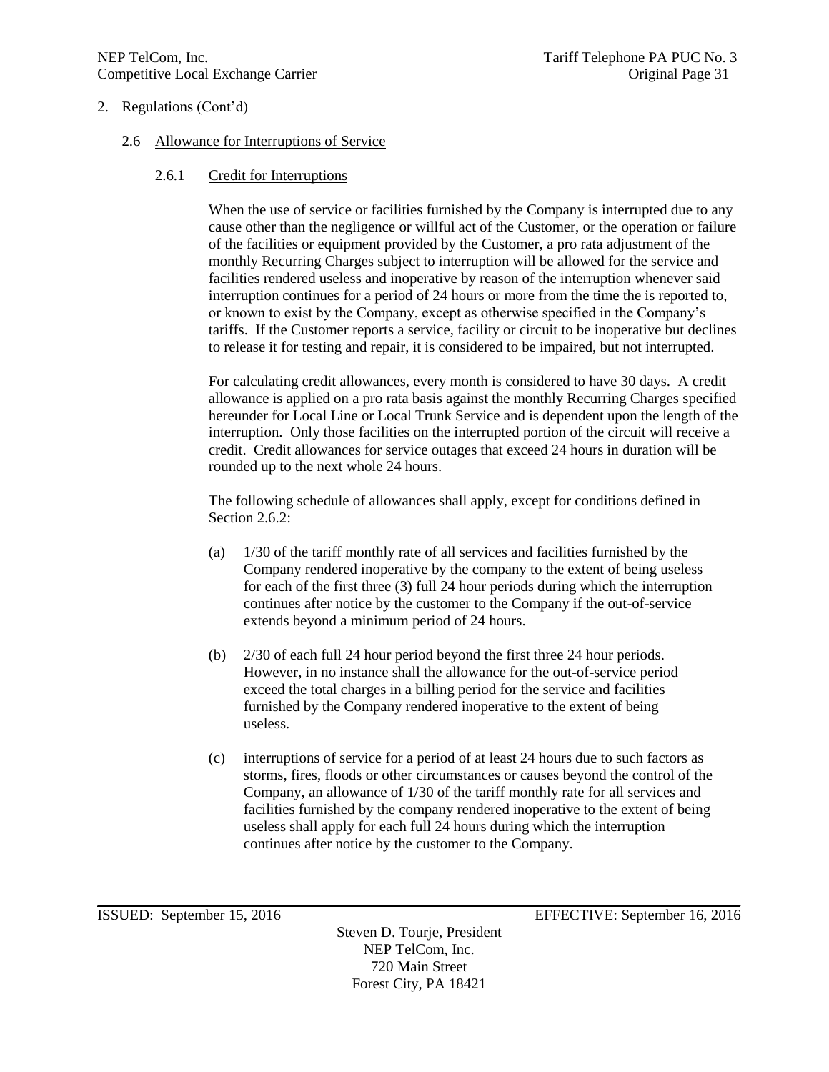2. Regulations (Cont'd)

## 2.6 Allowance for Interruptions of Service

### 2.6.1 Credit for Interruptions

When the use of service or facilities furnished by the Company is interrupted due to any cause other than the negligence or willful act of the Customer, or the operation or failure of the facilities or equipment provided by the Customer, a pro rata adjustment of the monthly Recurring Charges subject to interruption will be allowed for the service and facilities rendered useless and inoperative by reason of the interruption whenever said interruption continues for a period of 24 hours or more from the time the is reported to, or known to exist by the Company, except as otherwise specified in the Company's tariffs. If the Customer reports a service, facility or circuit to be inoperative but declines to release it for testing and repair, it is considered to be impaired, but not interrupted.

For calculating credit allowances, every month is considered to have 30 days. A credit allowance is applied on a pro rata basis against the monthly Recurring Charges specified hereunder for Local Line or Local Trunk Service and is dependent upon the length of the interruption. Only those facilities on the interrupted portion of the circuit will receive a credit. Credit allowances for service outages that exceed 24 hours in duration will be rounded up to the next whole 24 hours.

The following schedule of allowances shall apply, except for conditions defined in Section 2.6.2:

(a) 1/30 of the tariff monthly rate of all services and facilities furnished by the Company rendered inoperative by the company to the extent of being useless for each of the first three (3) full 24 hour periods during which the interruption continues after notice by the customer to the Company if the out-of-service extends beyond a minimum period of 24 hours.

(b) 2/30 of each full 24 hour period beyond the first three 24 hour periods. However, in no instance shall the allowance for the out-of-service period exceed the total charges in a billing period for the service and facilities furnished by the Company rendered inoperative to the extent of being useless.

(c) interruptions of service for a period of at least 24 hours due to such factors as storms, fires, floods or other circumstances or causes beyond the control of the Company, an allowance of 1/30 of the tariff monthly rate for all services and facilities furnished by the company rendered inoperative to the extent of being useless shall apply for each full 24 hours during which the interruption continues after notice by the customer to the Company.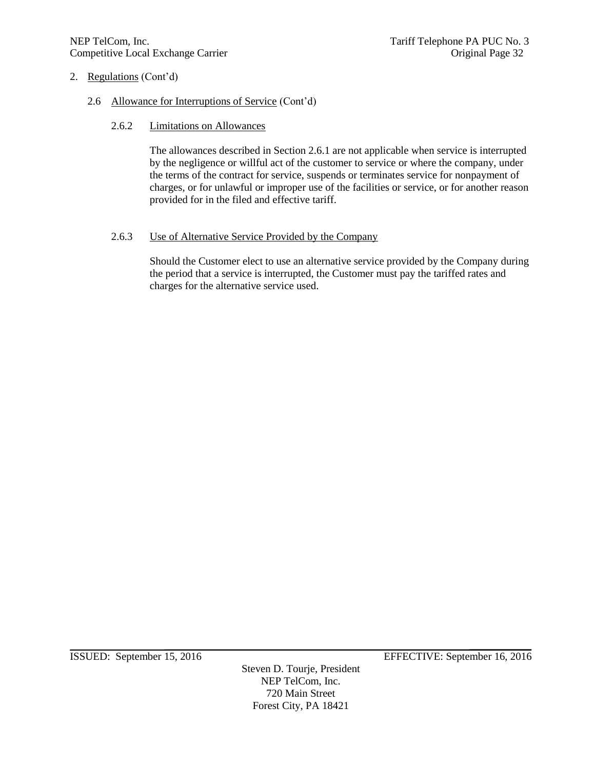## 2. Regulations (Cont'd)

### 2.6 Allowance for Interruptions of Service (Cont'd)

#### 2.6.2 Limitations on Allowances

The allowances described in Section 2.6.1 are not applicable when service is interrupted by the negligence or willful act of the customer to service or where the company, under the terms of the contract for service, suspends or terminates service for nonpayment of charges, or for unlawful or improper use of the facilities or service, or for another reason provided for in the filed and effective tariff.

#### 2.6.3 Use of Alternative Service Provided by the Company

Should the Customer elect to use an alternative service provided by the Company during the period that a service is interrupted, the Customer must pay the tariffed rates and charges for the alternative service used.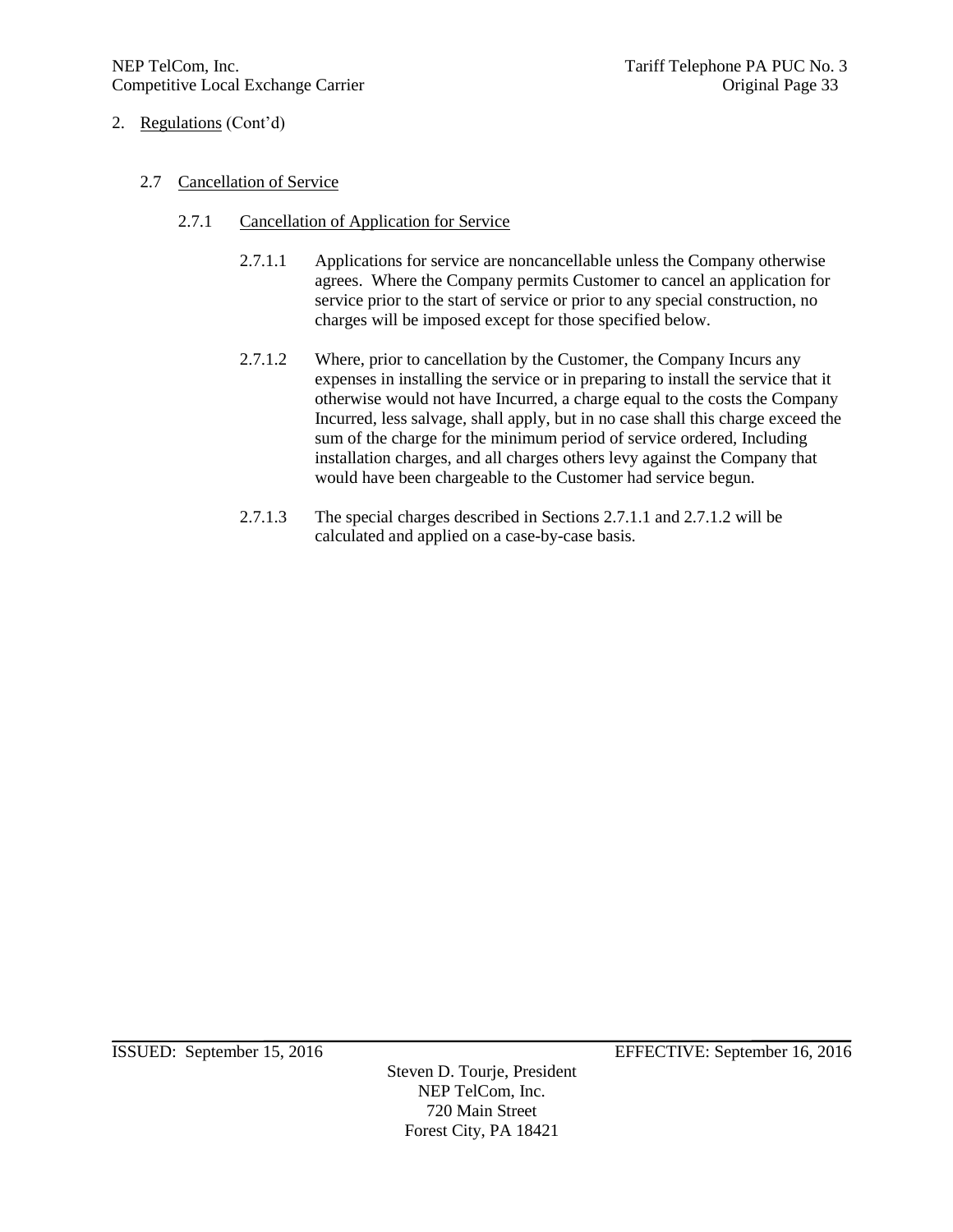2. Regulations (Cont'd)

## 2.7 Cancellation of Service

### 2.7.1 Cancellation of Application for Service

2.7.1.1 Applications for service are noncancellable unless the Company otherwise agrees. Where the Company permits Customer to cancel an application for service prior to the start of service or prior to any special construction, no charges will be imposed except for those specified below.

2.7.1.2 Where, prior to cancellation by the Customer, the Company Incurs any expenses in installing the service or in preparing to install the service that it otherwise would not have Incurred, a charge equal to the costs the Company Incurred, less salvage, shall apply, but in no case shall this charge exceed the sum of the charge for the minimum period of service ordered, Including installation charges, and all charges others levy against the Company that would have been chargeable to the Customer had service begun.

2.7.1.3 The special charges described in Sections 2.7.1.1 and 2.7.1.2 will be calculated and applied on a case-by-case basis.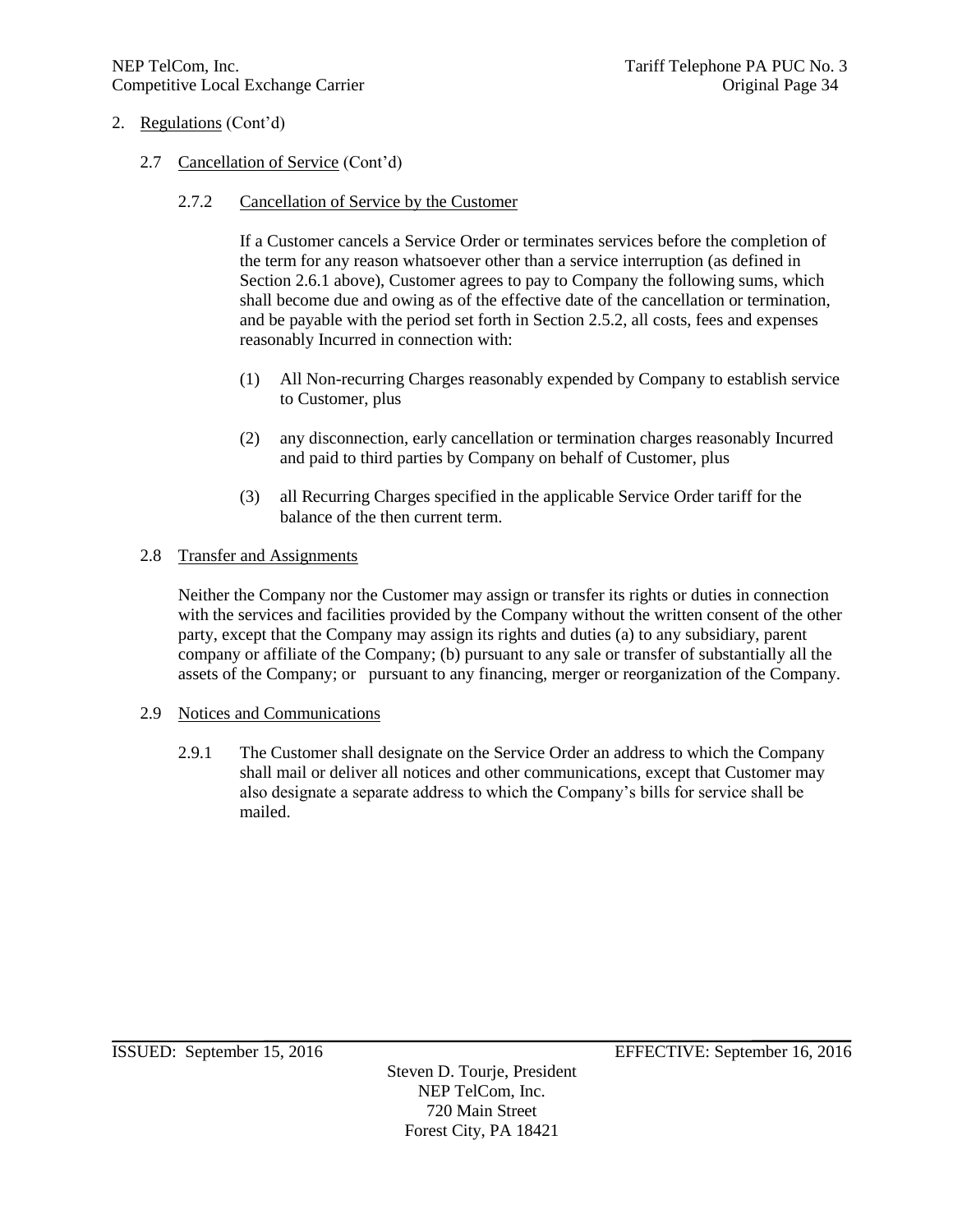2. Regulations (Cont'd)

2.7 Cancellation of Service (Cont'd)

2.7.2 Cancellation of Service by the Customer

If a Customer cancels a Service Order or terminates services before the completion of the term for any reason whatsoever other than a service interruption (as defined in Section 2.6.1 above), Customer agrees to pay to Company the following sums, which shall become due and owing as of the effective date of the cancellation or termination, and be payable with the period set forth in Section 2.5.2, all costs, fees and expenses reasonably Incurred in connection with:

(1) All Non-recurring Charges reasonably expended by Company to establish service to Customer, plus

(2) any disconnection, early cancellation or termination charges reasonably Incurred and paid to third parties by Company on behalf of Customer, plus

(3) all Recurring Charges specified in the applicable Service Order tariff for the balance of the then current term.

2.8 Transfer and Assignments

Neither the Company nor the Customer may assign or transfer its rights or duties in connection with the services and facilities provided by the Company without the written consent of the other party, except that the Company may assign its rights and duties (a) to any subsidiary, parent company or affiliate of the Company; (b) pursuant to any sale or transfer of substantially all the assets of the Company; or pursuant to any financing, merger or reorganization of the Company.

2.9 Notices and Communications

2.9.1 The Customer shall designate on the Service Order an address to which the Company shall mail or deliver all notices and other communications, except that Customer may also designate a separate address to which the Company's bills for service shall be mailed.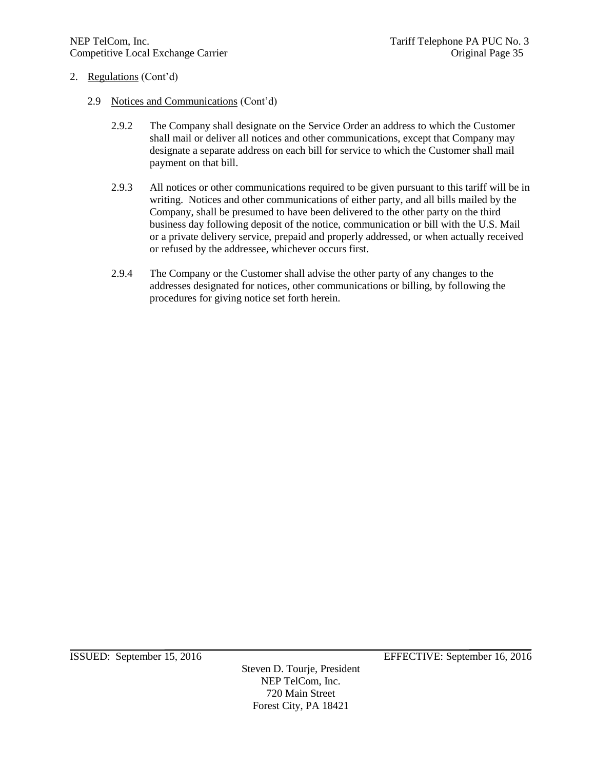2. Regulations (Cont'd)

2.9 Notices and Communications (Cont'd)

2.9.2 The Company shall designate on the Service Order an address to which the Customer shall mail or deliver all notices and other communications, except that Company may designate a separate address on each bill for service to which the Customer shall mail payment on that bill.

2.9.3 All notices or other communications required to be given pursuant to this tariff will be in writing. Notices and other communications of either party, and all bills mailed by the Company, shall be presumed to have been delivered to the other party on the third business day following deposit of the notice, communication or bill with the U.S. Mail or a private delivery service, prepaid and properly addressed, or when actually received or refused by the addressee, whichever occurs first.

2.9.4 The Company or the Customer shall advise the other party of any changes to the addresses designated for notices, other communications or billing, by following the procedures for giving notice set forth herein.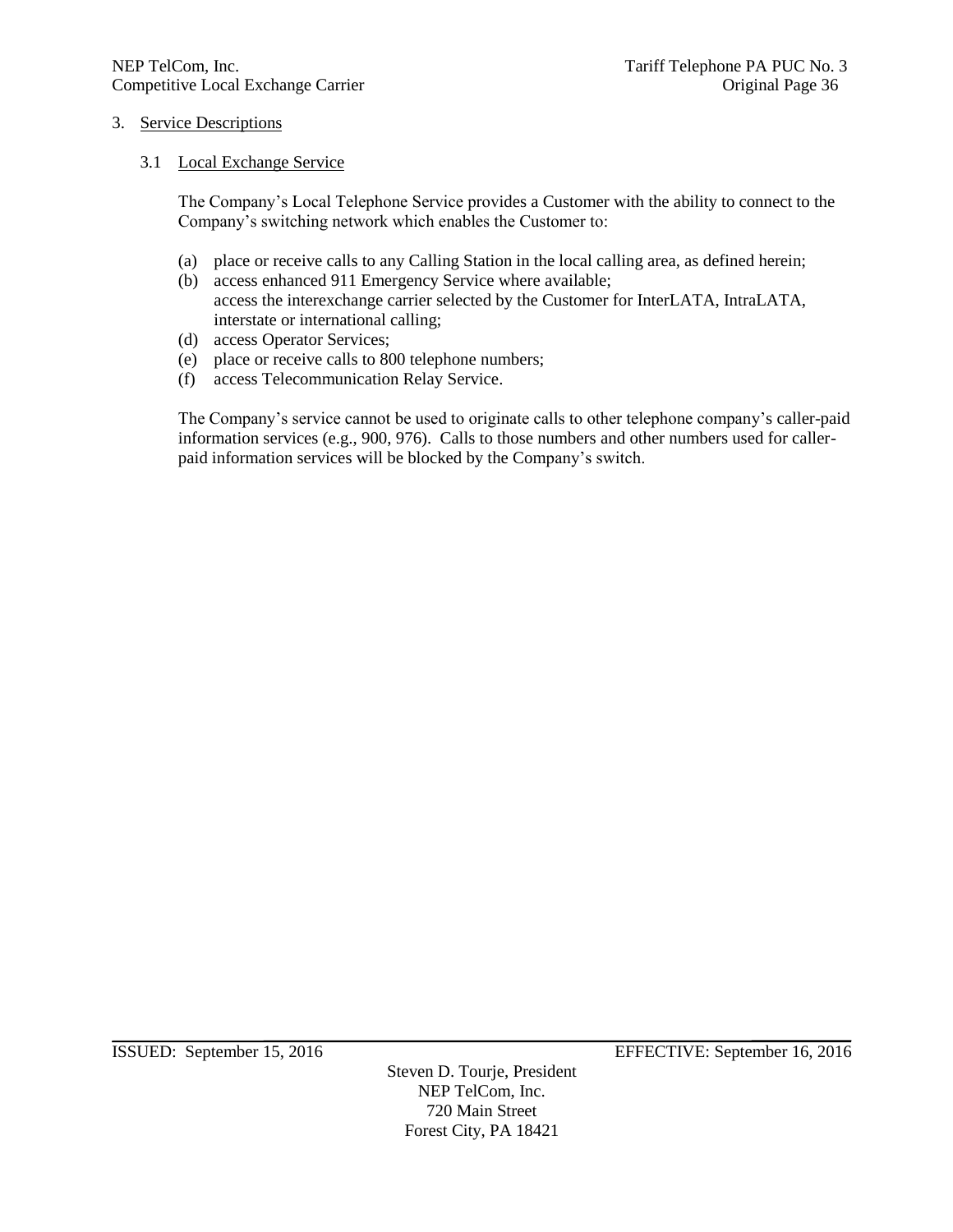3. Service Descriptions

3.1 Local Exchange Service

The Company's Local Telephone Service provides a Customer with the ability to connect to the Company's switching network which enables the Customer to:

(a) place or receive calls to any Calling Station in the local calling area, as defined herein;
(b) access enhanced 911 Emergency Service where available;
access the interexchange carrier selected by the Customer for InterLATA, IntraLATA, interstate or international calling;
(d) access Operator Services;
(e) place or receive calls to 800 telephone numbers;
(f) access Telecommunication Relay Service.

The Company's service cannot be used to originate calls to other telephone company's caller-paid information services (e.g., 900, 976). Calls to those numbers and other numbers used for caller-paid information services will be blocked by the Company's switch.

ISSUED: September 15, 2016 EFFECTIVE: September 16, 2016

Steven D. Tourje, President
NEP TelCom, Inc.
720 Main Street
Forest City, PA 18421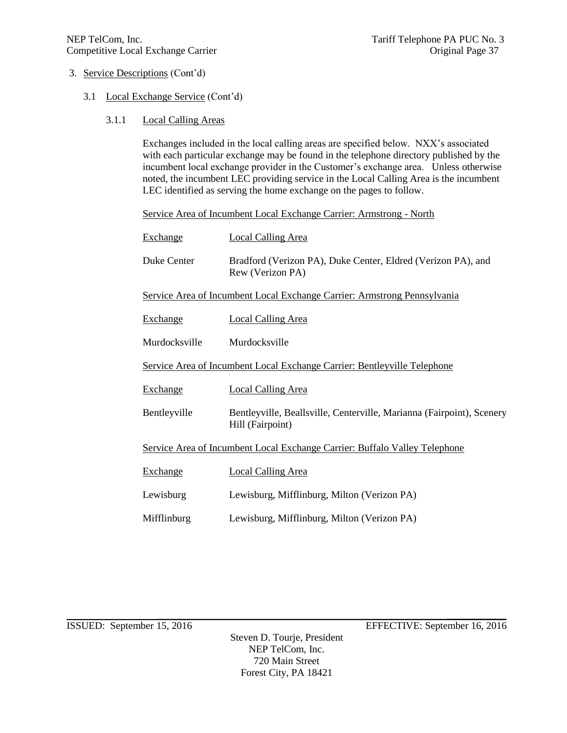3. Service Descriptions (Cont'd)

3.1 Local Exchange Service (Cont'd)

3.1.1 Local Calling Areas

Exchanges included in the local calling areas are specified below. NXX's associated with each particular exchange may be found in the telephone directory published by the incumbent local exchange provider in the Customer's exchange area. Unless otherwise noted, the incumbent LEC providing service in the Local Calling Area is the incumbent LEC identified as serving the home exchange on the pages to follow.

Service Area of Incumbent Local Exchange Carrier: Armstrong - North

| Exchange | Local Calling Area |
|---|---|
| Duke Center | Bradford (Verizon PA), Duke Center, Eldred (Verizon PA), and Rew (Verizon PA) |

Service Area of Incumbent Local Exchange Carrier: Armstrong Pennsylvania

| Exchange | Local Calling Area |
|---|---|
| Murdocksville | Murdocksville |

Service Area of Incumbent Local Exchange Carrier: Bentleyville Telephone

| Exchange | Local Calling Area |
|---|---|
| Bentleyville | Bentleyville, Beallsville, Centerville, Marianna (Fairpoint), Scenery Hill (Fairpoint) |

Service Area of Incumbent Local Exchange Carrier: Buffalo Valley Telephone

| Exchange | Local Calling Area |
|---|---|
| Lewisburg | Lewisburg, Mifflinburg, Milton (Verizon PA) |
| Mifflinburg | Lewisburg, Mifflinburg, Milton (Verizon PA) |

ISSUED: September 15, 2016 EFFECTIVE: September 16, 2016

Steven D. Tourje, President
NEP TelCom, Inc.
720 Main Street
Forest City, PA 18421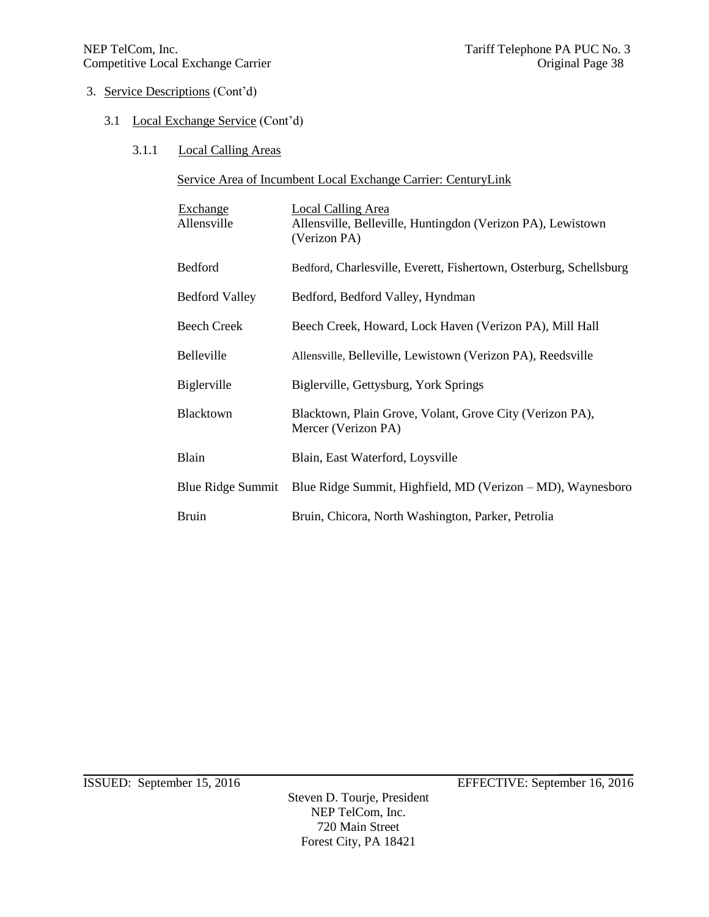3. Service Descriptions (Cont'd)

3.1 Local Exchange Service (Cont'd)

3.1.1 Local Calling Areas

Service Area of Incumbent Local Exchange Carrier: CenturyLink

| Exchange | Local Calling Area |
|---|---|
| Allensville | Allensville, Belleville, Huntingdon (Verizon PA), Lewistown (Verizon PA) |
| Bedford | Bedford, Charlesville, Everett, Fishertown, Osterburg, Schellsburg |
| Bedford Valley | Bedford, Bedford Valley, Hyndman |
| Beech Creek | Beech Creek, Howard, Lock Haven (Verizon PA), Mill Hall |
| Belleville | Allensville, Belleville, Lewistown (Verizon PA), Reedsville |
| Biglerville | Biglerville, Gettysburg, York Springs |
| Blacktown | Blacktown, Plain Grove, Volant, Grove City (Verizon PA), Mercer (Verizon PA) |
| Blain | Blain, East Waterford, Loysville |
| Blue Ridge Summit | Blue Ridge Summit, Highfield, MD (Verizon – MD), Waynesboro |
| Bruin | Bruin, Chicora, North Washington, Parker, Petrolia |

ISSUED: September 15, 2016 EFFECTIVE: September 16, 2016

Steven D. Tourje, President
NEP TelCom, Inc.
720 Main Street
Forest City, PA 18421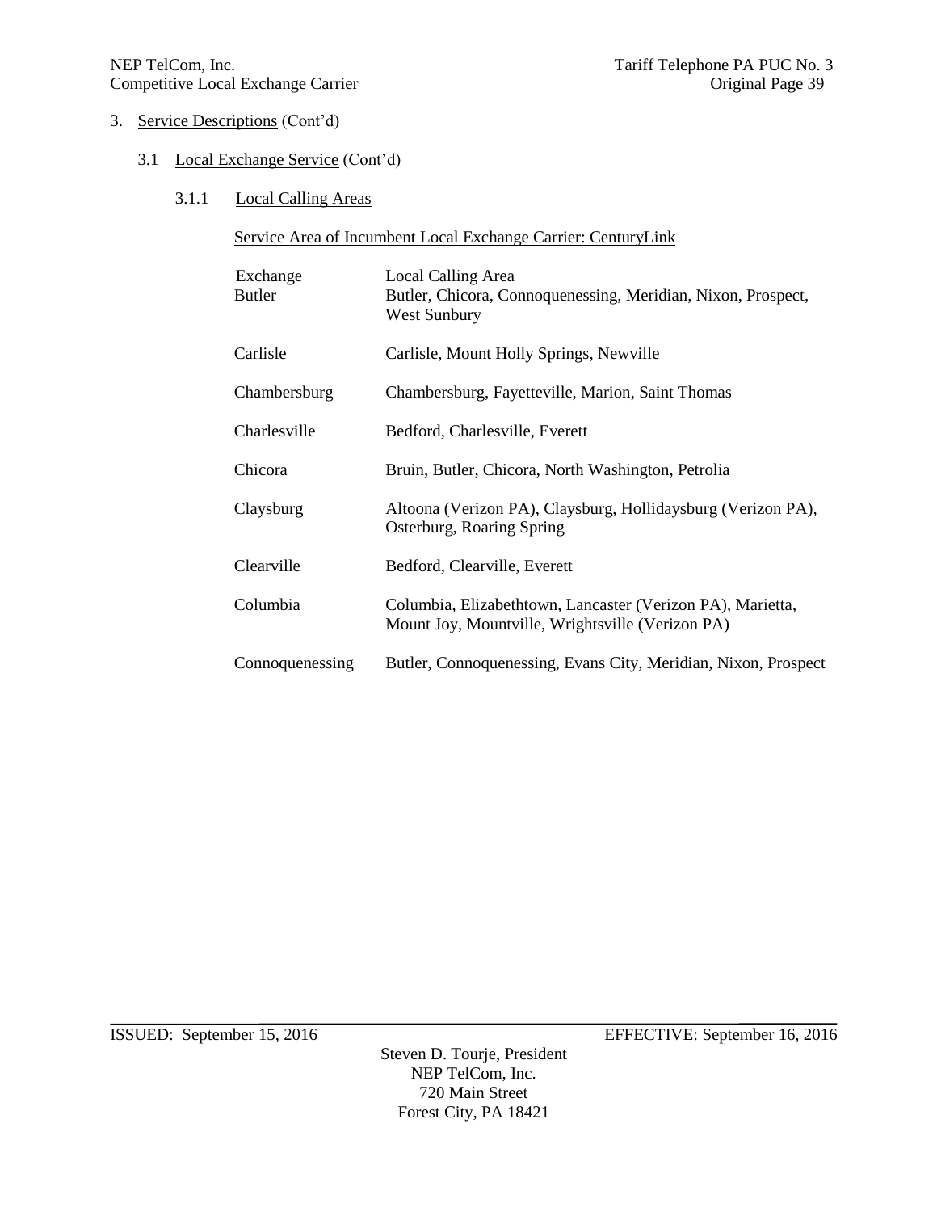3. Service Descriptions (Cont'd)

3.1 Local Exchange Service (Cont'd)

3.1.1 Local Calling Areas

Service Area of Incumbent Local Exchange Carrier: CenturyLink

| Exchange | Local Calling Area |
|---|---|
| Butler | Butler, Chicora, Connoquenessing, Meridian, Nixon, Prospect, West Sunbury |
| Carlisle | Carlisle, Mount Holly Springs, Newville |
| Chambersburg | Chambersburg, Fayetteville, Marion, Saint Thomas |
| Charlesville | Bedford, Charlesville, Everett |
| Chicora | Bruin, Butler, Chicora, North Washington, Petrolia |
| Claysburg | Altoona (Verizon PA), Claysburg, Hollidaysburg (Verizon PA), Osterburg, Roaring Spring |
| Clearville | Bedford, Clearville, Everett |
| Columbia | Columbia, Elizabethtown, Lancaster (Verizon PA), Marietta, Mount Joy, Mountville, Wrightsville (Verizon PA) |
| Connoquenessing | Butler, Connoquenessing, Evans City, Meridian, Nixon, Prospect |

ISSUED: September 15, 2016 EFFECTIVE: September 16, 2016

Steven D. Tourje, President
NEP TelCom, Inc.
720 Main Street
Forest City, PA 18421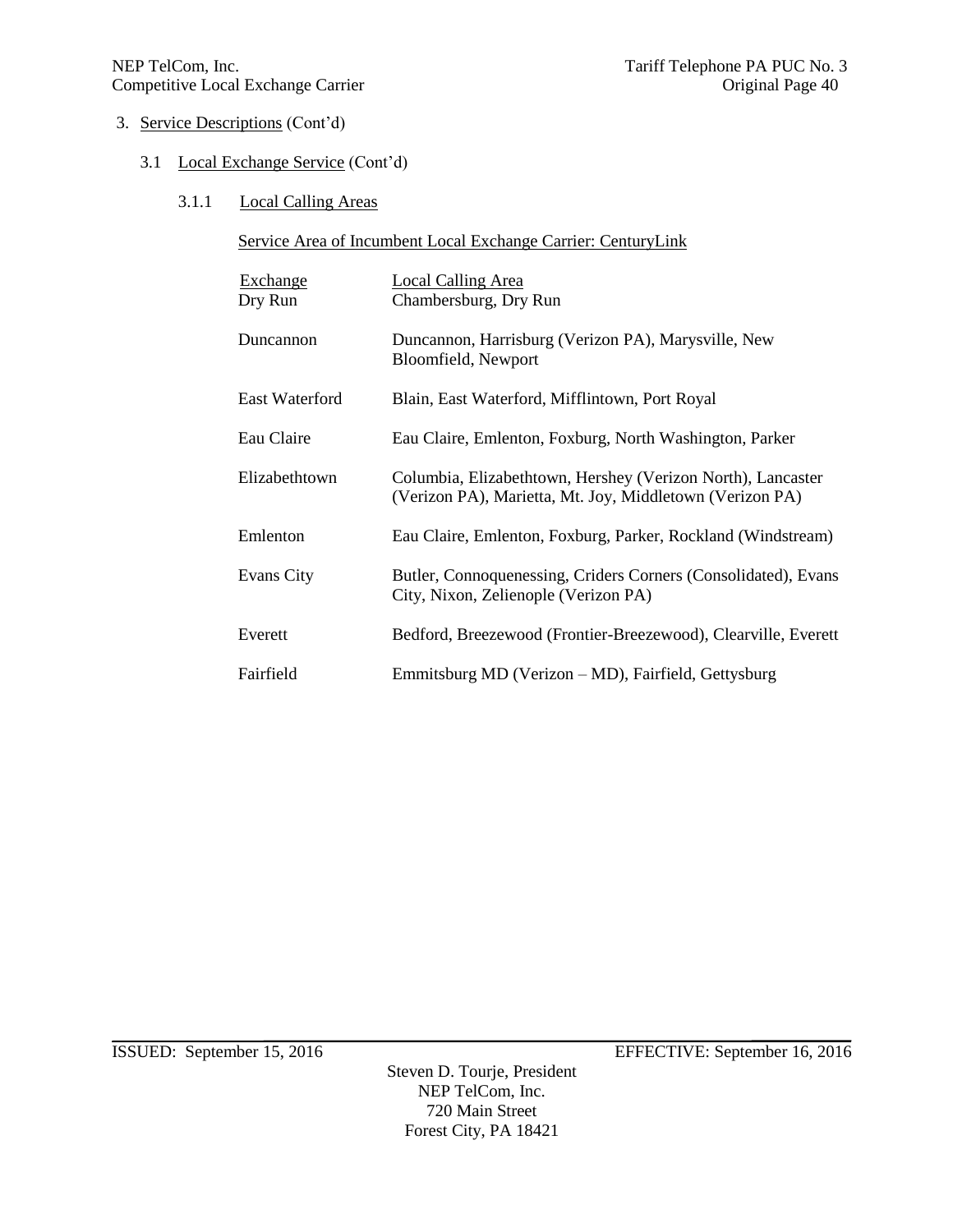3. Service Descriptions (Cont'd)

3.1 Local Exchange Service (Cont'd)

3.1.1 Local Calling Areas

Service Area of Incumbent Local Exchange Carrier: CenturyLink

| Exchange | Local Calling Area |
|---|---|
| Dry Run | Chambersburg, Dry Run |
| Duncannon | Duncannon, Harrisburg (Verizon PA), Marysville, New Bloomfield, Newport |
| East Waterford | Blain, East Waterford, Mifflintown, Port Royal |
| Eau Claire | Eau Claire, Emlenton, Foxburg, North Washington, Parker |
| Elizabethtown | Columbia, Elizabethtown, Hershey (Verizon North), Lancaster (Verizon PA), Marietta, Mt. Joy, Middletown (Verizon PA) |
| Emlenton | Eau Claire, Emlenton, Foxburg, Parker, Rockland (Windstream) |
| Evans City | Butler, Connoquenessing, Criders Corners (Consolidated), Evans City, Nixon, Zelienople (Verizon PA) |
| Everett | Bedford, Breezewood (Frontier-Breezewood), Clearville, Everett |
| Fairfield | Emmitsburg MD (Verizon – MD), Fairfield, Gettysburg |

ISSUED: September 15, 2016 EFFECTIVE: September 16, 2016

Steven D. Tourje, President
NEP TelCom, Inc.
720 Main Street
Forest City, PA 18421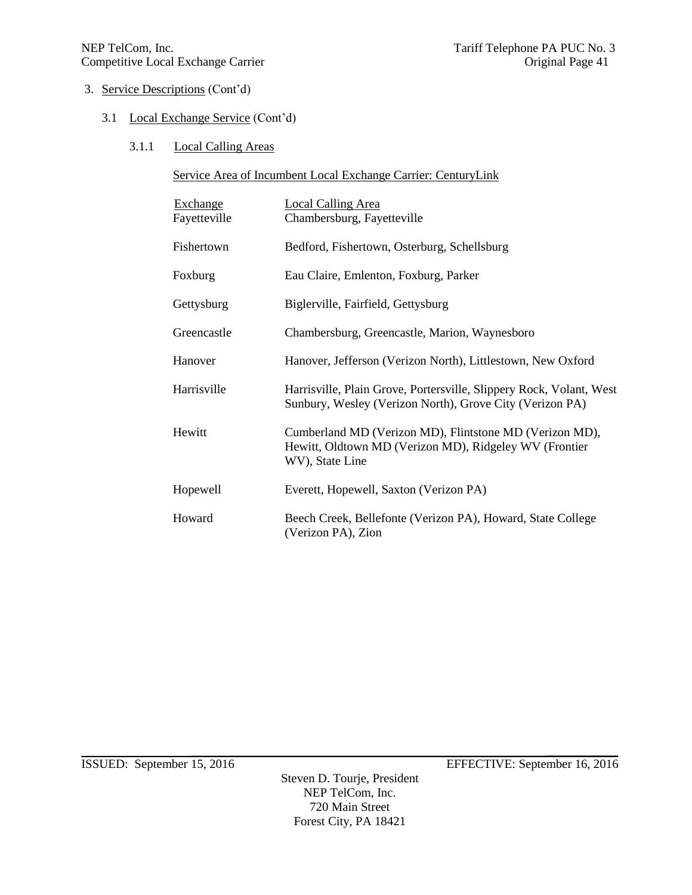3. Service Descriptions (Cont'd)

3.1 Local Exchange Service (Cont'd)

3.1.1 Local Calling Areas

Service Area of Incumbent Local Exchange Carrier: CenturyLink

| Exchange | Local Calling Area |
|---|---|
| Fayetteville | Chambersburg, Fayetteville |
| Fishertown | Bedford, Fishertown, Osterburg, Schellsburg |
| Foxburg | Eau Claire, Emlenton, Foxburg, Parker |
| Gettysburg | Biglerville, Fairfield, Gettysburg |
| Greencastle | Chambersburg, Greencastle, Marion, Waynesboro |
| Hanover | Hanover, Jefferson (Verizon North), Littlestown, New Oxford |
| Harrisville | Harrisville, Plain Grove, Portersville, Slippery Rock, Volant, West Sunbury, Wesley (Verizon North), Grove City (Verizon PA) |
| Hewitt | Cumberland MD (Verizon MD), Flintstone MD (Verizon MD), Hewitt, Oldtown MD (Verizon MD), Ridgeley WV (Frontier WV), State Line |
| Hopewell | Everett, Hopewell, Saxton (Verizon PA) |
| Howard | Beech Creek, Bellefonte (Verizon PA), Howard, State College (Verizon PA), Zion |

ISSUED: September 15, 2016 EFFECTIVE: September 16, 2016

Steven D. Tourje, President
NEP TelCom, Inc.
720 Main Street
Forest City, PA 18421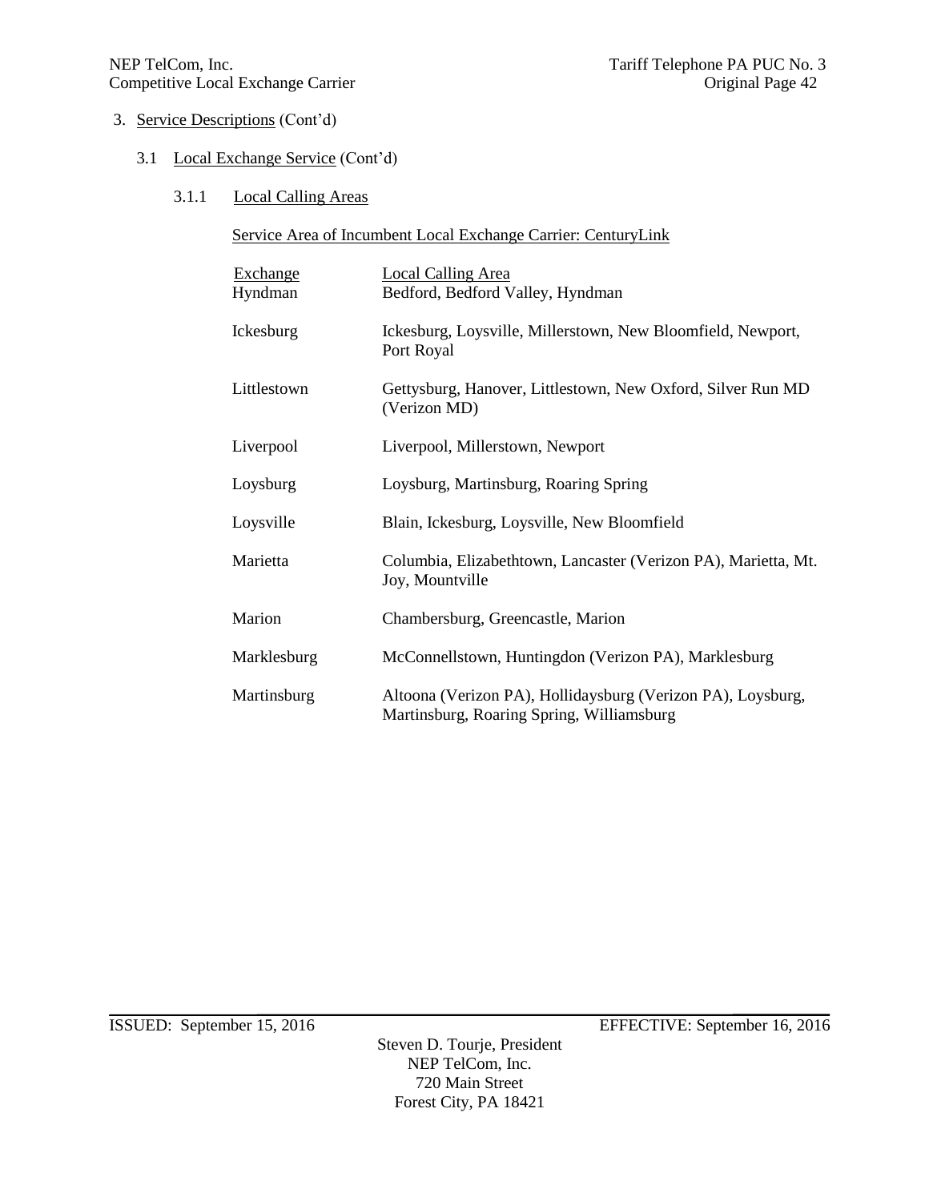3. Service Descriptions (Cont'd)

3.1 Local Exchange Service (Cont'd)

3.1.1 Local Calling Areas

Service Area of Incumbent Local Exchange Carrier: CenturyLink

| Exchange | Local Calling Area |
|---|---|
| Hyndman | Bedford, Bedford Valley, Hyndman |
| Ickesburg | Ickesburg, Loysville, Millerstown, New Bloomfield, Newport, Port Royal |
| Littlestown | Gettysburg, Hanover, Littlestown, New Oxford, Silver Run MD (Verizon MD) |
| Liverpool | Liverpool, Millerstown, Newport |
| Loysburg | Loysburg, Martinsburg, Roaring Spring |
| Loysville | Blain, Ickesburg, Loysville, New Bloomfield |
| Marietta | Columbia, Elizabethtown, Lancaster (Verizon PA), Marietta, Mt. Joy, Mountville |
| Marion | Chambersburg, Greencastle, Marion |
| Marklesburg | McConnellstown, Huntingdon (Verizon PA), Marklesburg |
| Martinsburg | Altoona (Verizon PA), Hollidaysburg (Verizon PA), Loysburg, Martinsburg, Roaring Spring, Williamsburg |

ISSUED: September 15, 2016 EFFECTIVE: September 16, 2016

Steven D. Tourje, President
NEP TelCom, Inc.
720 Main Street
Forest City, PA 18421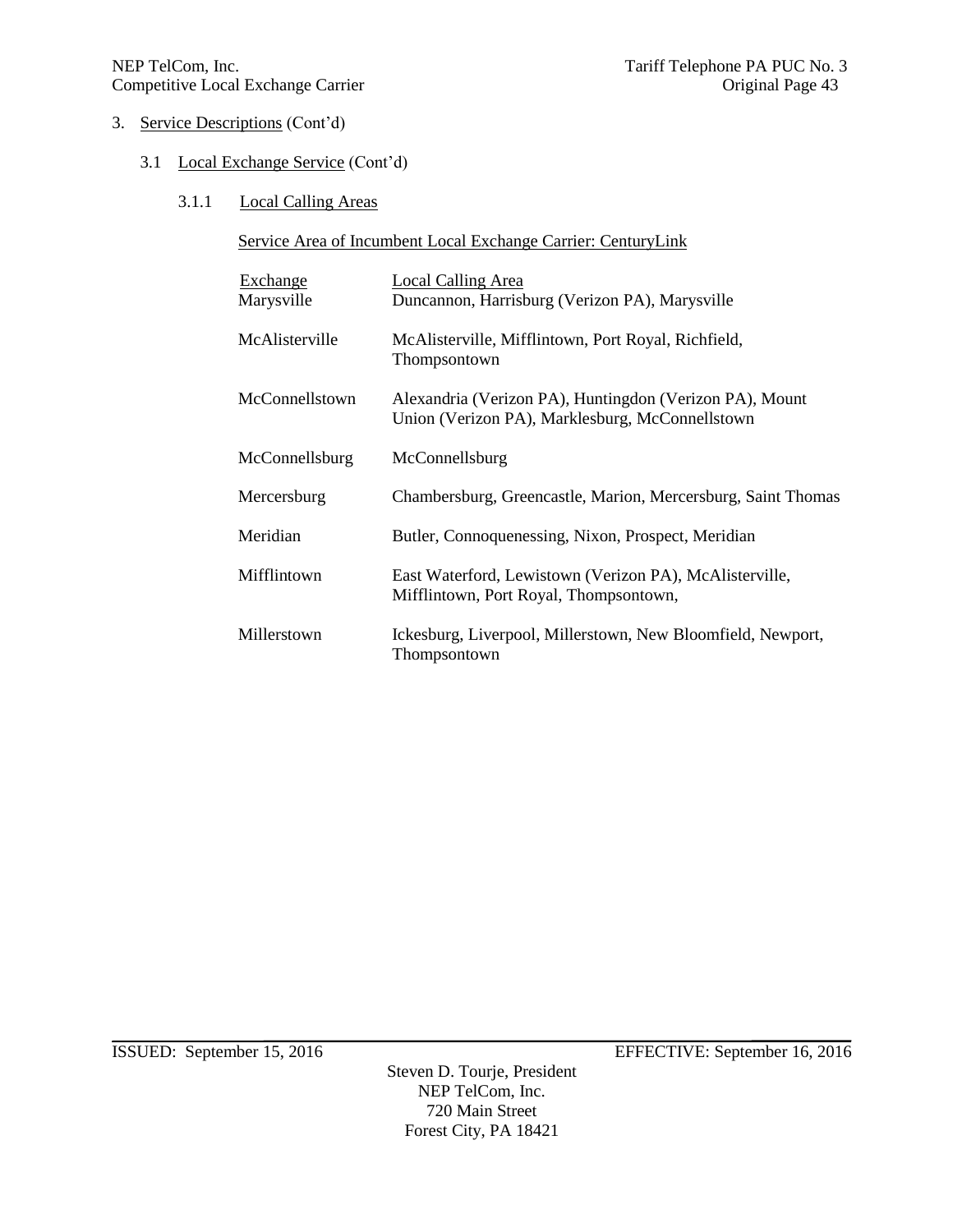3. Service Descriptions (Cont'd)

3.1 Local Exchange Service (Cont'd)

3.1.1 Local Calling Areas

Service Area of Incumbent Local Exchange Carrier: CenturyLink

| Exchange | Local Calling Area |
|---|---|
| Marysville | Duncannon, Harrisburg (Verizon PA), Marysville |
| McAlisterville | McAlisterville, Mifflintown, Port Royal, Richfield, Thompsontown |
| McConnellstown | Alexandria (Verizon PA), Huntingdon (Verizon PA), Mount Union (Verizon PA), Marklesburg, McConnellstown |
| McConnellsburg | McConnellsburg |
| Mercersburg | Chambersburg, Greencastle, Marion, Mercersburg, Saint Thomas |
| Meridian | Butler, Connoquenessing, Nixon, Prospect, Meridian |
| Mifflintown | East Waterford, Lewistown (Verizon PA), McAlisterville, Mifflintown, Port Royal, Thompsontown, |
| Millerstown | Ickesburg, Liverpool, Millerstown, New Bloomfield, Newport, Thompsontown |

ISSUED: September 15, 2016 EFFECTIVE: September 16, 2016

Steven D. Tourje, President
NEP TelCom, Inc.
720 Main Street
Forest City, PA 18421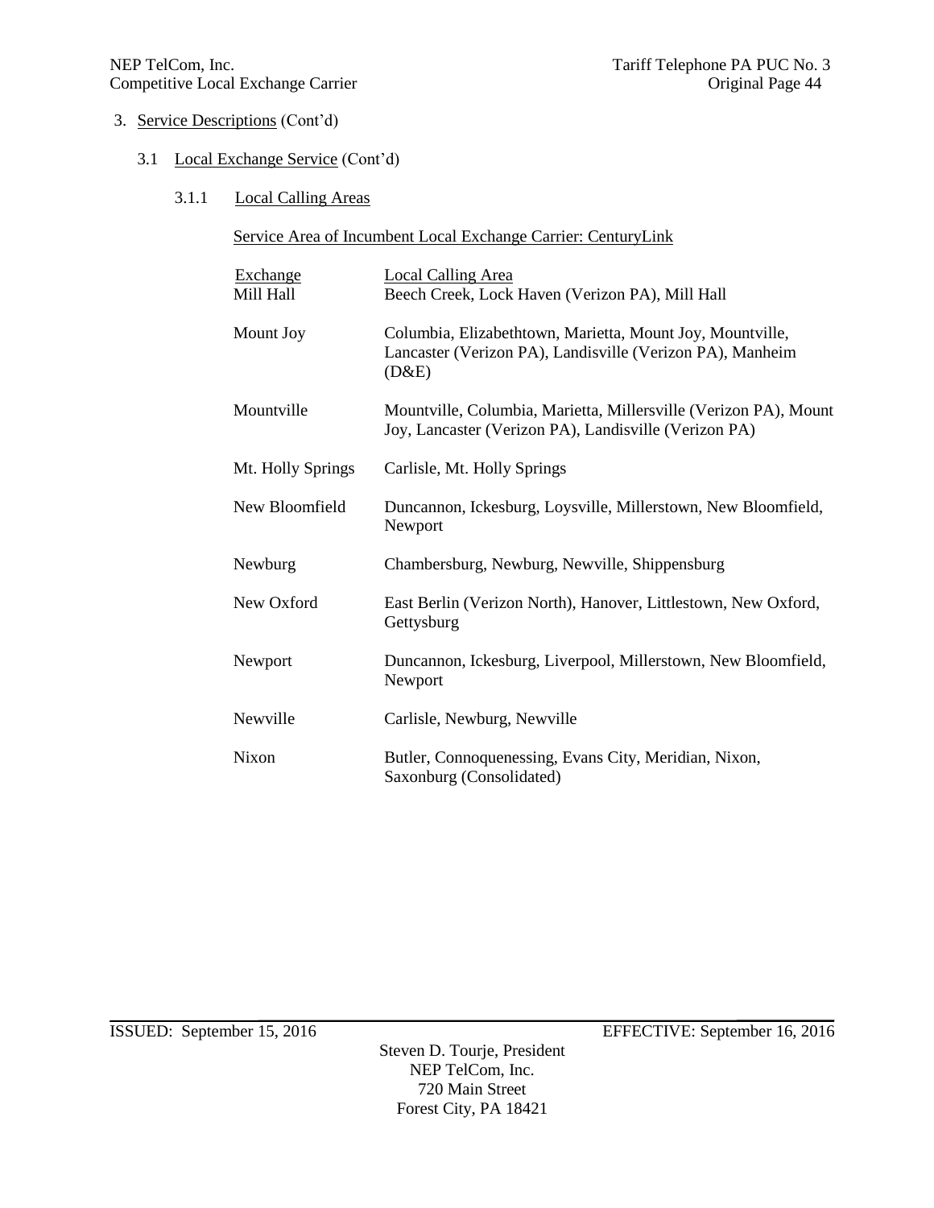3. Service Descriptions (Cont'd)

3.1 Local Exchange Service (Cont'd)

3.1.1 Local Calling Areas

Service Area of Incumbent Local Exchange Carrier: CenturyLink

| Exchange | Local Calling Area |
|---|---|
| Mill Hall | Beech Creek, Lock Haven (Verizon PA), Mill Hall |
| Mount Joy | Columbia, Elizabethtown, Marietta, Mount Joy, Mountville, Lancaster (Verizon PA), Landisville (Verizon PA), Manheim (D&E) |
| Mountville | Mountville, Columbia, Marietta, Millersville (Verizon PA), Mount Joy, Lancaster (Verizon PA), Landisville (Verizon PA) |
| Mt. Holly Springs | Carlisle, Mt. Holly Springs |
| New Bloomfield | Duncannon, Ickesburg, Loysville, Millerstown, New Bloomfield, Newport |
| Newburg | Chambersburg, Newburg, Newville, Shippensburg |
| New Oxford | East Berlin (Verizon North), Hanover, Littlestown, New Oxford, Gettysburg |
| Newport | Duncannon, Ickesburg, Liverpool, Millerstown, New Bloomfield, Newport |
| Newville | Carlisle, Newburg, Newville |
| Nixon | Butler, Connoquenessing, Evans City, Meridian, Nixon, Saxonburg (Consolidated) |

ISSUED: September 15, 2016 EFFECTIVE: September 16, 2016

Steven D. Tourje, President
NEP TelCom, Inc.
720 Main Street
Forest City, PA 18421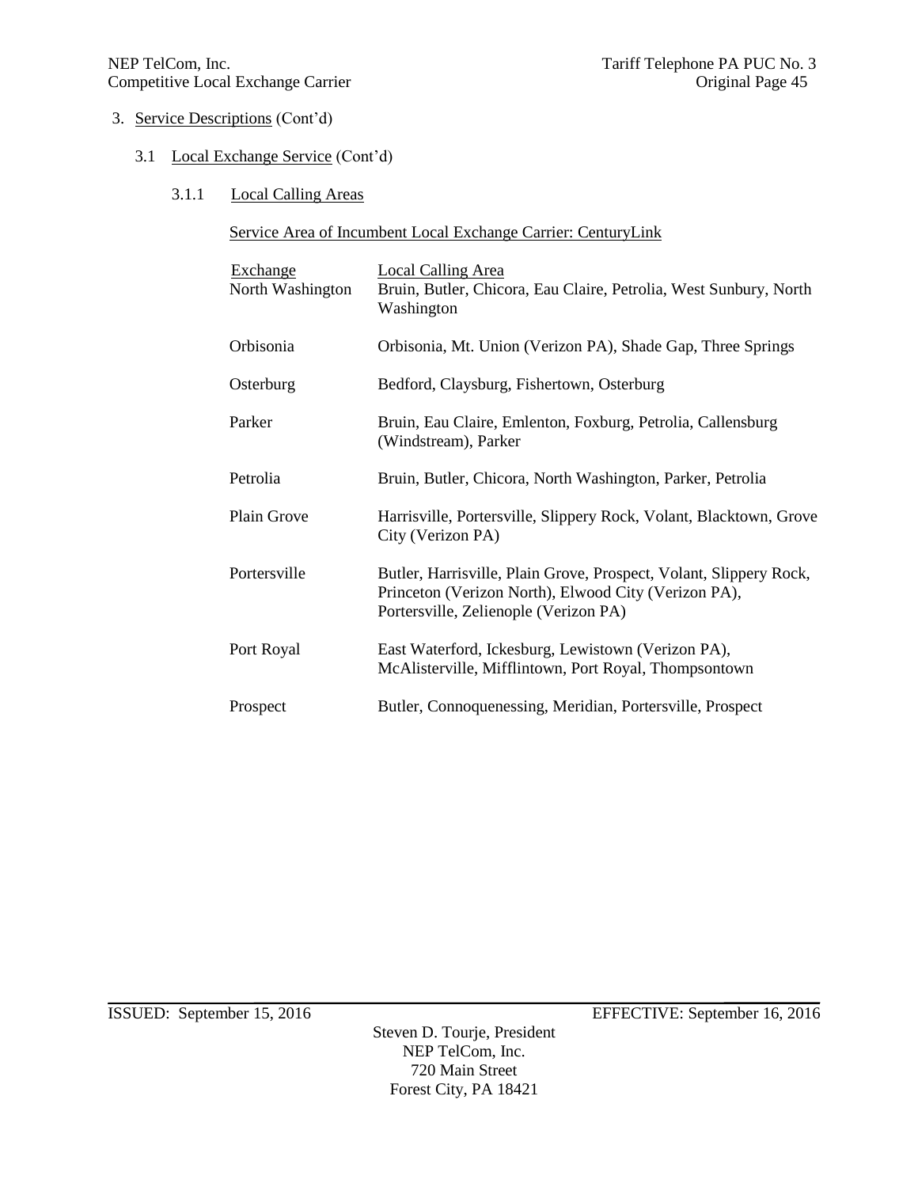3. Service Descriptions (Cont'd)

3.1 Local Exchange Service (Cont'd)

3.1.1 Local Calling Areas

Service Area of Incumbent Local Exchange Carrier: CenturyLink

| Exchange | Local Calling Area |
|---|---|
| North Washington | Bruin, Butler, Chicora, Eau Claire, Petrolia, West Sunbury, North Washington |
| Orbisonia | Orbisonia, Mt. Union (Verizon PA), Shade Gap, Three Springs |
| Osterburg | Bedford, Claysburg, Fishertown, Osterburg |
| Parker | Bruin, Eau Claire, Emlenton, Foxburg, Petrolia, Callensburg (Windstream), Parker |
| Petrolia | Bruin, Butler, Chicora, North Washington, Parker, Petrolia |
| Plain Grove | Harrisville, Portersville, Slippery Rock, Volant, Blacktown, Grove City (Verizon PA) |
| Portersville | Butler, Harrisville, Plain Grove, Prospect, Volant, Slippery Rock, Princeton (Verizon North), Elwood City (Verizon PA), Portersville, Zelienople (Verizon PA) |
| Port Royal | East Waterford, Ickesburg, Lewistown (Verizon PA), McAlisterville, Mifflintown, Port Royal, Thompsontown |
| Prospect | Butler, Connoquenessing, Meridian, Portersville, Prospect |

ISSUED: September 15, 2016 EFFECTIVE: September 16, 2016

Steven D. Tourje, President
NEP TelCom, Inc.
720 Main Street
Forest City, PA 18421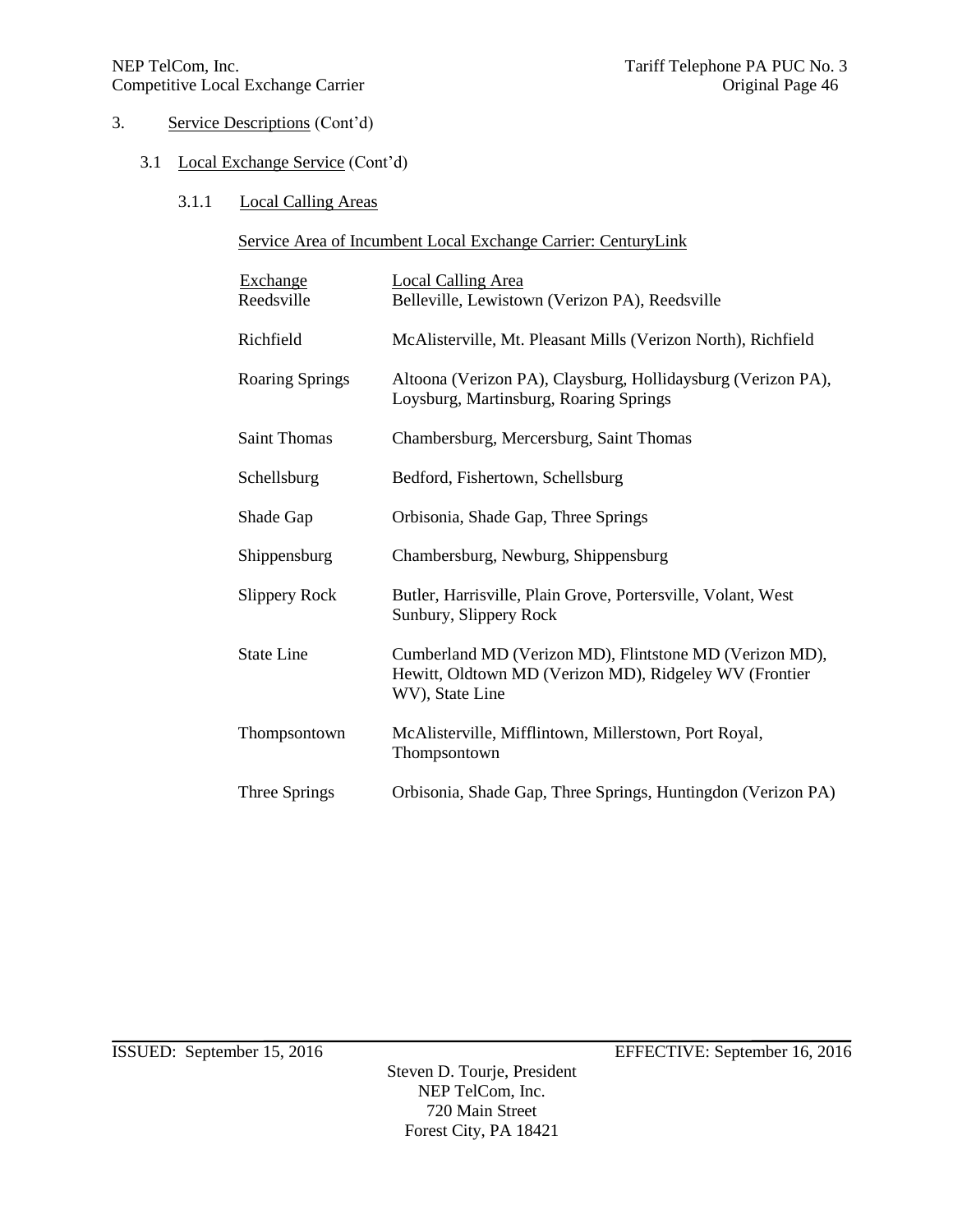3. Service Descriptions (Cont'd)

3.1 Local Exchange Service (Cont'd)

3.1.1 Local Calling Areas

Service Area of Incumbent Local Exchange Carrier: CenturyLink

| Exchange | Local Calling Area |
|---|---|
| Reedsville | Belleville, Lewistown (Verizon PA), Reedsville |
| Richfield | McAlisterville, Mt. Pleasant Mills (Verizon North), Richfield |
| Roaring Springs | Altoona (Verizon PA), Claysburg, Hollidaysburg (Verizon PA), Loysburg, Martinsburg, Roaring Springs |
| Saint Thomas | Chambersburg, Mercersburg, Saint Thomas |
| Schellsburg | Bedford, Fishertown, Schellsburg |
| Shade Gap | Orbisonia, Shade Gap, Three Springs |
| Shippensburg | Chambersburg, Newburg, Shippensburg |
| Slippery Rock | Butler, Harrisville, Plain Grove, Portersville, Volant, West Sunbury, Slippery Rock |
| State Line | Cumberland MD (Verizon MD), Flintstone MD (Verizon MD), Hewitt, Oldtown MD (Verizon MD), Ridgeley WV (Frontier WV), State Line |
| Thompsontown | McAlisterville, Mifflintown, Millerstown, Port Royal, Thompsontown |
| Three Springs | Orbisonia, Shade Gap, Three Springs, Huntingdon (Verizon PA) |

ISSUED: September 15, 2016 EFFECTIVE: September 16, 2016

Steven D. Tourje, President
NEP TelCom, Inc.
720 Main Street
Forest City, PA 18421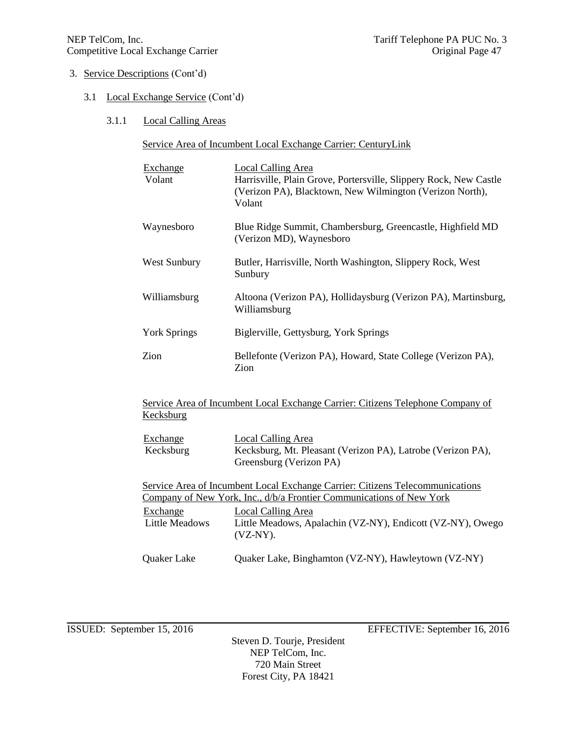3. Service Descriptions (Cont'd)

3.1 Local Exchange Service (Cont'd)

3.1.1 Local Calling Areas

Service Area of Incumbent Local Exchange Carrier: CenturyLink

| Exchange | Local Calling Area |
|---|---|
| Volant | Harrisville, Plain Grove, Portersville, Slippery Rock, New Castle (Verizon PA), Blacktown, New Wilmington (Verizon North), Volant |
| Waynesboro | Blue Ridge Summit, Chambersburg, Greencastle, Highfield MD (Verizon MD), Waynesboro |
| West Sunbury | Butler, Harrisville, North Washington, Slippery Rock, West Sunbury |
| Williamsburg | Altoona (Verizon PA), Hollidaysburg (Verizon PA), Martinsburg, Williamsburg |
| York Springs | Biglerville, Gettysburg, York Springs |
| Zion | Bellefonte (Verizon PA), Howard, State College (Verizon PA), Zion |

Service Area of Incumbent Local Exchange Carrier: Citizens Telephone Company of Kecksburg

| Exchange | Local Calling Area |
|---|---|
| Kecksburg | Kecksburg, Mt. Pleasant (Verizon PA), Latrobe (Verizon PA), Greensburg (Verizon PA) |

Service Area of Incumbent Local Exchange Carrier: Citizens Telecommunications Company of New York, Inc., d/b/a Frontier Communications of New York

| Exchange | Local Calling Area |
|---|---|
| Little Meadows | Little Meadows, Apalachin (VZ-NY), Endicott (VZ-NY), Owego (VZ-NY). |
| Quaker Lake | Quaker Lake, Binghamton (VZ-NY), Hawleytown (VZ-NY) |

ISSUED: September 15, 2016 EFFECTIVE: September 16, 2016

Steven D. Tourje, President
NEP TelCom, Inc.
720 Main Street
Forest City, PA 18421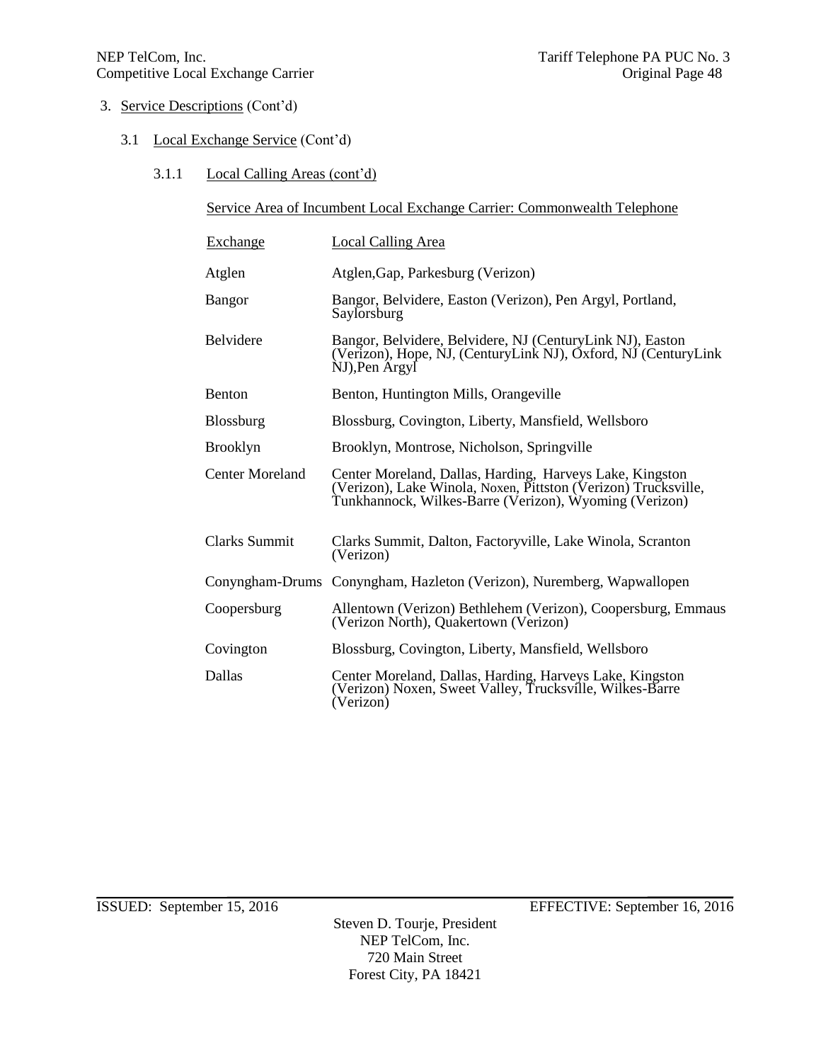3. Service Descriptions (Cont'd)

3.1 Local Exchange Service (Cont'd)

3.1.1 Local Calling Areas (cont'd)

Service Area of Incumbent Local Exchange Carrier: Commonwealth Telephone

| Exchange | Local Calling Area |
|---|---|
| Atglen | Atglen,Gap, Parkesburg (Verizon) |
| Bangor | Bangor, Belvidere, Easton (Verizon), Pen Argyl, Portland, Saylorsburg |
| Belvidere | Bangor, Belvidere, Belvidere, NJ (CenturyLink NJ), Easton (Verizon), Hope, NJ, (CenturyLink NJ), Oxford, NJ (CenturyLink NJ),Pen Argyl |
| Benton | Benton, Huntington Mills, Orangeville |
| Blossburg | Blossburg, Covington, Liberty, Mansfield, Wellsboro |
| Brooklyn | Brooklyn, Montrose, Nicholson, Springville |
| Center Moreland | Center Moreland, Dallas, Harding, Harveys Lake, Kingston (Verizon), Lake Winola, Noxen, Pittston (Verizon) Trucksville, Tunkhannock, Wilkes-Barre (Verizon), Wyoming (Verizon) |
| Clarks Summit | Clarks Summit, Dalton, Factoryville, Lake Winola, Scranton (Verizon) |
| Conyngham-Drums | Conyngham, Hazleton (Verizon), Nuremberg, Wapwallopen |
| Coopersburg | Allentown (Verizon) Bethlehem (Verizon), Coopersburg, Emmaus (Verizon North), Quakertown (Verizon) |
| Covington | Blossburg, Covington, Liberty, Mansfield, Wellsboro |
| Dallas | Center Moreland, Dallas, Harding, Harveys Lake, Kingston (Verizon) Noxen, Sweet Valley, Trucksville, Wilkes-Barre (Verizon) |

ISSUED: September 15, 2016 EFFECTIVE: September 16, 2016

Steven D. Tourje, President
NEP TelCom, Inc.
720 Main Street
Forest City, PA 18421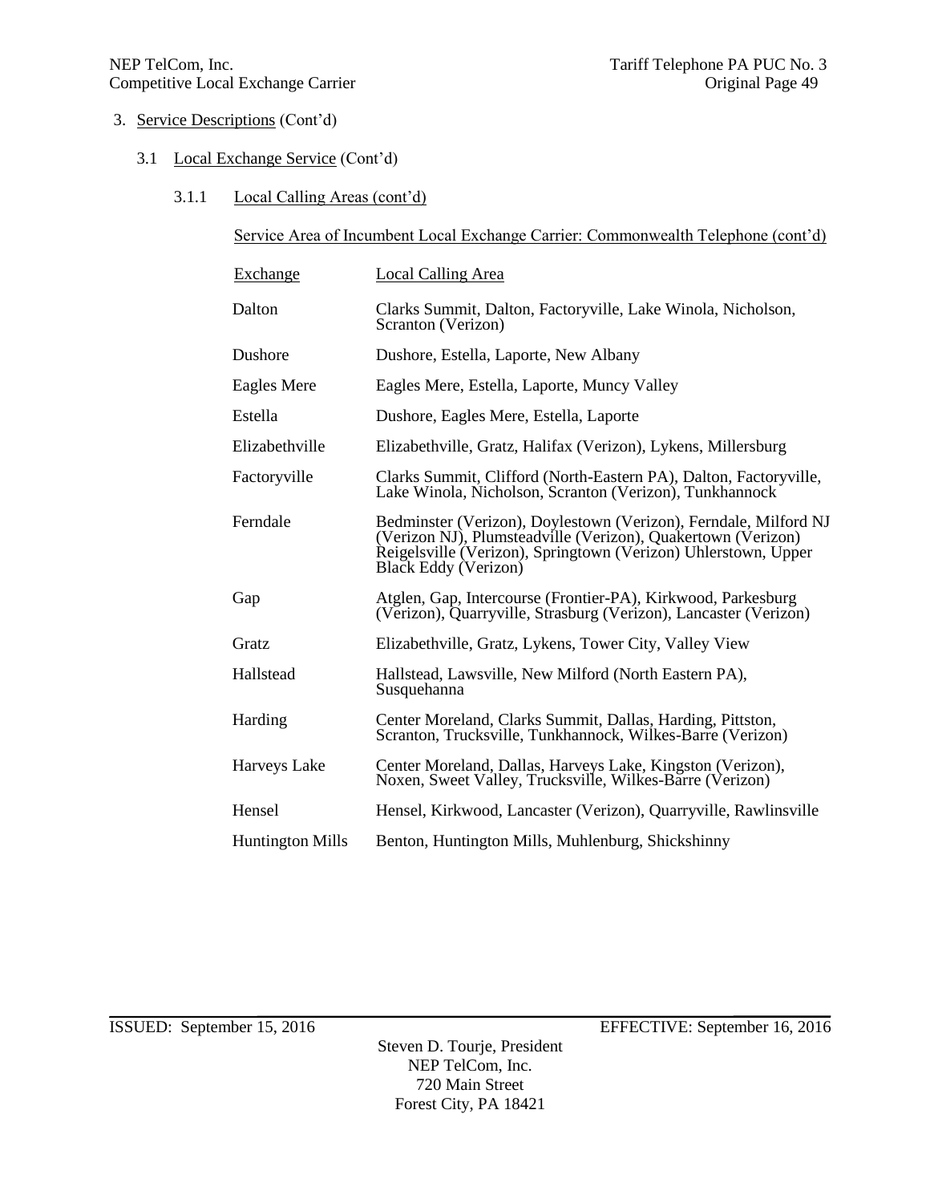3. Service Descriptions (Cont'd)

3.1 Local Exchange Service (Cont'd)

3.1.1 Local Calling Areas (cont'd)

Service Area of Incumbent Local Exchange Carrier: Commonwealth Telephone (cont'd)

| Exchange | Local Calling Area |
|---|---|
| Dalton | Clarks Summit, Dalton, Factoryville, Lake Winola, Nicholson, Scranton (Verizon) |
| Dushore | Dushore, Estella, Laporte, New Albany |
| Eagles Mere | Eagles Mere, Estella, Laporte, Muncy Valley |
| Estella | Dushore, Eagles Mere, Estella, Laporte |
| Elizabethville | Elizabethville, Gratz, Halifax (Verizon), Lykens, Millersburg |
| Factoryville | Clarks Summit, Clifford (North-Eastern PA), Dalton, Factoryville, Lake Winola, Nicholson, Scranton (Verizon), Tunkhannock |
| Ferndale | Bedminster (Verizon), Doylestown (Verizon), Ferndale, Milford NJ (Verizon NJ), Plumsteadville (Verizon), Quakertown (Verizon) Reigelsville (Verizon), Springtown (Verizon) Uhlerstown, Upper Black Eddy (Verizon) |
| Gap | Atglen, Gap, Intercourse (Frontier-PA), Kirkwood, Parkesburg (Verizon), Quarryville, Strasburg (Verizon), Lancaster (Verizon) |
| Gratz | Elizabethville, Gratz, Lykens, Tower City, Valley View |
| Hallstead | Hallstead, Lawsville, New Milford (North Eastern PA), Susquehanna |
| Harding | Center Moreland, Clarks Summit, Dallas, Harding, Pittston, Scranton, Trucksville, Tunkhannock, Wilkes-Barre (Verizon) |
| Harveys Lake | Center Moreland, Dallas, Harveys Lake, Kingston (Verizon), Noxen, Sweet Valley, Trucksville, Wilkes-Barre (Verizon) |
| Hensel | Hensel, Kirkwood, Lancaster (Verizon), Quarryville, Rawlinsville |
| Huntington Mills | Benton, Huntington Mills, Muhlenburg, Shickshinny |

ISSUED: September 15, 2016 EFFECTIVE: September 16, 2016

Steven D. Tourje, President
NEP TelCom, Inc.
720 Main Street
Forest City, PA 18421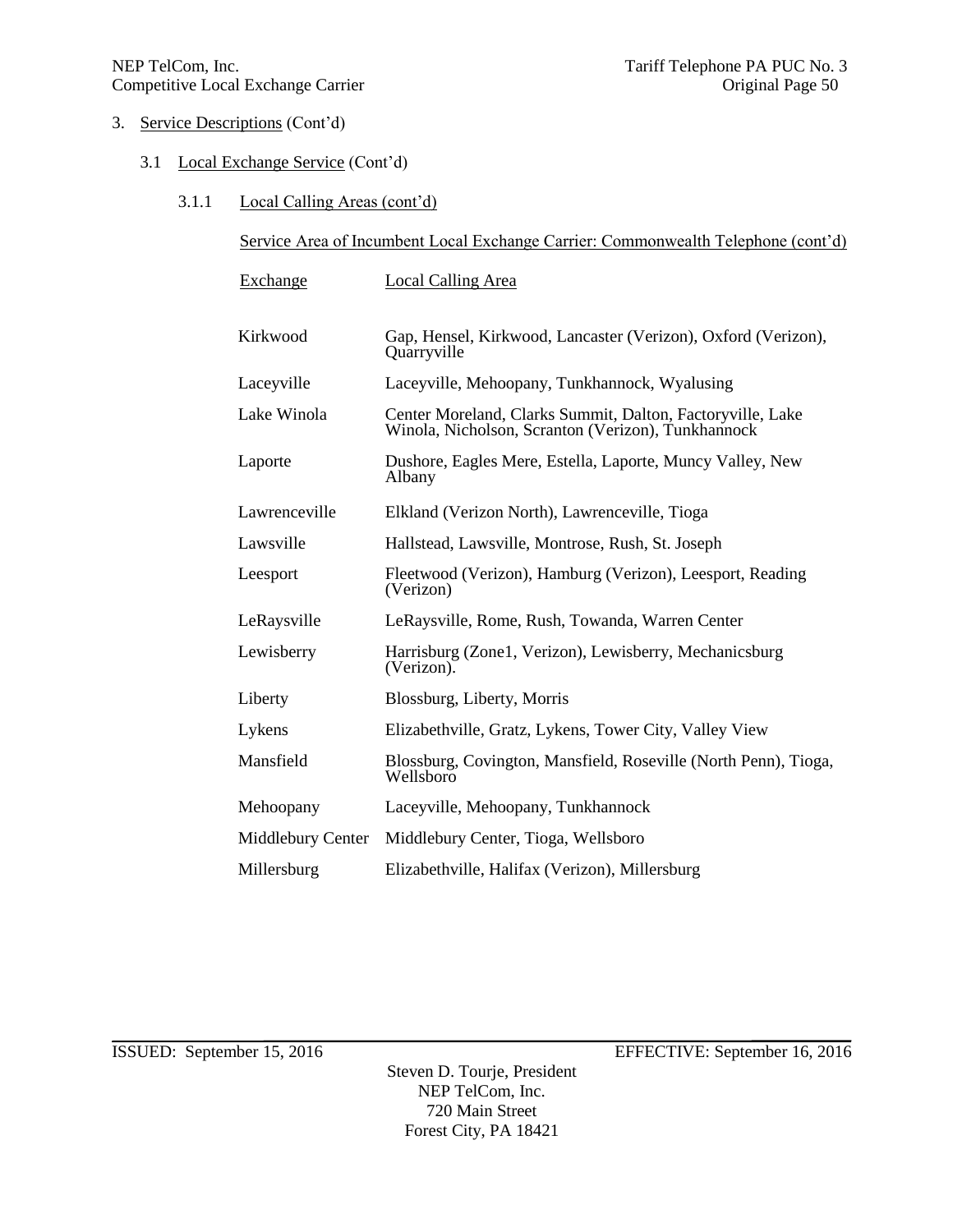3. Service Descriptions (Cont'd)

3.1 Local Exchange Service (Cont'd)

3.1.1 Local Calling Areas (cont'd)

Service Area of Incumbent Local Exchange Carrier: Commonwealth Telephone (cont'd)

| Exchange | Local Calling Area |
|---|---|
| Kirkwood | Gap, Hensel, Kirkwood, Lancaster (Verizon), Oxford (Verizon), Quarryville |
| Laceyville | Laceyville, Mehoopany, Tunkhannock, Wyalusing |
| Lake Winola | Center Moreland, Clarks Summit, Dalton, Factoryville, Lake Winola, Nicholson, Scranton (Verizon), Tunkhannock |
| Laporte | Dushore, Eagles Mere, Estella, Laporte, Muncy Valley, New Albany |
| Lawrenceville | Elkland (Verizon North), Lawrenceville, Tioga |
| Lawsville | Hallstead, Lawsville, Montrose, Rush, St. Joseph |
| Leesport | Fleetwood (Verizon), Hamburg (Verizon), Leesport, Reading (Verizon) |
| LeRaysville | LeRaysville, Rome, Rush, Towanda, Warren Center |
| Lewisberry | Harrisburg (Zone1, Verizon), Lewisberry, Mechanicsburg (Verizon). |
| Liberty | Blossburg, Liberty, Morris |
| Lykens | Elizabethville, Gratz, Lykens, Tower City, Valley View |
| Mansfield | Blossburg, Covington, Mansfield, Roseville (North Penn), Tioga, Wellsboro |
| Mehoopany | Laceyville, Mehoopany, Tunkhannock |
| Middlebury Center | Middlebury Center, Tioga, Wellsboro |
| Millersburg | Elizabethville, Halifax (Verizon), Millersburg |

ISSUED: September 15, 2016 EFFECTIVE: September 16, 2016

Steven D. Tourje, President
NEP TelCom, Inc.
720 Main Street
Forest City, PA 18421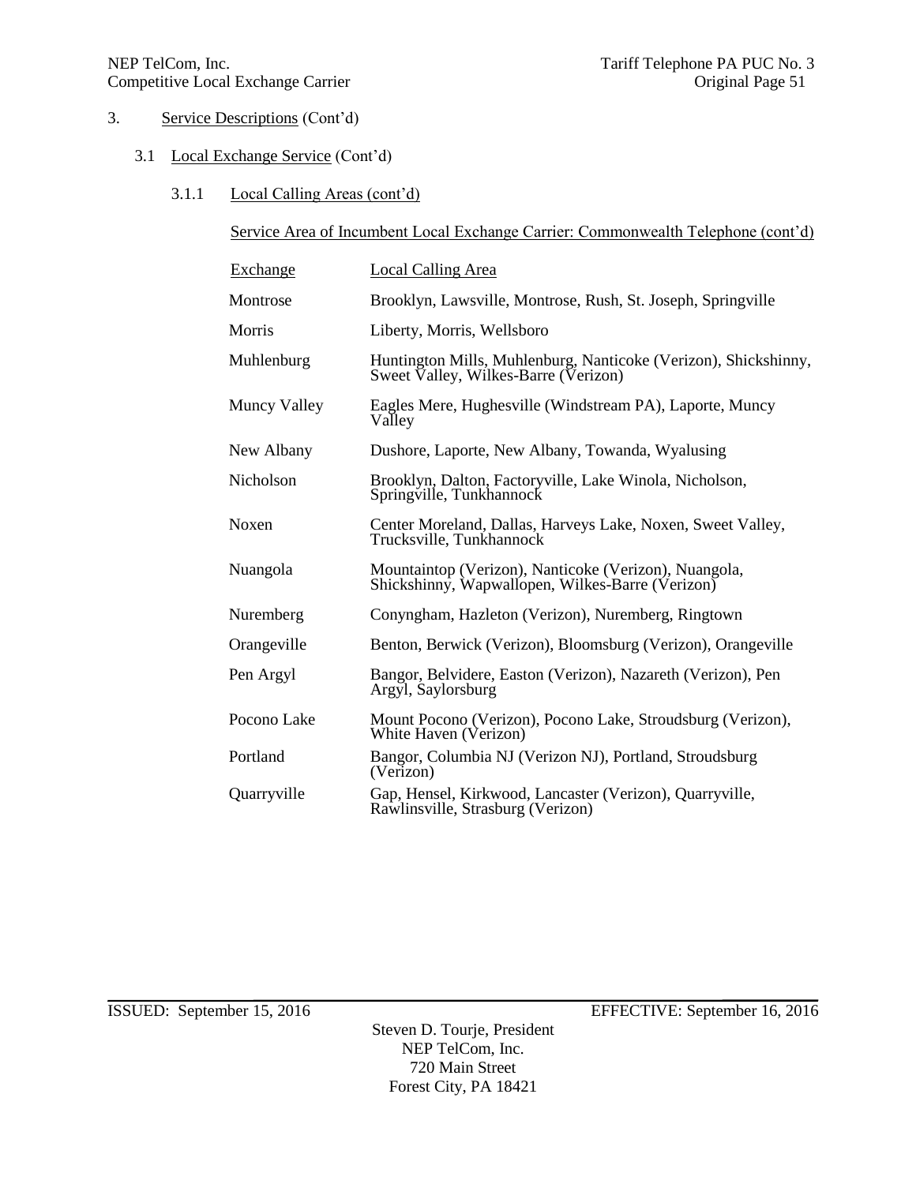3. Service Descriptions (Cont'd)

3.1 Local Exchange Service (Cont'd)

3.1.1 Local Calling Areas (cont'd)

Service Area of Incumbent Local Exchange Carrier: Commonwealth Telephone (cont'd)

| Exchange | Local Calling Area |
|---|---|
| Montrose | Brooklyn, Lawsville, Montrose, Rush, St. Joseph, Springville |
| Morris | Liberty, Morris, Wellsboro |
| Muhlenburg | Huntington Mills, Muhlenburg, Nanticoke (Verizon), Shickshinny, Sweet Valley, Wilkes-Barre (Verizon) |
| Muncy Valley | Eagles Mere, Hughesville (Windstream PA), Laporte, Muncy Valley |
| New Albany | Dushore, Laporte, New Albany, Towanda, Wyalusing |
| Nicholson | Brooklyn, Dalton, Factoryville, Lake Winola, Nicholson, Springville, Tunkhannock |
| Noxen | Center Moreland, Dallas, Harveys Lake, Noxen, Sweet Valley, Trucksville, Tunkhannock |
| Nuangola | Mountaintop (Verizon), Nanticoke (Verizon), Nuangola, Shickshinny, Wapwallopen, Wilkes-Barre (Verizon) |
| Nuremberg | Conyngham, Hazleton (Verizon), Nuremberg, Ringtown |
| Orangeville | Benton, Berwick (Verizon), Bloomsburg (Verizon), Orangeville |
| Pen Argyl | Bangor, Belvidere, Easton (Verizon), Nazareth (Verizon), Pen Argyl, Saylorsburg |
| Pocono Lake | Mount Pocono (Verizon), Pocono Lake, Stroudsburg (Verizon), White Haven (Verizon) |
| Portland | Bangor, Columbia NJ (Verizon NJ), Portland, Stroudsburg (Verizon) |
| Quarryville | Gap, Hensel, Kirkwood, Lancaster (Verizon), Quarryville, Rawlinsville, Strasburg (Verizon) |

ISSUED: September 15, 2016 EFFECTIVE: September 16, 2016

Steven D. Tourje, President
NEP TelCom, Inc.
720 Main Street
Forest City, PA 18421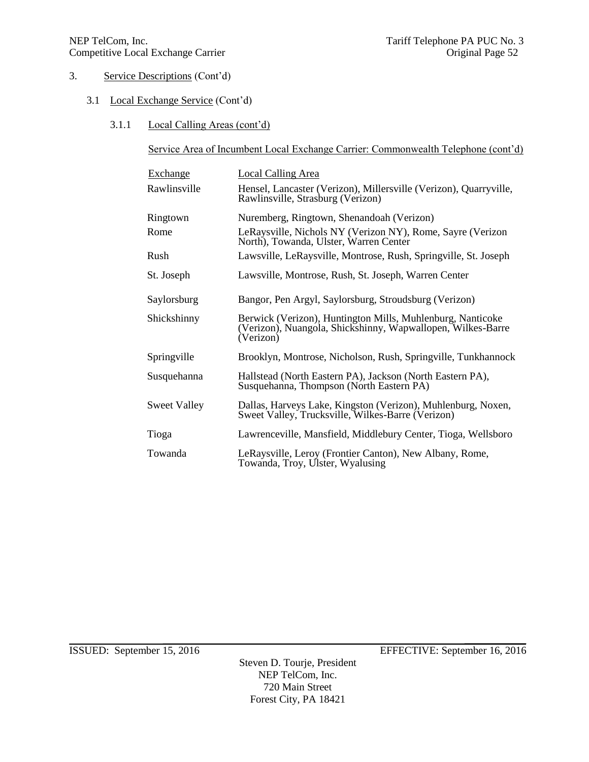3. Service Descriptions (Cont'd)

3.1 Local Exchange Service (Cont'd)

3.1.1 Local Calling Areas (cont'd)

Service Area of Incumbent Local Exchange Carrier: Commonwealth Telephone (cont'd)

| Exchange | Local Calling Area |
|---|---|
| Rawlinsville | Hensel, Lancaster (Verizon), Millersville (Verizon), Quarryville, Rawlinsville, Strasburg (Verizon) |
| Ringtown | Nuremberg, Ringtown, Shenandoah (Verizon) |
| Rome | LeRaysville, Nichols NY (Verizon NY), Rome, Sayre (Verizon North), Towanda, Ulster, Warren Center |
| Rush | Lawsville, LeRaysville, Montrose, Rush, Springville, St. Joseph |
| St. Joseph | Lawsville, Montrose, Rush, St. Joseph, Warren Center |
| Saylorsburg | Bangor, Pen Argyl, Saylorsburg, Stroudsburg (Verizon) |
| Shickshinny | Berwick (Verizon), Huntington Mills, Muhlenburg, Nanticoke (Verizon), Nuangola, Shickshinny, Wapwallopen, Wilkes-Barre (Verizon) |
| Springville | Brooklyn, Montrose, Nicholson, Rush, Springville, Tunkhannock |
| Susquehanna | Hallstead (North Eastern PA), Jackson (North Eastern PA), Susquehanna, Thompson (North Eastern PA) |
| Sweet Valley | Dallas, Harveys Lake, Kingston (Verizon), Muhlenburg, Noxen, Sweet Valley, Trucksville, Wilkes-Barre (Verizon) |
| Tioga | Lawrenceville, Mansfield, Middlebury Center, Tioga, Wellsboro |
| Towanda | LeRaysville, Leroy (Frontier Canton), New Albany, Rome, Towanda, Troy, Ulster, Wyalusing |

ISSUED: September 15, 2016 EFFECTIVE: September 16, 2016

Steven D. Tourje, President
NEP TelCom, Inc.
720 Main Street
Forest City, PA 18421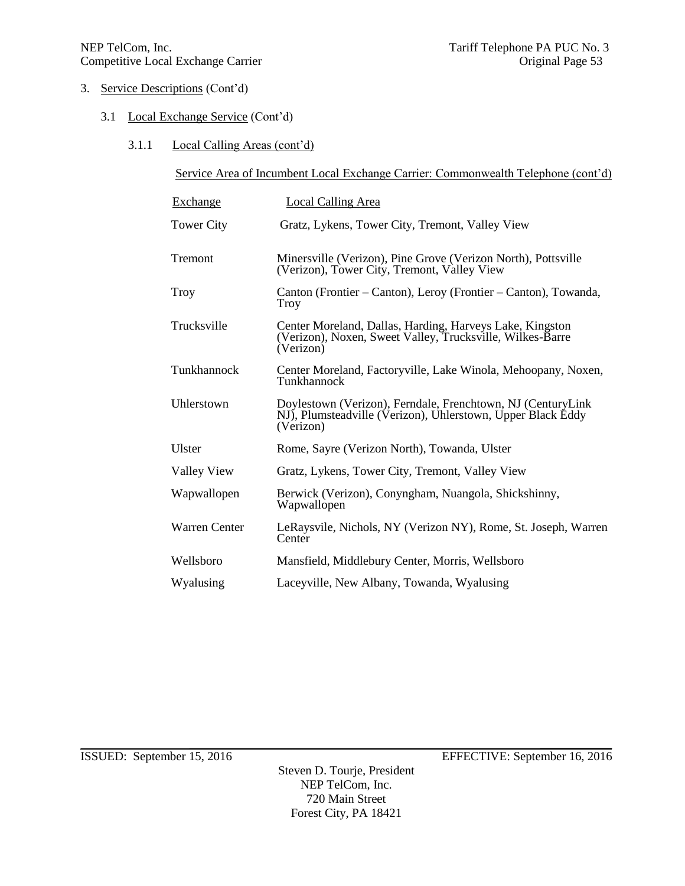3. Service Descriptions (Cont'd)

3.1 Local Exchange Service (Cont'd)

3.1.1 Local Calling Areas (cont'd)

Service Area of Incumbent Local Exchange Carrier: Commonwealth Telephone (cont'd)

| Exchange | Local Calling Area |
|---|---|
| Tower City | Gratz, Lykens, Tower City, Tremont, Valley View |
| Tremont | Minersville (Verizon), Pine Grove (Verizon North), Pottsville (Verizon), Tower City, Tremont, Valley View |
| Troy | Canton (Frontier – Canton), Leroy (Frontier – Canton), Towanda, Troy |
| Trucksville | Center Moreland, Dallas, Harding, Harveys Lake, Kingston (Verizon), Noxen, Sweet Valley, Trucksville, Wilkes-Barre (Verizon) |
| Tunkhannock | Center Moreland, Factoryville, Lake Winola, Mehoopany, Noxen, Tunkhannock |
| Uhlerstown | Doylestown (Verizon), Ferndale, Frenchtown, NJ (CenturyLink NJ), Plumsteadville (Verizon), Uhlerstown, Upper Black Eddy (Verizon) |
| Ulster | Rome, Sayre (Verizon North), Towanda, Ulster |
| Valley View | Gratz, Lykens, Tower City, Tremont, Valley View |
| Wapwallopen | Berwick (Verizon), Conyngham, Nuangola, Shickshinny, Wapwallopen |
| Warren Center | LeRaysvile, Nichols, NY (Verizon NY), Rome, St. Joseph, Warren Center |
| Wellsboro | Mansfield, Middlebury Center, Morris, Wellsboro |
| Wyalusing | Laceyville, New Albany, Towanda, Wyalusing |

ISSUED: September 15, 2016 EFFECTIVE: September 16, 2016

Steven D. Tourje, President
NEP TelCom, Inc.
720 Main Street
Forest City, PA 18421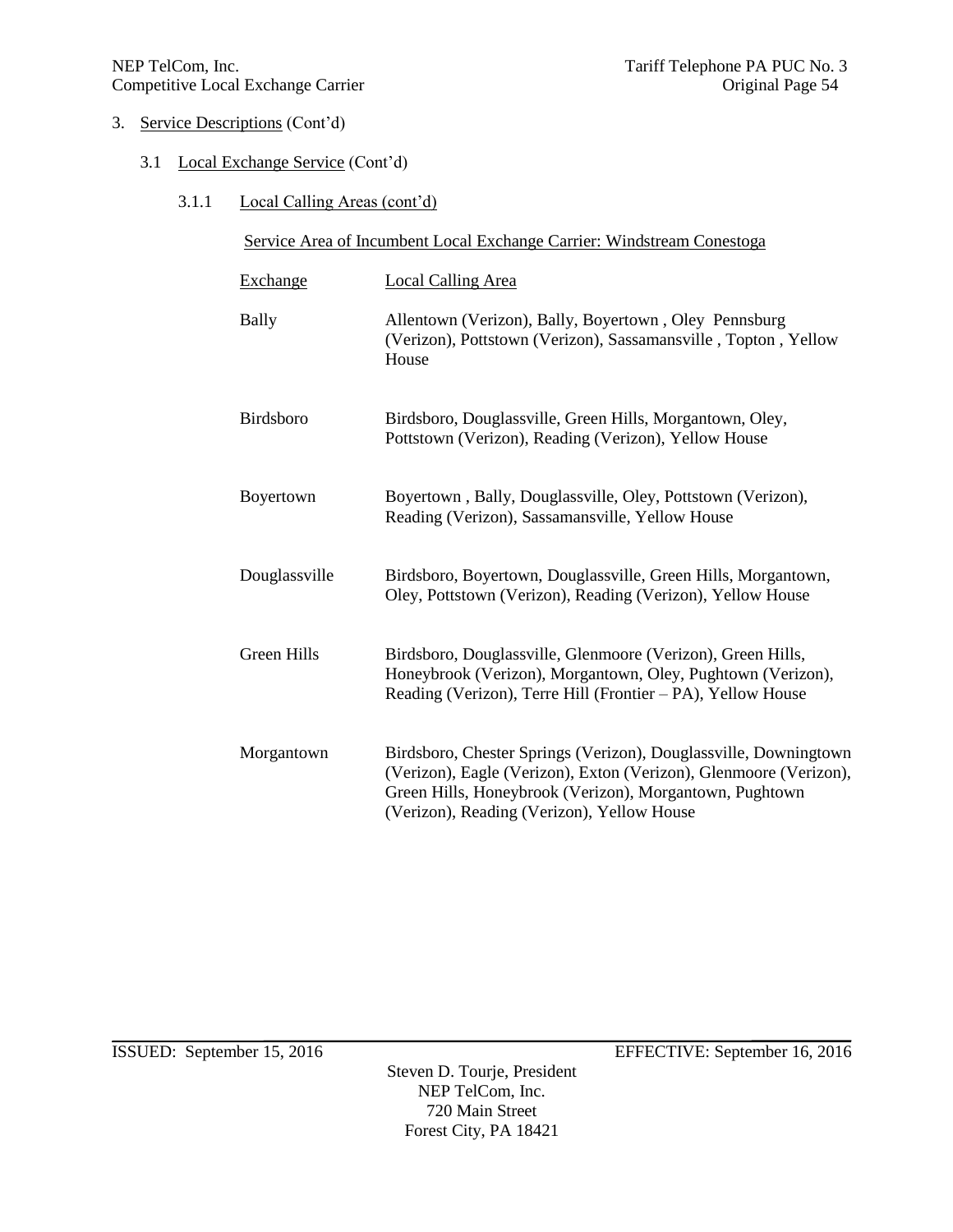3. Service Descriptions (Cont'd)

3.1 Local Exchange Service (Cont'd)

3.1.1 Local Calling Areas (cont'd)

Service Area of Incumbent Local Exchange Carrier: Windstream Conestoga

| Exchange | Local Calling Area |
|---|---|
| Bally | Allentown (Verizon), Bally, Boyertown , Oley Pennsburg (Verizon), Pottstown (Verizon), Sassamansville , Topton , Yellow House |
| Birdsboro | Birdsboro, Douglassville, Green Hills, Morgantown, Oley, Pottstown (Verizon), Reading (Verizon), Yellow House |
| Boyertown | Boyertown , Bally, Douglassville, Oley, Pottstown (Verizon), Reading (Verizon), Sassamansville, Yellow House |
| Douglassville | Birdsboro, Boyertown, Douglassville, Green Hills, Morgantown, Oley, Pottstown (Verizon), Reading (Verizon), Yellow House |
| Green Hills | Birdsboro, Douglassville, Glenmoore (Verizon), Green Hills, Honeybrook (Verizon), Morgantown, Oley, Pughtown (Verizon), Reading (Verizon), Terre Hill (Frontier – PA), Yellow House |
| Morgantown | Birdsboro, Chester Springs (Verizon), Douglassville, Downingtown (Verizon), Eagle (Verizon), Exton (Verizon), Glenmoore (Verizon), Green Hills, Honeybrook (Verizon), Morgantown, Pughtown (Verizon), Reading (Verizon), Yellow House |

ISSUED: September 15, 2016 EFFECTIVE: September 16, 2016

Steven D. Tourje, President
NEP TelCom, Inc.
720 Main Street
Forest City, PA 18421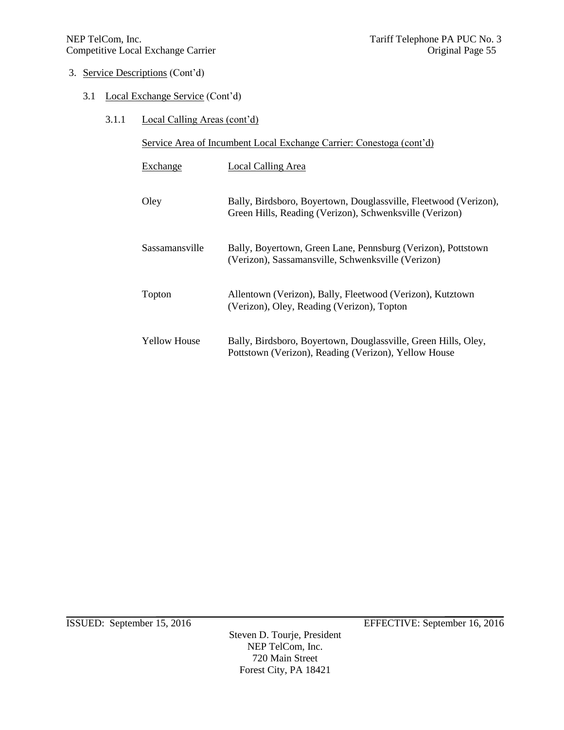3. Service Descriptions (Cont'd)

3.1 Local Exchange Service (Cont'd)

3.1.1 Local Calling Areas (cont'd)

Service Area of Incumbent Local Exchange Carrier: Conestoga (cont'd)

| Exchange | Local Calling Area |
|---|---|
| Oley | Bally, Birdsboro, Boyertown, Douglassville, Fleetwood (Verizon), Green Hills, Reading (Verizon), Schwenksville (Verizon) |
| Sassamansville | Bally, Boyertown, Green Lane, Pennsburg (Verizon), Pottstown (Verizon), Sassamansville, Schwenksville (Verizon) |
| Topton | Allentown (Verizon), Bally, Fleetwood (Verizon), Kutztown (Verizon), Oley, Reading (Verizon), Topton |
| Yellow House | Bally, Birdsboro, Boyertown, Douglassville, Green Hills, Oley, Pottstown (Verizon), Reading (Verizon), Yellow House |

ISSUED: September 15, 2016 EFFECTIVE: September 16, 2016

Steven D. Tourje, President
NEP TelCom, Inc.
720 Main Street
Forest City, PA 18421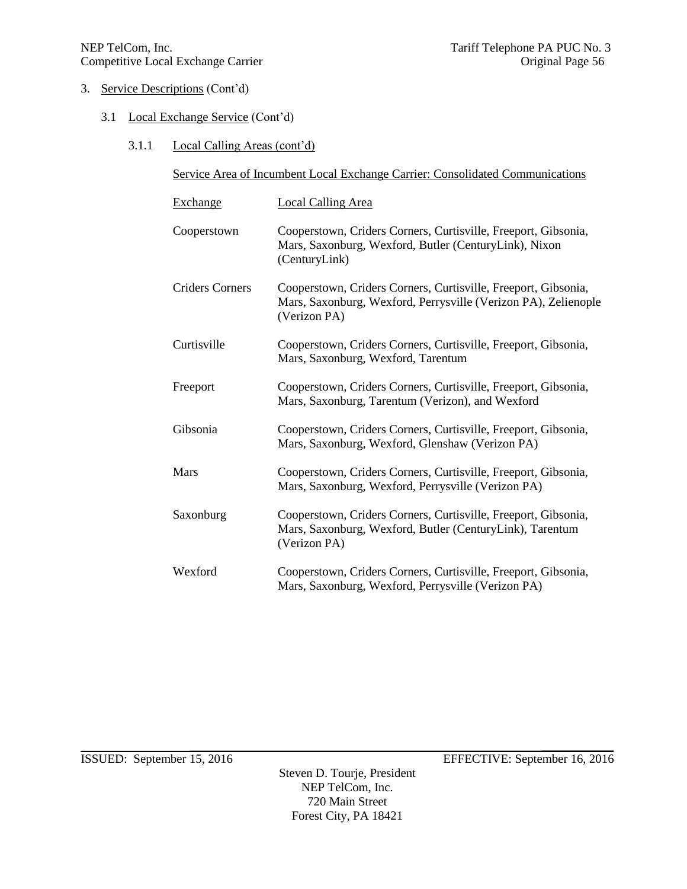3. Service Descriptions (Cont'd)

3.1 Local Exchange Service (Cont'd)

3.1.1 Local Calling Areas (cont'd)

Service Area of Incumbent Local Exchange Carrier: Consolidated Communications

| Exchange | Local Calling Area |
| --- | --- |
| Cooperstown | Cooperstown, Criders Corners, Curtisville, Freeport, Gibsonia, Mars, Saxonburg, Wexford, Butler (CenturyLink), Nixon (CenturyLink) |
| Criders Corners | Cooperstown, Criders Corners, Curtisville, Freeport, Gibsonia, Mars, Saxonburg, Wexford, Perrysville (Verizon PA), Zelienople (Verizon PA) |
| Curtisville | Cooperstown, Criders Corners, Curtisville, Freeport, Gibsonia, Mars, Saxonburg, Wexford, Tarentum |
| Freeport | Cooperstown, Criders Corners, Curtisville, Freeport, Gibsonia, Mars, Saxonburg, Tarentum (Verizon), and Wexford |
| Gibsonia | Cooperstown, Criders Corners, Curtisville, Freeport, Gibsonia, Mars, Saxonburg, Wexford, Glenshaw (Verizon PA) |
| Mars | Cooperstown, Criders Corners, Curtisville, Freeport, Gibsonia, Mars, Saxonburg, Wexford, Perrysville (Verizon PA) |
| Saxonburg | Cooperstown, Criders Corners, Curtisville, Freeport, Gibsonia, Mars, Saxonburg, Wexford, Butler (CenturyLink), Tarentum (Verizon PA) |
| Wexford | Cooperstown, Criders Corners, Curtisville, Freeport, Gibsonia, Mars, Saxonburg, Wexford, Perrysville (Verizon PA) |

ISSUED: September 15, 2016 EFFECTIVE: September 16, 2016

Steven D. Tourje, President
NEP TelCom, Inc.
720 Main Street
Forest City, PA 18421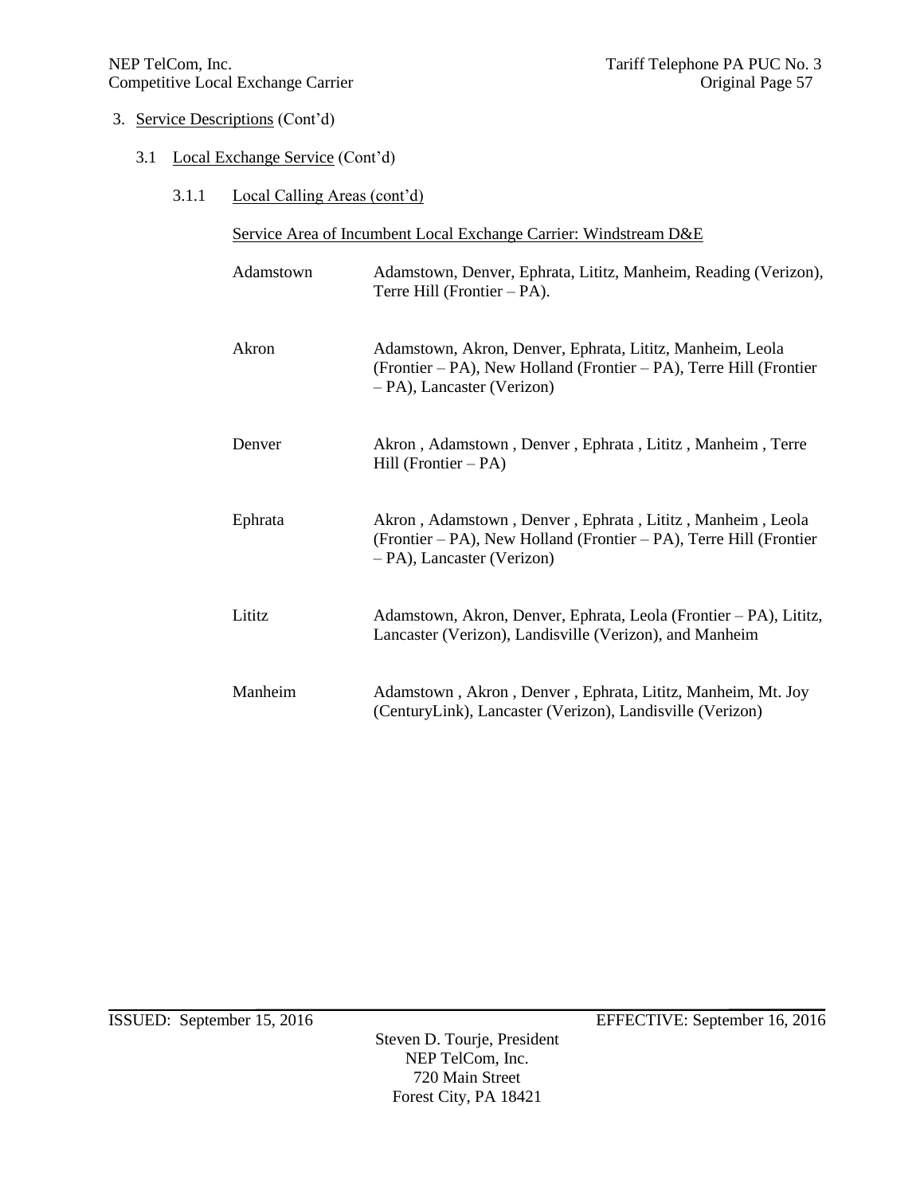3. Service Descriptions (Cont'd)

3.1 Local Exchange Service (Cont'd)

3.1.1 Local Calling Areas (cont'd)

Service Area of Incumbent Local Exchange Carrier: Windstream D&E

| | |
|---|---|
| Adamstown | Adamstown, Denver, Ephrata, Lititz, Manheim, Reading (Verizon), Terre Hill (Frontier – PA). |
| Akron | Adamstown, Akron, Denver, Ephrata, Lititz, Manheim, Leola (Frontier – PA), New Holland (Frontier – PA), Terre Hill (Frontier – PA), Lancaster (Verizon) |
| Denver | Akron , Adamstown , Denver , Ephrata , Lititz , Manheim , Terre Hill (Frontier – PA) |
| Ephrata | Akron , Adamstown , Denver , Ephrata , Lititz , Manheim , Leola (Frontier – PA), New Holland (Frontier – PA), Terre Hill (Frontier – PA), Lancaster (Verizon) |
| Lititz | Adamstown, Akron, Denver, Ephrata, Leola (Frontier – PA), Lititz, Lancaster (Verizon), Landisville (Verizon), and Manheim |
| Manheim | Adamstown , Akron , Denver , Ephrata, Lititz, Manheim, Mt. Joy (CenturyLink), Lancaster (Verizon), Landisville (Verizon) |

ISSUED: September 15, 2016 EFFECTIVE: September 16, 2016

Steven D. Tourje, President
NEP TelCom, Inc.
720 Main Street
Forest City, PA 18421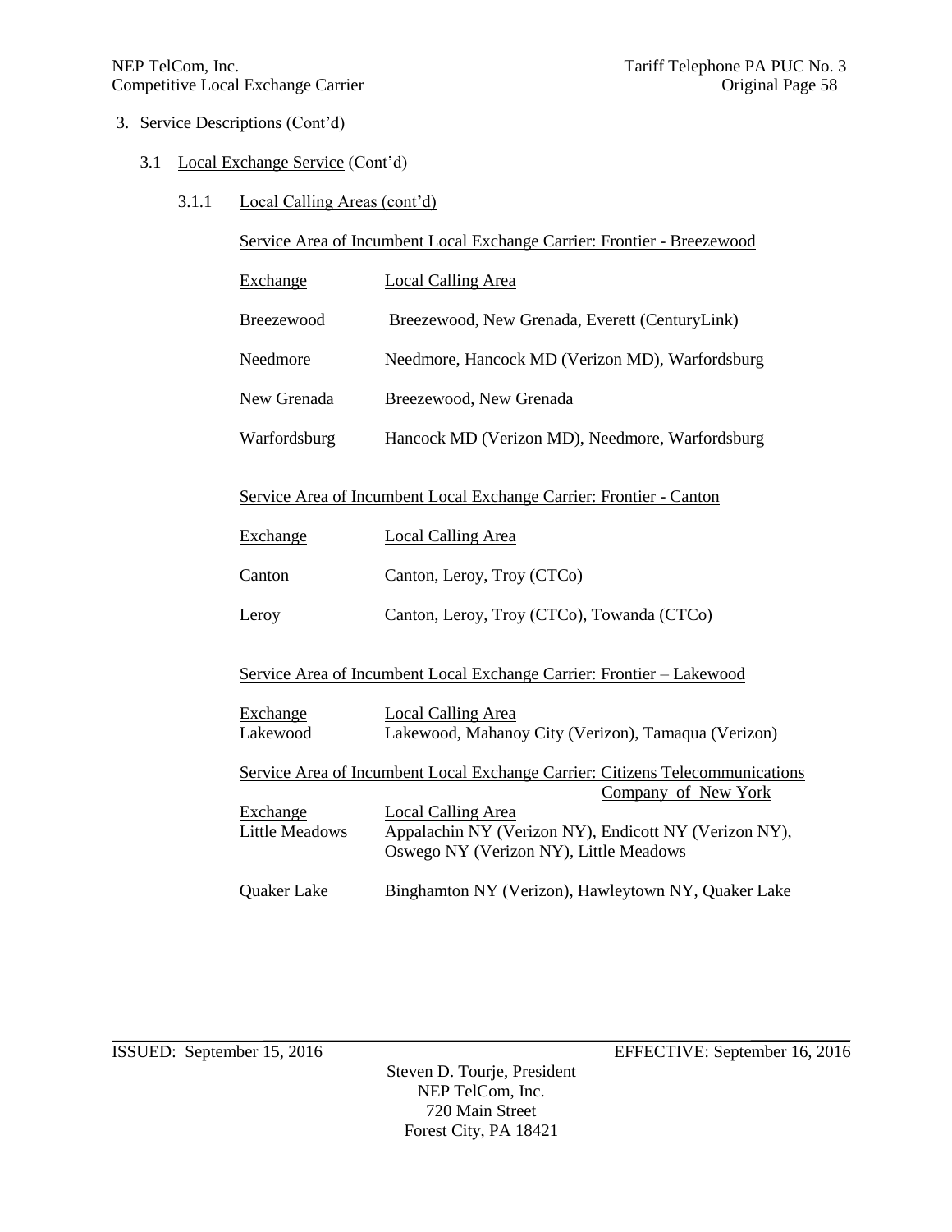3. Service Descriptions (Cont'd)

3.1 Local Exchange Service (Cont'd)

3.1.1 Local Calling Areas (cont'd)

Service Area of Incumbent Local Exchange Carrier: Frontier - Breezewood

| Exchange | Local Calling Area |
|---|---|
| Breezewood | Breezewood, New Grenada, Everett (CenturyLink) |
| Needmore | Needmore, Hancock MD (Verizon MD), Warfordsburg |
| New Grenada | Breezewood, New Grenada |
| Warfordsburg | Hancock MD (Verizon MD), Needmore, Warfordsburg |

Service Area of Incumbent Local Exchange Carrier: Frontier - Canton

| Exchange | Local Calling Area |
|---|---|
| Canton | Canton, Leroy, Troy (CTCo) |
| Leroy | Canton, Leroy, Troy (CTCo), Towanda (CTCo) |

Service Area of Incumbent Local Exchange Carrier: Frontier – Lakewood

| Exchange | Local Calling Area |
|---|---|
| Lakewood | Lakewood, Mahanoy City (Verizon), Tamaqua (Verizon) |

Service Area of Incumbent Local Exchange Carrier: Citizens Telecommunications Company of New York

| Exchange | Local Calling Area |
|---|---|
| Little Meadows | Appalachin NY (Verizon NY), Endicott NY (Verizon NY), Oswego NY (Verizon NY), Little Meadows |
| Quaker Lake | Binghamton NY (Verizon), Hawleytown NY, Quaker Lake |

ISSUED: September 15, 2016 EFFECTIVE: September 16, 2016

Steven D. Tourje, President
NEP TelCom, Inc.
720 Main Street
Forest City, PA 18421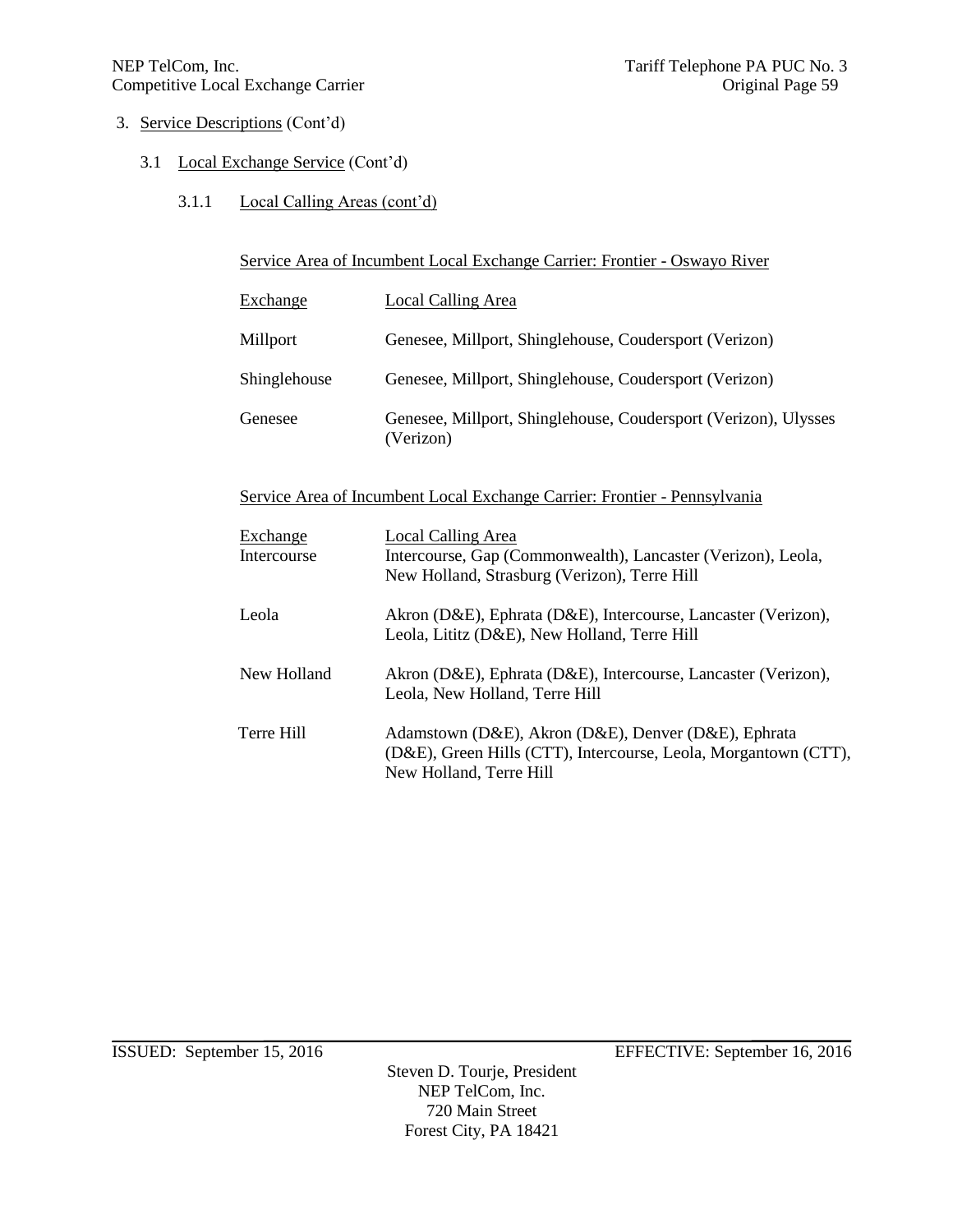3. Service Descriptions (Cont'd)

3.1 Local Exchange Service (Cont'd)

3.1.1 Local Calling Areas (cont'd)

Service Area of Incumbent Local Exchange Carrier: Frontier - Oswayo River

| Exchange | Local Calling Area |
| --- | --- |
| Millport | Genesee, Millport, Shinglehouse, Coudersport (Verizon) |
| Shinglehouse | Genesee, Millport, Shinglehouse, Coudersport (Verizon) |
| Genesee | Genesee, Millport, Shinglehouse, Coudersport (Verizon), Ulysses (Verizon) |

Service Area of Incumbent Local Exchange Carrier: Frontier - Pennsylvania

| Exchange | Local Calling Area |
| --- | --- |
| Intercourse | Intercourse, Gap (Commonwealth), Lancaster (Verizon), Leola, New Holland, Strasburg (Verizon), Terre Hill |
| Leola | Akron (D&E), Ephrata (D&E), Intercourse, Lancaster (Verizon), Leola, Lititz (D&E), New Holland, Terre Hill |
| New Holland | Akron (D&E), Ephrata (D&E), Intercourse, Lancaster (Verizon), Leola, New Holland, Terre Hill |
| Terre Hill | Adamstown (D&E), Akron (D&E), Denver (D&E), Ephrata (D&E), Green Hills (CTT), Intercourse, Leola, Morgantown (CTT), New Holland, Terre Hill |

ISSUED: September 15, 2016 EFFECTIVE: September 16, 2016

Steven D. Tourje, President
NEP TelCom, Inc.
720 Main Street
Forest City, PA 18421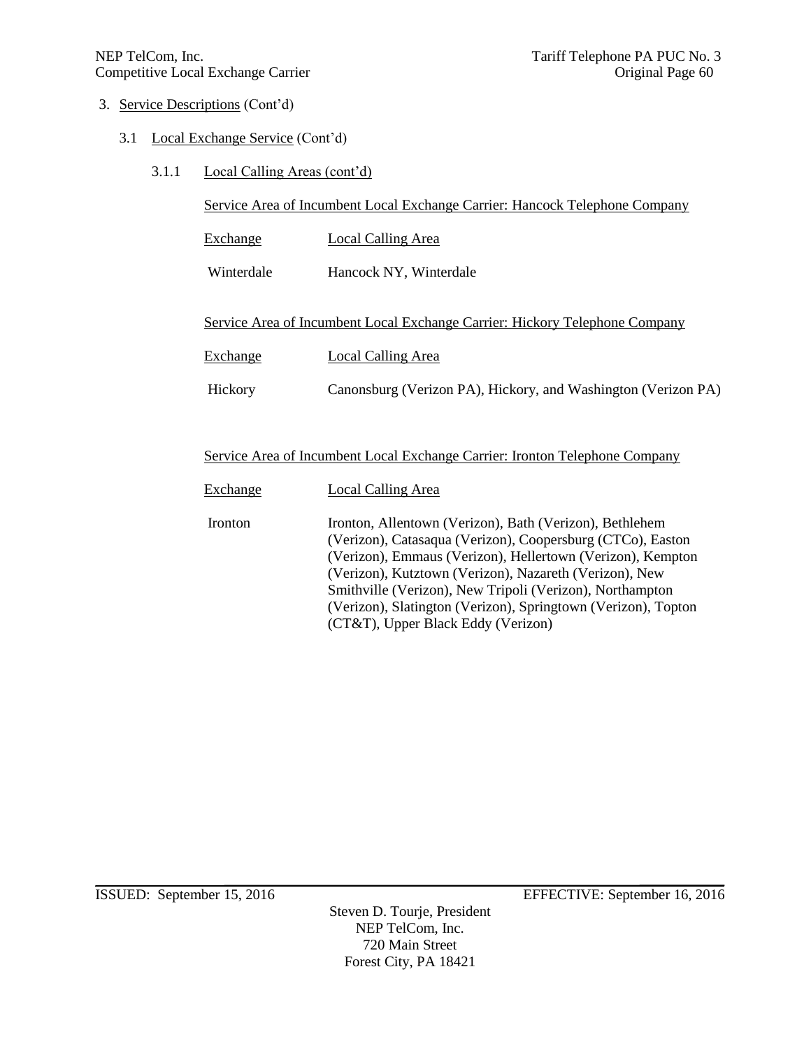3. Service Descriptions (Cont'd)

3.1 Local Exchange Service (Cont'd)

3.1.1 Local Calling Areas (cont'd)

Service Area of Incumbent Local Exchange Carrier: Hancock Telephone Company

| Exchange | Local Calling Area |
| --- | --- |
| Winterdale | Hancock NY, Winterdale |

Service Area of Incumbent Local Exchange Carrier: Hickory Telephone Company

| Exchange | Local Calling Area |
| --- | --- |
| Hickory | Canonsburg (Verizon PA), Hickory, and Washington (Verizon PA) |

Service Area of Incumbent Local Exchange Carrier: Ironton Telephone Company

| Exchange | Local Calling Area |
| --- | --- |
| Ironton | Ironton, Allentown (Verizon), Bath (Verizon), Bethlehem (Verizon), Catasaqua (Verizon), Coopersburg (CTCo), Easton (Verizon), Emmaus (Verizon), Hellertown (Verizon), Kempton (Verizon), Kutztown (Verizon), Nazareth (Verizon), New Smithville (Verizon), New Tripoli (Verizon), Northampton (Verizon), Slatington (Verizon), Springtown (Verizon), Topton (CT&T), Upper Black Eddy (Verizon) |

ISSUED: September 15, 2016 EFFECTIVE: September 16, 2016

Steven D. Tourje, President
NEP TelCom, Inc.
720 Main Street
Forest City, PA 18421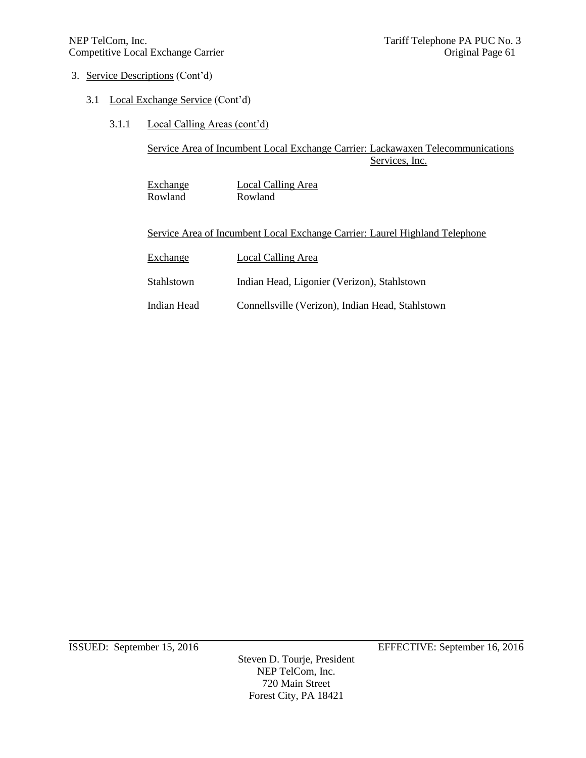3. Service Descriptions (Cont'd)

3.1 Local Exchange Service (Cont'd)

3.1.1 Local Calling Areas (cont'd)

Service Area of Incumbent Local Exchange Carrier: Lackawaxen Telecommunications Services, Inc.

| Exchange | Local Calling Area |
|---|---|
| Rowland | Rowland |

Service Area of Incumbent Local Exchange Carrier: Laurel Highland Telephone

| Exchange | Local Calling Area |
|---|---|
| Stahlstown | Indian Head, Ligonier (Verizon), Stahlstown |
| Indian Head | Connellsville (Verizon), Indian Head, Stahlstown |

ISSUED: September 15, 2016 EFFECTIVE: September 16, 2016

Steven D. Tourje, President
NEP TelCom, Inc.
720 Main Street
Forest City, PA 18421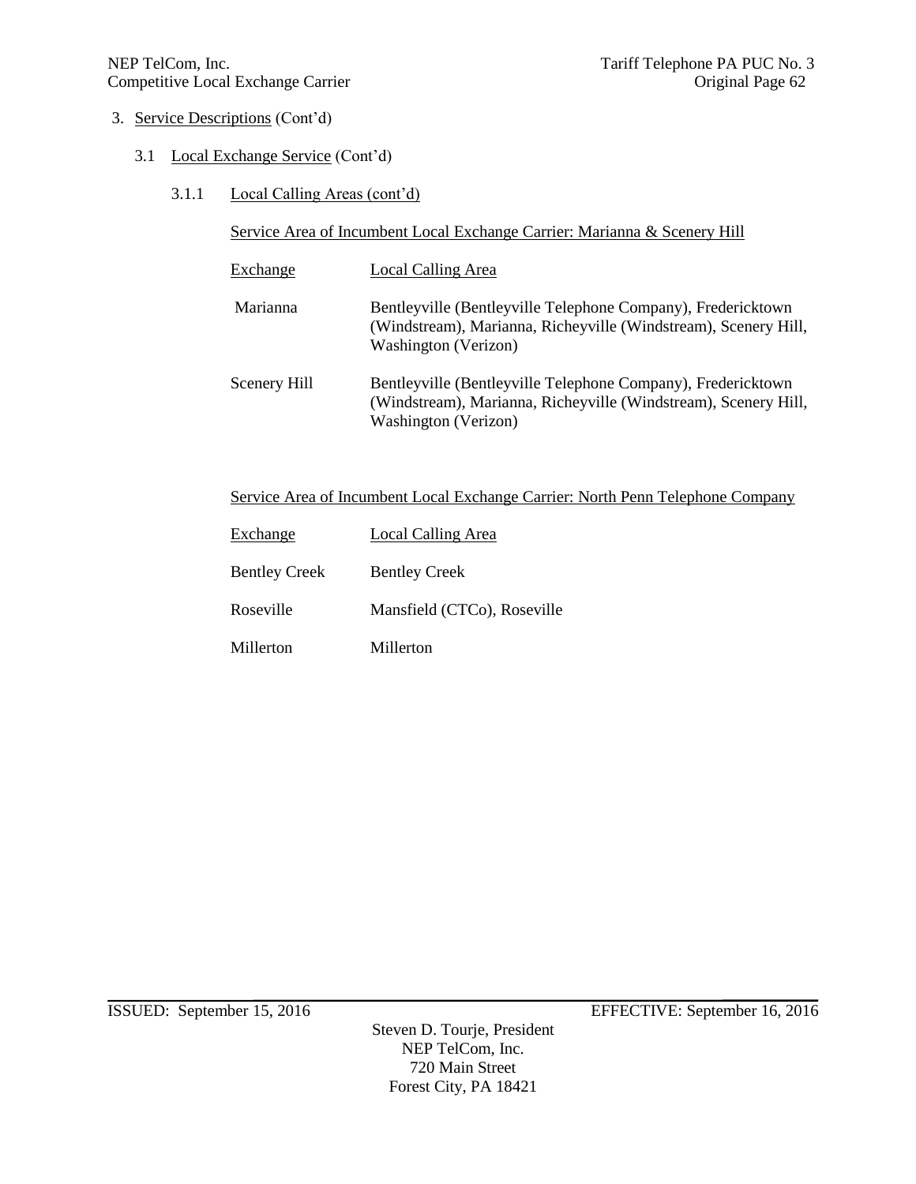3. Service Descriptions (Cont'd)

3.1 Local Exchange Service (Cont'd)

3.1.1 Local Calling Areas (cont'd)

Service Area of Incumbent Local Exchange Carrier: Marianna & Scenery Hill

| Exchange | Local Calling Area |
| --- | --- |
| Marianna | Bentleyville (Bentleyville Telephone Company), Fredericktown (Windstream), Marianna, Richeyville (Windstream), Scenery Hill, Washington (Verizon) |
| Scenery Hill | Bentleyville (Bentleyville Telephone Company), Fredericktown (Windstream), Marianna, Richeyville (Windstream), Scenery Hill, Washington (Verizon) |

Service Area of Incumbent Local Exchange Carrier: North Penn Telephone Company

| Exchange | Local Calling Area |
| --- | --- |
| Bentley Creek | Bentley Creek |
| Roseville | Mansfield (CTCo), Roseville |
| Millerton | Millerton |

ISSUED: September 15, 2016 EFFECTIVE: September 16, 2016

Steven D. Tourje, President
NEP TelCom, Inc.
720 Main Street
Forest City, PA 18421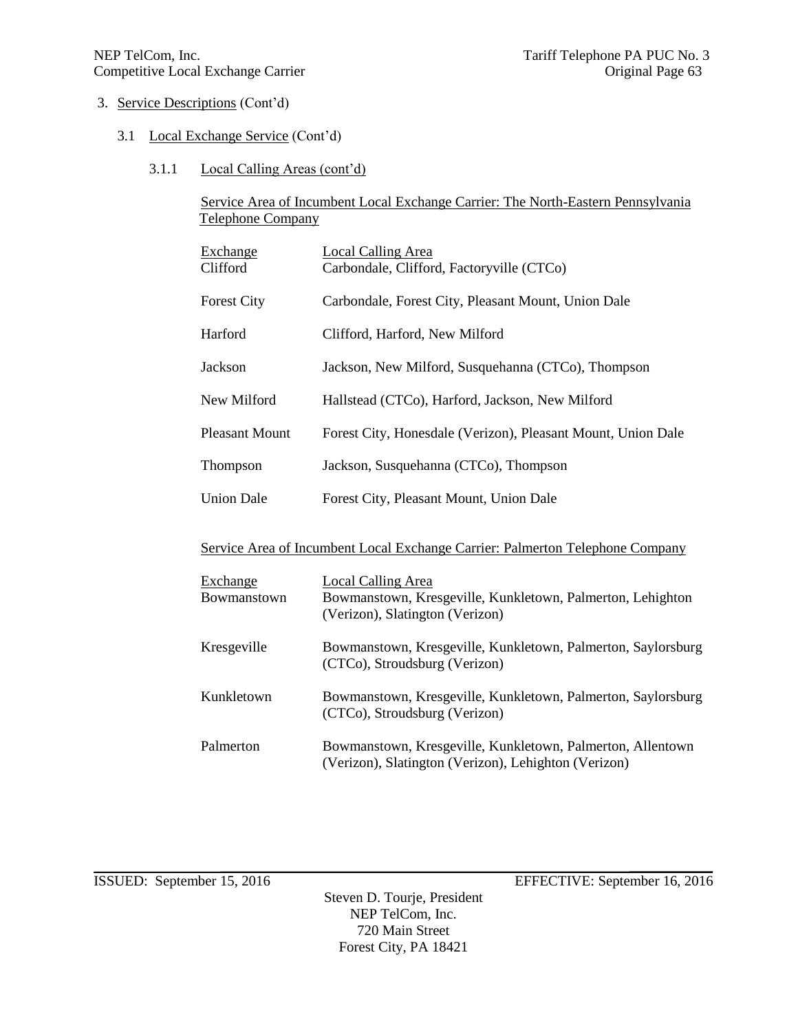3. Service Descriptions (Cont'd)

3.1 Local Exchange Service (Cont'd)

3.1.1 Local Calling Areas (cont'd)

Service Area of Incumbent Local Exchange Carrier: The North-Eastern Pennsylvania Telephone Company

| Exchange | Local Calling Area |
|---|---|
| Clifford | Carbondale, Clifford, Factoryville (CTCo) |
| Forest City | Carbondale, Forest City, Pleasant Mount, Union Dale |
| Harford | Clifford, Harford, New Milford |
| Jackson | Jackson, New Milford, Susquehanna (CTCo), Thompson |
| New Milford | Hallstead (CTCo), Harford, Jackson, New Milford |
| Pleasant Mount | Forest City, Honesdale (Verizon), Pleasant Mount, Union Dale |
| Thompson | Jackson, Susquehanna (CTCo), Thompson |
| Union Dale | Forest City, Pleasant Mount, Union Dale |

Service Area of Incumbent Local Exchange Carrier: Palmerton Telephone Company

| Exchange | Local Calling Area |
|---|---|
| Bowmanstown | Bowmanstown, Kresgeville, Kunkletown, Palmerton, Lehighton (Verizon), Slatington (Verizon) |
| Kresgeville | Bowmanstown, Kresgeville, Kunkletown, Palmerton, Saylorsburg (CTCo), Stroudsburg (Verizon) |
| Kunkletown | Bowmanstown, Kresgeville, Kunkletown, Palmerton, Saylorsburg (CTCo), Stroudsburg (Verizon) |
| Palmerton | Bowmanstown, Kresgeville, Kunkletown, Palmerton, Allentown (Verizon), Slatington (Verizon), Lehighton (Verizon) |

ISSUED: September 15, 2016 EFFECTIVE: September 16, 2016

Steven D. Tourje, President
NEP TelCom, Inc.
720 Main Street
Forest City, PA 18421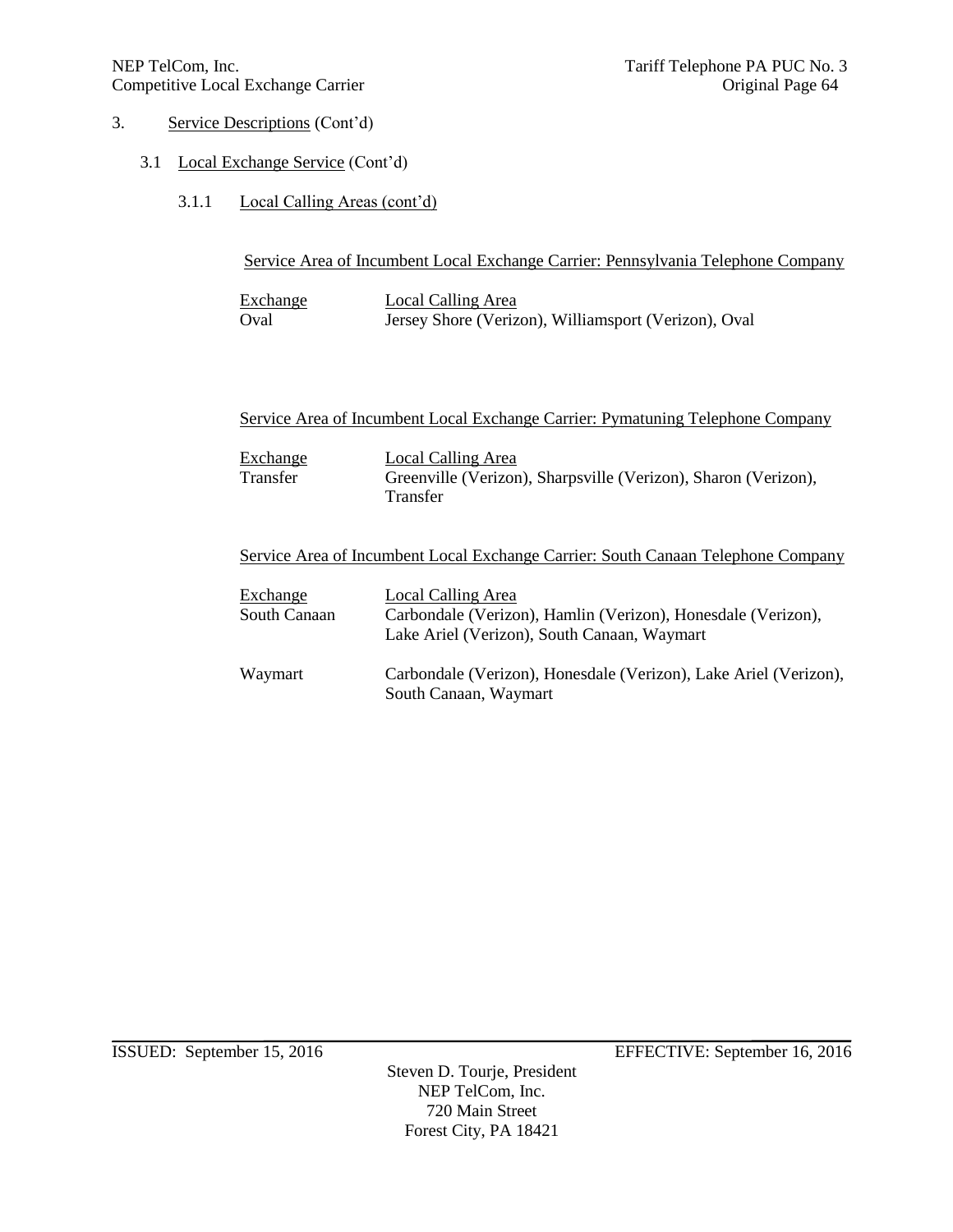3. Service Descriptions (Cont'd)

3.1 Local Exchange Service (Cont'd)

3.1.1 Local Calling Areas (cont'd)

Service Area of Incumbent Local Exchange Carrier: Pennsylvania Telephone Company

| Exchange | Local Calling Area |
|---|---|
| Oval | Jersey Shore (Verizon), Williamsport (Verizon), Oval |

Service Area of Incumbent Local Exchange Carrier: Pymatuning Telephone Company

| Exchange | Local Calling Area |
|---|---|
| Transfer | Greenville (Verizon), Sharpsville (Verizon), Sharon (Verizon), Transfer |

Service Area of Incumbent Local Exchange Carrier: South Canaan Telephone Company

| Exchange | Local Calling Area |
|---|---|
| South Canaan | Carbondale (Verizon), Hamlin (Verizon), Honesdale (Verizon), Lake Ariel (Verizon), South Canaan, Waymart |
| Waymart | Carbondale (Verizon), Honesdale (Verizon), Lake Ariel (Verizon), South Canaan, Waymart |

ISSUED: September 15, 2016 EFFECTIVE: September 16, 2016

Steven D. Tourje, President
NEP TelCom, Inc.
720 Main Street
Forest City, PA 18421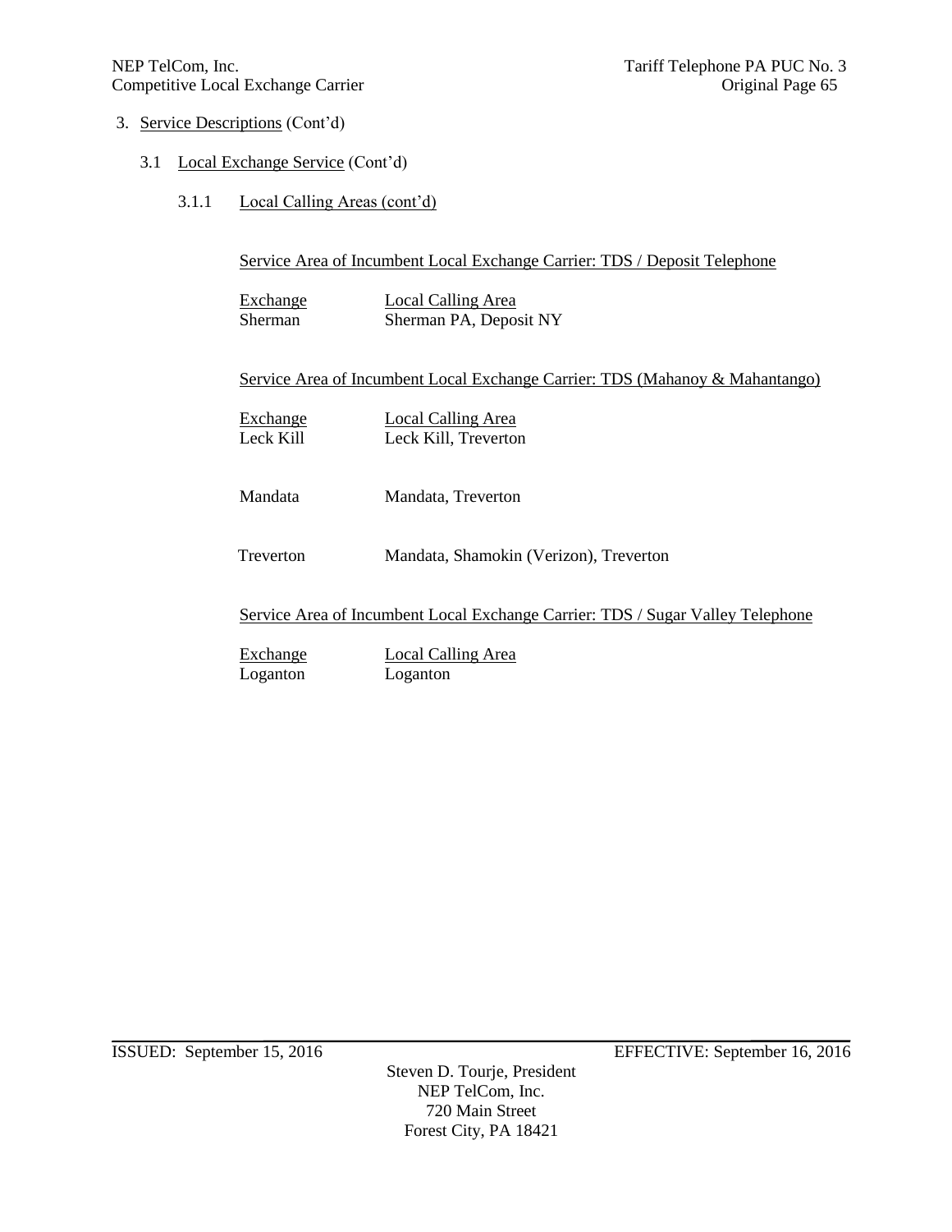3. Service Descriptions (Cont'd)

3.1 Local Exchange Service (Cont'd)

3.1.1 Local Calling Areas (cont'd)

Service Area of Incumbent Local Exchange Carrier: TDS / Deposit Telephone

| Exchange | Local Calling Area |
|---|---|
| Sherman | Sherman PA, Deposit NY |

Service Area of Incumbent Local Exchange Carrier: TDS (Mahanoy & Mahantango)

| Exchange | Local Calling Area |
|---|---|
| Leck Kill | Leck Kill, Treverton |
| Mandata | Mandata, Treverton |
| Treverton | Mandata, Shamokin (Verizon), Treverton |

Service Area of Incumbent Local Exchange Carrier: TDS / Sugar Valley Telephone

| Exchange | Local Calling Area |
|---|---|
| Loganton | Loganton |

ISSUED: September 15, 2016 EFFECTIVE: September 16, 2016

Steven D. Tourje, President
NEP TelCom, Inc.
720 Main Street
Forest City, PA 18421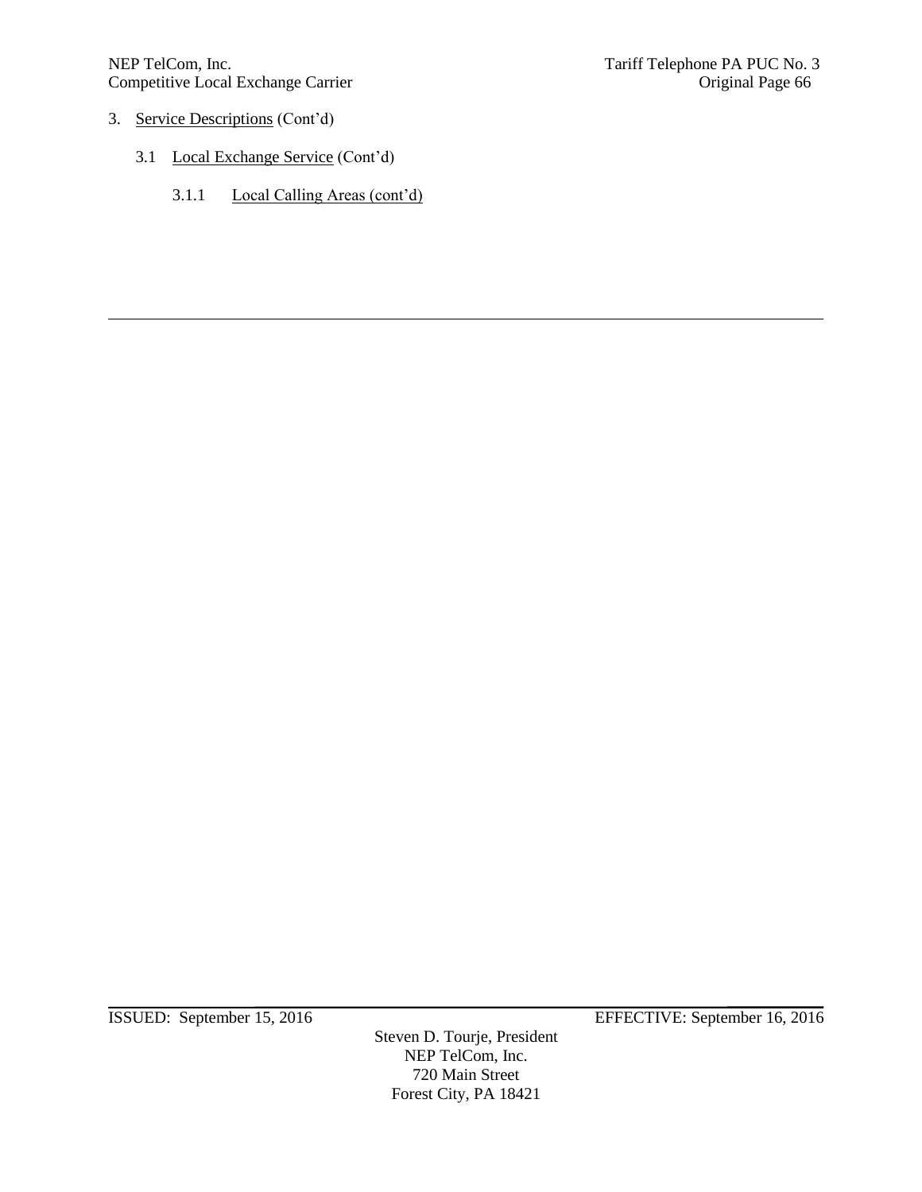3. Service Descriptions (Cont'd)

3.1 Local Exchange Service (Cont'd)

3.1.1 Local Calling Areas (cont'd)

---

ISSUED: September 15, 2016 EFFECTIVE: September 16, 2016

Steven D. Tourje, President
NEP TelCom, Inc.
720 Main Street
Forest City, PA 18421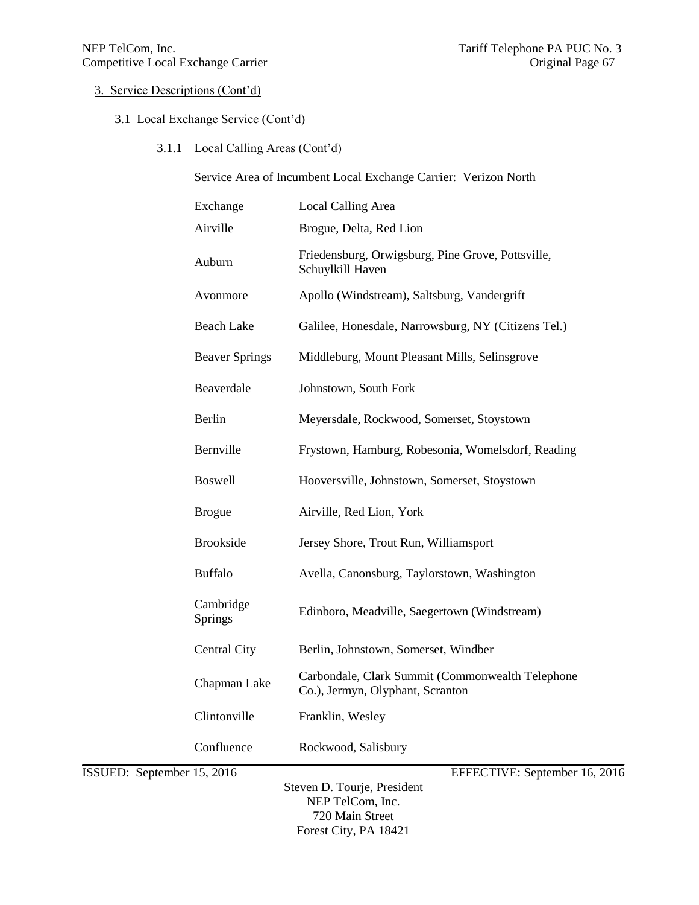3. Service Descriptions (Cont'd)

3.1 Local Exchange Service (Cont'd)

3.1.1 Local Calling Areas (Cont'd)

Service Area of Incumbent Local Exchange Carrier: Verizon North

| Exchange | Local Calling Area |
|---|---|
| Airville | Brogue, Delta, Red Lion |
| Auburn | Friedensburg, Orwigsburg, Pine Grove, Pottsville, Schuylkill Haven |
| Avonmore | Apollo (Windstream), Saltsburg, Vandergrift |
| Beach Lake | Galilee, Honesdale, Narrowsburg, NY (Citizens Tel.) |
| Beaver Springs | Middleburg, Mount Pleasant Mills, Selinsgrove |
| Beaverdale | Johnstown, South Fork |
| Berlin | Meyersdale, Rockwood, Somerset, Stoystown |
| Bernville | Frystown, Hamburg, Robesonia, Womelsdorf, Reading |
| Boswell | Hooversville, Johnstown, Somerset, Stoystown |
| Brogue | Airville, Red Lion, York |
| Brookside | Jersey Shore, Trout Run, Williamsport |
| Buffalo | Avella, Canonsburg, Taylorstown, Washington |
| Cambridge Springs | Edinboro, Meadville, Saegertown (Windstream) |
| Central City | Berlin, Johnstown, Somerset, Windber |
| Chapman Lake | Carbondale, Clark Summit (Commonwealth Telephone Co.), Jermyn, Olyphant, Scranton |
| Clintonville | Franklin, Wesley |
| Confluence | Rockwood, Salisbury |

ISSUED: September 15, 2016 EFFECTIVE: September 16, 2016

Steven D. Tourje, President
NEP TelCom, Inc.
720 Main Street
Forest City, PA 18421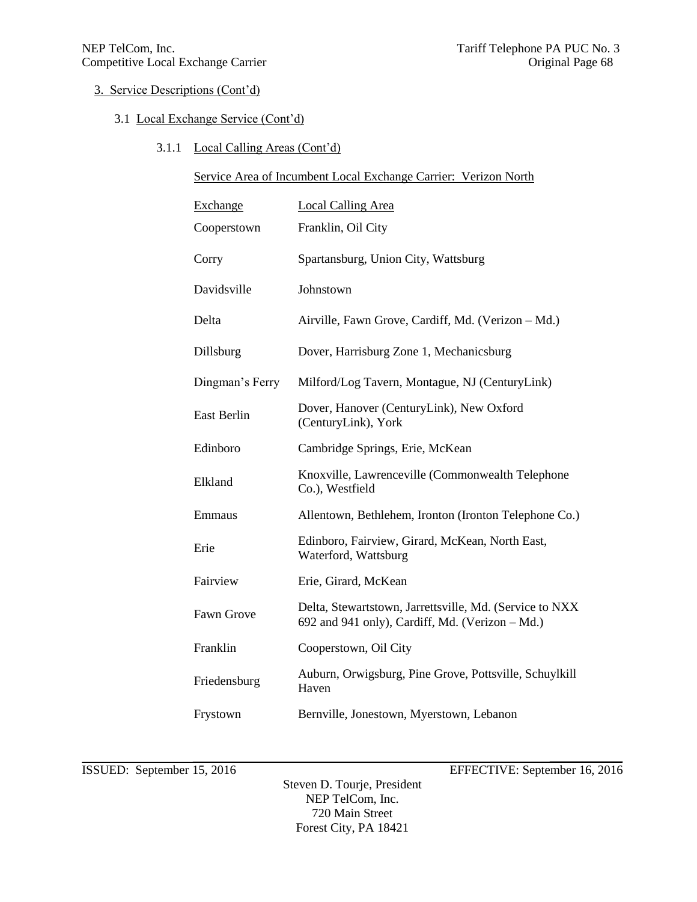3. Service Descriptions (Cont'd)

3.1 Local Exchange Service (Cont'd)

3.1.1 Local Calling Areas (Cont'd)

Service Area of Incumbent Local Exchange Carrier: Verizon North

| Exchange | Local Calling Area |
|---|---|
| Cooperstown | Franklin, Oil City |
| Corry | Spartansburg, Union City, Wattsburg |
| Davidsville | Johnstown |
| Delta | Airville, Fawn Grove, Cardiff, Md. (Verizon – Md.) |
| Dillsburg | Dover, Harrisburg Zone 1, Mechanicsburg |
| Dingman's Ferry | Milford/Log Tavern, Montague, NJ (CenturyLink) |
| East Berlin | Dover, Hanover (CenturyLink), New Oxford (CenturyLink), York |
| Edinboro | Cambridge Springs, Erie, McKean |
| Elkland | Knoxville, Lawrenceville (Commonwealth Telephone Co.), Westfield |
| Emmaus | Allentown, Bethlehem, Ironton (Ironton Telephone Co.) |
| Erie | Edinboro, Fairview, Girard, McKean, North East, Waterford, Wattsburg |
| Fairview | Erie, Girard, McKean |
| Fawn Grove | Delta, Stewartstown, Jarrettsville, Md. (Service to NXX 692 and 941 only), Cardiff, Md. (Verizon – Md.) |
| Franklin | Cooperstown, Oil City |
| Friedensburg | Auburn, Orwigsburg, Pine Grove, Pottsville, Schuylkill Haven |
| Frystown | Bernville, Jonestown, Myerstown, Lebanon |

ISSUED: September 15, 2016 EFFECTIVE: September 16, 2016

Steven D. Tourje, President
NEP TelCom, Inc.
720 Main Street
Forest City, PA 18421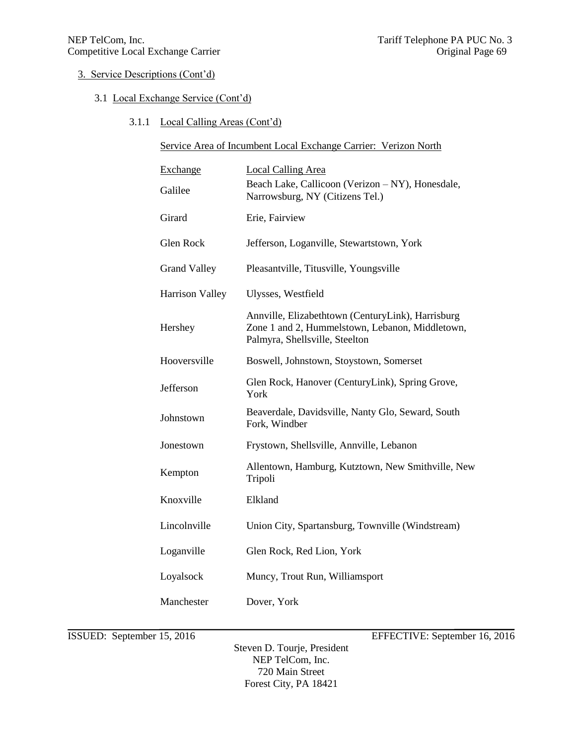## 3. Service Descriptions (Cont'd)

### 3.1 Local Exchange Service (Cont'd)

#### 3.1.1 Local Calling Areas (Cont'd)

Service Area of Incumbent Local Exchange Carrier: Verizon North

| Exchange | Local Calling Area |
|---|---|
| Galilee | Beach Lake, Callicoon (Verizon – NY), Honesdale, Narrowsburg, NY (Citizens Tel.) |
| Girard | Erie, Fairview |
| Glen Rock | Jefferson, Loganville, Stewartstown, York |
| Grand Valley | Pleasantville, Titusville, Youngsville |
| Harrison Valley | Ulysses, Westfield |
| Hershey | Annville, Elizabethtown (CenturyLink), Harrisburg Zone 1 and 2, Hummelstown, Lebanon, Middletown, Palmyra, Shellsville, Steelton |
| Hooversville | Boswell, Johnstown, Stoystown, Somerset |
| Jefferson | Glen Rock, Hanover (CenturyLink), Spring Grove, York |
| Johnstown | Beaverdale, Davidsville, Nanty Glo, Seward, South Fork, Windber |
| Jonestown | Frystown, Shellsville, Annville, Lebanon |
| Kempton | Allentown, Hamburg, Kutztown, New Smithville, New Tripoli |
| Knoxville | Elkland |
| Lincolnville | Union City, Spartansburg, Townville (Windstream) |
| Loganville | Glen Rock, Red Lion, York |
| Loyalsock | Muncy, Trout Run, Williamsport |
| Manchester | Dover, York |

ISSUED: September 15, 2016 EFFECTIVE: September 16, 2016

Steven D. Tourje, President
NEP TelCom, Inc.
720 Main Street
Forest City, PA 18421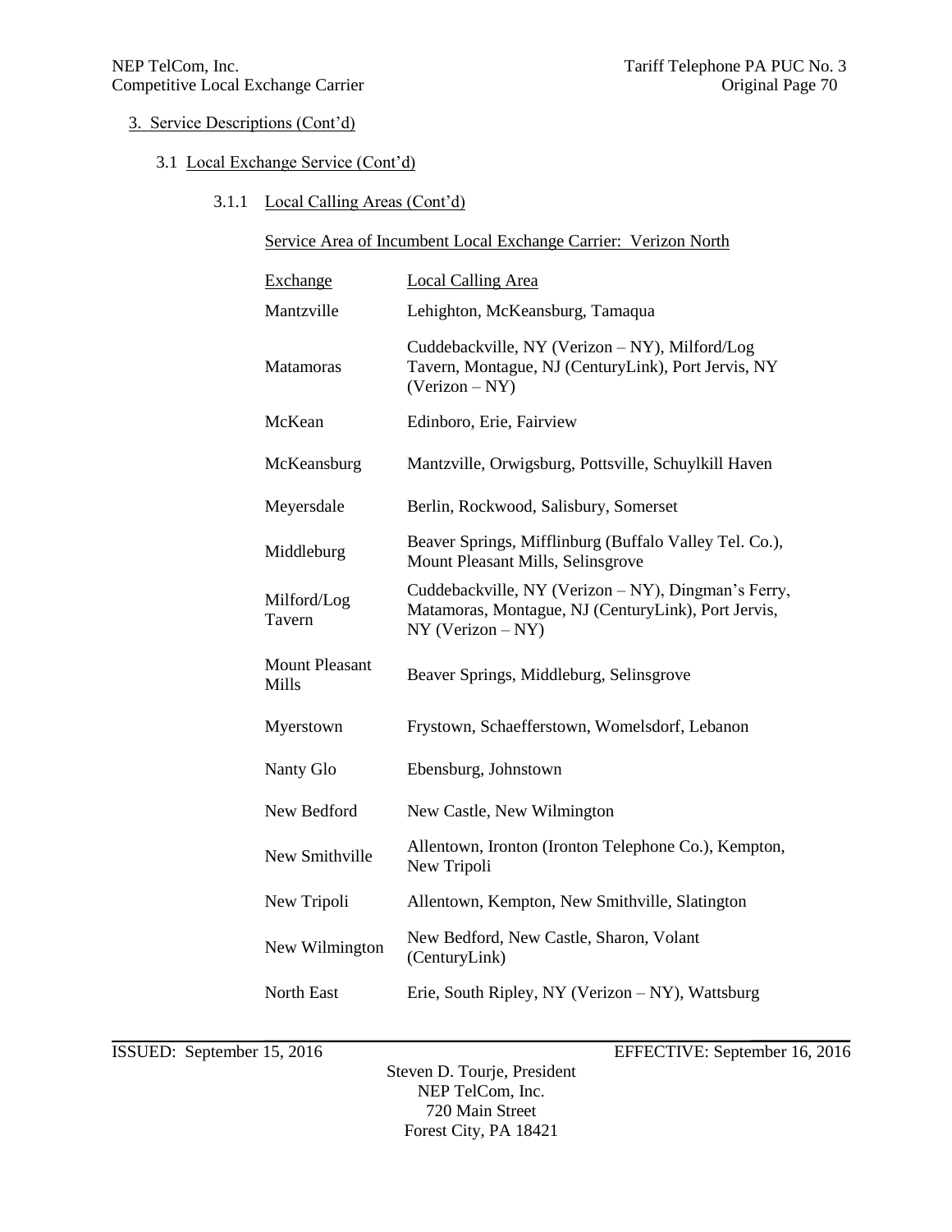## 3. Service Descriptions (Cont'd)

### 3.1 Local Exchange Service (Cont'd)

#### 3.1.1 Local Calling Areas (Cont'd)

Service Area of Incumbent Local Exchange Carrier: Verizon North

| Exchange | Local Calling Area |
|---|---|
| Mantzville | Lehighton, McKeansburg, Tamaqua |
| Matamoras | Cuddebackville, NY (Verizon – NY), Milford/Log Tavern, Montague, NJ (CenturyLink), Port Jervis, NY (Verizon – NY) |
| McKean | Edinboro, Erie, Fairview |
| McKeansburg | Mantzville, Orwigsburg, Pottsville, Schuylkill Haven |
| Meyersdale | Berlin, Rockwood, Salisbury, Somerset |
| Middleburg | Beaver Springs, Mifflinburg (Buffalo Valley Tel. Co.), Mount Pleasant Mills, Selinsgrove |
| Milford/Log Tavern | Cuddebackville, NY (Verizon – NY), Dingman's Ferry, Matamoras, Montague, NJ (CenturyLink), Port Jervis, NY (Verizon – NY) |
| Mount Pleasant Mills | Beaver Springs, Middleburg, Selinsgrove |
| Myerstown | Frystown, Schaefferstown, Womelsdorf, Lebanon |
| Nanty Glo | Ebensburg, Johnstown |
| New Bedford | New Castle, New Wilmington |
| New Smithville | Allentown, Ironton (Ironton Telephone Co.), Kempton, New Tripoli |
| New Tripoli | Allentown, Kempton, New Smithville, Slatington |
| New Wilmington | New Bedford, New Castle, Sharon, Volant (CenturyLink) |
| North East | Erie, South Ripley, NY (Verizon – NY), Wattsburg |

ISSUED: September 15, 2016 EFFECTIVE: September 16, 2016

Steven D. Tourje, President
NEP TelCom, Inc.
720 Main Street
Forest City, PA 18421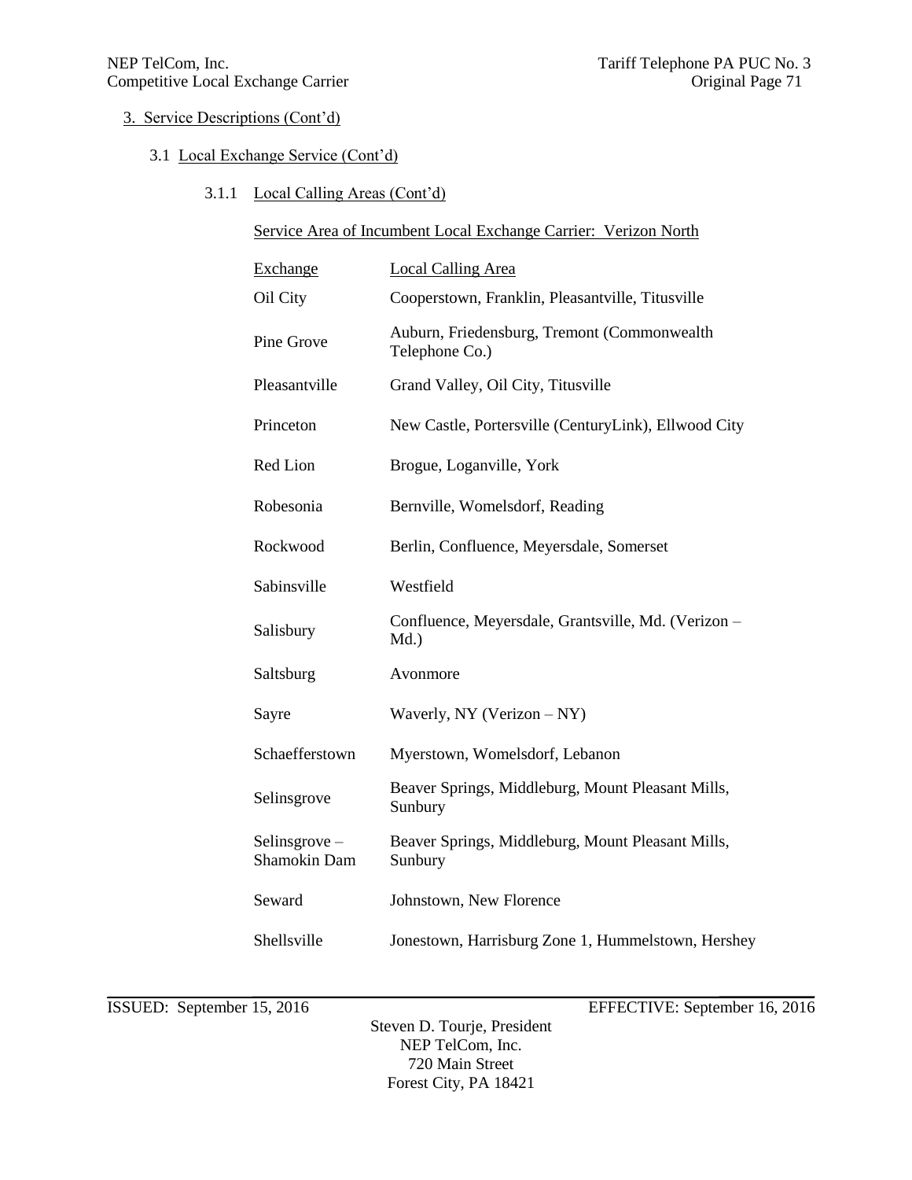## 3. Service Descriptions (Cont'd)

### 3.1 Local Exchange Service (Cont'd)

#### 3.1.1 Local Calling Areas (Cont'd)

Service Area of Incumbent Local Exchange Carrier: Verizon North

| Exchange | Local Calling Area |
|---|---|
| Oil City | Cooperstown, Franklin, Pleasantville, Titusville |
| Pine Grove | Auburn, Friedensburg, Tremont (Commonwealth Telephone Co.) |
| Pleasantville | Grand Valley, Oil City, Titusville |
| Princeton | New Castle, Portersville (CenturyLink), Ellwood City |
| Red Lion | Brogue, Loganville, York |
| Robesonia | Bernville, Womelsdorf, Reading |
| Rockwood | Berlin, Confluence, Meyersdale, Somerset |
| Sabinsville | Westfield |
| Salisbury | Confluence, Meyersdale, Grantsville, Md. (Verizon – Md.) |
| Saltsburg | Avonmore |
| Sayre | Waverly, NY (Verizon – NY) |
| Schaefferstown | Myerstown, Womelsdorf, Lebanon |
| Selinsgrove | Beaver Springs, Middleburg, Mount Pleasant Mills, Sunbury |
| Selinsgrove – Shamokin Dam | Beaver Springs, Middleburg, Mount Pleasant Mills, Sunbury |
| Seward | Johnstown, New Florence |
| Shellsville | Jonestown, Harrisburg Zone 1, Hummelstown, Hershey |

ISSUED: September 15, 2016 EFFECTIVE: September 16, 2016

Steven D. Tourje, President
NEP TelCom, Inc.
720 Main Street
Forest City, PA 18421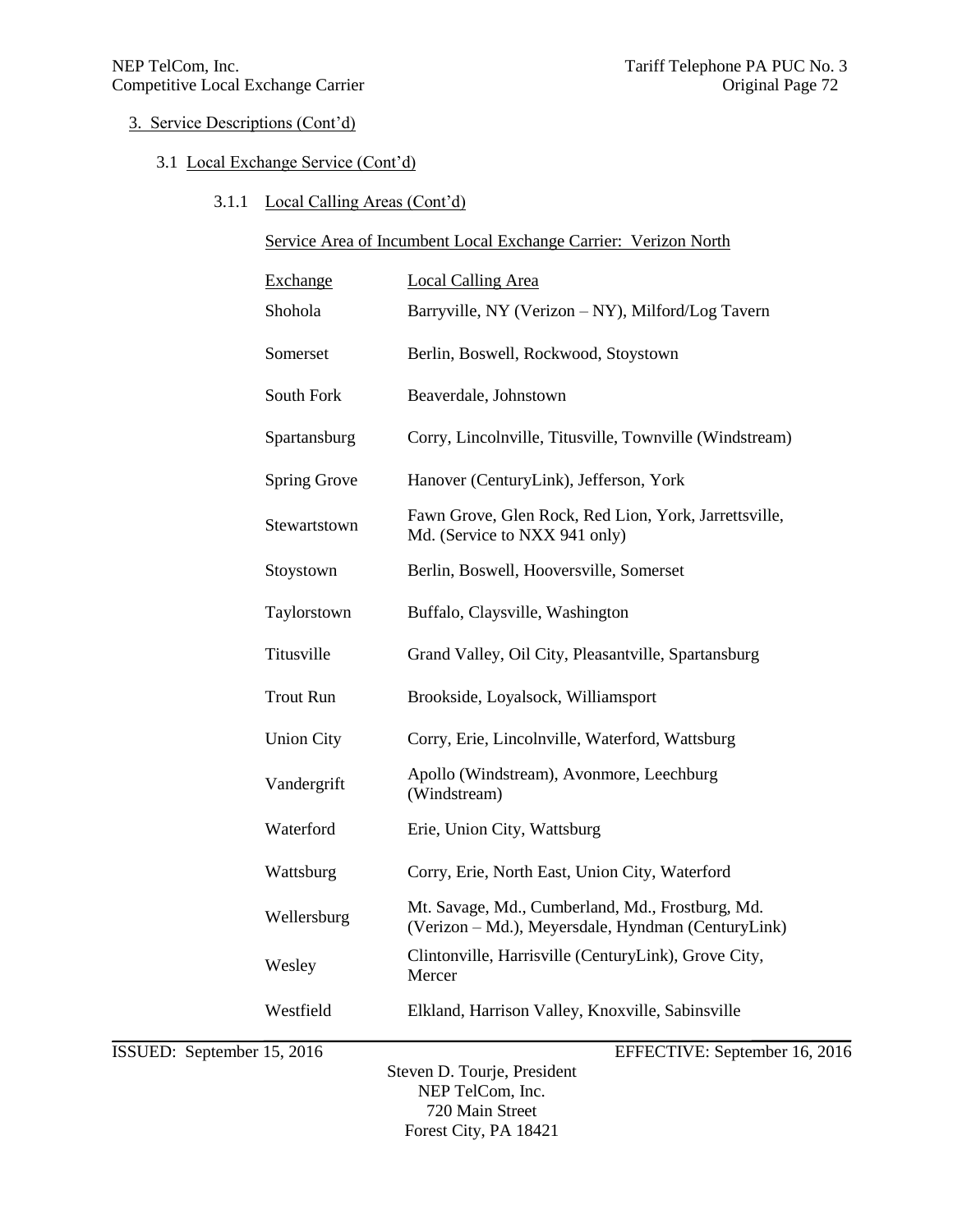3. Service Descriptions (Cont'd)

3.1 Local Exchange Service (Cont'd)

3.1.1 Local Calling Areas (Cont'd)

Service Area of Incumbent Local Exchange Carrier: Verizon North

| Exchange | Local Calling Area |
|---|---|
| Shohola | Barryville, NY (Verizon – NY), Milford/Log Tavern |
| Somerset | Berlin, Boswell, Rockwood, Stoystown |
| South Fork | Beaverdale, Johnstown |
| Spartansburg | Corry, Lincolnville, Titusville, Townville (Windstream) |
| Spring Grove | Hanover (CenturyLink), Jefferson, York |
| Stewartstown | Fawn Grove, Glen Rock, Red Lion, York, Jarrettsville, Md. (Service to NXX 941 only) |
| Stoystown | Berlin, Boswell, Hooversville, Somerset |
| Taylorstown | Buffalo, Claysville, Washington |
| Titusville | Grand Valley, Oil City, Pleasantville, Spartansburg |
| Trout Run | Brookside, Loyalsock, Williamsport |
| Union City | Corry, Erie, Lincolnville, Waterford, Wattsburg |
| Vandergrift | Apollo (Windstream), Avonmore, Leechburg (Windstream) |
| Waterford | Erie, Union City, Wattsburg |
| Wattsburg | Corry, Erie, North East, Union City, Waterford |
| Wellersburg | Mt. Savage, Md., Cumberland, Md., Frostburg, Md. (Verizon – Md.), Meyersdale, Hyndman (CenturyLink) |
| Wesley | Clintonville, Harrisville (CenturyLink), Grove City, Mercer |
| Westfield | Elkland, Harrison Valley, Knoxville, Sabinsville |

ISSUED: September 15, 2016 EFFECTIVE: September 16, 2016

Steven D. Tourje, President
NEP TelCom, Inc.
720 Main Street
Forest City, PA 18421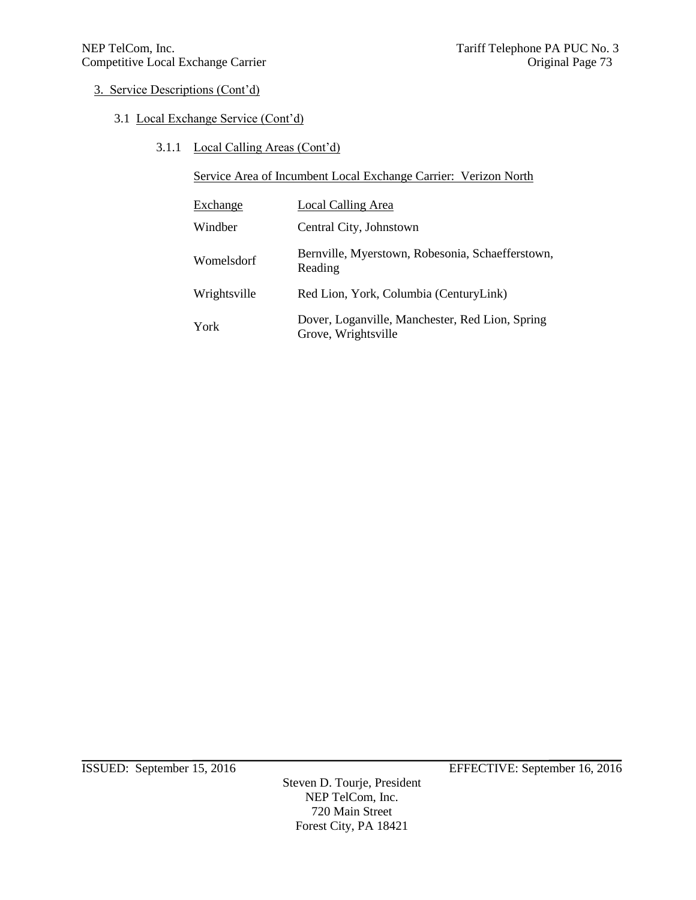3. Service Descriptions (Cont'd)

3.1 Local Exchange Service (Cont'd)

3.1.1 Local Calling Areas (Cont'd)

Service Area of Incumbent Local Exchange Carrier: Verizon North

| Exchange | Local Calling Area |
|---|---|
| Windber | Central City, Johnstown |
| Womelsdorf | Bernville, Myerstown, Robesonia, Schaefferstown, Reading |
| Wrightsville | Red Lion, York, Columbia (CenturyLink) |
| York | Dover, Loganville, Manchester, Red Lion, Spring Grove, Wrightsville |

ISSUED: September 15, 2016 EFFECTIVE: September 16, 2016

Steven D. Tourje, President
NEP TelCom, Inc.
720 Main Street
Forest City, PA 18421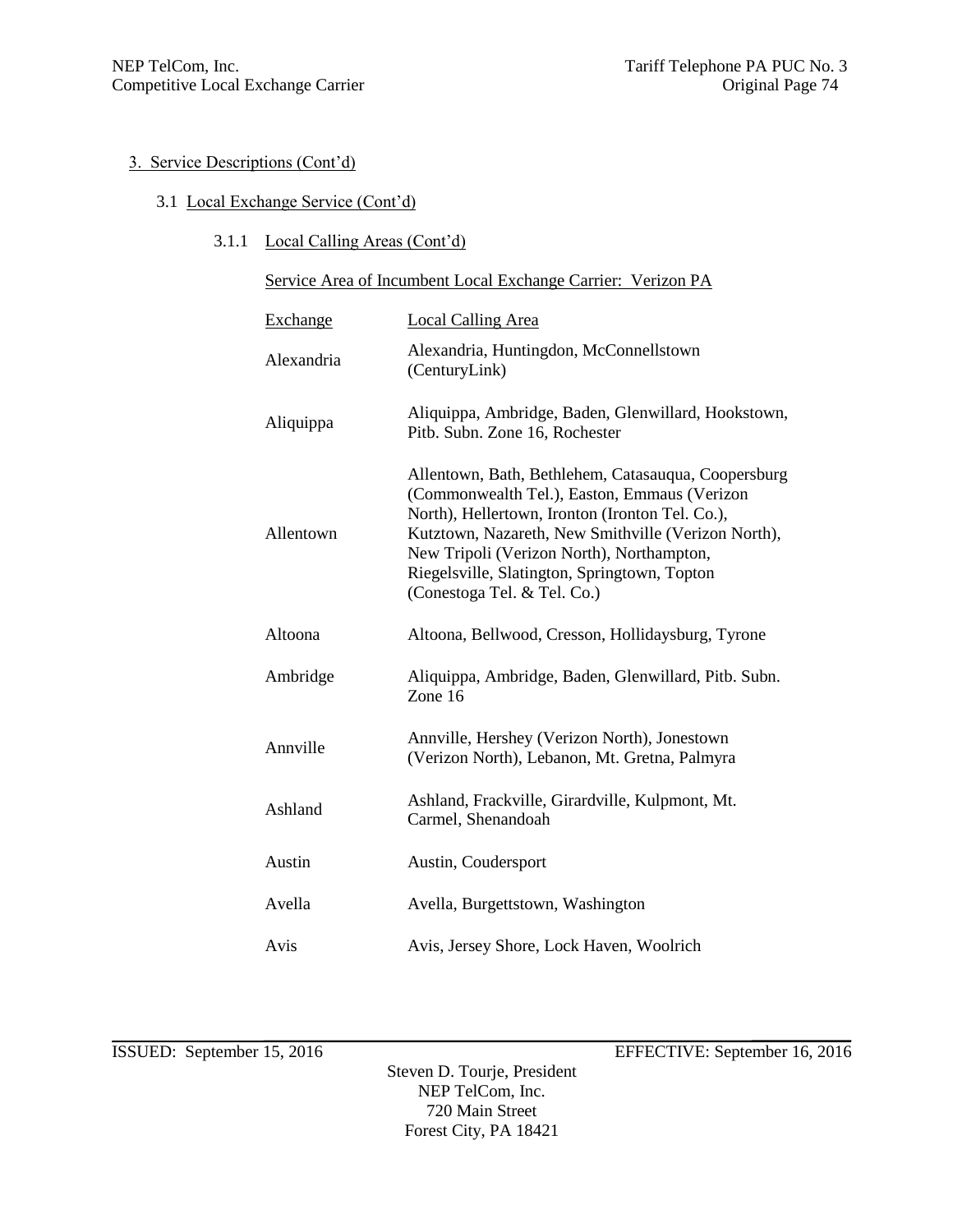3. Service Descriptions (Cont'd)

3.1 Local Exchange Service (Cont'd)

3.1.1 Local Calling Areas (Cont'd)

Service Area of Incumbent Local Exchange Carrier: Verizon PA

| Exchange | Local Calling Area |
|---|---|
| Alexandria | Alexandria, Huntingdon, McConnellstown (CenturyLink) |
| Aliquippa | Aliquippa, Ambridge, Baden, Glenwillard, Hookstown, Pitb. Subn. Zone 16, Rochester |
| Allentown | Allentown, Bath, Bethlehem, Catasauqua, Coopersburg (Commonwealth Tel.), Easton, Emmaus (Verizon North), Hellertown, Ironton (Ironton Tel. Co.), Kutztown, Nazareth, New Smithville (Verizon North), New Tripoli (Verizon North), Northampton, Riegelsville, Slatington, Springtown, Topton (Conestoga Tel. & Tel. Co.) |
| Altoona | Altoona, Bellwood, Cresson, Hollidaysburg, Tyrone |
| Ambridge | Aliquippa, Ambridge, Baden, Glenwillard, Pitb. Subn. Zone 16 |
| Annville | Annville, Hershey (Verizon North), Jonestown (Verizon North), Lebanon, Mt. Gretna, Palmyra |
| Ashland | Ashland, Frackville, Girardville, Kulpmont, Mt. Carmel, Shenandoah |
| Austin | Austin, Coudersport |
| Avella | Avella, Burgettstown, Washington |
| Avis | Avis, Jersey Shore, Lock Haven, Woolrich |

ISSUED: September 15, 2016 EFFECTIVE: September 16, 2016

Steven D. Tourje, President
NEP TelCom, Inc.
720 Main Street
Forest City, PA 18421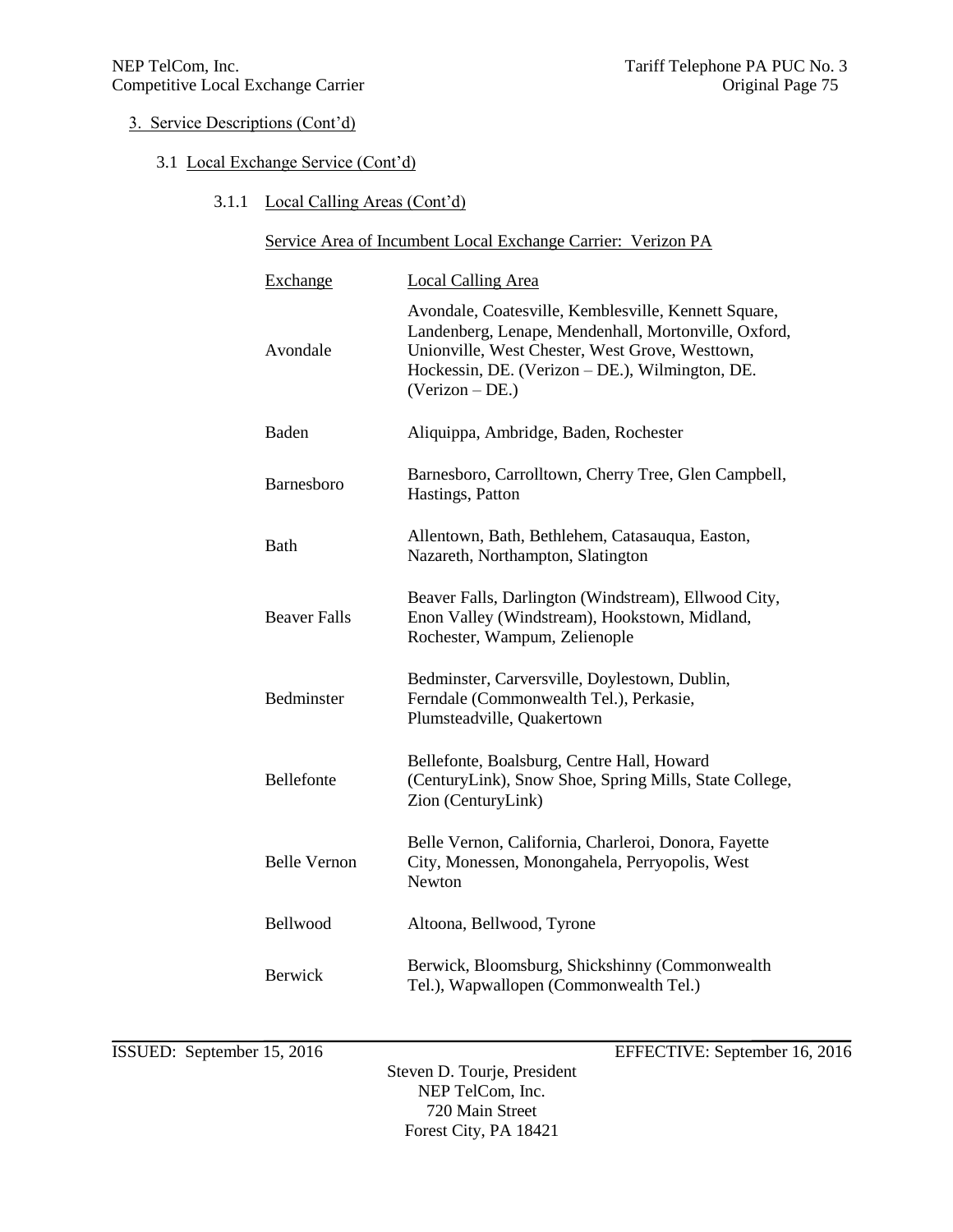3. Service Descriptions (Cont'd)

3.1 Local Exchange Service (Cont'd)

3.1.1 Local Calling Areas (Cont'd)

Service Area of Incumbent Local Exchange Carrier: Verizon PA

| Exchange | Local Calling Area |
|---|---|
| Avondale | Avondale, Coatesville, Kemblesville, Kennett Square, Landenberg, Lenape, Mendenhall, Mortonville, Oxford, Unionville, West Chester, West Grove, Westtown, Hockessin, DE. (Verizon – DE.), Wilmington, DE. (Verizon – DE.) |
| Baden | Aliquippa, Ambridge, Baden, Rochester |
| Barnesboro | Barnesboro, Carrolltown, Cherry Tree, Glen Campbell, Hastings, Patton |
| Bath | Allentown, Bath, Bethlehem, Catasauqua, Easton, Nazareth, Northampton, Slatington |
| Beaver Falls | Beaver Falls, Darlington (Windstream), Ellwood City, Enon Valley (Windstream), Hookstown, Midland, Rochester, Wampum, Zelienople |
| Bedminster | Bedminster, Carversville, Doylestown, Dublin, Ferndale (Commonwealth Tel.), Perkasie, Plumsteadville, Quakertown |
| Bellefonte | Bellefonte, Boalsburg, Centre Hall, Howard (CenturyLink), Snow Shoe, Spring Mills, State College, Zion (CenturyLink) |
| Belle Vernon | Belle Vernon, California, Charleroi, Donora, Fayette City, Monessen, Monongahela, Perryopolis, West Newton |
| Bellwood | Altoona, Bellwood, Tyrone |
| Berwick | Berwick, Bloomsburg, Shickshinny (Commonwealth Tel.), Wapwallopen (Commonwealth Tel.) |

ISSUED: September 15, 2016 EFFECTIVE: September 16, 2016

Steven D. Tourje, President
NEP TelCom, Inc.
720 Main Street
Forest City, PA 18421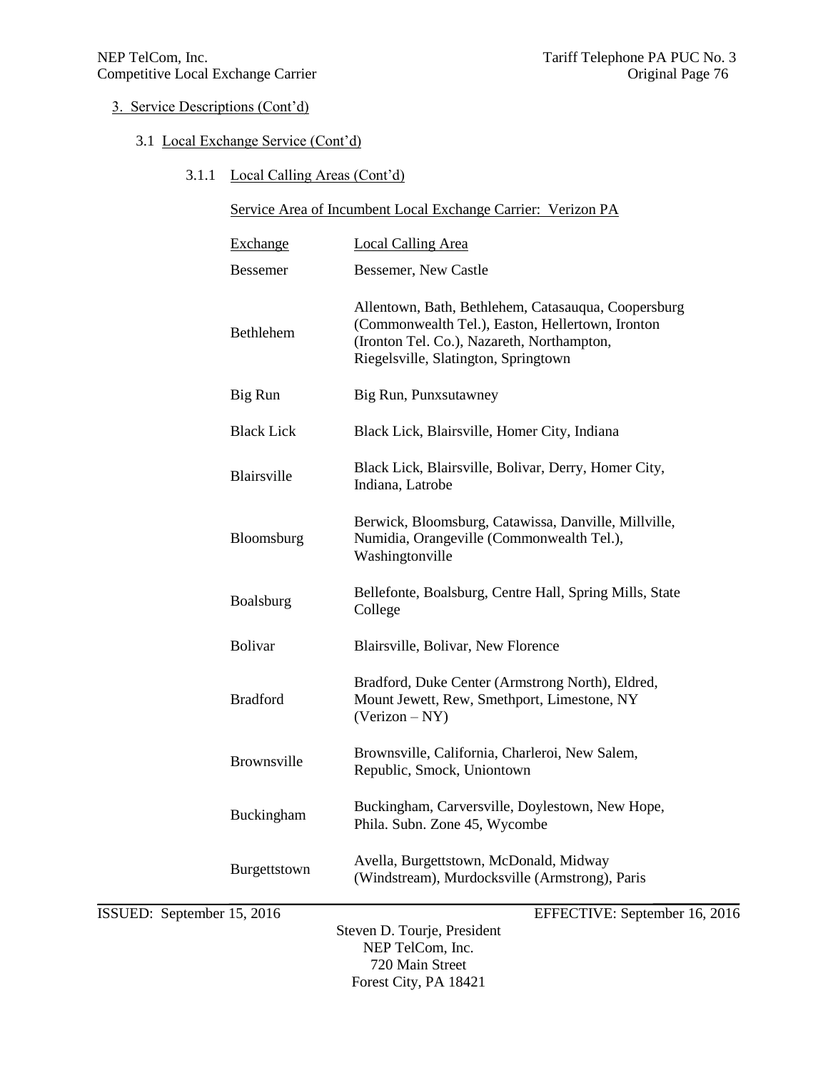3. Service Descriptions (Cont'd)

3.1 Local Exchange Service (Cont'd)

3.1.1 Local Calling Areas (Cont'd)

Service Area of Incumbent Local Exchange Carrier: Verizon PA

| Exchange | Local Calling Area |
|---|---|
| Bessemer | Bessemer, New Castle |
| Bethlehem | Allentown, Bath, Bethlehem, Catasauqua, Coopersburg (Commonwealth Tel.), Easton, Hellertown, Ironton (Ironton Tel. Co.), Nazareth, Northampton, Riegelsville, Slatington, Springtown |
| Big Run | Big Run, Punxsutawney |
| Black Lick | Black Lick, Blairsville, Homer City, Indiana |
| Blairsville | Black Lick, Blairsville, Bolivar, Derry, Homer City, Indiana, Latrobe |
| Bloomsburg | Berwick, Bloomsburg, Catawissa, Danville, Millville, Numidia, Orangeville (Commonwealth Tel.), Washingtonville |
| Boalsburg | Bellefonte, Boalsburg, Centre Hall, Spring Mills, State College |
| Bolivar | Blairsville, Bolivar, New Florence |
| Bradford | Bradford, Duke Center (Armstrong North), Eldred, Mount Jewett, Rew, Smethport, Limestone, NY (Verizon – NY) |
| Brownsville | Brownsville, California, Charleroi, New Salem, Republic, Smock, Uniontown |
| Buckingham | Buckingham, Carversville, Doylestown, New Hope, Phila. Subn. Zone 45, Wycombe |
| Burgettstown | Avella, Burgettstown, McDonald, Midway (Windstream), Murdocksville (Armstrong), Paris |

ISSUED: September 15, 2016 EFFECTIVE: September 16, 2016

Steven D. Tourje, President
NEP TelCom, Inc.
720 Main Street
Forest City, PA 18421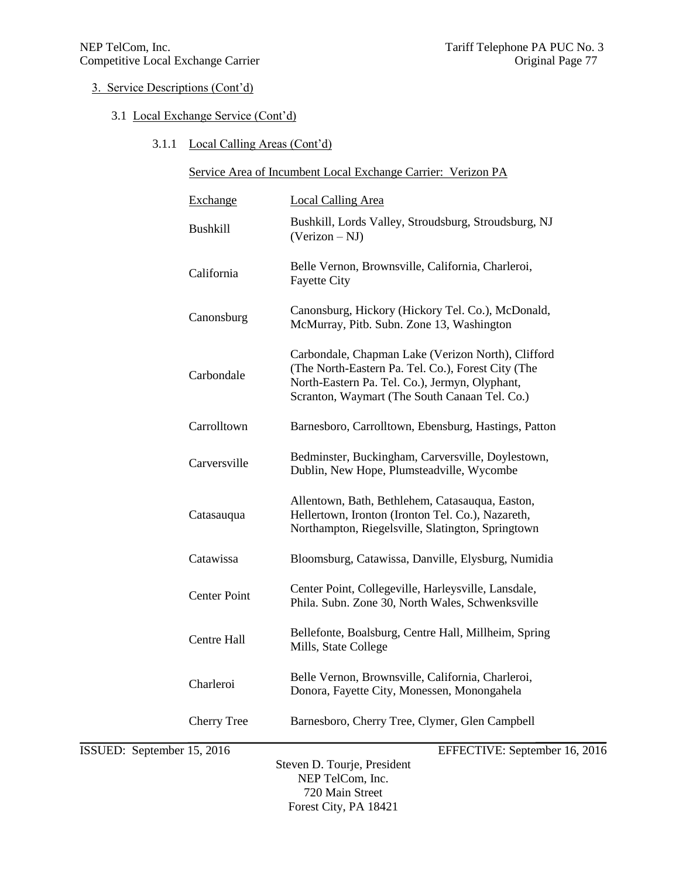3. Service Descriptions (Cont'd)

3.1 Local Exchange Service (Cont'd)

3.1.1 Local Calling Areas (Cont'd)

Service Area of Incumbent Local Exchange Carrier: Verizon PA

| Exchange | Local Calling Area |
|---|---|
| Bushkill | Bushkill, Lords Valley, Stroudsburg, Stroudsburg, NJ (Verizon – NJ) |
| California | Belle Vernon, Brownsville, California, Charleroi, Fayette City |
| Canonsburg | Canonsburg, Hickory (Hickory Tel. Co.), McDonald, McMurray, Pitb. Subn. Zone 13, Washington |
| Carbondale | Carbondale, Chapman Lake (Verizon North), Clifford (The North-Eastern Pa. Tel. Co.), Forest City (The North-Eastern Pa. Tel. Co.), Jermyn, Olyphant, Scranton, Waymart (The South Canaan Tel. Co.) |
| Carrolltown | Barnesboro, Carrolltown, Ebensburg, Hastings, Patton |
| Carversville | Bedminster, Buckingham, Carversville, Doylestown, Dublin, New Hope, Plumsteadville, Wycombe |
| Catasauqua | Allentown, Bath, Bethlehem, Catasauqua, Easton, Hellertown, Ironton (Ironton Tel. Co.), Nazareth, Northampton, Riegelsville, Slatington, Springtown |
| Catawissa | Bloomsburg, Catawissa, Danville, Elysburg, Numidia |
| Center Point | Center Point, Collegeville, Harleysville, Lansdale, Phila. Subn. Zone 30, North Wales, Schwenksville |
| Centre Hall | Bellefonte, Boalsburg, Centre Hall, Millheim, Spring Mills, State College |
| Charleroi | Belle Vernon, Brownsville, California, Charleroi, Donora, Fayette City, Monessen, Monongahela |
| Cherry Tree | Barnesboro, Cherry Tree, Clymer, Glen Campbell |

ISSUED: September 15, 2016 EFFECTIVE: September 16, 2016

Steven D. Tourje, President
NEP TelCom, Inc.
720 Main Street
Forest City, PA 18421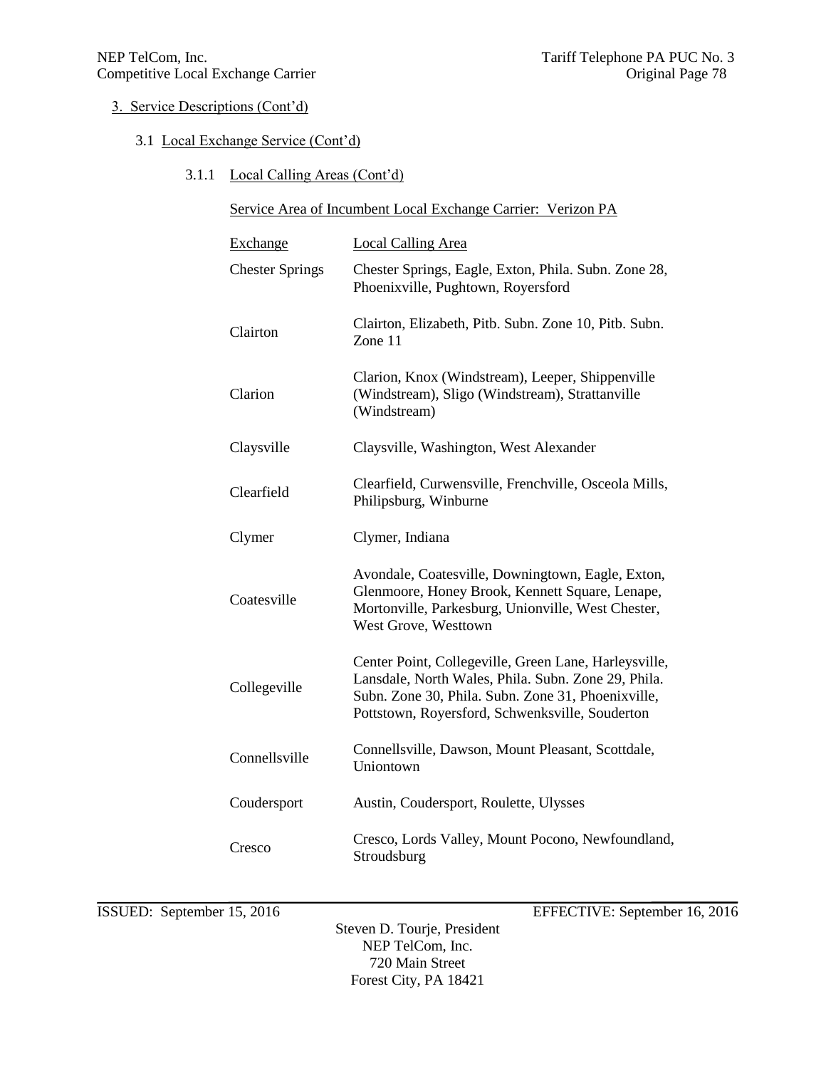3. Service Descriptions (Cont'd)

3.1 Local Exchange Service (Cont'd)

3.1.1 Local Calling Areas (Cont'd)

Service Area of Incumbent Local Exchange Carrier: Verizon PA

| Exchange | Local Calling Area |
|---|---|
| Chester Springs | Chester Springs, Eagle, Exton, Phila. Subn. Zone 28, Phoenixville, Pughtown, Royersford |
| Clairton | Clairton, Elizabeth, Pitb. Subn. Zone 10, Pitb. Subn. Zone 11 |
| Clarion | Clarion, Knox (Windstream), Leeper, Shippenville (Windstream), Sligo (Windstream), Strattanville (Windstream) |
| Claysville | Claysville, Washington, West Alexander |
| Clearfield | Clearfield, Curwensville, Frenchville, Osceola Mills, Philipsburg, Winburne |
| Clymer | Clymer, Indiana |
| Coatesville | Avondale, Coatesville, Downingtown, Eagle, Exton, Glenmoore, Honey Brook, Kennett Square, Lenape, Mortonville, Parkesburg, Unionville, West Chester, West Grove, Westtown |
| Collegeville | Center Point, Collegeville, Green Lane, Harleysville, Lansdale, North Wales, Phila. Subn. Zone 29, Phila. Subn. Zone 30, Phila. Subn. Zone 31, Phoenixville, Pottstown, Royersford, Schwenksville, Souderton |
| Connellsville | Connellsville, Dawson, Mount Pleasant, Scottdale, Uniontown |
| Coudersport | Austin, Coudersport, Roulette, Ulysses |
| Cresco | Cresco, Lords Valley, Mount Pocono, Newfoundland, Stroudsburg |

ISSUED: September 15, 2016 EFFECTIVE: September 16, 2016

Steven D. Tourje, President
NEP TelCom, Inc.
720 Main Street
Forest City, PA 18421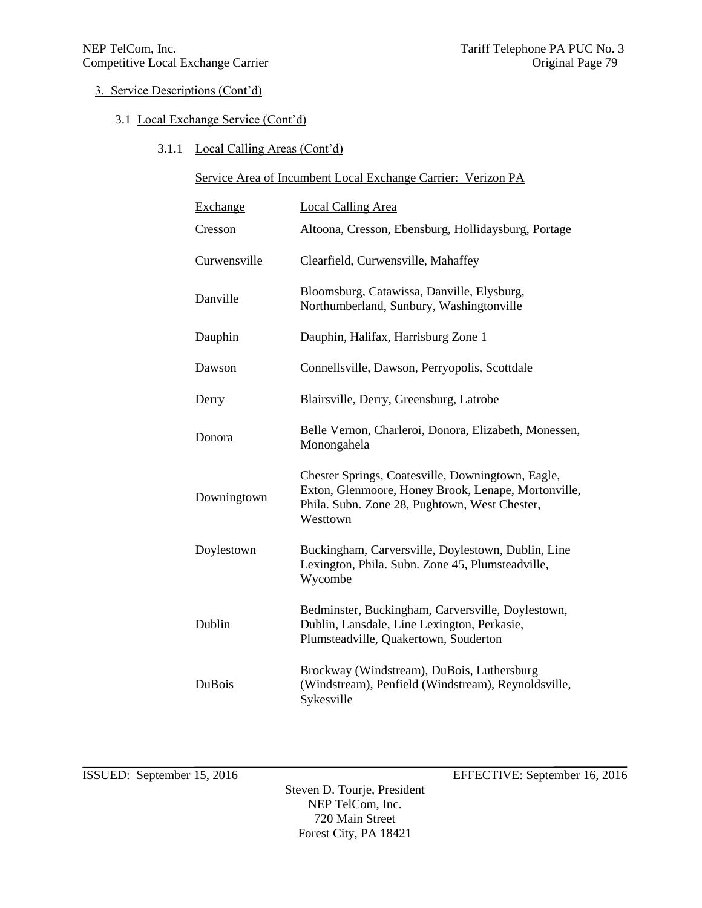3. Service Descriptions (Cont'd)

3.1 Local Exchange Service (Cont'd)

3.1.1 Local Calling Areas (Cont'd)

Service Area of Incumbent Local Exchange Carrier: Verizon PA

| Exchange | Local Calling Area |
|---|---|
| Cresson | Altoona, Cresson, Ebensburg, Hollidaysburg, Portage |
| Curwensville | Clearfield, Curwensville, Mahaffey |
| Danville | Bloomsburg, Catawissa, Danville, Elysburg, Northumberland, Sunbury, Washingtonville |
| Dauphin | Dauphin, Halifax, Harrisburg Zone 1 |
| Dawson | Connellsville, Dawson, Perryopolis, Scottdale |
| Derry | Blairsville, Derry, Greensburg, Latrobe |
| Donora | Belle Vernon, Charleroi, Donora, Elizabeth, Monessen, Monongahela |
| Downingtown | Chester Springs, Coatesville, Downingtown, Eagle, Exton, Glenmoore, Honey Brook, Lenape, Mortonville, Phila. Subn. Zone 28, Pughtown, West Chester, Westtown |
| Doylestown | Buckingham, Carversville, Doylestown, Dublin, Line Lexington, Phila. Subn. Zone 45, Plumsteadville, Wycombe |
| Dublin | Bedminster, Buckingham, Carversville, Doylestown, Dublin, Lansdale, Line Lexington, Perkasie, Plumsteadville, Quakertown, Souderton |
| DuBois | Brockway (Windstream), DuBois, Luthersburg (Windstream), Penfield (Windstream), Reynoldsville, Sykesville |

ISSUED: September 15, 2016 EFFECTIVE: September 16, 2016

Steven D. Tourje, President
NEP TelCom, Inc.
720 Main Street
Forest City, PA 18421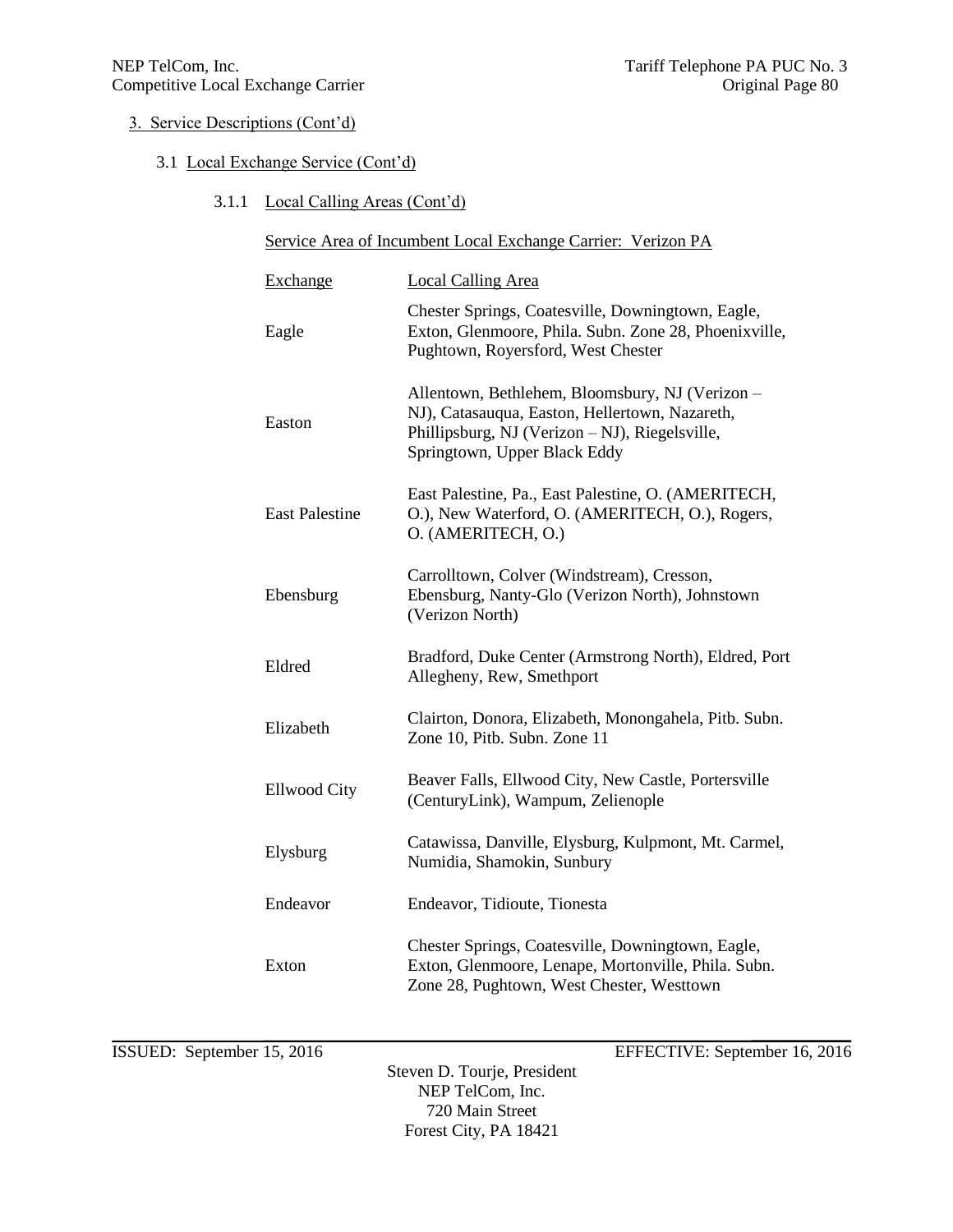3. Service Descriptions (Cont'd)

3.1 Local Exchange Service (Cont'd)

3.1.1 Local Calling Areas (Cont'd)

Service Area of Incumbent Local Exchange Carrier: Verizon PA

| Exchange | Local Calling Area |
|---|---|
| Eagle | Chester Springs, Coatesville, Downingtown, Eagle, Exton, Glenmoore, Phila. Subn. Zone 28, Phoenixville, Pughtown, Royersford, West Chester |
| Easton | Allentown, Bethlehem, Bloomsbury, NJ (Verizon – NJ), Catasauqua, Easton, Hellertown, Nazareth, Phillipsburg, NJ (Verizon – NJ), Riegelsville, Springtown, Upper Black Eddy |
| East Palestine | East Palestine, Pa., East Palestine, O. (AMERITECH, O.), New Waterford, O. (AMERITECH, O.), Rogers, O. (AMERITECH, O.) |
| Ebensburg | Carrolltown, Colver (Windstream), Cresson, Ebensburg, Nanty-Glo (Verizon North), Johnstown (Verizon North) |
| Eldred | Bradford, Duke Center (Armstrong North), Eldred, Port Allegheny, Rew, Smethport |
| Elizabeth | Clairton, Donora, Elizabeth, Monongahela, Pitb. Subn. Zone 10, Pitb. Subn. Zone 11 |
| Ellwood City | Beaver Falls, Ellwood City, New Castle, Portersville (CenturyLink), Wampum, Zelienople |
| Elysburg | Catawissa, Danville, Elysburg, Kulpmont, Mt. Carmel, Numidia, Shamokin, Sunbury |
| Endeavor | Endeavor, Tidioute, Tionesta |
| Exton | Chester Springs, Coatesville, Downingtown, Eagle, Exton, Glenmoore, Lenape, Mortonville, Phila. Subn. Zone 28, Pughtown, West Chester, Westtown |

ISSUED: September 15, 2016 EFFECTIVE: September 16, 2016

Steven D. Tourje, President
NEP TelCom, Inc.
720 Main Street
Forest City, PA 18421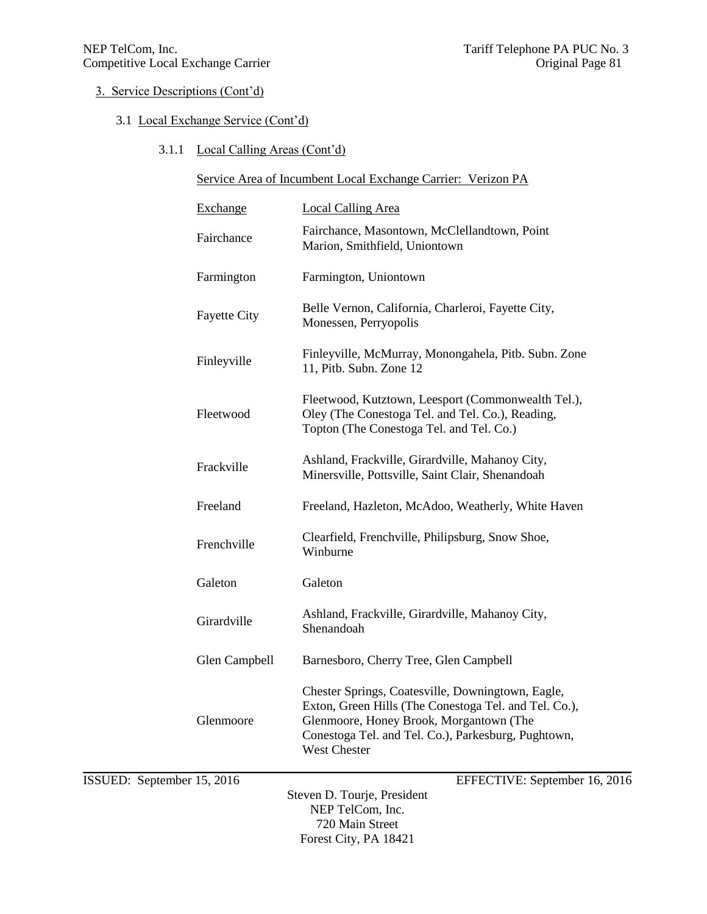3. Service Descriptions (Cont'd)

3.1 Local Exchange Service (Cont'd)

3.1.1 Local Calling Areas (Cont'd)

Service Area of Incumbent Local Exchange Carrier: Verizon PA

| Exchange | Local Calling Area |
|---|---|
| Fairchance | Fairchance, Masontown, McClellandtown, Point Marion, Smithfield, Uniontown |
| Farmington | Farmington, Uniontown |
| Fayette City | Belle Vernon, California, Charleroi, Fayette City, Monessen, Perryopolis |
| Finleyville | Finleyville, McMurray, Monongahela, Pitb. Subn. Zone 11, Pitb. Subn. Zone 12 |
| Fleetwood | Fleetwood, Kutztown, Leesport (Commonwealth Tel.), Oley (The Conestoga Tel. and Tel. Co.), Reading, Topton (The Conestoga Tel. and Tel. Co.) |
| Frackville | Ashland, Frackville, Girardville, Mahanoy City, Minersville, Pottsville, Saint Clair, Shenandoah |
| Freeland | Freeland, Hazleton, McAdoo, Weatherly, White Haven |
| Frenchville | Clearfield, Frenchville, Philipsburg, Snow Shoe, Winburne |
| Galeton | Galeton |
| Girardville | Ashland, Frackville, Girardville, Mahanoy City, Shenandoah |
| Glen Campbell | Barnesboro, Cherry Tree, Glen Campbell |
| Glenmoore | Chester Springs, Coatesville, Downingtown, Eagle, Exton, Green Hills (The Conestoga Tel. and Tel. Co.), Glenmoore, Honey Brook, Morgantown (The Conestoga Tel. and Tel. Co.), Parkesburg, Pughtown, West Chester |

ISSUED: September 15, 2016 EFFECTIVE: September 16, 2016

Steven D. Tourje, President
NEP TelCom, Inc.
720 Main Street
Forest City, PA 18421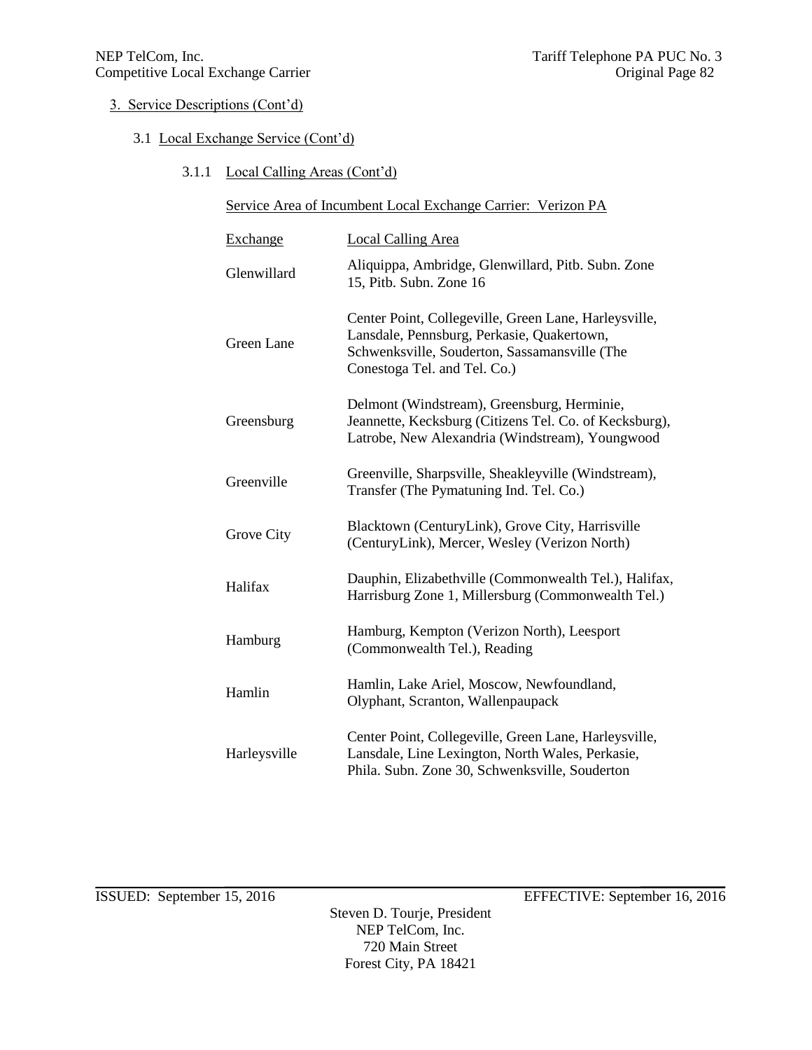3. Service Descriptions (Cont'd)

3.1 Local Exchange Service (Cont'd)

3.1.1 Local Calling Areas (Cont'd)

Service Area of Incumbent Local Exchange Carrier: Verizon PA

| Exchange | Local Calling Area |
|---|---|
| Glenwillard | Aliquippa, Ambridge, Glenwillard, Pitb. Subn. Zone 15, Pitb. Subn. Zone 16 |
| Green Lane | Center Point, Collegeville, Green Lane, Harleysville, Lansdale, Pennsburg, Perkasie, Quakertown, Schwenksville, Souderton, Sassamansville (The Conestoga Tel. and Tel. Co.) |
| Greensburg | Delmont (Windstream), Greensburg, Herminie, Jeannette, Kecksburg (Citizens Tel. Co. of Kecksburg), Latrobe, New Alexandria (Windstream), Youngwood |
| Greenville | Greenville, Sharpsville, Sheakleyville (Windstream), Transfer (The Pymatuning Ind. Tel. Co.) |
| Grove City | Blacktown (CenturyLink), Grove City, Harrisville (CenturyLink), Mercer, Wesley (Verizon North) |
| Halifax | Dauphin, Elizabethville (Commonwealth Tel.), Halifax, Harrisburg Zone 1, Millersburg (Commonwealth Tel.) |
| Hamburg | Hamburg, Kempton (Verizon North), Leesport (Commonwealth Tel.), Reading |
| Hamlin | Hamlin, Lake Ariel, Moscow, Newfoundland, Olyphant, Scranton, Wallenpaupack |
| Harleysville | Center Point, Collegeville, Green Lane, Harleysville, Lansdale, Line Lexington, North Wales, Perkasie, Phila. Subn. Zone 30, Schwenksville, Souderton |

ISSUED: September 15, 2016 EFFECTIVE: September 16, 2016

Steven D. Tourje, President
NEP TelCom, Inc.
720 Main Street
Forest City, PA 18421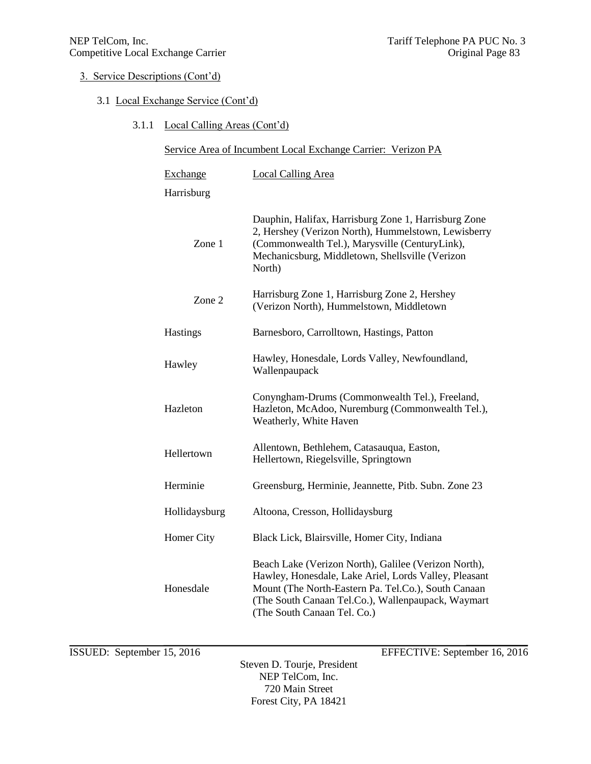3. Service Descriptions (Cont'd)

3.1 Local Exchange Service (Cont'd)

3.1.1 Local Calling Areas (Cont'd)

Service Area of Incumbent Local Exchange Carrier: Verizon PA

| Exchange | Local Calling Area |
|---|---|
| Harrisburg | |
| Zone 1 | Dauphin, Halifax, Harrisburg Zone 1, Harrisburg Zone 2, Hershey (Verizon North), Hummelstown, Lewisberry (Commonwealth Tel.), Marysville (CenturyLink), Mechanicsburg, Middletown, Shellsville (Verizon North) |
| Zone 2 | Harrisburg Zone 1, Harrisburg Zone 2, Hershey (Verizon North), Hummelstown, Middletown |
| Hastings | Barnesboro, Carrolltown, Hastings, Patton |
| Hawley | Hawley, Honesdale, Lords Valley, Newfoundland, Wallenpaupack |
| Hazleton | Conyngham-Drums (Commonwealth Tel.), Freeland, Hazleton, McAdoo, Nuremburg (Commonwealth Tel.), Weatherly, White Haven |
| Hellertown | Allentown, Bethlehem, Catasauqua, Easton, Hellertown, Riegelsville, Springtown |
| Herminie | Greensburg, Herminie, Jeannette, Pitb. Subn. Zone 23 |
| Hollidaysburg | Altoona, Cresson, Hollidaysburg |
| Homer City | Black Lick, Blairsville, Homer City, Indiana |
| Honesdale | Beach Lake (Verizon North), Galilee (Verizon North), Hawley, Honesdale, Lake Ariel, Lords Valley, Pleasant Mount (The North-Eastern Pa. Tel.Co.), South Canaan (The South Canaan Tel.Co.), Wallenpaupack, Waymart (The South Canaan Tel. Co.) |

ISSUED: September 15, 2016 EFFECTIVE: September 16, 2016

Steven D. Tourje, President
NEP TelCom, Inc.
720 Main Street
Forest City, PA 18421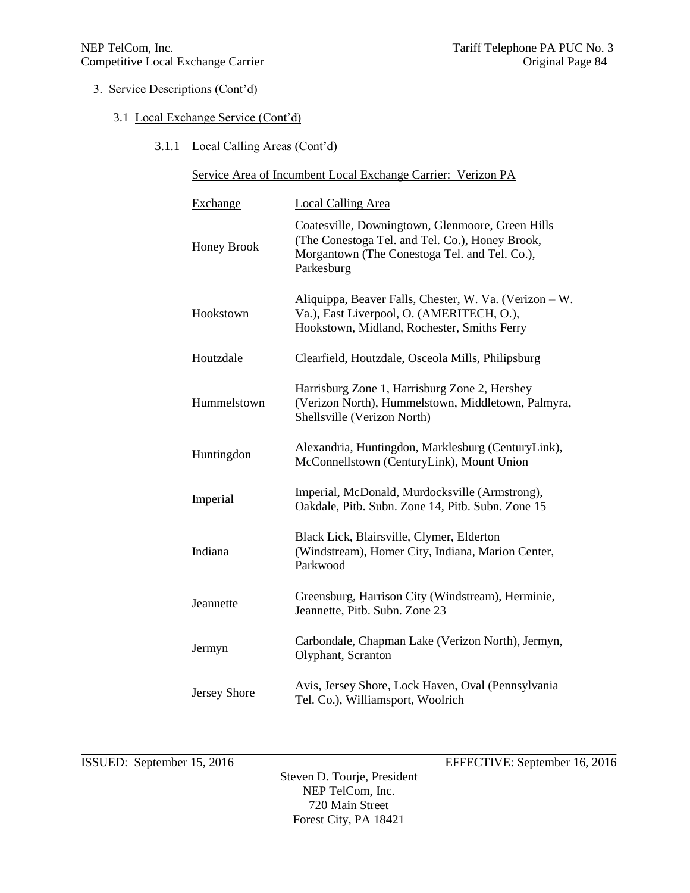3. Service Descriptions (Cont'd)

3.1 Local Exchange Service (Cont'd)

3.1.1 Local Calling Areas (Cont'd)

Service Area of Incumbent Local Exchange Carrier: Verizon PA

| Exchange | Local Calling Area |
|---|---|
| Honey Brook | Coatesville, Downingtown, Glenmoore, Green Hills (The Conestoga Tel. and Tel. Co.), Honey Brook, Morgantown (The Conestoga Tel. and Tel. Co.), Parkesburg |
| Hookstown | Aliquippa, Beaver Falls, Chester, W. Va. (Verizon – W. Va.), East Liverpool, O. (AMERITECH, O.), Hookstown, Midland, Rochester, Smiths Ferry |
| Houtzdale | Clearfield, Houtzdale, Osceola Mills, Philipsburg |
| Hummelstown | Harrisburg Zone 1, Harrisburg Zone 2, Hershey (Verizon North), Hummelstown, Middletown, Palmyra, Shellsville (Verizon North) |
| Huntingdon | Alexandria, Huntingdon, Marklesburg (CenturyLink), McConnellstown (CenturyLink), Mount Union |
| Imperial | Imperial, McDonald, Murdocksville (Armstrong), Oakdale, Pitb. Subn. Zone 14, Pitb. Subn. Zone 15 |
| Indiana | Black Lick, Blairsville, Clymer, Elderton (Windstream), Homer City, Indiana, Marion Center, Parkwood |
| Jeannette | Greensburg, Harrison City (Windstream), Herminie, Jeannette, Pitb. Subn. Zone 23 |
| Jermyn | Carbondale, Chapman Lake (Verizon North), Jermyn, Olyphant, Scranton |
| Jersey Shore | Avis, Jersey Shore, Lock Haven, Oval (Pennsylvania Tel. Co.), Williamsport, Woolrich |

ISSUED: September 15, 2016 EFFECTIVE: September 16, 2016

Steven D. Tourje, President
NEP TelCom, Inc.
720 Main Street
Forest City, PA 18421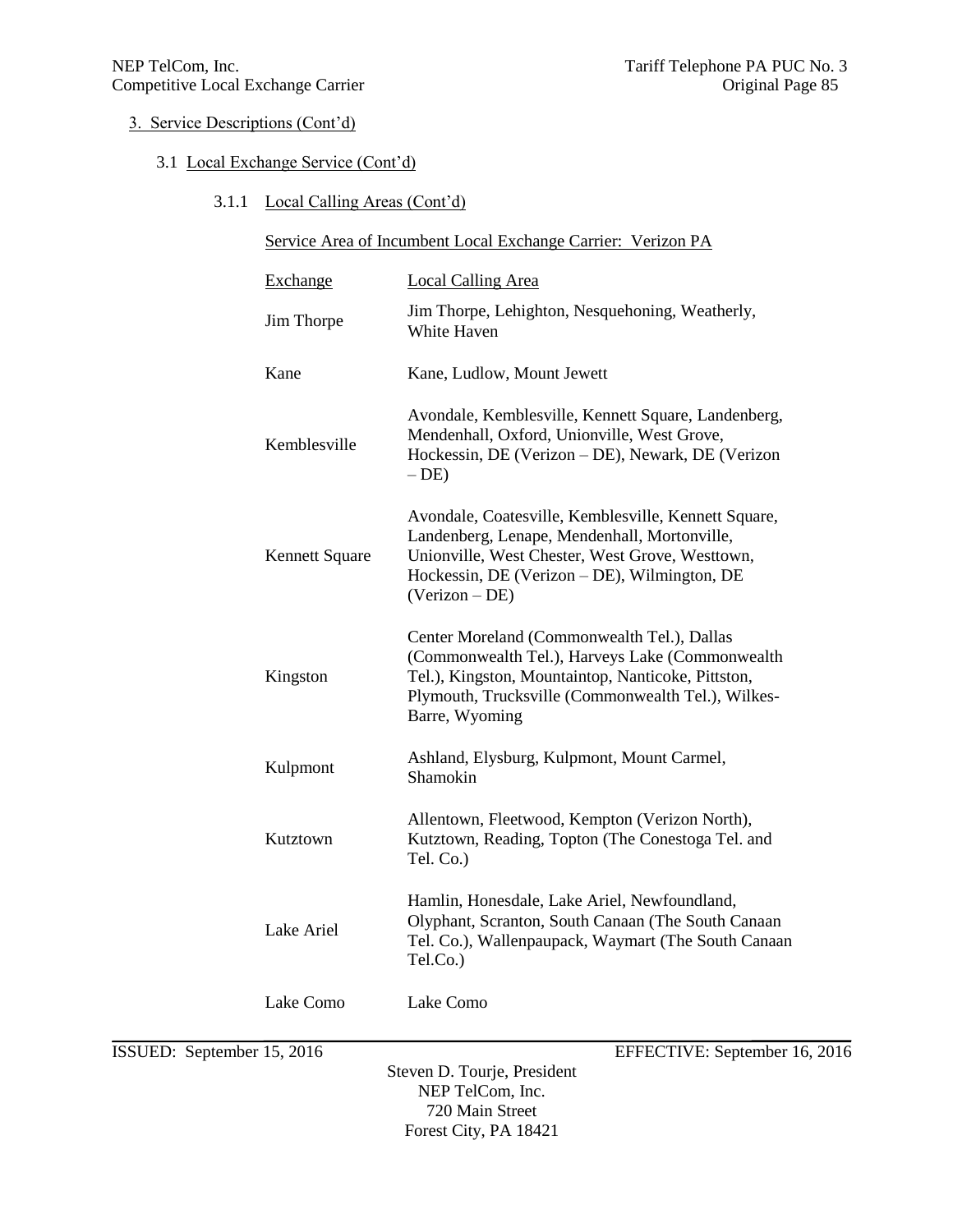3. Service Descriptions (Cont'd)

3.1 Local Exchange Service (Cont'd)

3.1.1 Local Calling Areas (Cont'd)

Service Area of Incumbent Local Exchange Carrier: Verizon PA

| Exchange | Local Calling Area |
|---|---|
| Jim Thorpe | Jim Thorpe, Lehighton, Nesquehoning, Weatherly, White Haven |
| Kane | Kane, Ludlow, Mount Jewett |
| Kemblesville | Avondale, Kemblesville, Kennett Square, Landenberg, Mendenhall, Oxford, Unionville, West Grove, Hockessin, DE (Verizon – DE), Newark, DE (Verizon – DE) |
| Kennett Square | Avondale, Coatesville, Kemblesville, Kennett Square, Landenberg, Lenape, Mendenhall, Mortonville, Unionville, West Chester, West Grove, Westtown, Hockessin, DE (Verizon – DE), Wilmington, DE (Verizon – DE) |
| Kingston | Center Moreland (Commonwealth Tel.), Dallas (Commonwealth Tel.), Harveys Lake (Commonwealth Tel.), Kingston, Mountaintop, Nanticoke, Pittston, Plymouth, Trucksville (Commonwealth Tel.), Wilkes-Barre, Wyoming |
| Kulpmont | Ashland, Elysburg, Kulpmont, Mount Carmel, Shamokin |
| Kutztown | Allentown, Fleetwood, Kempton (Verizon North), Kutztown, Reading, Topton (The Conestoga Tel. and Tel. Co.) |
| Lake Ariel | Hamlin, Honesdale, Lake Ariel, Newfoundland, Olyphant, Scranton, South Canaan (The South Canaan Tel. Co.), Wallenpaupack, Waymart (The South Canaan Tel.Co.) |
| Lake Como | Lake Como |

ISSUED: September 15, 2016 EFFECTIVE: September 16, 2016

Steven D. Tourje, President
NEP TelCom, Inc.
720 Main Street
Forest City, PA 18421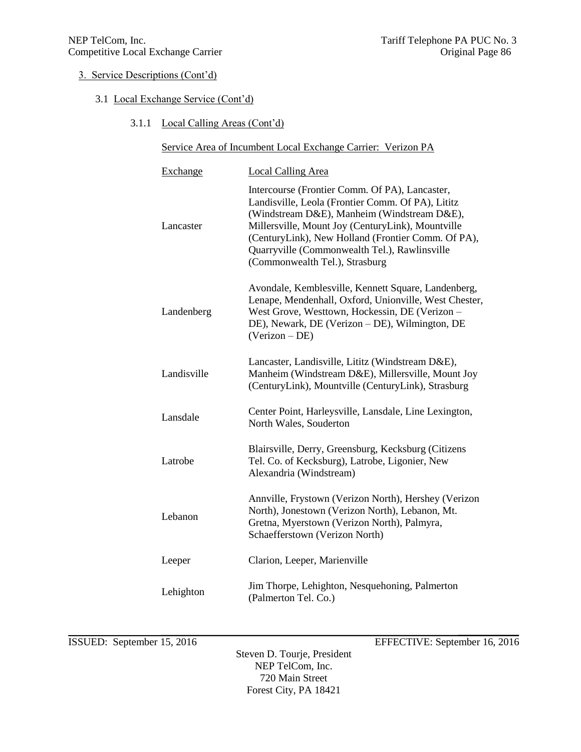3. Service Descriptions (Cont'd)

3.1 Local Exchange Service (Cont'd)

3.1.1 Local Calling Areas (Cont'd)

Service Area of Incumbent Local Exchange Carrier: Verizon PA

| Exchange | Local Calling Area |
|---|---|
| Lancaster | Intercourse (Frontier Comm. Of PA), Lancaster, Landisville, Leola (Frontier Comm. Of PA), Lititz (Windstream D&E), Manheim (Windstream D&E), Millersville, Mount Joy (CenturyLink), Mountville (CenturyLink), New Holland (Frontier Comm. Of PA), Quarryville (Commonwealth Tel.), Rawlinsville (Commonwealth Tel.), Strasburg |
| Landenberg | Avondale, Kemblesville, Kennett Square, Landenberg, Lenape, Mendenhall, Oxford, Unionville, West Chester, West Grove, Westtown, Hockessin, DE (Verizon – DE), Newark, DE (Verizon – DE), Wilmington, DE (Verizon – DE) |
| Landisville | Lancaster, Landisville, Lititz (Windstream D&E), Manheim (Windstream D&E), Millersville, Mount Joy (CenturyLink), Mountville (CenturyLink), Strasburg |
| Lansdale | Center Point, Harleysville, Lansdale, Line Lexington, North Wales, Souderton |
| Latrobe | Blairsville, Derry, Greensburg, Kecksburg (Citizens Tel. Co. of Kecksburg), Latrobe, Ligonier, New Alexandria (Windstream) |
| Lebanon | Annville, Frystown (Verizon North), Hershey (Verizon North), Jonestown (Verizon North), Lebanon, Mt. Gretna, Myerstown (Verizon North), Palmyra, Schaefferstown (Verizon North) |
| Leeper | Clarion, Leeper, Marienville |
| Lehighton | Jim Thorpe, Lehighton, Nesquehoning, Palmerton (Palmerton Tel. Co.) |

ISSUED: September 15, 2016 EFFECTIVE: September 16, 2016

Steven D. Tourje, President
NEP TelCom, Inc.
720 Main Street
Forest City, PA 18421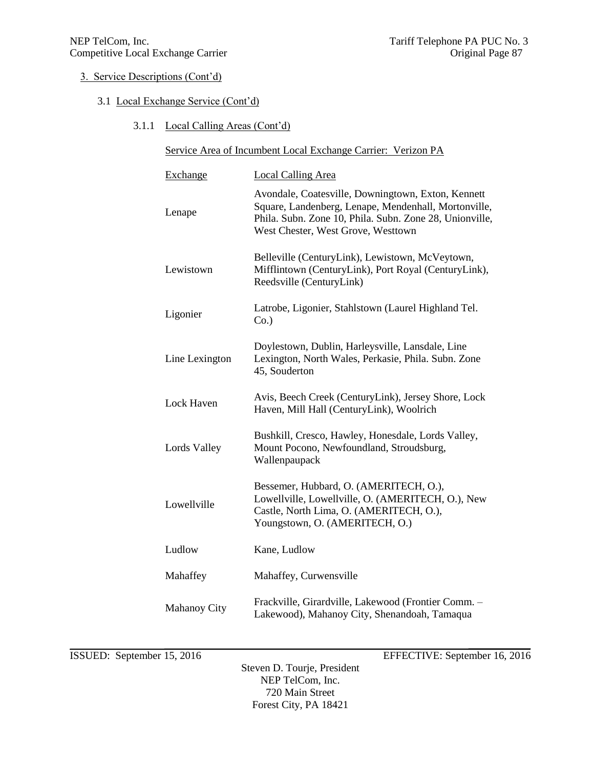3. Service Descriptions (Cont'd)

3.1 Local Exchange Service (Cont'd)

3.1.1 Local Calling Areas (Cont'd)

Service Area of Incumbent Local Exchange Carrier: Verizon PA

| Exchange | Local Calling Area |
|---|---|
| Lenape | Avondale, Coatesville, Downingtown, Exton, Kennett Square, Landenberg, Lenape, Mendenhall, Mortonville, Phila. Subn. Zone 10, Phila. Subn. Zone 28, Unionville, West Chester, West Grove, Westtown |
| Lewistown | Belleville (CenturyLink), Lewistown, McVeytown, Mifflintown (CenturyLink), Port Royal (CenturyLink), Reedsville (CenturyLink) |
| Ligonier | Latrobe, Ligonier, Stahlstown (Laurel Highland Tel. Co.) |
| Line Lexington | Doylestown, Dublin, Harleysville, Lansdale, Line Lexington, North Wales, Perkasie, Phila. Subn. Zone 45, Souderton |
| Lock Haven | Avis, Beech Creek (CenturyLink), Jersey Shore, Lock Haven, Mill Hall (CenturyLink), Woolrich |
| Lords Valley | Bushkill, Cresco, Hawley, Honesdale, Lords Valley, Mount Pocono, Newfoundland, Stroudsburg, Wallenpaupack |
| Lowellville | Bessemer, Hubbard, O. (AMERITECH, O.), Lowellville, Lowellville, O. (AMERITECH, O.), New Castle, North Lima, O. (AMERITECH, O.), Youngstown, O. (AMERITECH, O.) |
| Ludlow | Kane, Ludlow |
| Mahaffey | Mahaffey, Curwensville |
| Mahanoy City | Frackville, Girardville, Lakewood (Frontier Comm. – Lakewood), Mahanoy City, Shenandoah, Tamaqua |

ISSUED: September 15, 2016 EFFECTIVE: September 16, 2016

Steven D. Tourje, President
NEP TelCom, Inc.
720 Main Street
Forest City, PA 18421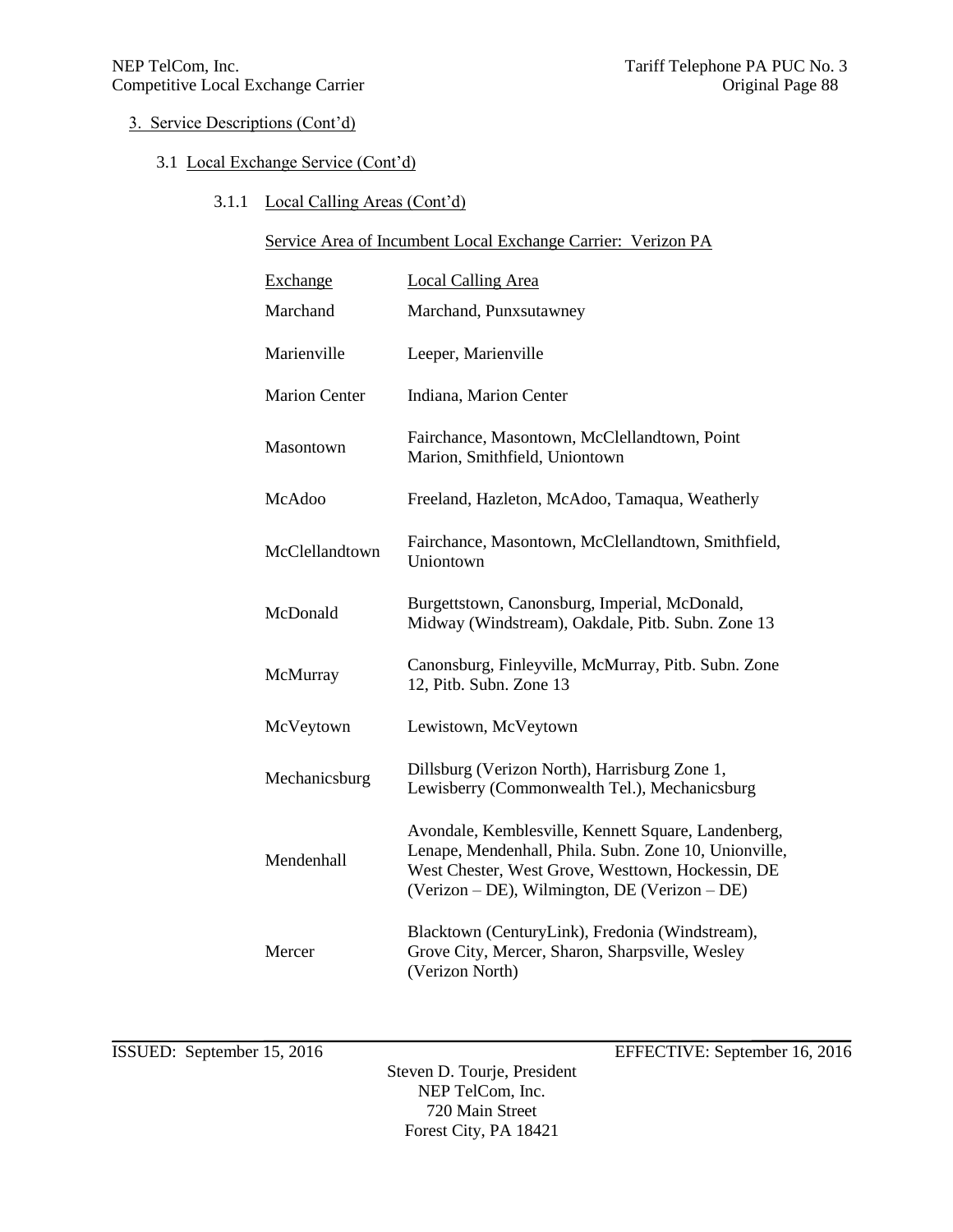3. Service Descriptions (Cont'd)

3.1 Local Exchange Service (Cont'd)

3.1.1 Local Calling Areas (Cont'd)

Service Area of Incumbent Local Exchange Carrier: Verizon PA

| Exchange | Local Calling Area |
|---|---|
| Marchand | Marchand, Punxsutawney |
| Marienville | Leeper, Marienville |
| Marion Center | Indiana, Marion Center |
| Masontown | Fairchance, Masontown, McClellandtown, Point Marion, Smithfield, Uniontown |
| McAdoo | Freeland, Hazleton, McAdoo, Tamaqua, Weatherly |
| McClellandtown | Fairchance, Masontown, McClellandtown, Smithfield, Uniontown |
| McDonald | Burgettstown, Canonsburg, Imperial, McDonald, Midway (Windstream), Oakdale, Pitb. Subn. Zone 13 |
| McMurray | Canonsburg, Finleyville, McMurray, Pitb. Subn. Zone 12, Pitb. Subn. Zone 13 |
| McVeytown | Lewistown, McVeytown |
| Mechanicsburg | Dillsburg (Verizon North), Harrisburg Zone 1, Lewisberry (Commonwealth Tel.), Mechanicsburg |
| Mendenhall | Avondale, Kemblesville, Kennett Square, Landenberg, Lenape, Mendenhall, Phila. Subn. Zone 10, Unionville, West Chester, West Grove, Westtown, Hockessin, DE (Verizon – DE), Wilmington, DE (Verizon – DE) |
| Mercer | Blacktown (CenturyLink), Fredonia (Windstream), Grove City, Mercer, Sharon, Sharpsville, Wesley (Verizon North) |

ISSUED: September 15, 2016 EFFECTIVE: September 16, 2016

Steven D. Tourje, President
NEP TelCom, Inc.
720 Main Street
Forest City, PA 18421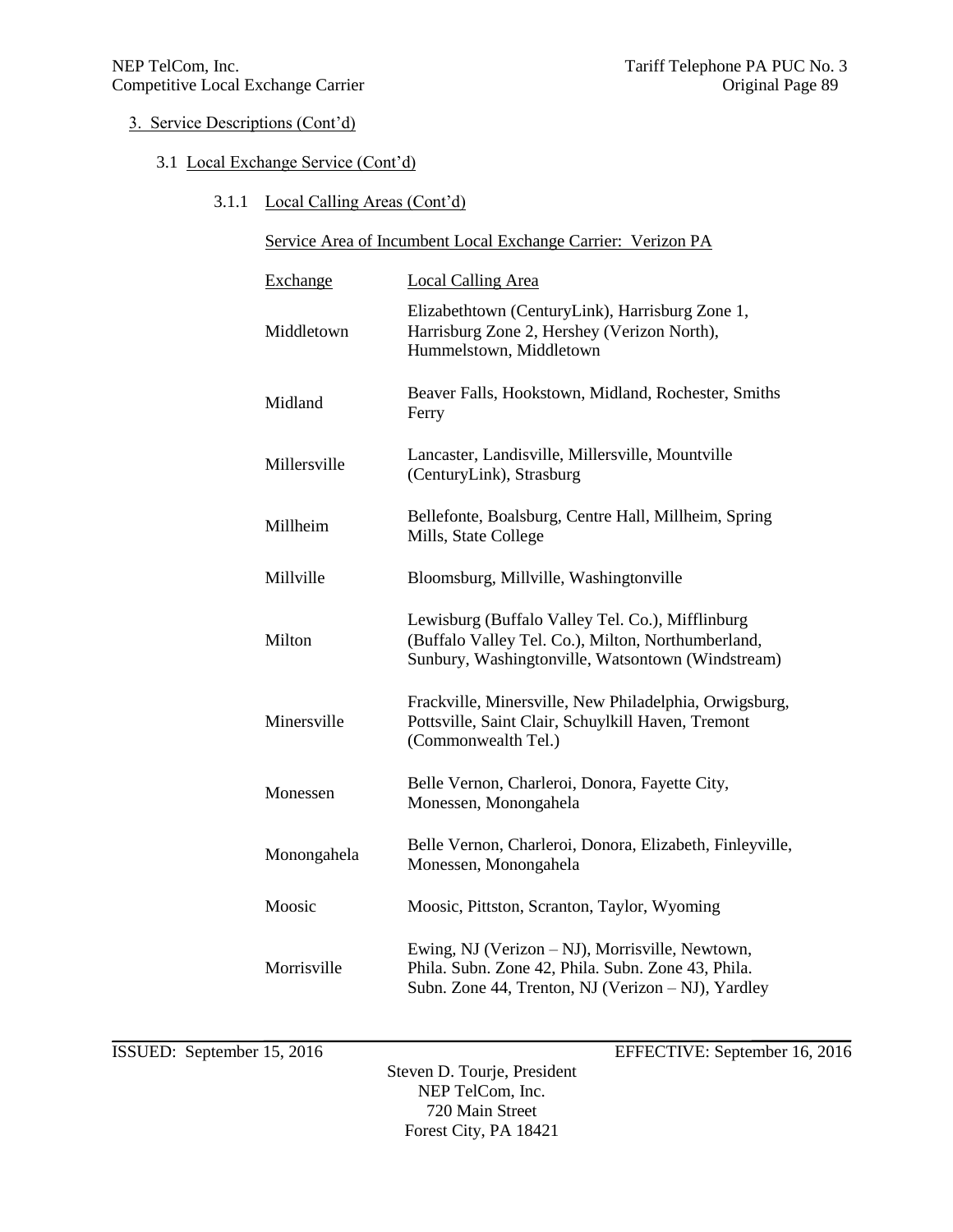3. Service Descriptions (Cont'd)

3.1 Local Exchange Service (Cont'd)

3.1.1 Local Calling Areas (Cont'd)

Service Area of Incumbent Local Exchange Carrier: Verizon PA

| Exchange | Local Calling Area |
|---|---|
| Middletown | Elizabethtown (CenturyLink), Harrisburg Zone 1, Harrisburg Zone 2, Hershey (Verizon North), Hummelstown, Middletown |
| Midland | Beaver Falls, Hookstown, Midland, Rochester, Smiths Ferry |
| Millersville | Lancaster, Landisville, Millersville, Mountville (CenturyLink), Strasburg |
| Millheim | Bellefonte, Boalsburg, Centre Hall, Millheim, Spring Mills, State College |
| Millville | Bloomsburg, Millville, Washingtonville |
| Milton | Lewisburg (Buffalo Valley Tel. Co.), Mifflinburg (Buffalo Valley Tel. Co.), Milton, Northumberland, Sunbury, Washingtonville, Watsontown (Windstream) |
| Minersville | Frackville, Minersville, New Philadelphia, Orwigsburg, Pottsville, Saint Clair, Schuylkill Haven, Tremont (Commonwealth Tel.) |
| Monessen | Belle Vernon, Charleroi, Donora, Fayette City, Monessen, Monongahela |
| Monongahela | Belle Vernon, Charleroi, Donora, Elizabeth, Finleyville, Monessen, Monongahela |
| Moosic | Moosic, Pittston, Scranton, Taylor, Wyoming |
| Morrisville | Ewing, NJ (Verizon – NJ), Morrisville, Newtown, Phila. Subn. Zone 42, Phila. Subn. Zone 43, Phila. Subn. Zone 44, Trenton, NJ (Verizon – NJ), Yardley |

ISSUED: September 15, 2016 EFFECTIVE: September 16, 2016

Steven D. Tourje, President
NEP TelCom, Inc.
720 Main Street
Forest City, PA 18421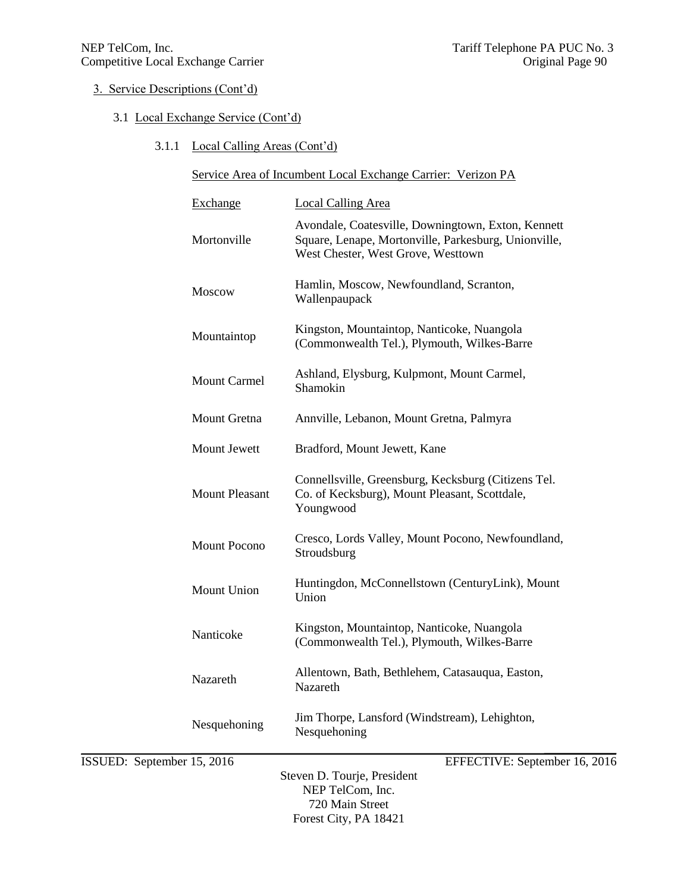3. Service Descriptions (Cont'd)

3.1 Local Exchange Service (Cont'd)

3.1.1 Local Calling Areas (Cont'd)

Service Area of Incumbent Local Exchange Carrier: Verizon PA

| Exchange | Local Calling Area |
|---|---|
| Mortonville | Avondale, Coatesville, Downingtown, Exton, Kennett Square, Lenape, Mortonville, Parkesburg, Unionville, West Chester, West Grove, Westtown |
| Moscow | Hamlin, Moscow, Newfoundland, Scranton, Wallenpaupack |
| Mountaintop | Kingston, Mountaintop, Nanticoke, Nuangola (Commonwealth Tel.), Plymouth, Wilkes-Barre |
| Mount Carmel | Ashland, Elysburg, Kulpmont, Mount Carmel, Shamokin |
| Mount Gretna | Annville, Lebanon, Mount Gretna, Palmyra |
| Mount Jewett | Bradford, Mount Jewett, Kane |
| Mount Pleasant | Connellsville, Greensburg, Kecksburg (Citizens Tel. Co. of Kecksburg), Mount Pleasant, Scottdale, Youngwood |
| Mount Pocono | Cresco, Lords Valley, Mount Pocono, Newfoundland, Stroudsburg |
| Mount Union | Huntingdon, McConnellstown (CenturyLink), Mount Union |
| Nanticoke | Kingston, Mountaintop, Nanticoke, Nuangola (Commonwealth Tel.), Plymouth, Wilkes-Barre |
| Nazareth | Allentown, Bath, Bethlehem, Catasauqua, Easton, Nazareth |
| Nesquehoning | Jim Thorpe, Lansford (Windstream), Lehighton, Nesquehoning |

ISSUED: September 15, 2016 EFFECTIVE: September 16, 2016

Steven D. Tourje, President
NEP TelCom, Inc.
720 Main Street
Forest City, PA 18421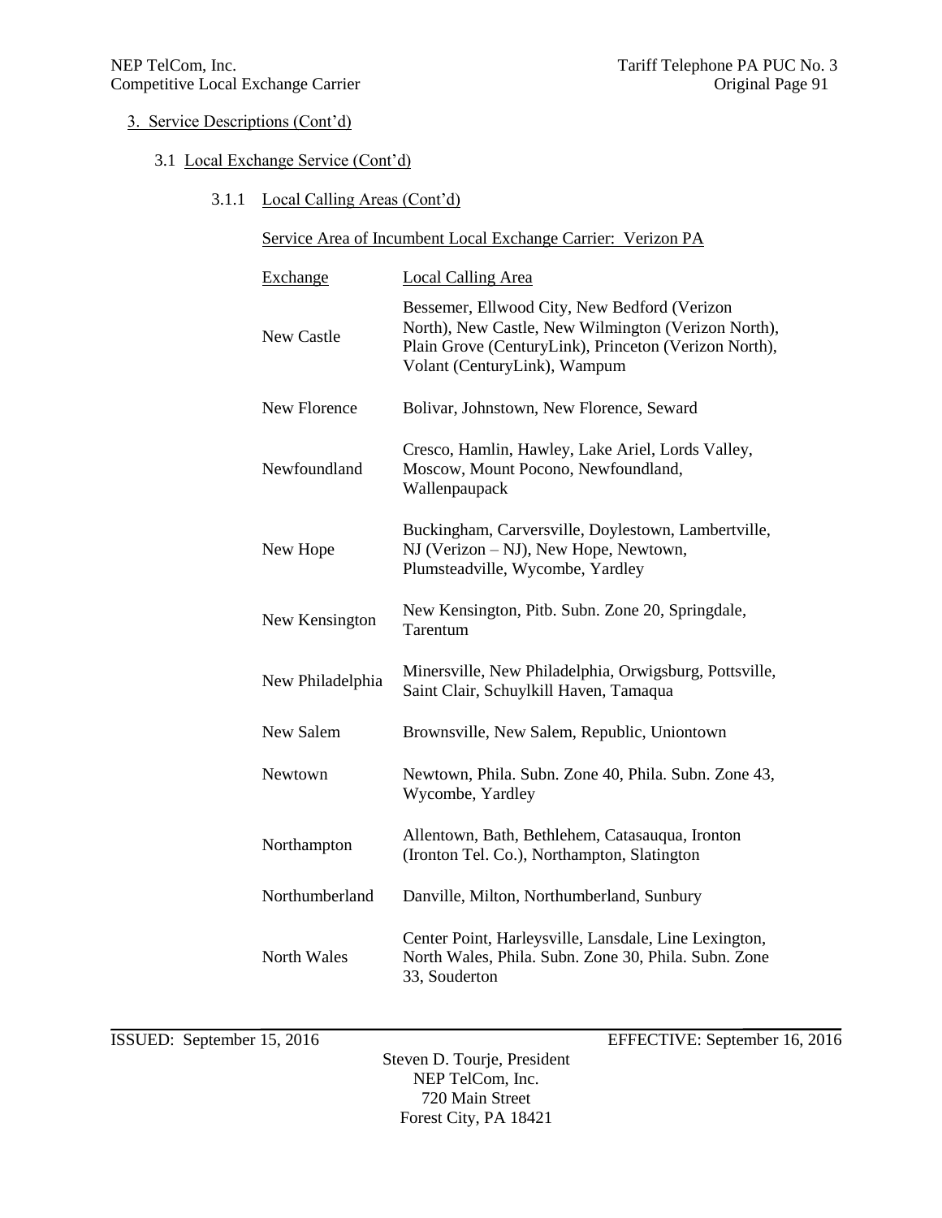3. Service Descriptions (Cont'd)

3.1 Local Exchange Service (Cont'd)

3.1.1 Local Calling Areas (Cont'd)

Service Area of Incumbent Local Exchange Carrier: Verizon PA

| Exchange | Local Calling Area |
|---|---|
| New Castle | Bessemer, Ellwood City, New Bedford (Verizon North), New Castle, New Wilmington (Verizon North), Plain Grove (CenturyLink), Princeton (Verizon North), Volant (CenturyLink), Wampum |
| New Florence | Bolivar, Johnstown, New Florence, Seward |
| Newfoundland | Cresco, Hamlin, Hawley, Lake Ariel, Lords Valley, Moscow, Mount Pocono, Newfoundland, Wallenpaupack |
| New Hope | Buckingham, Carversville, Doylestown, Lambertville, NJ (Verizon – NJ), New Hope, Newtown, Plumsteadville, Wycombe, Yardley |
| New Kensington | New Kensington, Pitb. Subn. Zone 20, Springdale, Tarentum |
| New Philadelphia | Minersville, New Philadelphia, Orwigsburg, Pottsville, Saint Clair, Schuylkill Haven, Tamaqua |
| New Salem | Brownsville, New Salem, Republic, Uniontown |
| Newtown | Newtown, Phila. Subn. Zone 40, Phila. Subn. Zone 43, Wycombe, Yardley |
| Northampton | Allentown, Bath, Bethlehem, Catasauqua, Ironton (Ironton Tel. Co.), Northampton, Slatington |
| Northumberland | Danville, Milton, Northumberland, Sunbury |
| North Wales | Center Point, Harleysville, Lansdale, Line Lexington, North Wales, Phila. Subn. Zone 30, Phila. Subn. Zone 33, Souderton |

ISSUED: September 15, 2016 EFFECTIVE: September 16, 2016

Steven D. Tourje, President
NEP TelCom, Inc.
720 Main Street
Forest City, PA 18421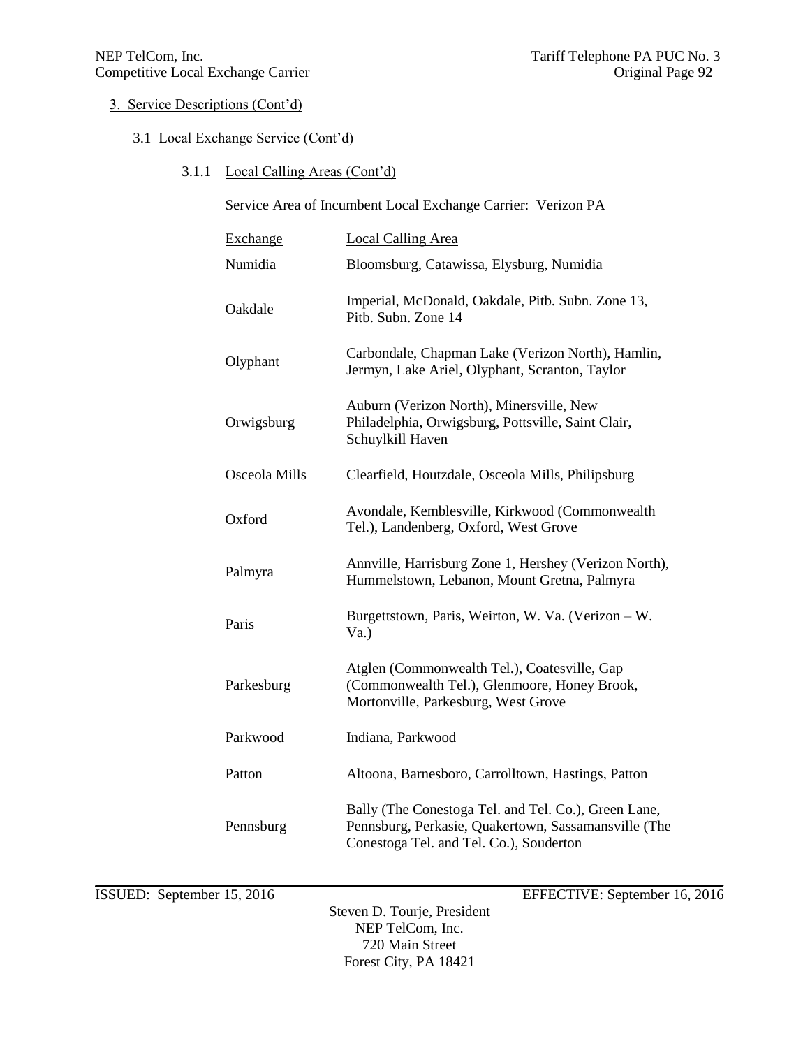3. Service Descriptions (Cont'd)

3.1 Local Exchange Service (Cont'd)

3.1.1 Local Calling Areas (Cont'd)

Service Area of Incumbent Local Exchange Carrier: Verizon PA

| Exchange | Local Calling Area |
|---|---|
| Numidia | Bloomsburg, Catawissa, Elysburg, Numidia |
| Oakdale | Imperial, McDonald, Oakdale, Pitb. Subn. Zone 13, Pitb. Subn. Zone 14 |
| Olyphant | Carbondale, Chapman Lake (Verizon North), Hamlin, Jermyn, Lake Ariel, Olyphant, Scranton, Taylor |
| Orwigsburg | Auburn (Verizon North), Minersville, New Philadelphia, Orwigsburg, Pottsville, Saint Clair, Schuylkill Haven |
| Osceola Mills | Clearfield, Houtzdale, Osceola Mills, Philipsburg |
| Oxford | Avondale, Kemblesville, Kirkwood (Commonwealth Tel.), Landenberg, Oxford, West Grove |
| Palmyra | Annville, Harrisburg Zone 1, Hershey (Verizon North), Hummelstown, Lebanon, Mount Gretna, Palmyra |
| Paris | Burgettstown, Paris, Weirton, W. Va. (Verizon – W. Va.) |
| Parkesburg | Atglen (Commonwealth Tel.), Coatesville, Gap (Commonwealth Tel.), Glenmoore, Honey Brook, Mortonville, Parkesburg, West Grove |
| Parkwood | Indiana, Parkwood |
| Patton | Altoona, Barnesboro, Carrolltown, Hastings, Patton |
| Pennsburg | Bally (The Conestoga Tel. and Tel. Co.), Green Lane, Pennsburg, Perkasie, Quakertown, Sassamansville (The Conestoga Tel. and Tel. Co.), Souderton |

ISSUED: September 15, 2016 EFFECTIVE: September 16, 2016

Steven D. Tourje, President
NEP TelCom, Inc.
720 Main Street
Forest City, PA 18421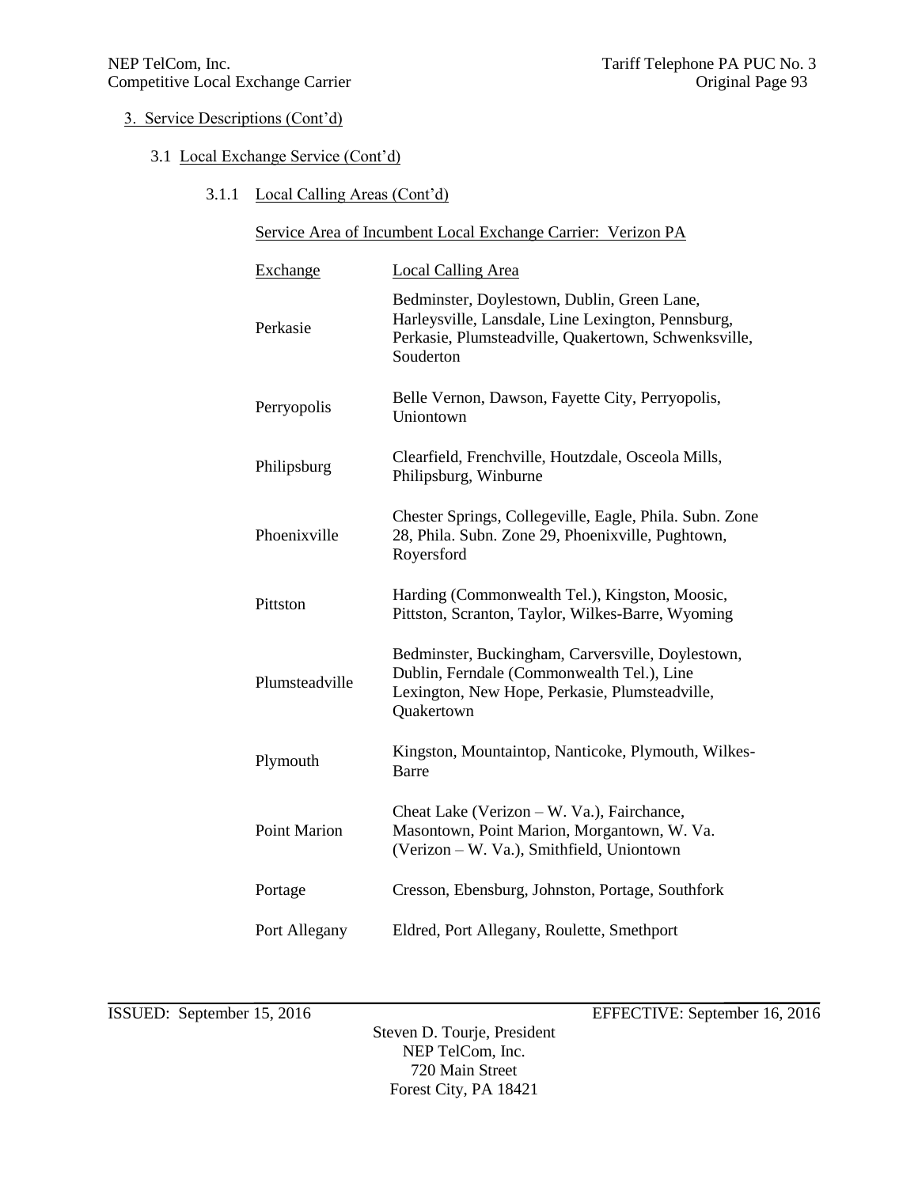3. Service Descriptions (Cont'd)

3.1 Local Exchange Service (Cont'd)

3.1.1 Local Calling Areas (Cont'd)

Service Area of Incumbent Local Exchange Carrier: Verizon PA

| Exchange | Local Calling Area |
|---|---|
| Perkasie | Bedminster, Doylestown, Dublin, Green Lane, Harleysville, Lansdale, Line Lexington, Pennsburg, Perkasie, Plumsteadville, Quakertown, Schwenksville, Souderton |
| Perryopolis | Belle Vernon, Dawson, Fayette City, Perryopolis, Uniontown |
| Philipsburg | Clearfield, Frenchville, Houtzdale, Osceola Mills, Philipsburg, Winburne |
| Phoenixville | Chester Springs, Collegeville, Eagle, Phila. Subn. Zone 28, Phila. Subn. Zone 29, Phoenixville, Pughtown, Royersford |
| Pittston | Harding (Commonwealth Tel.), Kingston, Moosic, Pittston, Scranton, Taylor, Wilkes-Barre, Wyoming |
| Plumsteadville | Bedminster, Buckingham, Carversville, Doylestown, Dublin, Ferndale (Commonwealth Tel.), Line Lexington, New Hope, Perkasie, Plumsteadville, Quakertown |
| Plymouth | Kingston, Mountaintop, Nanticoke, Plymouth, Wilkes-Barre |
| Point Marion | Cheat Lake (Verizon – W. Va.), Fairchance, Masontown, Point Marion, Morgantown, W. Va. (Verizon – W. Va.), Smithfield, Uniontown |
| Portage | Cresson, Ebensburg, Johnston, Portage, Southfork |
| Port Allegany | Eldred, Port Allegany, Roulette, Smethport |

ISSUED: September 15, 2016 EFFECTIVE: September 16, 2016

Steven D. Tourje, President
NEP TelCom, Inc.
720 Main Street
Forest City, PA 18421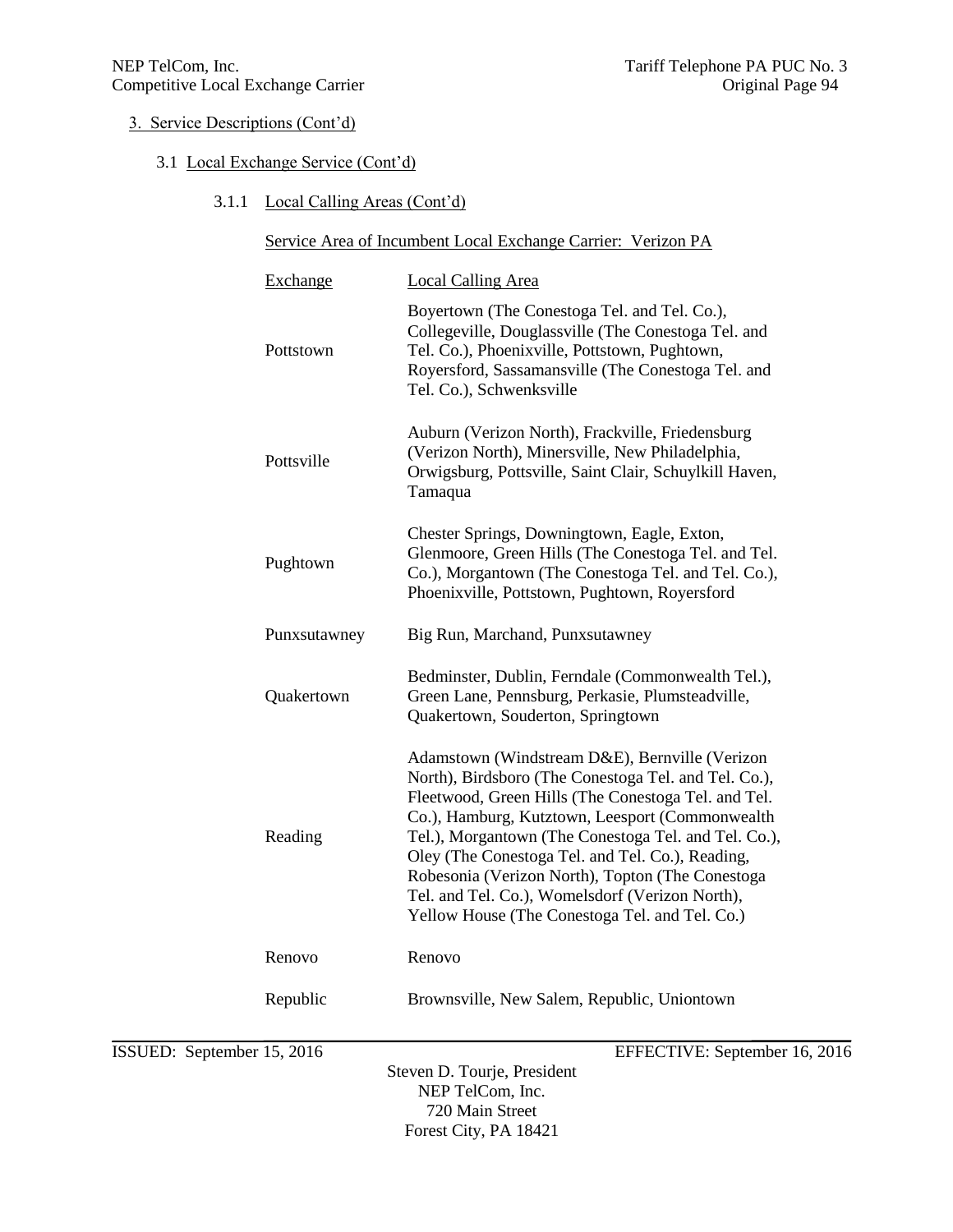3. Service Descriptions (Cont'd)

3.1 Local Exchange Service (Cont'd)

3.1.1 Local Calling Areas (Cont'd)

Service Area of Incumbent Local Exchange Carrier: Verizon PA

| Exchange | Local Calling Area |
|---|---|
| Pottstown | Boyertown (The Conestoga Tel. and Tel. Co.), Collegeville, Douglassville (The Conestoga Tel. and Tel. Co.), Phoenixville, Pottstown, Pughtown, Royersford, Sassamansville (The Conestoga Tel. and Tel. Co.), Schwenksville |
| Pottsville | Auburn (Verizon North), Frackville, Friedensburg (Verizon North), Minersville, New Philadelphia, Orwigsburg, Pottsville, Saint Clair, Schuylkill Haven, Tamaqua |
| Pughtown | Chester Springs, Downingtown, Eagle, Exton, Glenmoore, Green Hills (The Conestoga Tel. and Tel. Co.), Morgantown (The Conestoga Tel. and Tel. Co.), Phoenixville, Pottstown, Pughtown, Royersford |
| Punxsutawney | Big Run, Marchand, Punxsutawney |
| Quakertown | Bedminster, Dublin, Ferndale (Commonwealth Tel.), Green Lane, Pennsburg, Perkasie, Plumsteadville, Quakertown, Souderton, Springtown |
| Reading | Adamstown (Windstream D&E), Bernville (Verizon North), Birdsboro (The Conestoga Tel. and Tel. Co.), Fleetwood, Green Hills (The Conestoga Tel. and Tel. Co.), Hamburg, Kutztown, Leesport (Commonwealth Tel.), Morgantown (The Conestoga Tel. and Tel. Co.), Oley (The Conestoga Tel. and Tel. Co.), Reading, Robesonia (Verizon North), Topton (The Conestoga Tel. and Tel. Co.), Womelsdorf (Verizon North), Yellow House (The Conestoga Tel. and Tel. Co.) |
| Renovo | Renovo |
| Republic | Brownsville, New Salem, Republic, Uniontown |

ISSUED: September 15, 2016 EFFECTIVE: September 16, 2016

Steven D. Tourje, President
NEP TelCom, Inc.
720 Main Street
Forest City, PA 18421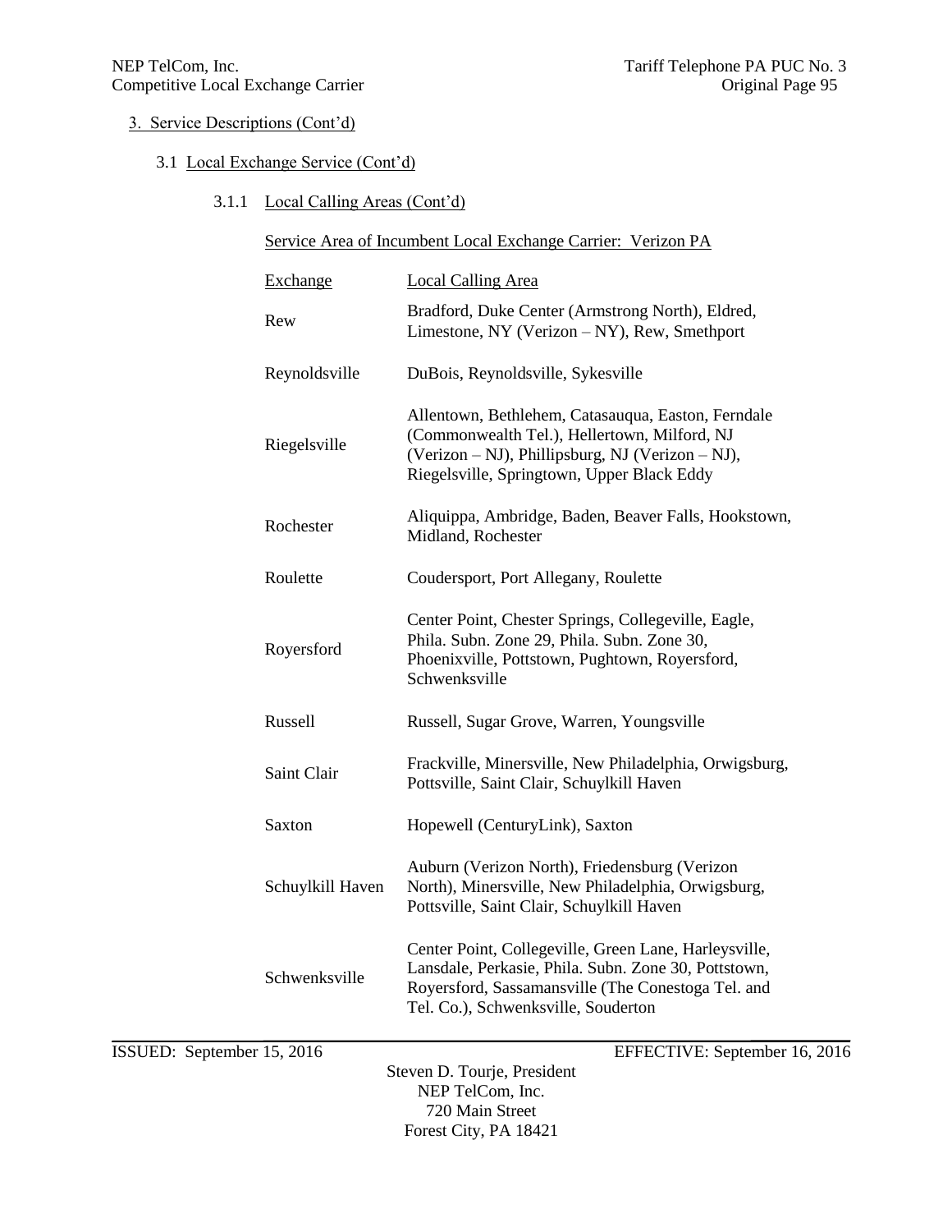3. Service Descriptions (Cont'd)

3.1 Local Exchange Service (Cont'd)

3.1.1 Local Calling Areas (Cont'd)

Service Area of Incumbent Local Exchange Carrier: Verizon PA

| Exchange | Local Calling Area |
|---|---|
| Rew | Bradford, Duke Center (Armstrong North), Eldred, Limestone, NY (Verizon – NY), Rew, Smethport |
| Reynoldsville | DuBois, Reynoldsville, Sykesville |
| Riegelsville | Allentown, Bethlehem, Catasauqua, Easton, Ferndale (Commonwealth Tel.), Hellertown, Milford, NJ (Verizon – NJ), Phillipsburg, NJ (Verizon – NJ), Riegelsville, Springtown, Upper Black Eddy |
| Rochester | Aliquippa, Ambridge, Baden, Beaver Falls, Hookstown, Midland, Rochester |
| Roulette | Coudersport, Port Allegany, Roulette |
| Royersford | Center Point, Chester Springs, Collegeville, Eagle, Phila. Subn. Zone 29, Phila. Subn. Zone 30, Phoenixville, Pottstown, Pughtown, Royersford, Schwenksville |
| Russell | Russell, Sugar Grove, Warren, Youngsville |
| Saint Clair | Frackville, Minersville, New Philadelphia, Orwigsburg, Pottsville, Saint Clair, Schuylkill Haven |
| Saxton | Hopewell (CenturyLink), Saxton |
| Schuylkill Haven | Auburn (Verizon North), Friedensburg (Verizon North), Minersville, New Philadelphia, Orwigsburg, Pottsville, Saint Clair, Schuylkill Haven |
| Schwenksville | Center Point, Collegeville, Green Lane, Harleysville, Lansdale, Perkasie, Phila. Subn. Zone 30, Pottstown, Royersford, Sassamansville (The Conestoga Tel. and Tel. Co.), Schwenksville, Souderton |

ISSUED: September 15, 2016 EFFECTIVE: September 16, 2016

Steven D. Tourje, President
NEP TelCom, Inc.
720 Main Street
Forest City, PA 18421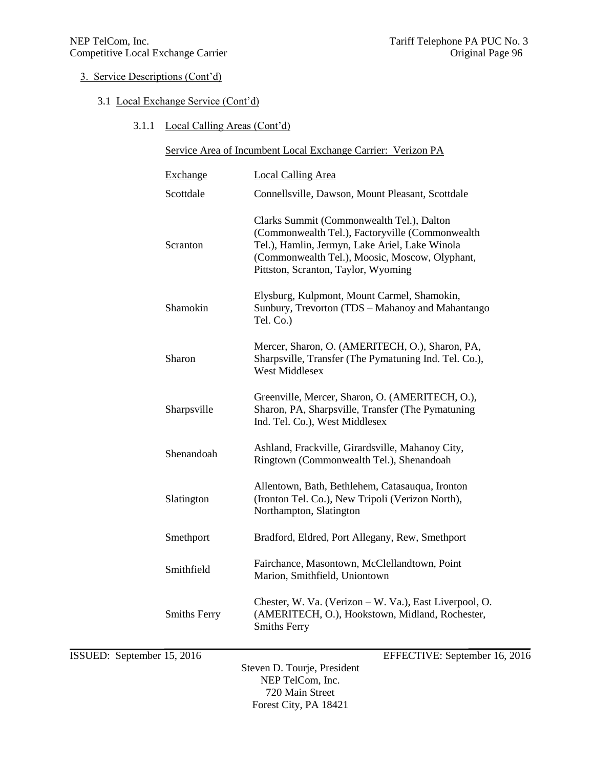3. Service Descriptions (Cont'd)

3.1 Local Exchange Service (Cont'd)

3.1.1 Local Calling Areas (Cont'd)

Service Area of Incumbent Local Exchange Carrier: Verizon PA

| Exchange | Local Calling Area |
|---|---|
| Scottdale | Connellsville, Dawson, Mount Pleasant, Scottdale |
| Scranton | Clarks Summit (Commonwealth Tel.), Dalton (Commonwealth Tel.), Factoryville (Commonwealth Tel.), Hamlin, Jermyn, Lake Ariel, Lake Winola (Commonwealth Tel.), Moosic, Moscow, Olyphant, Pittston, Scranton, Taylor, Wyoming |
| Shamokin | Elysburg, Kulpmont, Mount Carmel, Shamokin, Sunbury, Trevorton (TDS – Mahanoy and Mahantango Tel. Co.) |
| Sharon | Mercer, Sharon, O. (AMERITECH, O.), Sharon, PA, Sharpsville, Transfer (The Pymatuning Ind. Tel. Co.), West Middlesex |
| Sharpsville | Greenville, Mercer, Sharon, O. (AMERITECH, O.), Sharon, PA, Sharpsville, Transfer (The Pymatuning Ind. Tel. Co.), West Middlesex |
| Shenandoah | Ashland, Frackville, Girardsville, Mahanoy City, Ringtown (Commonwealth Tel.), Shenandoah |
| Slatington | Allentown, Bath, Bethlehem, Catasauqua, Ironton (Ironton Tel. Co.), New Tripoli (Verizon North), Northampton, Slatington |
| Smethport | Bradford, Eldred, Port Allegany, Rew, Smethport |
| Smithfield | Fairchance, Masontown, McClellandtown, Point Marion, Smithfield, Uniontown |
| Smiths Ferry | Chester, W. Va. (Verizon – W. Va.), East Liverpool, O. (AMERITECH, O.), Hookstown, Midland, Rochester, Smiths Ferry |

ISSUED: September 15, 2016 EFFECTIVE: September 16, 2016

Steven D. Tourje, President
NEP TelCom, Inc.
720 Main Street
Forest City, PA 18421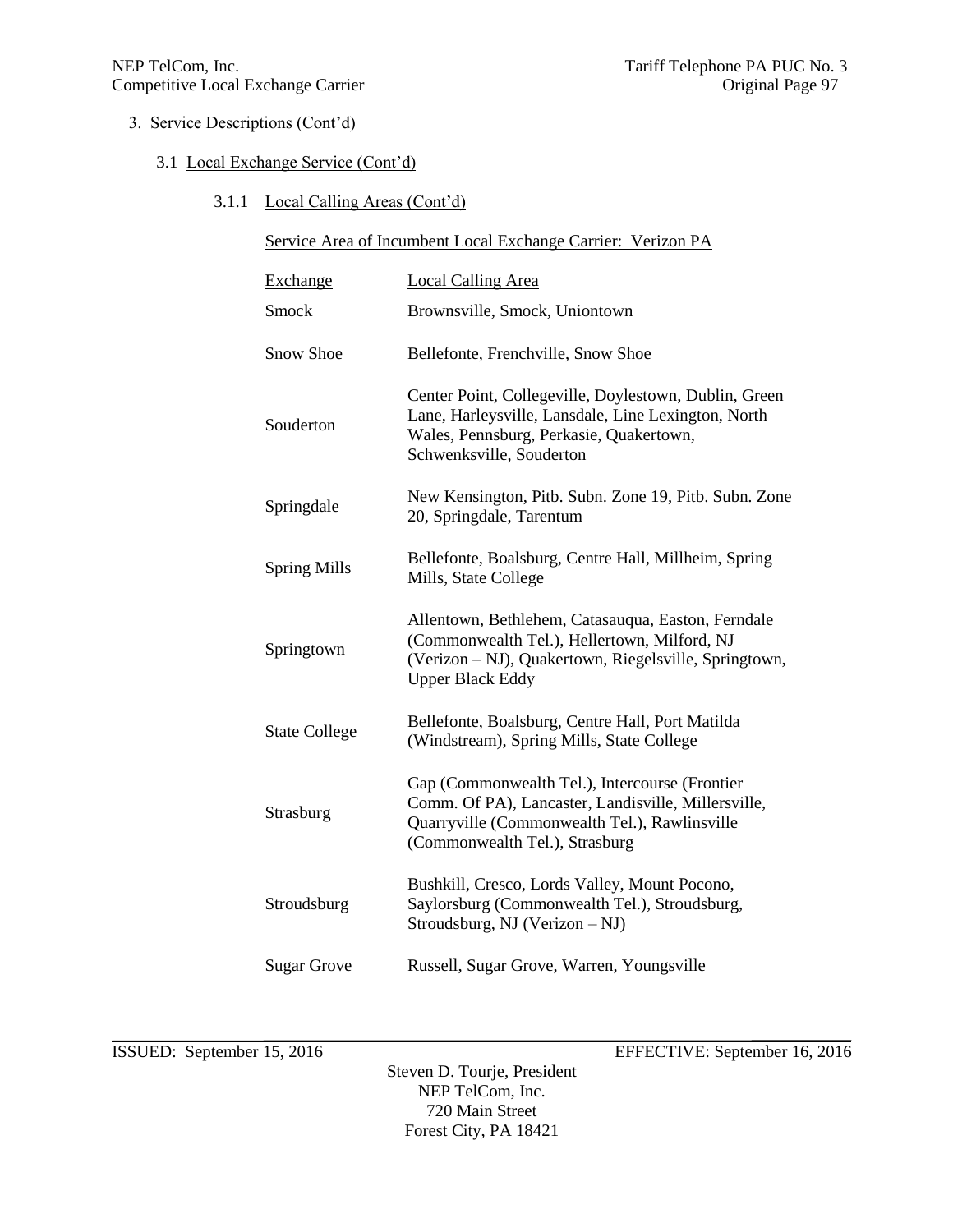3. Service Descriptions (Cont'd)

3.1 Local Exchange Service (Cont'd)

3.1.1 Local Calling Areas (Cont'd)

Service Area of Incumbent Local Exchange Carrier: Verizon PA

| Exchange | Local Calling Area |
|---|---|
| Smock | Brownsville, Smock, Uniontown |
| Snow Shoe | Bellefonte, Frenchville, Snow Shoe |
| Souderton | Center Point, Collegeville, Doylestown, Dublin, Green Lane, Harleysville, Lansdale, Line Lexington, North Wales, Pennsburg, Perkasie, Quakertown, Schwenksville, Souderton |
| Springdale | New Kensington, Pitb. Subn. Zone 19, Pitb. Subn. Zone 20, Springdale, Tarentum |
| Spring Mills | Bellefonte, Boalsburg, Centre Hall, Millheim, Spring Mills, State College |
| Springtown | Allentown, Bethlehem, Catasauqua, Easton, Ferndale (Commonwealth Tel.), Hellertown, Milford, NJ (Verizon – NJ), Quakertown, Riegelsville, Springtown, Upper Black Eddy |
| State College | Bellefonte, Boalsburg, Centre Hall, Port Matilda (Windstream), Spring Mills, State College |
| Strasburg | Gap (Commonwealth Tel.), Intercourse (Frontier Comm. Of PA), Lancaster, Landisville, Millersville, Quarryville (Commonwealth Tel.), Rawlinsville (Commonwealth Tel.), Strasburg |
| Stroudsburg | Bushkill, Cresco, Lords Valley, Mount Pocono, Saylorsburg (Commonwealth Tel.), Stroudsburg, Stroudsburg, NJ (Verizon – NJ) |
| Sugar Grove | Russell, Sugar Grove, Warren, Youngsville |

ISSUED: September 15, 2016 EFFECTIVE: September 16, 2016

Steven D. Tourje, President
NEP TelCom, Inc.
720 Main Street
Forest City, PA 18421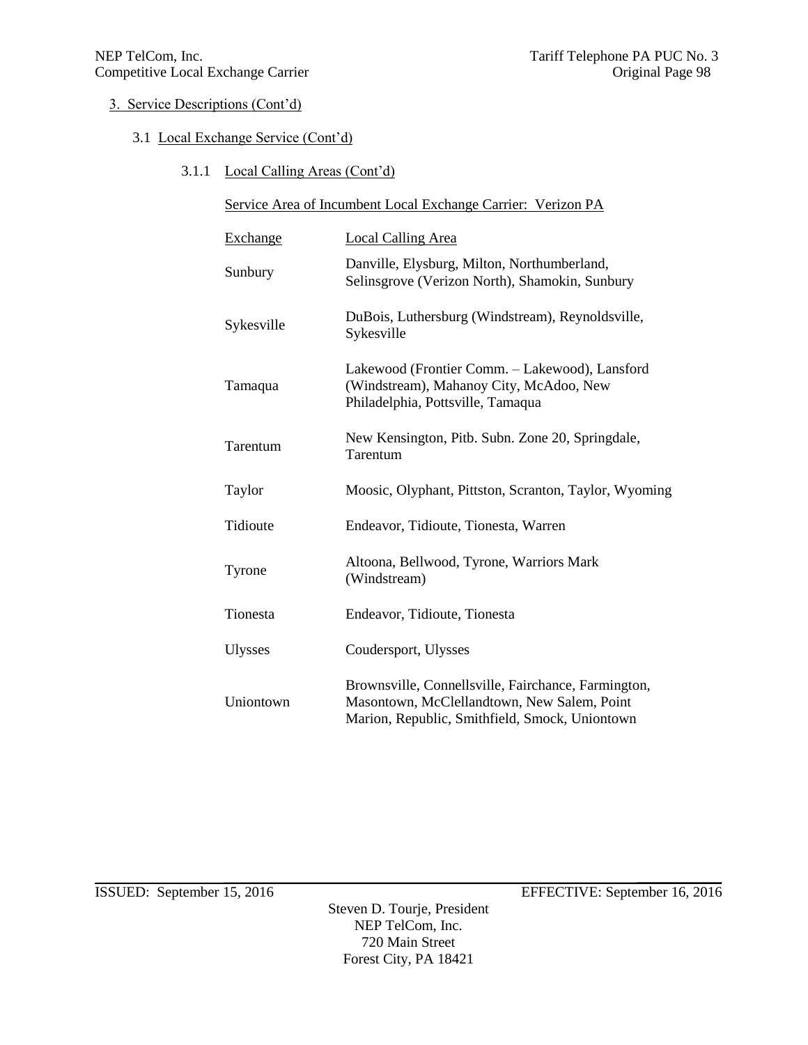3. Service Descriptions (Cont'd)

3.1 Local Exchange Service (Cont'd)

3.1.1 Local Calling Areas (Cont'd)

Service Area of Incumbent Local Exchange Carrier: Verizon PA

| Exchange | Local Calling Area |
|---|---|
| Sunbury | Danville, Elysburg, Milton, Northumberland, Selinsgrove (Verizon North), Shamokin, Sunbury |
| Sykesville | DuBois, Luthersburg (Windstream), Reynoldsville, Sykesville |
| Tamaqua | Lakewood (Frontier Comm. – Lakewood), Lansford (Windstream), Mahanoy City, McAdoo, New Philadelphia, Pottsville, Tamaqua |
| Tarentum | New Kensington, Pitb. Subn. Zone 20, Springdale, Tarentum |
| Taylor | Moosic, Olyphant, Pittston, Scranton, Taylor, Wyoming |
| Tidioute | Endeavor, Tidioute, Tionesta, Warren |
| Tyrone | Altoona, Bellwood, Tyrone, Warriors Mark (Windstream) |
| Tionesta | Endeavor, Tidioute, Tionesta |
| Ulysses | Coudersport, Ulysses |
| Uniontown | Brownsville, Connellsville, Fairchance, Farmington, Masontown, McClellandtown, New Salem, Point Marion, Republic, Smithfield, Smock, Uniontown |

ISSUED: September 15, 2016 EFFECTIVE: September 16, 2016

Steven D. Tourje, President
NEP TelCom, Inc.
720 Main Street
Forest City, PA 18421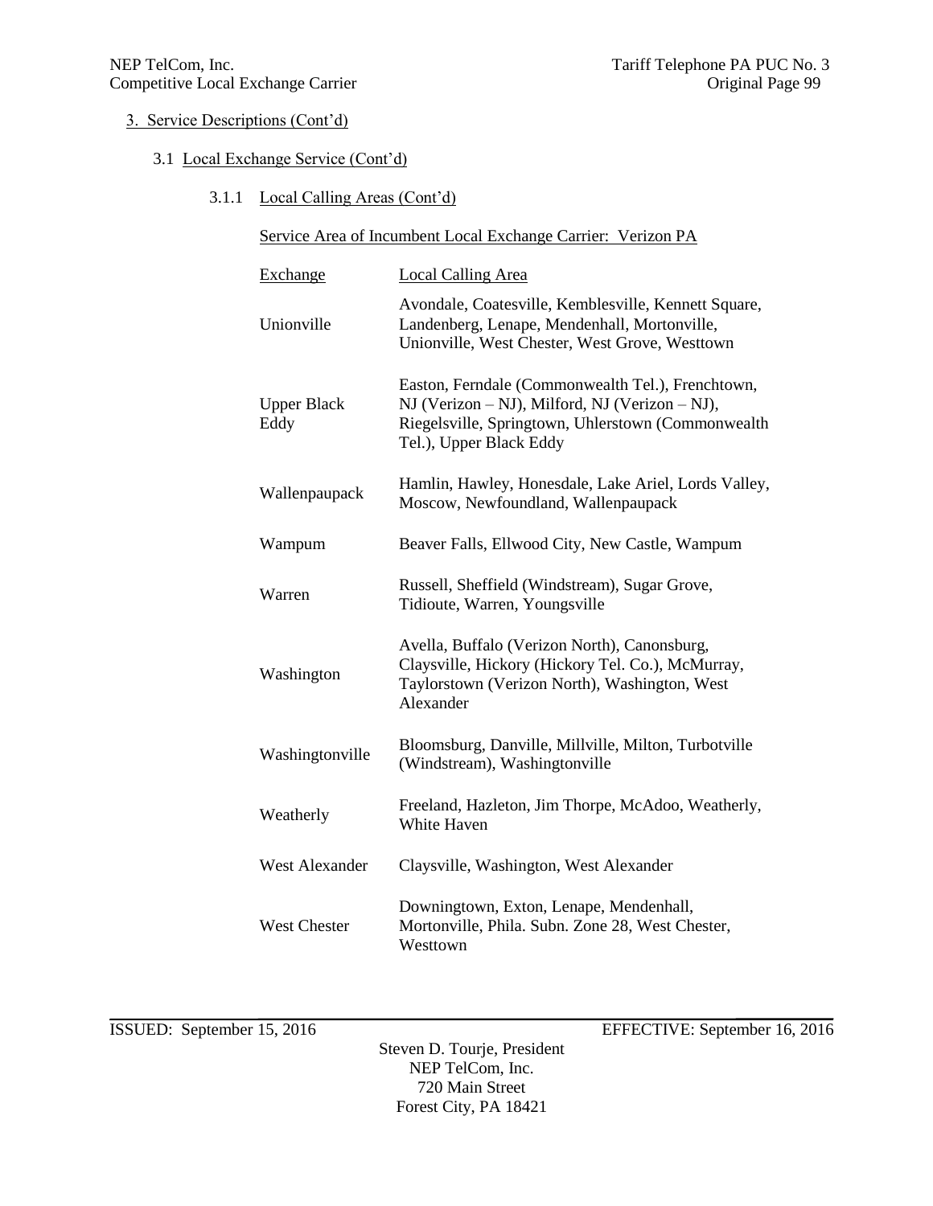3. Service Descriptions (Cont'd)

3.1 Local Exchange Service (Cont'd)

3.1.1 Local Calling Areas (Cont'd)

Service Area of Incumbent Local Exchange Carrier: Verizon PA

| Exchange | Local Calling Area |
|---|---|
| Unionville | Avondale, Coatesville, Kemblesville, Kennett Square, Landenberg, Lenape, Mendenhall, Mortonville, Unionville, West Chester, West Grove, Westtown |
| Upper Black Eddy | Easton, Ferndale (Commonwealth Tel.), Frenchtown, NJ (Verizon – NJ), Milford, NJ (Verizon – NJ), Riegelsville, Springtown, Uhlerstown (Commonwealth Tel.), Upper Black Eddy |
| Wallenpaupack | Hamlin, Hawley, Honesdale, Lake Ariel, Lords Valley, Moscow, Newfoundland, Wallenpaupack |
| Wampum | Beaver Falls, Ellwood City, New Castle, Wampum |
| Warren | Russell, Sheffield (Windstream), Sugar Grove, Tidioute, Warren, Youngsville |
| Washington | Avella, Buffalo (Verizon North), Canonsburg, Claysville, Hickory (Hickory Tel. Co.), McMurray, Taylorstown (Verizon North), Washington, West Alexander |
| Washingtonville | Bloomsburg, Danville, Millville, Milton, Turbotville (Windstream), Washingtonville |
| Weatherly | Freeland, Hazleton, Jim Thorpe, McAdoo, Weatherly, White Haven |
| West Alexander | Claysville, Washington, West Alexander |
| West Chester | Downingtown, Exton, Lenape, Mendenhall, Mortonville, Phila. Subn. Zone 28, West Chester, Westtown |

ISSUED: September 15, 2016 EFFECTIVE: September 16, 2016

Steven D. Tourje, President
NEP TelCom, Inc.
720 Main Street
Forest City, PA 18421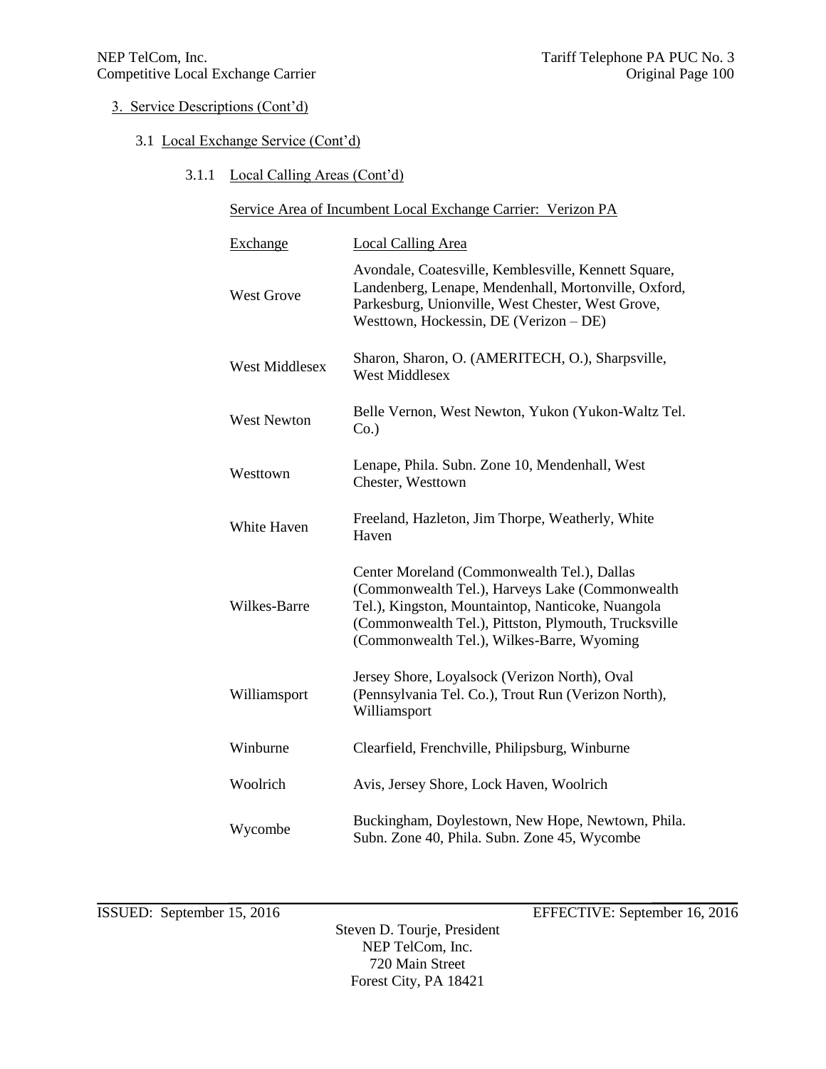3. Service Descriptions (Cont'd)

3.1 Local Exchange Service (Cont'd)

3.1.1 Local Calling Areas (Cont'd)

Service Area of Incumbent Local Exchange Carrier: Verizon PA

| Exchange | Local Calling Area |
|---|---|
| West Grove | Avondale, Coatesville, Kemblesville, Kennett Square, Landenberg, Lenape, Mendenhall, Mortonville, Oxford, Parkesburg, Unionville, West Chester, West Grove, Westtown, Hockessin, DE (Verizon – DE) |
| West Middlesex | Sharon, Sharon, O. (AMERITECH, O.), Sharpsville, West Middlesex |
| West Newton | Belle Vernon, West Newton, Yukon (Yukon-Waltz Tel. Co.) |
| Westtown | Lenape, Phila. Subn. Zone 10, Mendenhall, West Chester, Westtown |
| White Haven | Freeland, Hazleton, Jim Thorpe, Weatherly, White Haven |
| Wilkes-Barre | Center Moreland (Commonwealth Tel.), Dallas (Commonwealth Tel.), Harveys Lake (Commonwealth Tel.), Kingston, Mountaintop, Nanticoke, Nuangola (Commonwealth Tel.), Pittston, Plymouth, Trucksville (Commonwealth Tel.), Wilkes-Barre, Wyoming |
| Williamsport | Jersey Shore, Loyalsock (Verizon North), Oval (Pennsylvania Tel. Co.), Trout Run (Verizon North), Williamsport |
| Winburne | Clearfield, Frenchville, Philipsburg, Winburne |
| Woolrich | Avis, Jersey Shore, Lock Haven, Woolrich |
| Wycombe | Buckingham, Doylestown, New Hope, Newtown, Phila. Subn. Zone 40, Phila. Subn. Zone 45, Wycombe |

ISSUED: September 15, 2016 EFFECTIVE: September 16, 2016

Steven D. Tourje, President
NEP TelCom, Inc.
720 Main Street
Forest City, PA 18421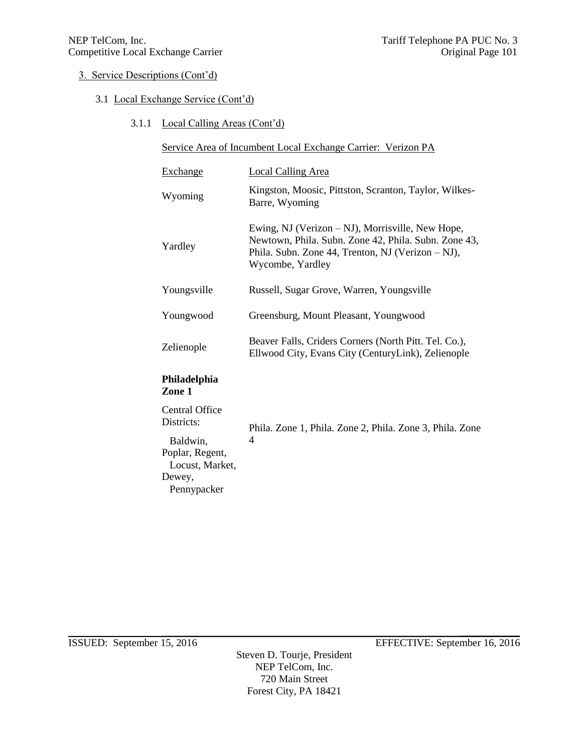3. Service Descriptions (Cont'd)

3.1 Local Exchange Service (Cont'd)

3.1.1 Local Calling Areas (Cont'd)

Service Area of Incumbent Local Exchange Carrier: Verizon PA

| Exchange | Local Calling Area |
|---|---|
| Wyoming | Kingston, Moosic, Pittston, Scranton, Taylor, Wilkes-Barre, Wyoming |
| Yardley | Ewing, NJ (Verizon – NJ), Morrisville, New Hope, Newtown, Phila. Subn. Zone 42, Phila. Subn. Zone 43, Phila. Subn. Zone 44, Trenton, NJ (Verizon – NJ), Wycombe, Yardley |
| Youngsville | Russell, Sugar Grove, Warren, Youngsville |
| Youngwood | Greensburg, Mount Pleasant, Youngwood |
| Zelienople | Beaver Falls, Criders Corners (North Pitt. Tel. Co.), Ellwood City, Evans City (CenturyLink), Zelienople |
| **Philadelphia Zone 1** | |
| Central Office Districts: Baldwin, Poplar, Regent, Locust, Market, Dewey, Pennypacker | Phila. Zone 1, Phila. Zone 2, Phila. Zone 3, Phila. Zone 4 |

ISSUED: September 15, 2016 EFFECTIVE: September 16, 2016

Steven D. Tourje, President
NEP TelCom, Inc.
720 Main Street
Forest City, PA 18421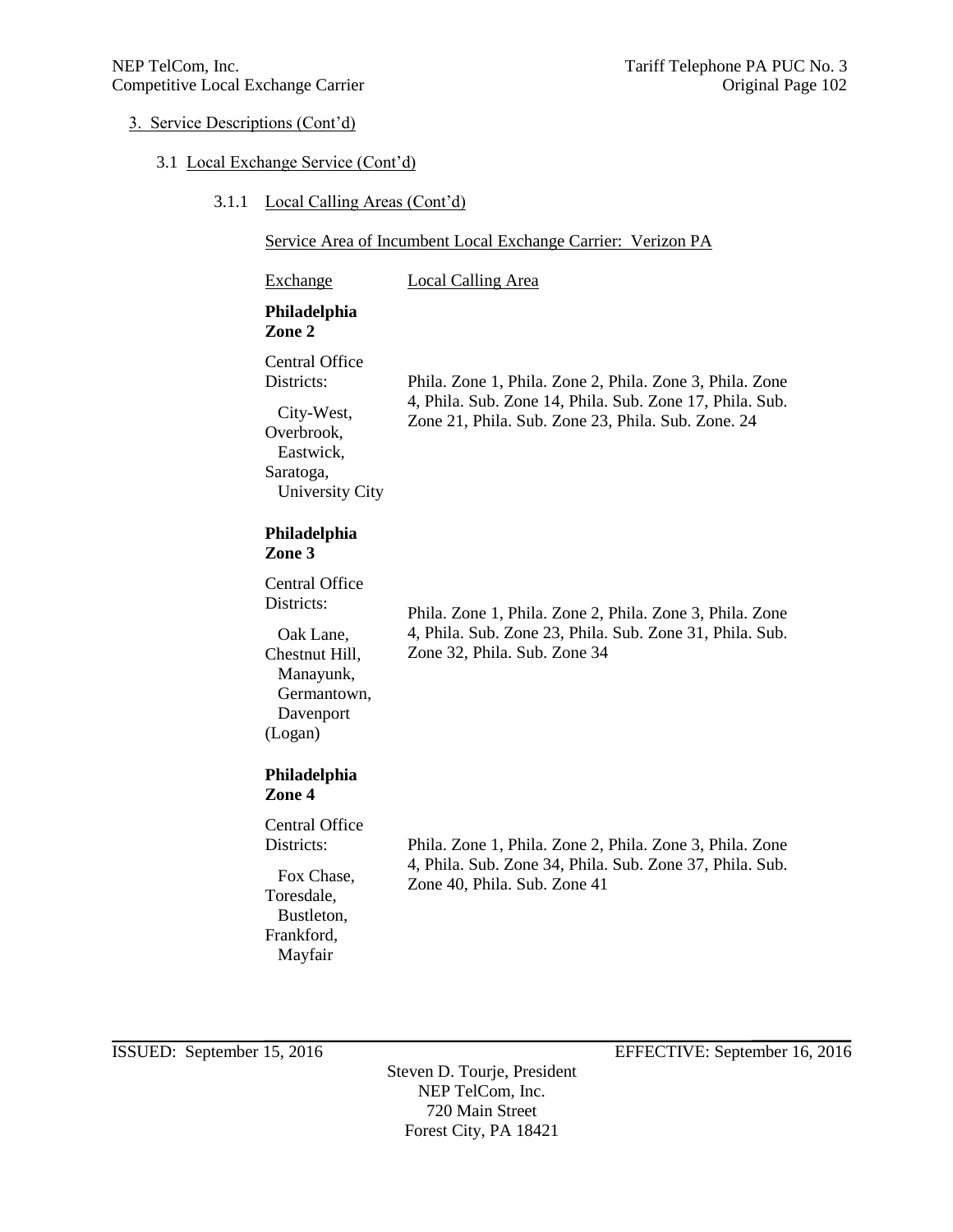3. Service Descriptions (Cont'd)

3.1 Local Exchange Service (Cont'd)

3.1.1 Local Calling Areas (Cont'd)

Service Area of Incumbent Local Exchange Carrier: Verizon PA

| Exchange | Local Calling Area |
|---|---|
| **Philadelphia Zone 2**<br>Central Office Districts:<br>City-West, Overbrook, Eastwick, Saratoga, University City | Phila. Zone 1, Phila. Zone 2, Phila. Zone 3, Phila. Zone 4, Phila. Sub. Zone 14, Phila. Sub. Zone 17, Phila. Sub. Zone 21, Phila. Sub. Zone 23, Phila. Sub. Zone. 24 |
| **Philadelphia Zone 3**<br>Central Office Districts:<br>Oak Lane, Chestnut Hill, Manayunk, Germantown, Davenport (Logan) | Phila. Zone 1, Phila. Zone 2, Phila. Zone 3, Phila. Zone 4, Phila. Sub. Zone 23, Phila. Sub. Zone 31, Phila. Sub. Zone 32, Phila. Sub. Zone 34 |
| **Philadelphia Zone 4**<br>Central Office Districts:<br>Fox Chase, Toresdale, Bustleton, Frankford, Mayfair | Phila. Zone 1, Phila. Zone 2, Phila. Zone 3, Phila. Zone 4, Phila. Sub. Zone 34, Phila. Sub. Zone 37, Phila. Sub. Zone 40, Phila. Sub. Zone 41 |

ISSUED: September 15, 2016 EFFECTIVE: September 16, 2016

Steven D. Tourje, President
NEP TelCom, Inc.
720 Main Street
Forest City, PA 18421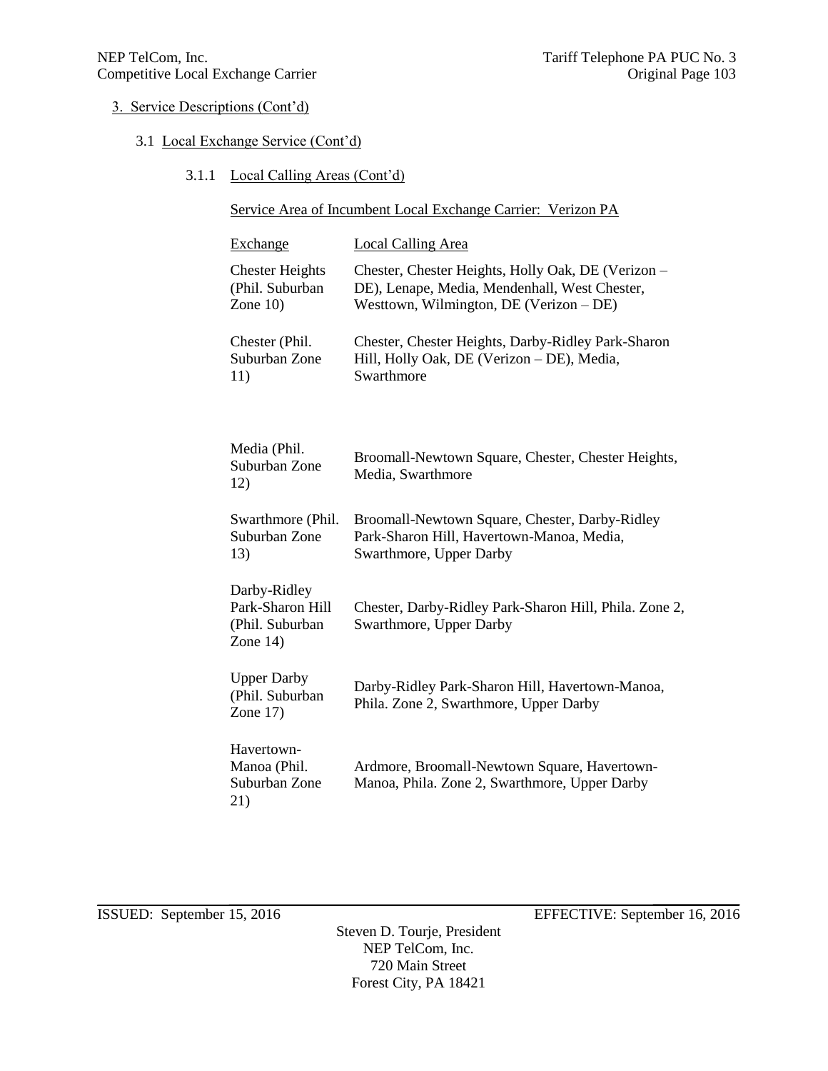3. Service Descriptions (Cont'd)

3.1 Local Exchange Service (Cont'd)

3.1.1 Local Calling Areas (Cont'd)

Service Area of Incumbent Local Exchange Carrier: Verizon PA

| Exchange | Local Calling Area |
| --- | --- |
| Chester Heights (Phil. Suburban Zone 10) | Chester, Chester Heights, Holly Oak, DE (Verizon – DE), Lenape, Media, Mendenhall, West Chester, Westtown, Wilmington, DE (Verizon – DE) |
| Chester (Phil. Suburban Zone 11) | Chester, Chester Heights, Darby-Ridley Park-Sharon Hill, Holly Oak, DE (Verizon – DE), Media, Swarthmore |
| Media (Phil. Suburban Zone 12) | Broomall-Newtown Square, Chester, Chester Heights, Media, Swarthmore |
| Swarthmore (Phil. Suburban Zone 13) | Broomall-Newtown Square, Chester, Darby-Ridley Park-Sharon Hill, Havertown-Manoa, Media, Swarthmore, Upper Darby |
| Darby-Ridley Park-Sharon Hill (Phil. Suburban Zone 14) | Chester, Darby-Ridley Park-Sharon Hill, Phila. Zone 2, Swarthmore, Upper Darby |
| Upper Darby (Phil. Suburban Zone 17) | Darby-Ridley Park-Sharon Hill, Havertown-Manoa, Phila. Zone 2, Swarthmore, Upper Darby |
| Havertown-Manoa (Phil. Suburban Zone 21) | Ardmore, Broomall-Newtown Square, Havertown-Manoa, Phila. Zone 2, Swarthmore, Upper Darby |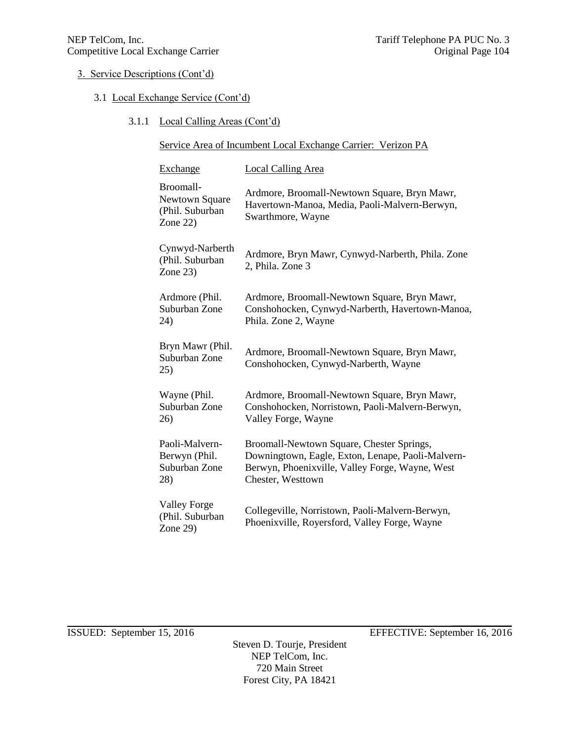3. Service Descriptions (Cont'd)

3.1 Local Exchange Service (Cont'd)

3.1.1 Local Calling Areas (Cont'd)

Service Area of Incumbent Local Exchange Carrier: Verizon PA

| Exchange | Local Calling Area |
|---|---|
| Broomall-Newtown Square (Phil. Suburban Zone 22) | Ardmore, Broomall-Newtown Square, Bryn Mawr, Havertown-Manoa, Media, Paoli-Malvern-Berwyn, Swarthmore, Wayne |
| Cynwyd-Narberth (Phil. Suburban Zone 23) | Ardmore, Bryn Mawr, Cynwyd-Narberth, Phila. Zone 2, Phila. Zone 3 |
| Ardmore (Phil. Suburban Zone 24) | Ardmore, Broomall-Newtown Square, Bryn Mawr, Conshohocken, Cynwyd-Narberth, Havertown-Manoa, Phila. Zone 2, Wayne |
| Bryn Mawr (Phil. Suburban Zone 25) | Ardmore, Broomall-Newtown Square, Bryn Mawr, Conshohocken, Cynwyd-Narberth, Wayne |
| Wayne (Phil. Suburban Zone 26) | Ardmore, Broomall-Newtown Square, Bryn Mawr, Conshohocken, Norristown, Paoli-Malvern-Berwyn, Valley Forge, Wayne |
| Paoli-Malvern-Berwyn (Phil. Suburban Zone 28) | Broomall-Newtown Square, Chester Springs, Downingtown, Eagle, Exton, Lenape, Paoli-Malvern-Berwyn, Phoenixville, Valley Forge, Wayne, West Chester, Westtown |
| Valley Forge (Phil. Suburban Zone 29) | Collegeville, Norristown, Paoli-Malvern-Berwyn, Phoenixville, Royersford, Valley Forge, Wayne |

ISSUED: September 15, 2016 EFFECTIVE: September 16, 2016

Steven D. Tourje, President
NEP TelCom, Inc.
720 Main Street
Forest City, PA 18421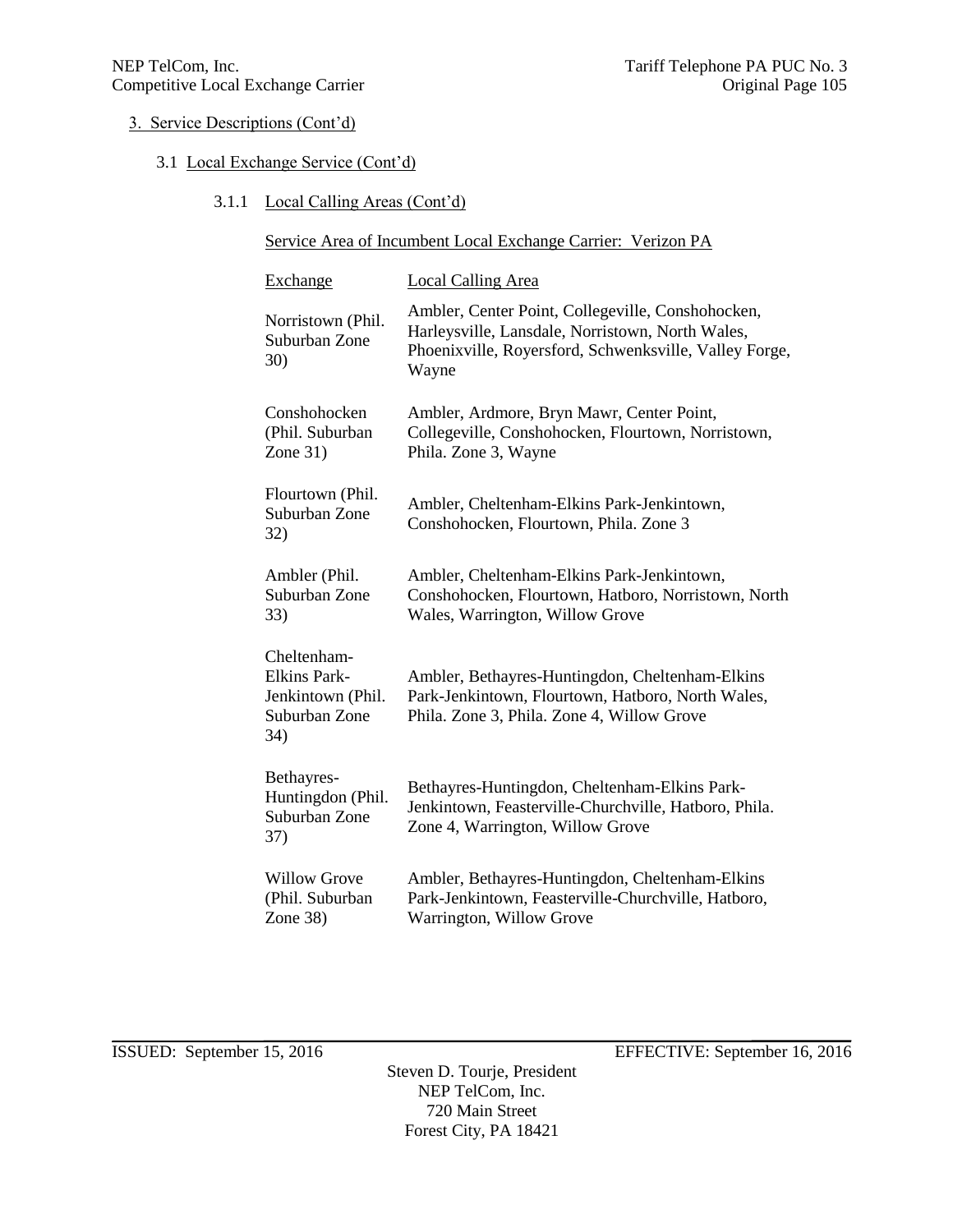3. Service Descriptions (Cont'd)

3.1 Local Exchange Service (Cont'd)

3.1.1 Local Calling Areas (Cont'd)

Service Area of Incumbent Local Exchange Carrier: Verizon PA

| Exchange | Local Calling Area |
|---|---|
| Norristown (Phil. Suburban Zone 30) | Ambler, Center Point, Collegeville, Conshohocken, Harleysville, Lansdale, Norristown, North Wales, Phoenixville, Royersford, Schwenksville, Valley Forge, Wayne |
| Conshohocken (Phil. Suburban Zone 31) | Ambler, Ardmore, Bryn Mawr, Center Point, Collegeville, Conshohocken, Flourtown, Norristown, Phila. Zone 3, Wayne |
| Flourtown (Phil. Suburban Zone 32) | Ambler, Cheltenham-Elkins Park-Jenkintown, Conshohocken, Flourtown, Phila. Zone 3 |
| Ambler (Phil. Suburban Zone 33) | Ambler, Cheltenham-Elkins Park-Jenkintown, Conshohocken, Flourtown, Hatboro, Norristown, North Wales, Warrington, Willow Grove |
| Cheltenham-Elkins Park-Jenkintown (Phil. Suburban Zone 34) | Ambler, Bethayres-Huntingdon, Cheltenham-Elkins Park-Jenkintown, Flourtown, Hatboro, North Wales, Phila. Zone 3, Phila. Zone 4, Willow Grove |
| Bethayres-Huntingdon (Phil. Suburban Zone 37) | Bethayres-Huntingdon, Cheltenham-Elkins Park-Jenkintown, Feasterville-Churchville, Hatboro, Phila. Zone 4, Warrington, Willow Grove |
| Willow Grove (Phil. Suburban Zone 38) | Ambler, Bethayres-Huntingdon, Cheltenham-Elkins Park-Jenkintown, Feasterville-Churchville, Hatboro, Warrington, Willow Grove |

ISSUED: September 15, 2016 EFFECTIVE: September 16, 2016

Steven D. Tourje, President
NEP TelCom, Inc.
720 Main Street
Forest City, PA 18421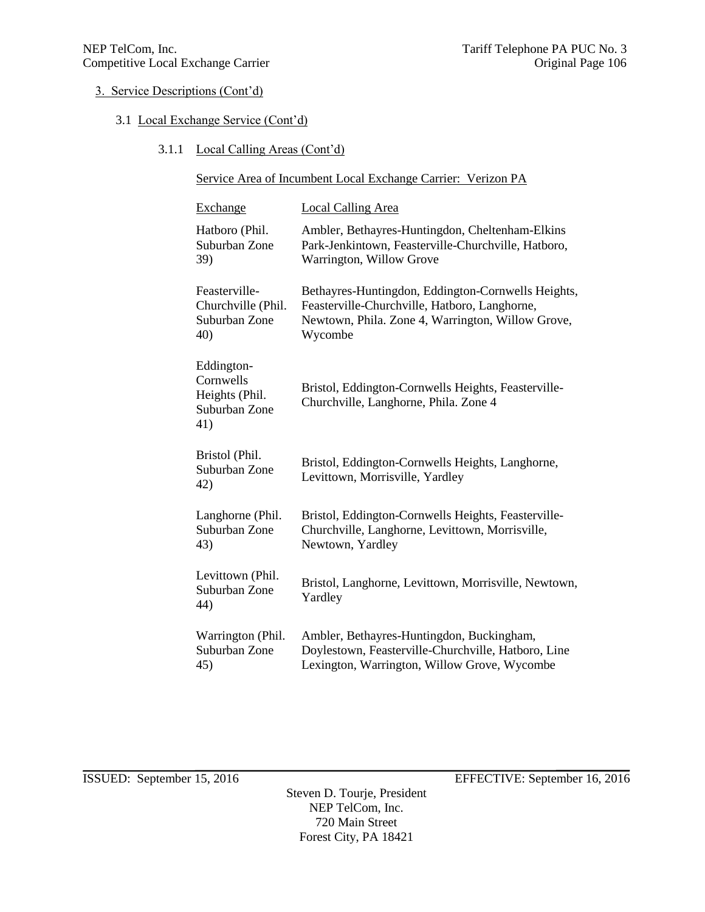3. Service Descriptions (Cont'd)

3.1 Local Exchange Service (Cont'd)

3.1.1 Local Calling Areas (Cont'd)

Service Area of Incumbent Local Exchange Carrier: Verizon PA

| Exchange | Local Calling Area |
|---|---|
| Hatboro (Phil. Suburban Zone 39) | Ambler, Bethayres-Huntingdon, Cheltenham-Elkins Park-Jenkintown, Feasterville-Churchville, Hatboro, Warrington, Willow Grove |
| Feasterville-Churchville (Phil. Suburban Zone 40) | Bethayres-Huntingdon, Eddington-Cornwells Heights, Feasterville-Churchville, Hatboro, Langhorne, Newtown, Phila. Zone 4, Warrington, Willow Grove, Wycombe |
| Eddington-Cornwells Heights (Phil. Suburban Zone 41) | Bristol, Eddington-Cornwells Heights, Feasterville-Churchville, Langhorne, Phila. Zone 4 |
| Bristol (Phil. Suburban Zone 42) | Bristol, Eddington-Cornwells Heights, Langhorne, Levittown, Morrisville, Yardley |
| Langhorne (Phil. Suburban Zone 43) | Bristol, Eddington-Cornwells Heights, Feasterville-Churchville, Langhorne, Levittown, Morrisville, Newtown, Yardley |
| Levittown (Phil. Suburban Zone 44) | Bristol, Langhorne, Levittown, Morrisville, Newtown, Yardley |
| Warrington (Phil. Suburban Zone 45) | Ambler, Bethayres-Huntingdon, Buckingham, Doylestown, Feasterville-Churchville, Hatboro, Line Lexington, Warrington, Willow Grove, Wycombe |

ISSUED: September 15, 2016 EFFECTIVE: September 16, 2016

Steven D. Tourje, President
NEP TelCom, Inc.
720 Main Street
Forest City, PA 18421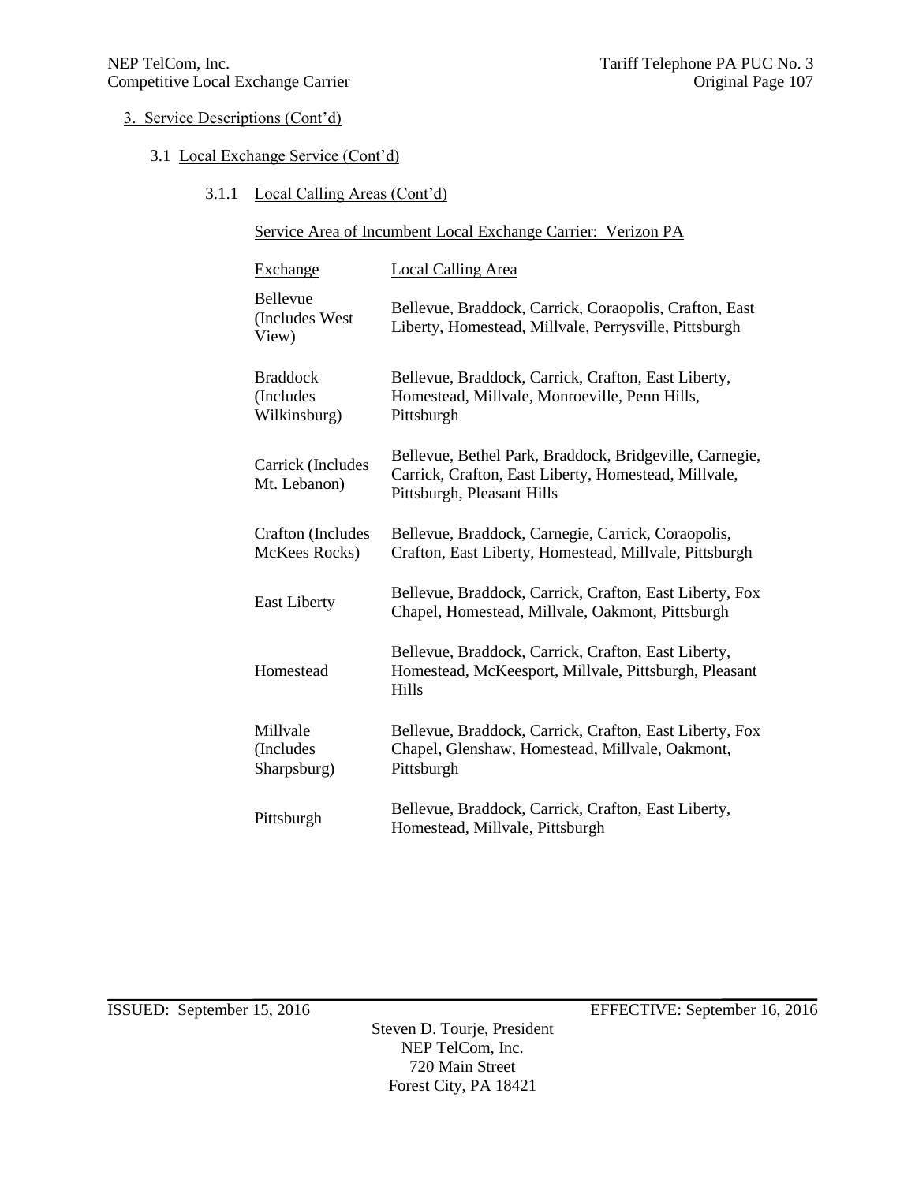## 3. Service Descriptions (Cont'd)

### 3.1 Local Exchange Service (Cont'd)

#### 3.1.1 Local Calling Areas (Cont'd)

Service Area of Incumbent Local Exchange Carrier: Verizon PA

| Exchange | Local Calling Area |
|---|---|
| Bellevue (Includes West View) | Bellevue, Braddock, Carrick, Coraopolis, Crafton, East Liberty, Homestead, Millvale, Perrysville, Pittsburgh |
| Braddock (Includes Wilkinsburg) | Bellevue, Braddock, Carrick, Crafton, East Liberty, Homestead, Millvale, Monroeville, Penn Hills, Pittsburgh |
| Carrick (Includes Mt. Lebanon) | Bellevue, Bethel Park, Braddock, Bridgeville, Carnegie, Carrick, Crafton, East Liberty, Homestead, Millvale, Pittsburgh, Pleasant Hills |
| Crafton (Includes McKees Rocks) | Bellevue, Braddock, Carnegie, Carrick, Coraopolis, Crafton, East Liberty, Homestead, Millvale, Pittsburgh |
| East Liberty | Bellevue, Braddock, Carrick, Crafton, East Liberty, Fox Chapel, Homestead, Millvale, Oakmont, Pittsburgh |
| Homestead | Bellevue, Braddock, Carrick, Crafton, East Liberty, Homestead, McKeesport, Millvale, Pittsburgh, Pleasant Hills |
| Millvale (Includes Sharpsburg) | Bellevue, Braddock, Carrick, Crafton, East Liberty, Fox Chapel, Glenshaw, Homestead, Millvale, Oakmont, Pittsburgh |
| Pittsburgh | Bellevue, Braddock, Carrick, Crafton, East Liberty, Homestead, Millvale, Pittsburgh |

ISSUED: September 15, 2016 EFFECTIVE: September 16, 2016

Steven D. Tourje, President
NEP TelCom, Inc.
720 Main Street
Forest City, PA 18421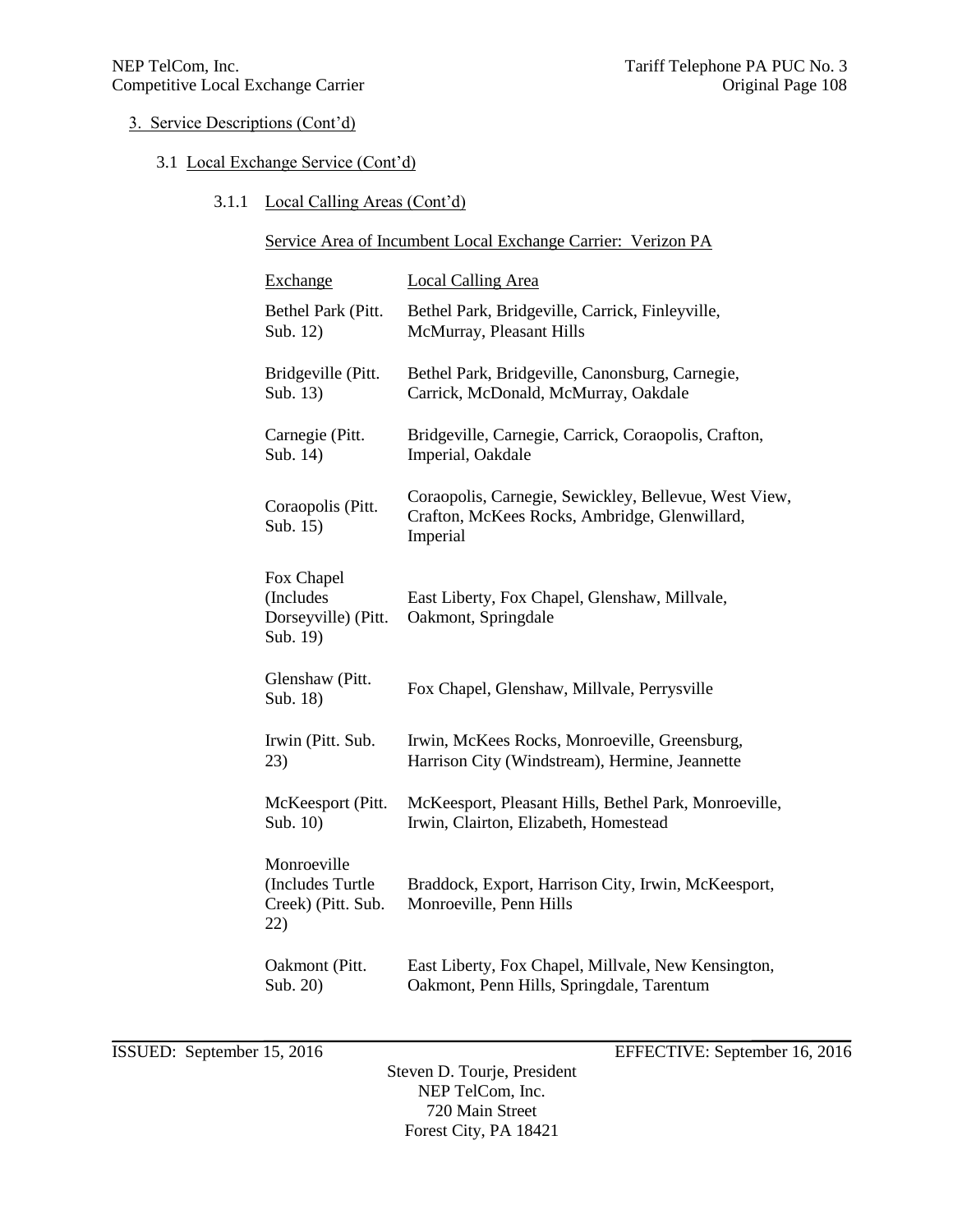3. Service Descriptions (Cont'd)

3.1 Local Exchange Service (Cont'd)

3.1.1 Local Calling Areas (Cont'd)

Service Area of Incumbent Local Exchange Carrier: Verizon PA

| Exchange | Local Calling Area |
|---|---|
| Bethel Park (Pitt. Sub. 12) | Bethel Park, Bridgeville, Carrick, Finleyville, McMurray, Pleasant Hills |
| Bridgeville (Pitt. Sub. 13) | Bethel Park, Bridgeville, Canonsburg, Carnegie, Carrick, McDonald, McMurray, Oakdale |
| Carnegie (Pitt. Sub. 14) | Bridgeville, Carnegie, Carrick, Coraopolis, Crafton, Imperial, Oakdale |
| Coraopolis (Pitt. Sub. 15) | Coraopolis, Carnegie, Sewickley, Bellevue, West View, Crafton, McKees Rocks, Ambridge, Glenwillard, Imperial |
| Fox Chapel (Includes Dorseyville) (Pitt. Sub. 19) | East Liberty, Fox Chapel, Glenshaw, Millvale, Oakmont, Springdale |
| Glenshaw (Pitt. Sub. 18) | Fox Chapel, Glenshaw, Millvale, Perrysville |
| Irwin (Pitt. Sub. 23) | Irwin, McKees Rocks, Monroeville, Greensburg, Harrison City (Windstream), Hermine, Jeannette |
| McKeesport (Pitt. Sub. 10) | McKeesport, Pleasant Hills, Bethel Park, Monroeville, Irwin, Clairton, Elizabeth, Homestead |
| Monroeville (Includes Turtle Creek) (Pitt. Sub. 22) | Braddock, Export, Harrison City, Irwin, McKeesport, Monroeville, Penn Hills |
| Oakmont (Pitt. Sub. 20) | East Liberty, Fox Chapel, Millvale, New Kensington, Oakmont, Penn Hills, Springdale, Tarentum |

ISSUED: September 15, 2016 EFFECTIVE: September 16, 2016

Steven D. Tourje, President
NEP TelCom, Inc.
720 Main Street
Forest City, PA 18421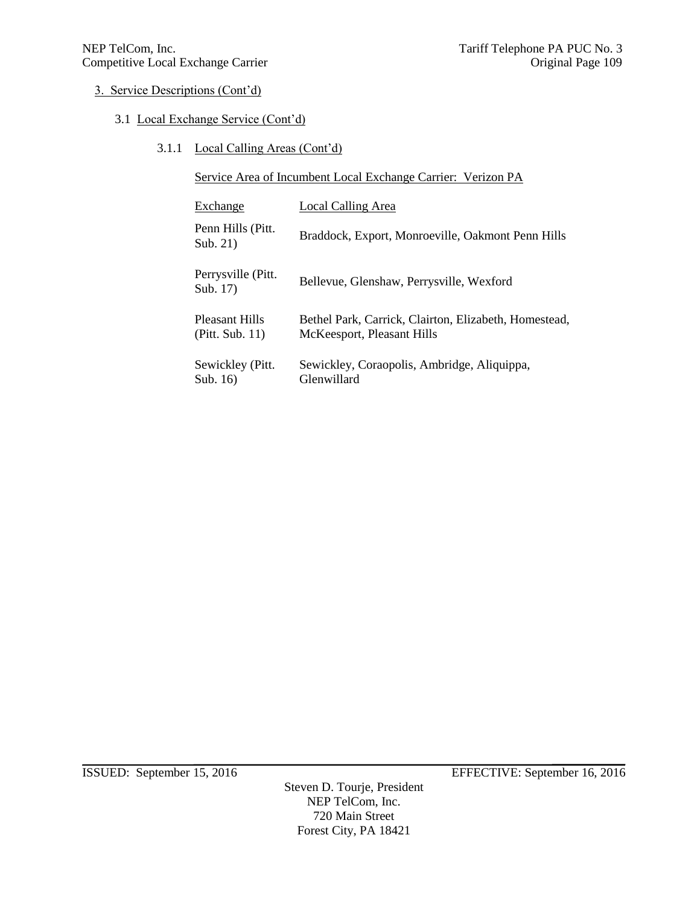3. Service Descriptions (Cont'd)

3.1 Local Exchange Service (Cont'd)

3.1.1 Local Calling Areas (Cont'd)

Service Area of Incumbent Local Exchange Carrier: Verizon PA

| Exchange | Local Calling Area |
| --- | --- |
| Penn Hills (Pitt. Sub. 21) | Braddock, Export, Monroeville, Oakmont Penn Hills |
| Perrysville (Pitt. Sub. 17) | Bellevue, Glenshaw, Perrysville, Wexford |
| Pleasant Hills (Pitt. Sub. 11) | Bethel Park, Carrick, Clairton, Elizabeth, Homestead, McKeesport, Pleasant Hills |
| Sewickley (Pitt. Sub. 16) | Sewickley, Coraopolis, Ambridge, Aliquippa, Glenwillard |

ISSUED: September 15, 2016 EFFECTIVE: September 16, 2016

Steven D. Tourje, President
NEP TelCom, Inc.
720 Main Street
Forest City, PA 18421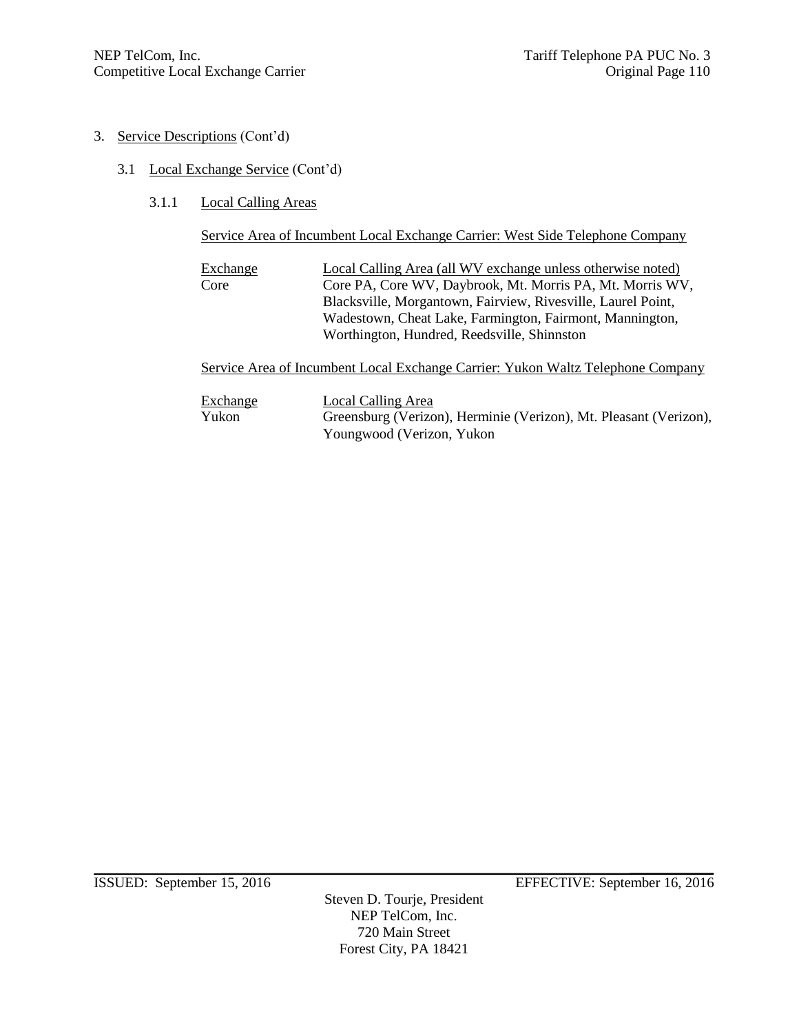3. Service Descriptions (Cont'd)

3.1 Local Exchange Service (Cont'd)

3.1.1 Local Calling Areas

Service Area of Incumbent Local Exchange Carrier: West Side Telephone Company

| Exchange | Local Calling Area (all WV exchange unless otherwise noted) |
|---|---|
| Core | Core PA, Core WV, Daybrook, Mt. Morris PA, Mt. Morris WV, Blacksville, Morgantown, Fairview, Rivesville, Laurel Point, Wadestown, Cheat Lake, Farmington, Fairmont, Mannington, Worthington, Hundred, Reedsville, Shinnston |

Service Area of Incumbent Local Exchange Carrier: Yukon Waltz Telephone Company

| Exchange | Local Calling Area |
|---|---|
| Yukon | Greensburg (Verizon), Herminie (Verizon), Mt. Pleasant (Verizon), Youngwood (Verizon, Yukon |

ISSUED: September 15, 2016 EFFECTIVE: September 16, 2016

Steven D. Tourje, President
NEP TelCom, Inc.
720 Main Street
Forest City, PA 18421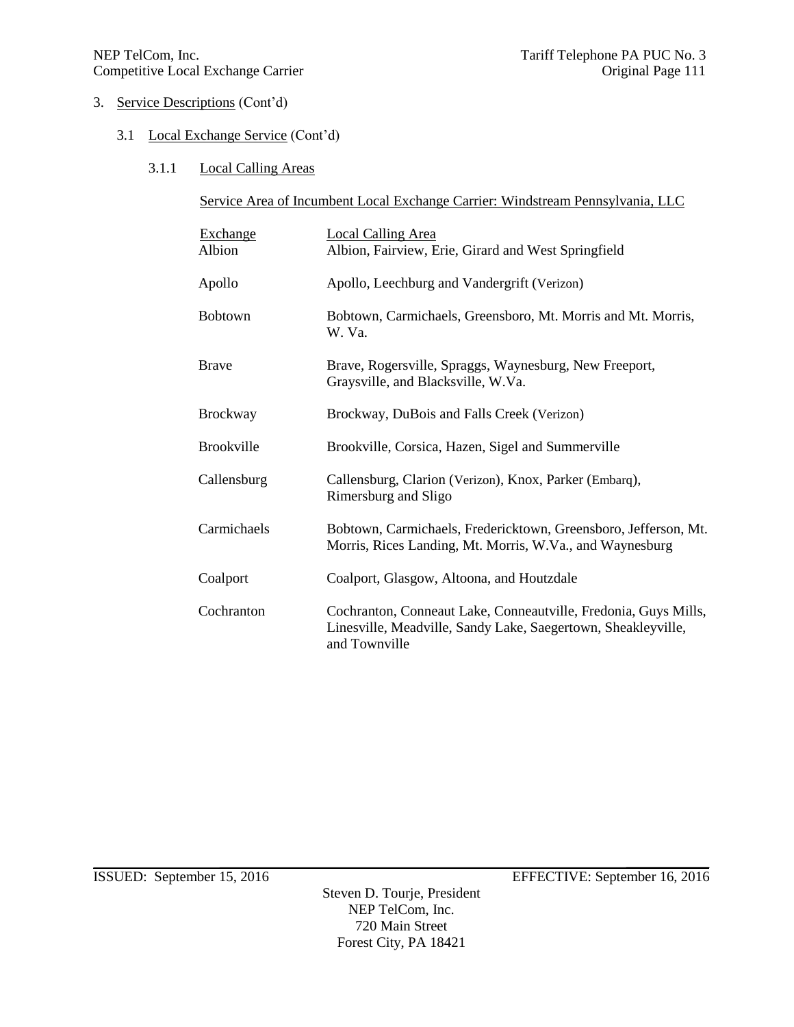3. Service Descriptions (Cont'd)

   3.1 Local Exchange Service (Cont'd)

      3.1.1 Local Calling Areas

Service Area of Incumbent Local Exchange Carrier: Windstream Pennsylvania, LLC

| Exchange | Local Calling Area |
|---|---|
| Albion | Albion, Fairview, Erie, Girard and West Springfield |
| Apollo | Apollo, Leechburg and Vandergrift (Verizon) |
| Bobtown | Bobtown, Carmichaels, Greensboro, Mt. Morris and Mt. Morris, W. Va. |
| Brave | Brave, Rogersville, Spraggs, Waynesburg, New Freeport, Graysville, and Blacksville, W.Va. |
| Brockway | Brockway, DuBois and Falls Creek (Verizon) |
| Brookville | Brookville, Corsica, Hazen, Sigel and Summerville |
| Callensburg | Callensburg, Clarion (Verizon), Knox, Parker (Embarq), Rimersburg and Sligo |
| Carmichaels | Bobtown, Carmichaels, Fredericktown, Greensboro, Jefferson, Mt. Morris, Rices Landing, Mt. Morris, W.Va., and Waynesburg |
| Coalport | Coalport, Glasgow, Altoona, and Houtzdale |
| Cochranton | Cochranton, Conneaut Lake, Conneautville, Fredonia, Guys Mills, Linesville, Meadville, Sandy Lake, Saegertown, Sheakleyville, and Townville |

ISSUED: September 15, 2016 EFFECTIVE: September 16, 2016

Steven D. Tourje, President
NEP TelCom, Inc.
720 Main Street
Forest City, PA 18421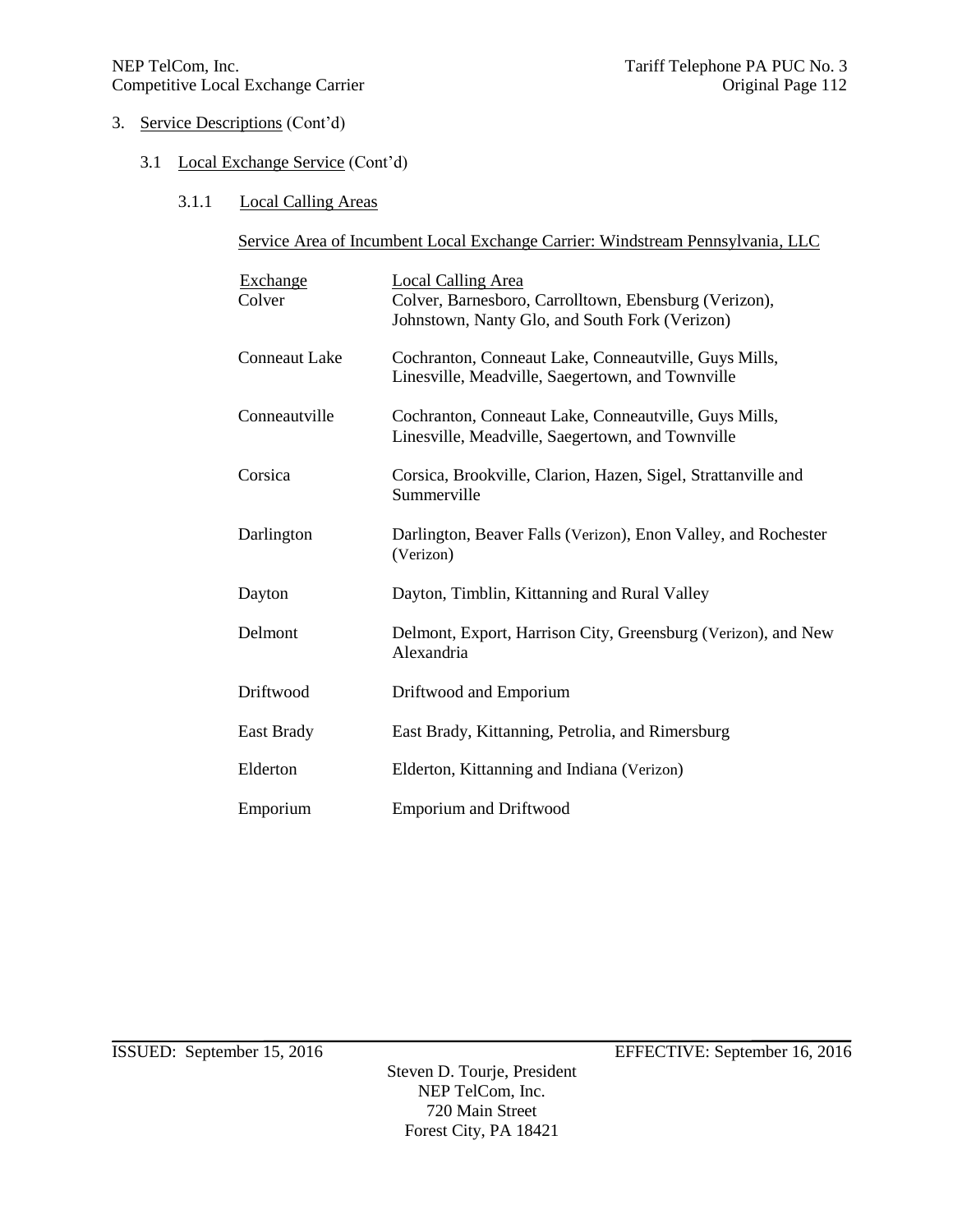3. Service Descriptions (Cont'd)

3.1 Local Exchange Service (Cont'd)

3.1.1 Local Calling Areas

Service Area of Incumbent Local Exchange Carrier: Windstream Pennsylvania, LLC

| Exchange | Local Calling Area |
|---|---|
| Colver | Colver, Barnesboro, Carrolltown, Ebensburg (Verizon), Johnstown, Nanty Glo, and South Fork (Verizon) |
| Conneaut Lake | Cochranton, Conneaut Lake, Conneautville, Guys Mills, Linesville, Meadville, Saegertown, and Townville |
| Conneautville | Cochranton, Conneaut Lake, Conneautville, Guys Mills, Linesville, Meadville, Saegertown, and Townville |
| Corsica | Corsica, Brookville, Clarion, Hazen, Sigel, Strattanville and Summerville |
| Darlington | Darlington, Beaver Falls (Verizon), Enon Valley, and Rochester (Verizon) |
| Dayton | Dayton, Timblin, Kittanning and Rural Valley |
| Delmont | Delmont, Export, Harrison City, Greensburg (Verizon), and New Alexandria |
| Driftwood | Driftwood and Emporium |
| East Brady | East Brady, Kittanning, Petrolia, and Rimersburg |
| Elderton | Elderton, Kittanning and Indiana (Verizon) |
| Emporium | Emporium and Driftwood |

ISSUED: September 15, 2016 EFFECTIVE: September 16, 2016

Steven D. Tourje, President
NEP TelCom, Inc.
720 Main Street
Forest City, PA 18421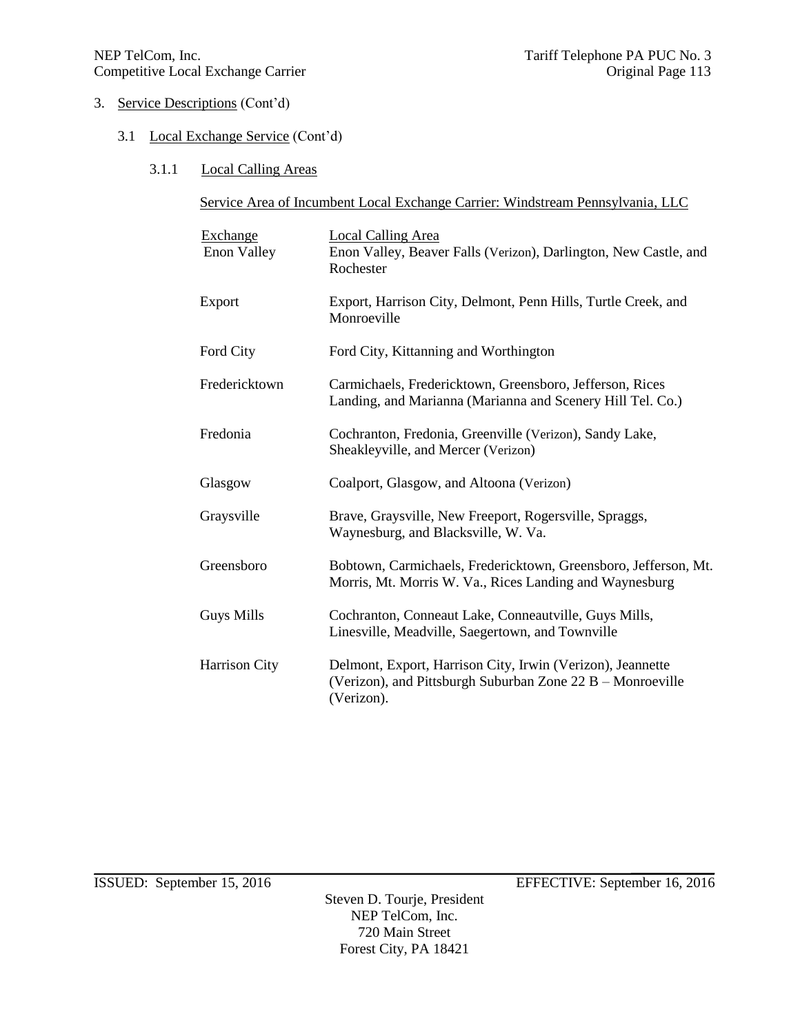3. Service Descriptions (Cont'd)

3.1 Local Exchange Service (Cont'd)

3.1.1 Local Calling Areas

Service Area of Incumbent Local Exchange Carrier: Windstream Pennsylvania, LLC

| Exchange | Local Calling Area |
|---|---|
| Enon Valley | Enon Valley, Beaver Falls (Verizon), Darlington, New Castle, and Rochester |
| Export | Export, Harrison City, Delmont, Penn Hills, Turtle Creek, and Monroeville |
| Ford City | Ford City, Kittanning and Worthington |
| Fredericktown | Carmichaels, Fredericktown, Greensboro, Jefferson, Rices Landing, and Marianna (Marianna and Scenery Hill Tel. Co.) |
| Fredonia | Cochranton, Fredonia, Greenville (Verizon), Sandy Lake, Sheakleyville, and Mercer (Verizon) |
| Glasgow | Coalport, Glasgow, and Altoona (Verizon) |
| Graysville | Brave, Graysville, New Freeport, Rogersville, Spraggs, Waynesburg, and Blacksville, W. Va. |
| Greensboro | Bobtown, Carmichaels, Fredericktown, Greensboro, Jefferson, Mt. Morris, Mt. Morris W. Va., Rices Landing and Waynesburg |
| Guys Mills | Cochranton, Conneaut Lake, Conneautville, Guys Mills, Linesville, Meadville, Saegertown, and Townville |
| Harrison City | Delmont, Export, Harrison City, Irwin (Verizon), Jeannette (Verizon), and Pittsburgh Suburban Zone 22 B – Monroeville (Verizon). |

ISSUED: September 15, 2016 EFFECTIVE: September 16, 2016

Steven D. Tourje, President
NEP TelCom, Inc.
720 Main Street
Forest City, PA 18421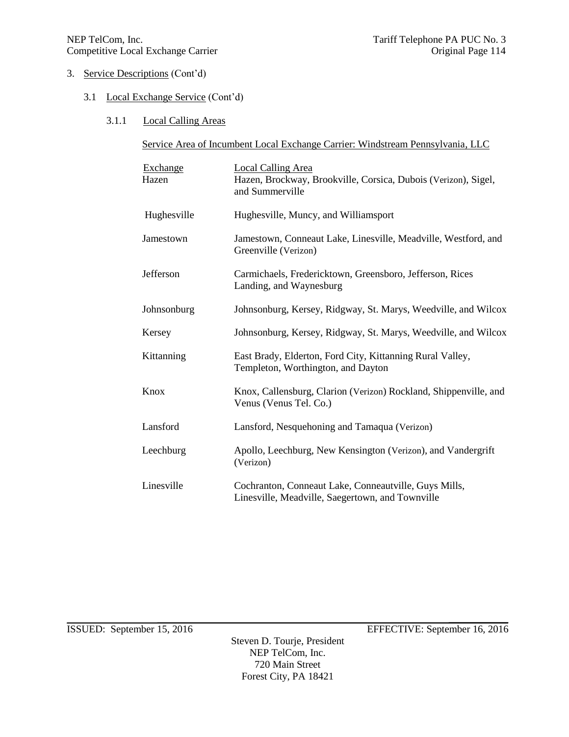3. Service Descriptions (Cont'd)

3.1 Local Exchange Service (Cont'd)

3.1.1 Local Calling Areas

Service Area of Incumbent Local Exchange Carrier: Windstream Pennsylvania, LLC

| Exchange | Local Calling Area |
|---|---|
| Hazen | Hazen, Brockway, Brookville, Corsica, Dubois (Verizon), Sigel, and Summerville |
| Hughesville | Hughesville, Muncy, and Williamsport |
| Jamestown | Jamestown, Conneaut Lake, Linesville, Meadville, Westford, and Greenville (Verizon) |
| Jefferson | Carmichaels, Fredericktown, Greensboro, Jefferson, Rices Landing, and Waynesburg |
| Johnsonburg | Johnsonburg, Kersey, Ridgway, St. Marys, Weedville, and Wilcox |
| Kersey | Johnsonburg, Kersey, Ridgway, St. Marys, Weedville, and Wilcox |
| Kittanning | East Brady, Elderton, Ford City, Kittanning Rural Valley, Templeton, Worthington, and Dayton |
| Knox | Knox, Callensburg, Clarion (Verizon) Rockland, Shippenville, and Venus (Venus Tel. Co.) |
| Lansford | Lansford, Nesquehoning and Tamaqua (Verizon) |
| Leechburg | Apollo, Leechburg, New Kensington (Verizon), and Vandergrift (Verizon) |
| Linesville | Cochranton, Conneaut Lake, Conneautville, Guys Mills, Linesville, Meadville, Saegertown, and Townville |

ISSUED: September 15, 2016 EFFECTIVE: September 16, 2016

Steven D. Tourje, President
NEP TelCom, Inc.
720 Main Street
Forest City, PA 18421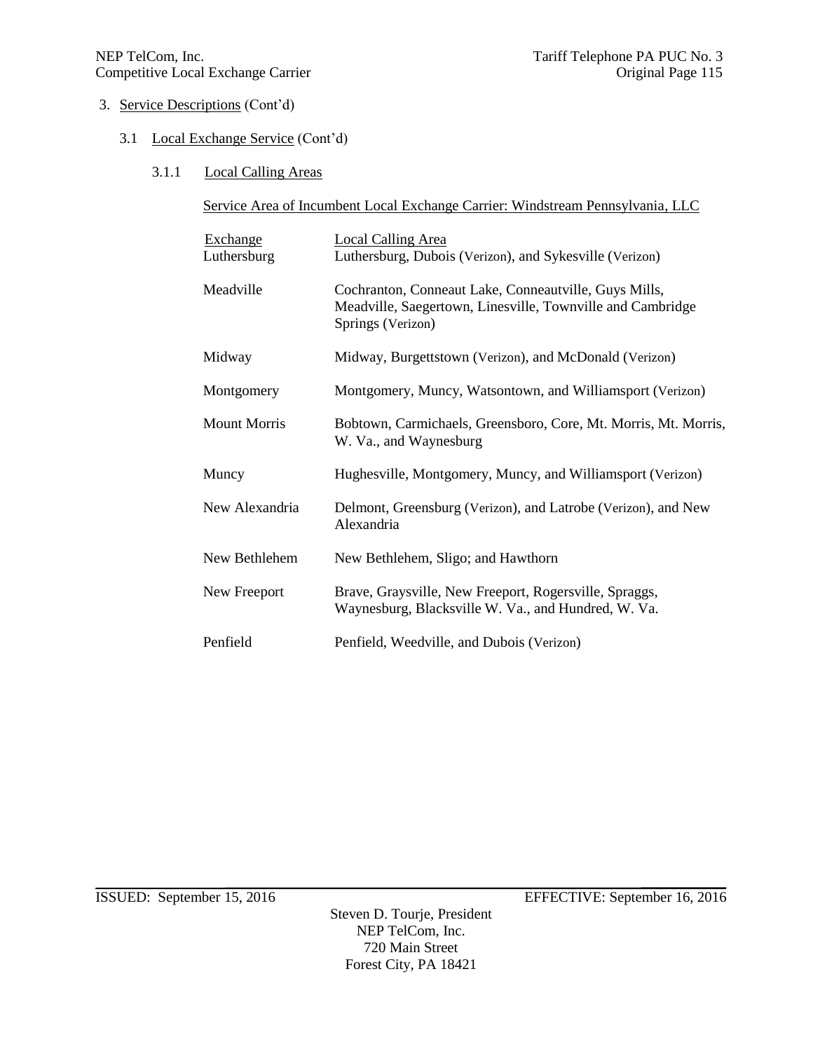3. Service Descriptions (Cont'd)

3.1 Local Exchange Service (Cont'd)

3.1.1 Local Calling Areas

Service Area of Incumbent Local Exchange Carrier: Windstream Pennsylvania, LLC

| Exchange | Local Calling Area |
|---|---|
| Luthersburg | Luthersburg, Dubois (Verizon), and Sykesville (Verizon) |
| Meadville | Cochranton, Conneaut Lake, Conneautville, Guys Mills, Meadville, Saegertown, Linesville, Townville and Cambridge Springs (Verizon) |
| Midway | Midway, Burgettstown (Verizon), and McDonald (Verizon) |
| Montgomery | Montgomery, Muncy, Watsontown, and Williamsport (Verizon) |
| Mount Morris | Bobtown, Carmichaels, Greensboro, Core, Mt. Morris, Mt. Morris, W. Va., and Waynesburg |
| Muncy | Hughesville, Montgomery, Muncy, and Williamsport (Verizon) |
| New Alexandria | Delmont, Greensburg (Verizon), and Latrobe (Verizon), and New Alexandria |
| New Bethlehem | New Bethlehem, Sligo; and Hawthorn |
| New Freeport | Brave, Graysville, New Freeport, Rogersville, Spraggs, Waynesburg, Blacksville W. Va., and Hundred, W. Va. |
| Penfield | Penfield, Weedville, and Dubois (Verizon) |

ISSUED: September 15, 2016

EFFECTIVE: September 16, 2016

Steven D. Tourje, President
NEP TelCom, Inc.
720 Main Street
Forest City, PA 18421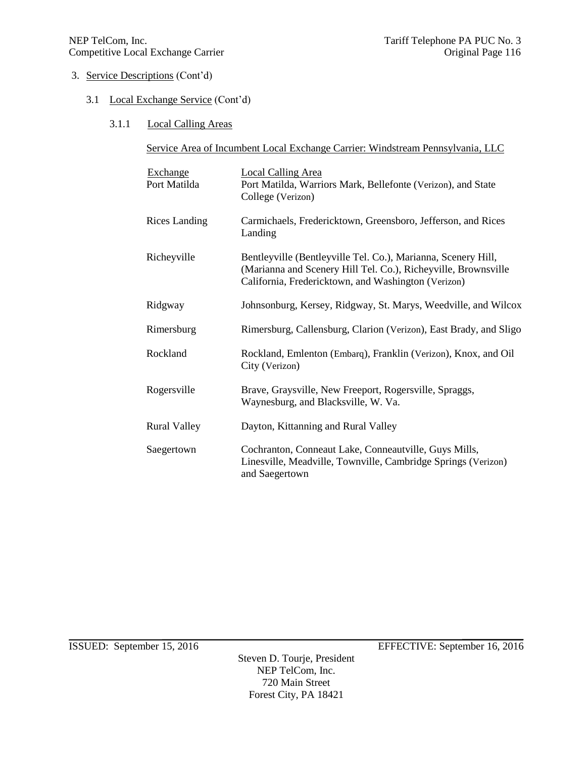3. Service Descriptions (Cont'd)

3.1 Local Exchange Service (Cont'd)

3.1.1 Local Calling Areas

Service Area of Incumbent Local Exchange Carrier: Windstream Pennsylvania, LLC

| Exchange | Local Calling Area |
|---|---|
| Port Matilda | Port Matilda, Warriors Mark, Bellefonte (Verizon), and State College (Verizon) |
| Rices Landing | Carmichaels, Fredericktown, Greensboro, Jefferson, and Rices Landing |
| Richeyville | Bentleyville (Bentleyville Tel. Co.), Marianna, Scenery Hill, (Marianna and Scenery Hill Tel. Co.), Richeyville, Brownsville California, Fredericktown, and Washington (Verizon) |
| Ridgway | Johnsonburg, Kersey, Ridgway, St. Marys, Weedville, and Wilcox |
| Rimersburg | Rimersburg, Callensburg, Clarion (Verizon), East Brady, and Sligo |
| Rockland | Rockland, Emlenton (Embarq), Franklin (Verizon), Knox, and Oil City (Verizon) |
| Rogersville | Brave, Graysville, New Freeport, Rogersville, Spraggs, Waynesburg, and Blacksville, W. Va. |
| Rural Valley | Dayton, Kittanning and Rural Valley |
| Saegertown | Cochranton, Conneaut Lake, Conneautville, Guys Mills, Linesville, Meadville, Townville, Cambridge Springs (Verizon) and Saegertown |

ISSUED: September 15, 2016 EFFECTIVE: September 16, 2016

Steven D. Tourje, President
NEP TelCom, Inc.
720 Main Street
Forest City, PA 18421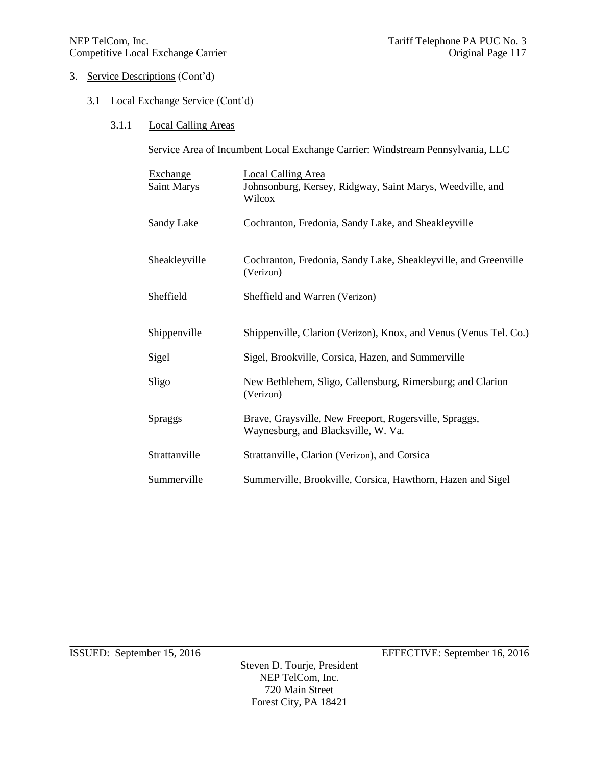3. Service Descriptions (Cont'd)

3.1 Local Exchange Service (Cont'd)

3.1.1 Local Calling Areas

Service Area of Incumbent Local Exchange Carrier: Windstream Pennsylvania, LLC

| Exchange | Local Calling Area |
|---|---|
| Saint Marys | Johnsonburg, Kersey, Ridgway, Saint Marys, Weedville, and Wilcox |
| Sandy Lake | Cochranton, Fredonia, Sandy Lake, and Sheakleyville |
| Sheakleyville | Cochranton, Fredonia, Sandy Lake, Sheakleyville, and Greenville (Verizon) |
| Sheffield | Sheffield and Warren (Verizon) |
| Shippenville | Shippenville, Clarion (Verizon), Knox, and Venus (Venus Tel. Co.) |
| Sigel | Sigel, Brookville, Corsica, Hazen, and Summerville |
| Sligo | New Bethlehem, Sligo, Callensburg, Rimersburg; and Clarion (Verizon) |
| Spraggs | Brave, Graysville, New Freeport, Rogersville, Spraggs, Waynesburg, and Blacksville, W. Va. |
| Strattanville | Strattanville, Clarion (Verizon), and Corsica |
| Summerville | Summerville, Brookville, Corsica, Hawthorn, Hazen and Sigel |

ISSUED: September 15, 2016 EFFECTIVE: September 16, 2016

Steven D. Tourje, President
NEP TelCom, Inc.
720 Main Street
Forest City, PA 18421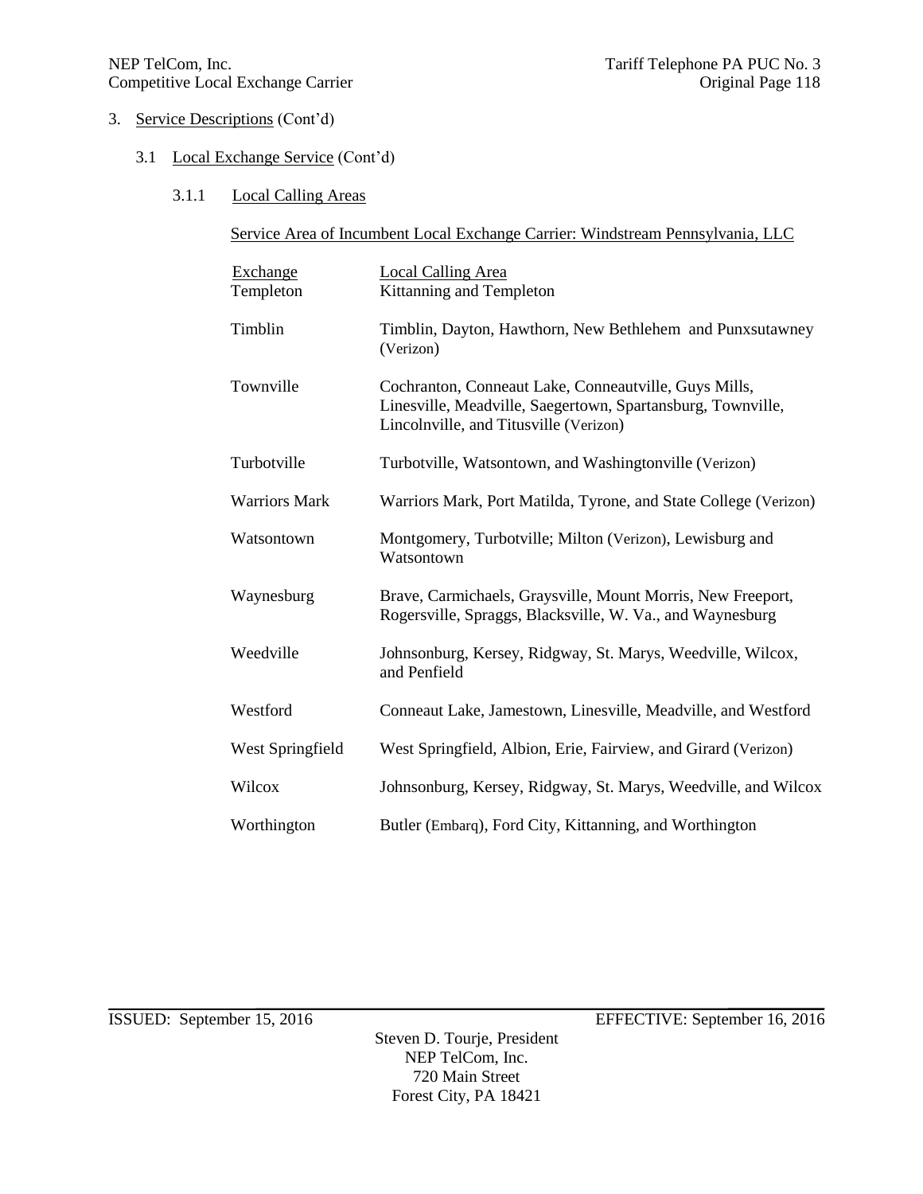3. Service Descriptions (Cont'd)

3.1 Local Exchange Service (Cont'd)

3.1.1 Local Calling Areas

Service Area of Incumbent Local Exchange Carrier: Windstream Pennsylvania, LLC

| Exchange | Local Calling Area |
|---|---|
| Templeton | Kittanning and Templeton |
| Timblin | Timblin, Dayton, Hawthorn, New Bethlehem and Punxsutawney (Verizon) |
| Townville | Cochranton, Conneaut Lake, Conneautville, Guys Mills, Linesville, Meadville, Saegertown, Spartansburg, Townville, Lincolnville, and Titusville (Verizon) |
| Turbotville | Turbotville, Watsontown, and Washingtonville (Verizon) |
| Warriors Mark | Warriors Mark, Port Matilda, Tyrone, and State College (Verizon) |
| Watsontown | Montgomery, Turbotville; Milton (Verizon), Lewisburg and Watsontown |
| Waynesburg | Brave, Carmichaels, Graysville, Mount Morris, New Freeport, Rogersville, Spraggs, Blacksville, W. Va., and Waynesburg |
| Weedville | Johnsonburg, Kersey, Ridgway, St. Marys, Weedville, Wilcox, and Penfield |
| Westford | Conneaut Lake, Jamestown, Linesville, Meadville, and Westford |
| West Springfield | West Springfield, Albion, Erie, Fairview, and Girard (Verizon) |
| Wilcox | Johnsonburg, Kersey, Ridgway, St. Marys, Weedville, and Wilcox |
| Worthington | Butler (Embarq), Ford City, Kittanning, and Worthington |

ISSUED: September 15, 2016 EFFECTIVE: September 16, 2016

Steven D. Tourje, President
NEP TelCom, Inc.
720 Main Street
Forest City, PA 18421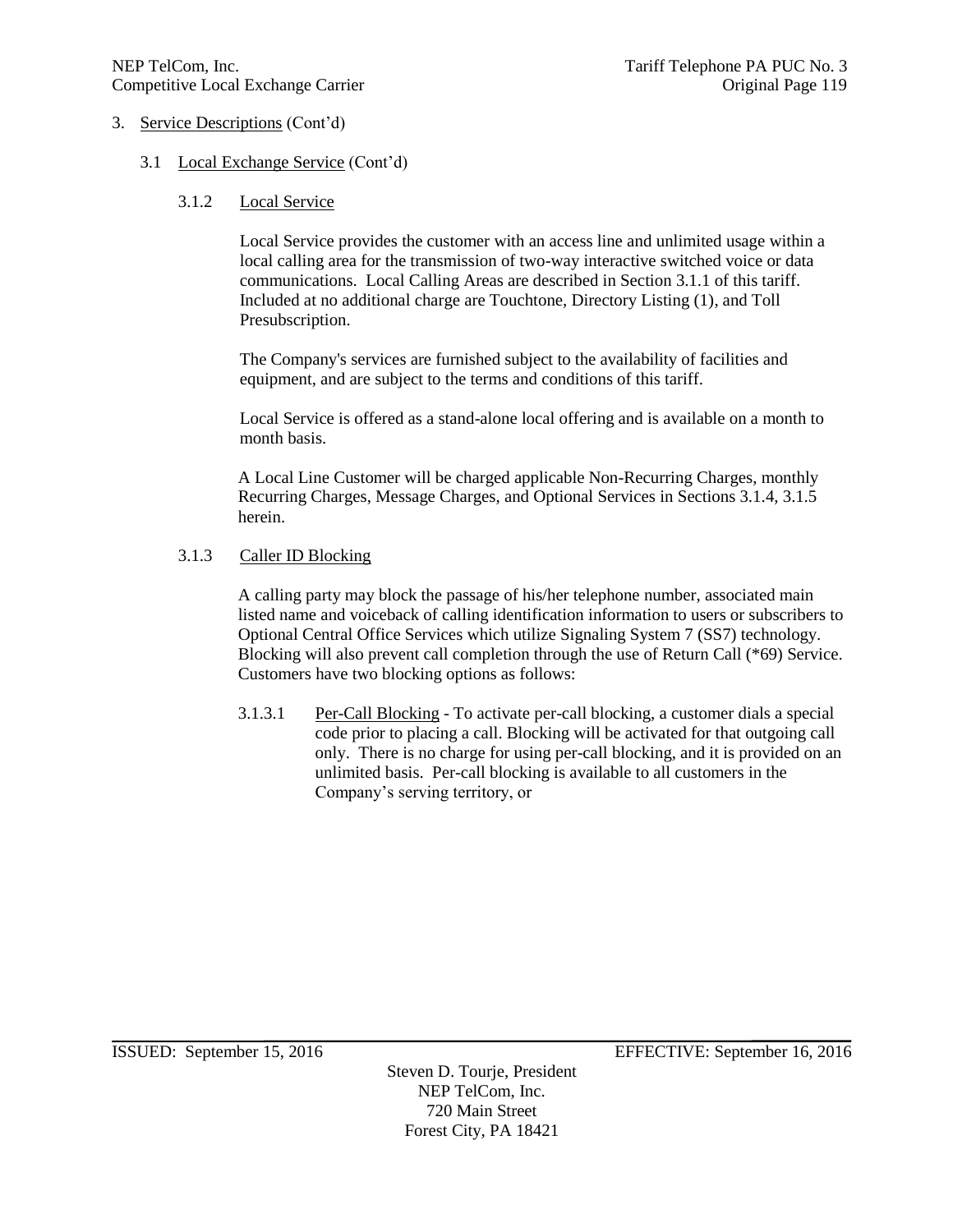3. Service Descriptions (Cont'd)

3.1 Local Exchange Service (Cont'd)

3.1.2 Local Service

Local Service provides the customer with an access line and unlimited usage within a local calling area for the transmission of two-way interactive switched voice or data communications. Local Calling Areas are described in Section 3.1.1 of this tariff. Included at no additional charge are Touchtone, Directory Listing (1), and Toll Presubscription.

The Company's services are furnished subject to the availability of facilities and equipment, and are subject to the terms and conditions of this tariff.

Local Service is offered as a stand-alone local offering and is available on a month to month basis.

A Local Line Customer will be charged applicable Non-Recurring Charges, monthly Recurring Charges, Message Charges, and Optional Services in Sections 3.1.4, 3.1.5 herein.

3.1.3 Caller ID Blocking

A calling party may block the passage of his/her telephone number, associated main listed name and voiceback of calling identification information to users or subscribers to Optional Central Office Services which utilize Signaling System 7 (SS7) technology. Blocking will also prevent call completion through the use of Return Call (*69) Service. Customers have two blocking options as follows:

3.1.3.1 Per-Call Blocking - To activate per-call blocking, a customer dials a special code prior to placing a call. Blocking will be activated for that outgoing call only. There is no charge for using per-call blocking, and it is provided on an unlimited basis. Per-call blocking is available to all customers in the Company's serving territory, or

ISSUED: September 15, 2016 EFFECTIVE: September 16, 2016

Steven D. Tourje, President
NEP TelCom, Inc.
720 Main Street
Forest City, PA 18421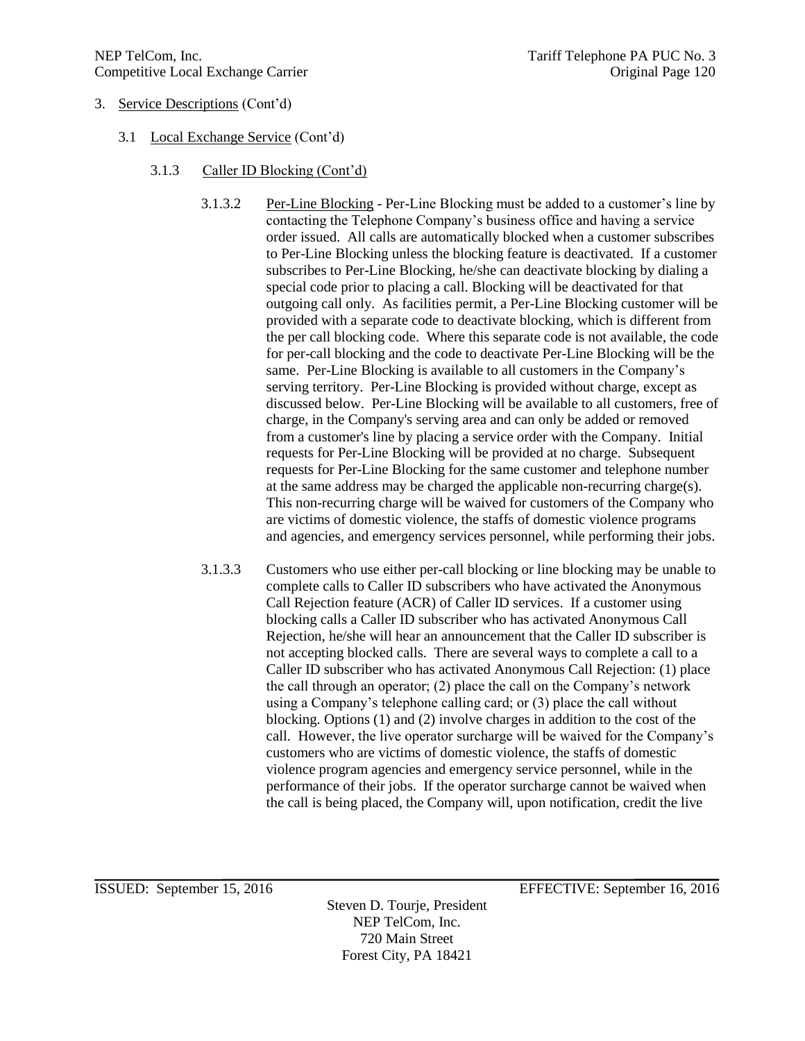3. Service Descriptions (Cont'd)

3.1 Local Exchange Service (Cont'd)

3.1.3 Caller ID Blocking (Cont'd)

3.1.3.2 Per-Line Blocking - Per-Line Blocking must be added to a customer's line by contacting the Telephone Company's business office and having a service order issued. All calls are automatically blocked when a customer subscribes to Per-Line Blocking unless the blocking feature is deactivated. If a customer subscribes to Per-Line Blocking, he/she can deactivate blocking by dialing a special code prior to placing a call. Blocking will be deactivated for that outgoing call only. As facilities permit, a Per-Line Blocking customer will be provided with a separate code to deactivate blocking, which is different from the per call blocking code. Where this separate code is not available, the code for per-call blocking and the code to deactivate Per-Line Blocking will be the same. Per-Line Blocking is available to all customers in the Company's serving territory. Per-Line Blocking is provided without charge, except as discussed below. Per-Line Blocking will be available to all customers, free of charge, in the Company's serving area and can only be added or removed from a customer's line by placing a service order with the Company. Initial requests for Per-Line Blocking will be provided at no charge. Subsequent requests for Per-Line Blocking for the same customer and telephone number at the same address may be charged the applicable non-recurring charge(s). This non-recurring charge will be waived for customers of the Company who are victims of domestic violence, the staffs of domestic violence programs and agencies, and emergency services personnel, while performing their jobs.

3.1.3.3 Customers who use either per-call blocking or line blocking may be unable to complete calls to Caller ID subscribers who have activated the Anonymous Call Rejection feature (ACR) of Caller ID services. If a customer using blocking calls a Caller ID subscriber who has activated Anonymous Call Rejection, he/she will hear an announcement that the Caller ID subscriber is not accepting blocked calls. There are several ways to complete a call to a Caller ID subscriber who has activated Anonymous Call Rejection: (1) place the call through an operator; (2) place the call on the Company's network using a Company's telephone calling card; or (3) place the call without blocking. Options (1) and (2) involve charges in addition to the cost of the call. However, the live operator surcharge will be waived for the Company's customers who are victims of domestic violence, the staffs of domestic violence program agencies and emergency service personnel, while in the performance of their jobs. If the operator surcharge cannot be waived when the call is being placed, the Company will, upon notification, credit the live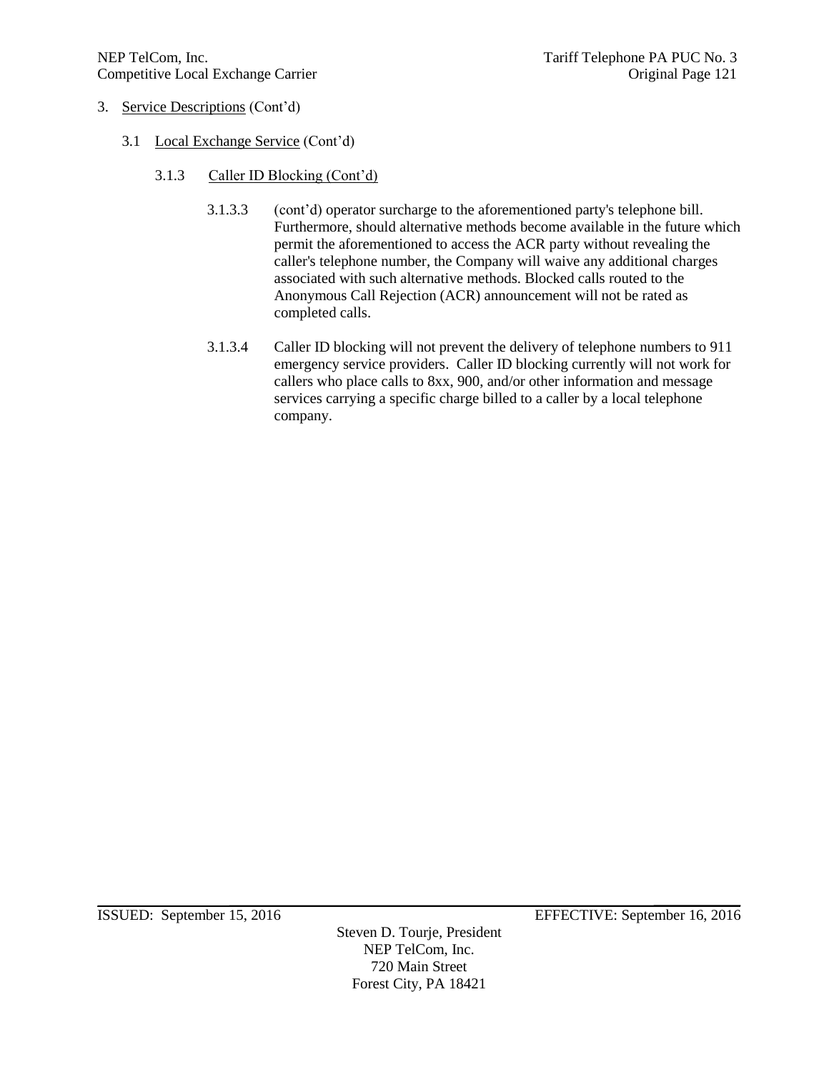3. Service Descriptions (Cont'd)

   3.1 Local Exchange Service (Cont'd)

      3.1.3 Caller ID Blocking (Cont'd)

         3.1.3.3 (cont'd) operator surcharge to the aforementioned party's telephone bill. Furthermore, should alternative methods become available in the future which permit the aforementioned to access the ACR party without revealing the caller's telephone number, the Company will waive any additional charges associated with such alternative methods. Blocked calls routed to the Anonymous Call Rejection (ACR) announcement will not be rated as completed calls.

         3.1.3.4 Caller ID blocking will not prevent the delivery of telephone numbers to 911 emergency service providers. Caller ID blocking currently will not work for callers who place calls to 8xx, 900, and/or other information and message services carrying a specific charge billed to a caller by a local telephone company.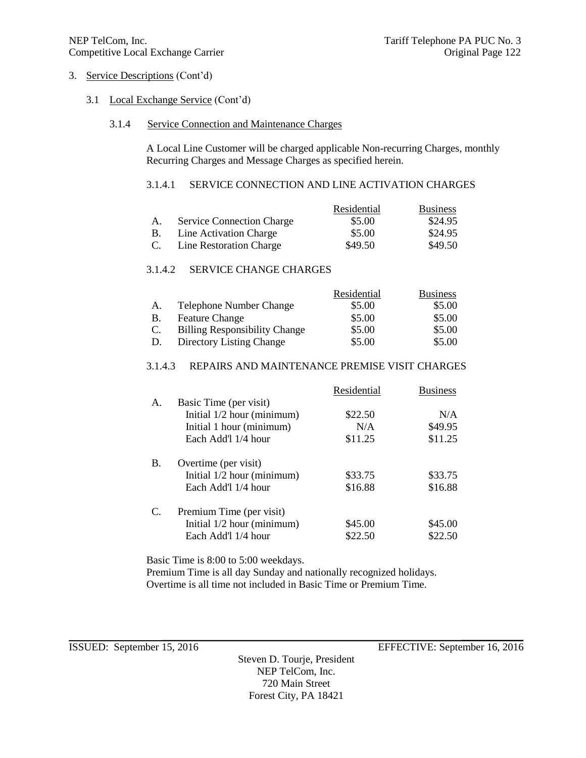3. Service Descriptions (Cont'd)

3.1 Local Exchange Service (Cont'd)

3.1.4 Service Connection and Maintenance Charges

A Local Line Customer will be charged applicable Non-recurring Charges, monthly Recurring Charges and Message Charges as specified herein.

3.1.4.1 SERVICE CONNECTION AND LINE ACTIVATION CHARGES

| | | Residential | Business |
|---|---|---|---|
| A. | Service Connection Charge | $5.00 | $24.95 |
| B. | Line Activation Charge | $5.00 | $24.95 |
| C. | Line Restoration Charge | $49.50 | $49.50 |

3.1.4.2 SERVICE CHANGE CHARGES

| | | Residential | Business |
|---|---|---|---|
| A. | Telephone Number Change | $5.00 | $5.00 |
| B. | Feature Change | $5.00 | $5.00 |
| C. | Billing Responsibility Change | $5.00 | $5.00 |
| D. | Directory Listing Change | $5.00 | $5.00 |

3.1.4.3 REPAIRS AND MAINTENANCE PREMISE VISIT CHARGES

| | | Residential | Business |
|---|---|---|---|
| A. | Basic Time (per visit) | | |
| | Initial 1/2 hour (minimum) | $22.50 | N/A |
| | Initial 1 hour (minimum) | N/A | $49.95 |
| | Each Add'l 1/4 hour | $11.25 | $11.25 |
| B. | Overtime (per visit) | | |
| | Initial 1/2 hour (minimum) | $33.75 | $33.75 |
| | Each Add'l 1/4 hour | $16.88 | $16.88 |
| C. | Premium Time (per visit) | | |
| | Initial 1/2 hour (minimum) | $45.00 | $45.00 |
| | Each Add'l 1/4 hour | $22.50 | $22.50 |

Basic Time is 8:00 to 5:00 weekdays.
Premium Time is all day Sunday and nationally recognized holidays.
Overtime is all time not included in Basic Time or Premium Time.

ISSUED: September 15, 2016 EFFECTIVE: September 16, 2016

Steven D. Tourje, President
NEP TelCom, Inc.
720 Main Street
Forest City, PA 18421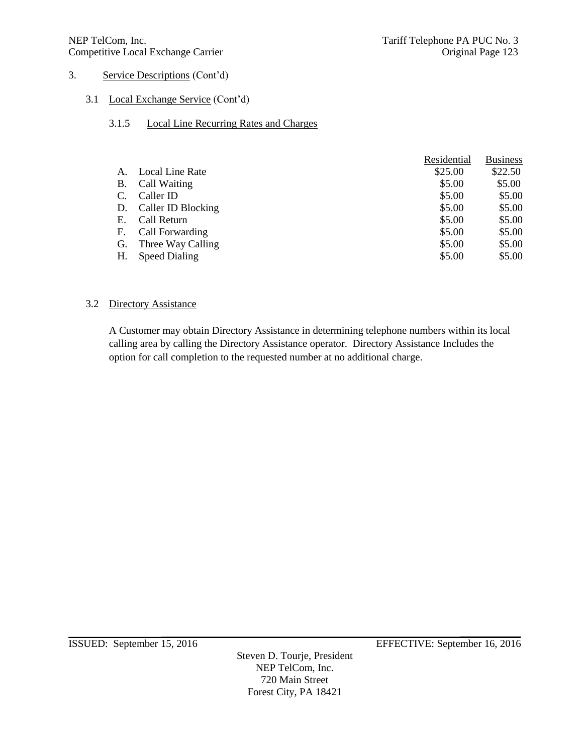3. Service Descriptions (Cont'd)

3.1 Local Exchange Service (Cont'd)

3.1.5 Local Line Recurring Rates and Charges

| | | Residential | Business |
|---|---|---|---|
| A. | Local Line Rate | $25.00 | $22.50 |
| B. | Call Waiting | $5.00 | $5.00 |
| C. | Caller ID | $5.00 | $5.00 |
| D. | Caller ID Blocking | $5.00 | $5.00 |
| E. | Call Return | $5.00 | $5.00 |
| F. | Call Forwarding | $5.00 | $5.00 |
| G. | Three Way Calling | $5.00 | $5.00 |
| H. | Speed Dialing | $5.00 | $5.00 |

3.2 Directory Assistance

A Customer may obtain Directory Assistance in determining telephone numbers within its local calling area by calling the Directory Assistance operator. Directory Assistance Includes the option for call completion to the requested number at no additional charge.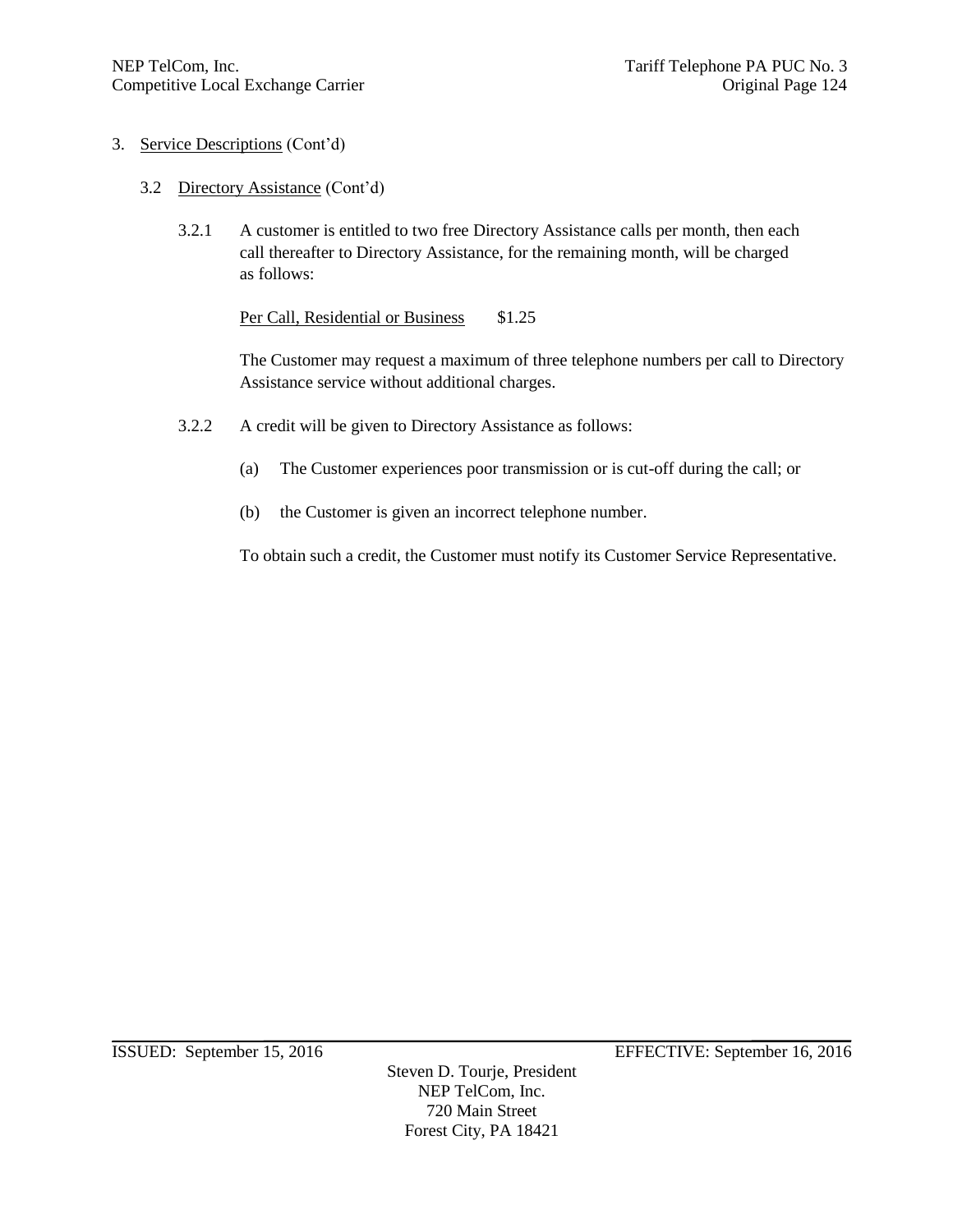3. Service Descriptions (Cont'd)

3.2 Directory Assistance (Cont'd)

3.2.1 A customer is entitled to two free Directory Assistance calls per month, then each call thereafter to Directory Assistance, for the remaining month, will be charged as follows:

Per Call, Residential or Business $1.25

The Customer may request a maximum of three telephone numbers per call to Directory Assistance service without additional charges.

3.2.2 A credit will be given to Directory Assistance as follows:

(a) The Customer experiences poor transmission or is cut-off during the call; or

(b) the Customer is given an incorrect telephone number.

To obtain such a credit, the Customer must notify its Customer Service Representative.

ISSUED: September 15, 2016 EFFECTIVE: September 16, 2016

Steven D. Tourje, President
NEP TelCom, Inc.
720 Main Street
Forest City, PA 18421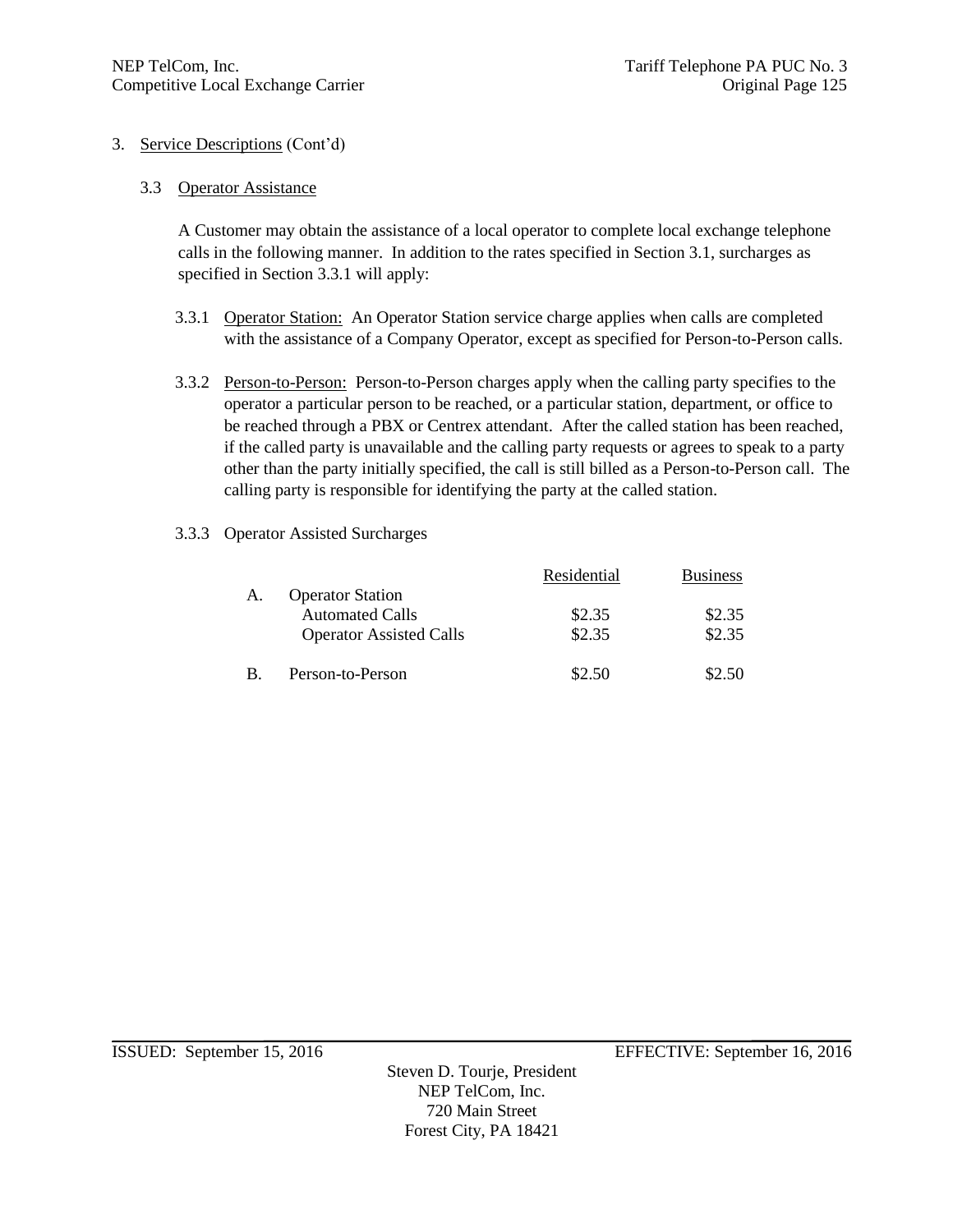3. Service Descriptions (Cont'd)

3.3 Operator Assistance

A Customer may obtain the assistance of a local operator to complete local exchange telephone calls in the following manner. In addition to the rates specified in Section 3.1, surcharges as specified in Section 3.3.1 will apply:

3.3.1 Operator Station: An Operator Station service charge applies when calls are completed with the assistance of a Company Operator, except as specified for Person-to-Person calls.

3.3.2 Person-to-Person: Person-to-Person charges apply when the calling party specifies to the operator a particular person to be reached, or a particular station, department, or office to be reached through a PBX or Centrex attendant. After the called station has been reached, if the called party is unavailable and the calling party requests or agrees to speak to a party other than the party initially specified, the call is still billed as a Person-to-Person call. The calling party is responsible for identifying the party at the called station.

3.3.3 Operator Assisted Surcharges

| | | Residential | Business |
|---|---|---|---|
| A. | Operator Station | | |
| | Automated Calls | \$2.35 | \$2.35 |
| | Operator Assisted Calls | \$2.35 | \$2.35 |
| B. | Person-to-Person | \$2.50 | \$2.50 |

ISSUED: September 15, 2016 EFFECTIVE: September 16, 2016

Steven D. Tourje, President
NEP TelCom, Inc.
720 Main Street
Forest City, PA 18421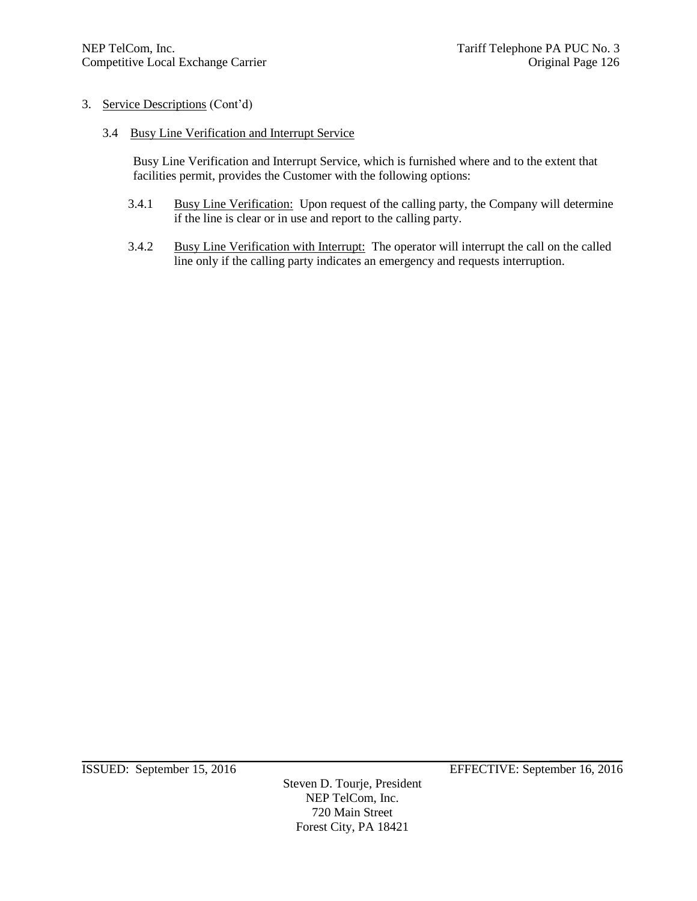3. Service Descriptions (Cont'd)

3.4 Busy Line Verification and Interrupt Service

Busy Line Verification and Interrupt Service, which is furnished where and to the extent that facilities permit, provides the Customer with the following options:

3.4.1 Busy Line Verification: Upon request of the calling party, the Company will determine if the line is clear or in use and report to the calling party.

3.4.2 Busy Line Verification with Interrupt: The operator will interrupt the call on the called line only if the calling party indicates an emergency and requests interruption.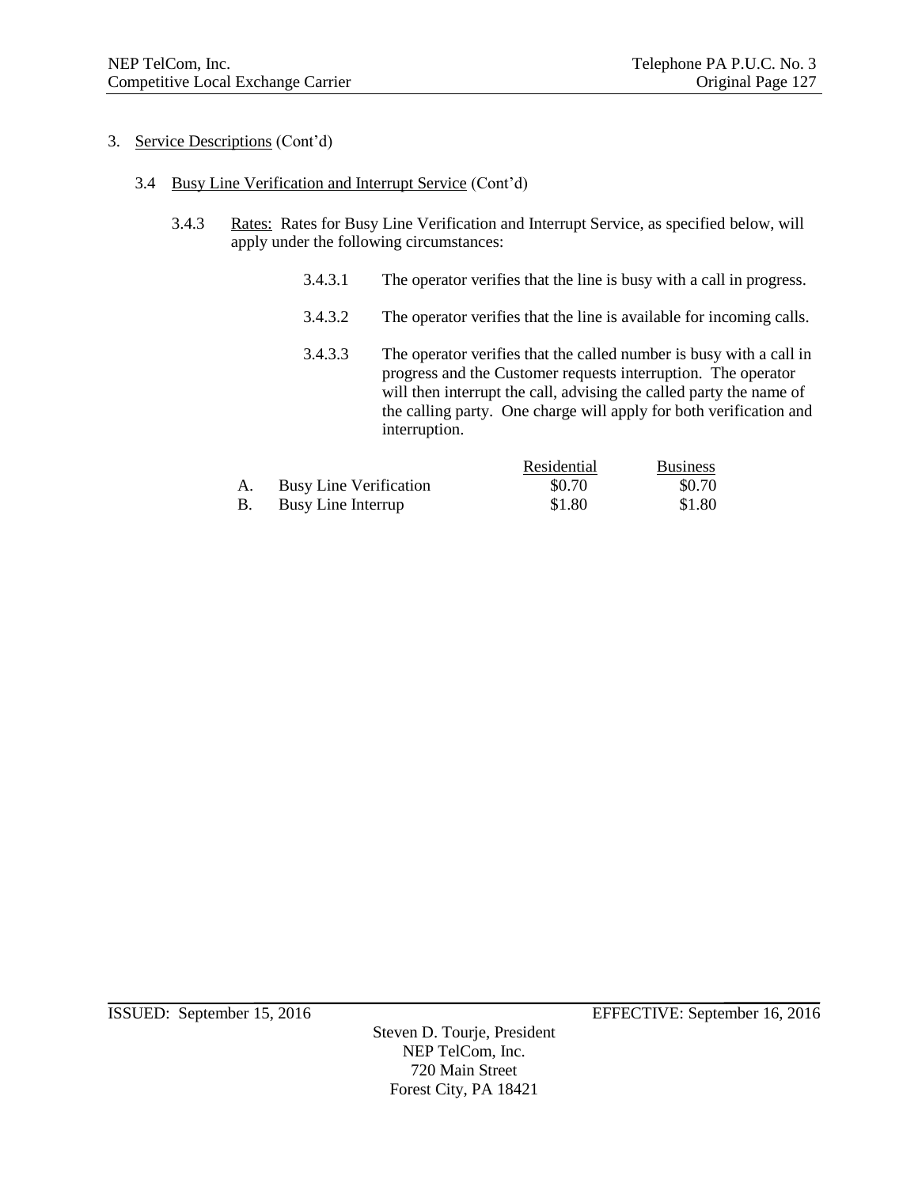3. Service Descriptions (Cont'd)

3.4 Busy Line Verification and Interrupt Service (Cont'd)

3.4.3 Rates: Rates for Busy Line Verification and Interrupt Service, as specified below, will apply under the following circumstances:

3.4.3.1 The operator verifies that the line is busy with a call in progress.

3.4.3.2 The operator verifies that the line is available for incoming calls.

3.4.3.3 The operator verifies that the called number is busy with a call in progress and the Customer requests interruption. The operator will then interrupt the call, advising the called party the name of the calling party. One charge will apply for both verification and interruption.

| | | Residential | Business |
|---|---|---|---|
| A. | Busy Line Verification | \$0.70 | \$0.70 |
| B. | Busy Line Interrup | \$1.80 | \$1.80 |

ISSUED: September 15, 2016 EFFECTIVE: September 16, 2016

Steven D. Tourje, President
NEP TelCom, Inc.
720 Main Street
Forest City, PA 18421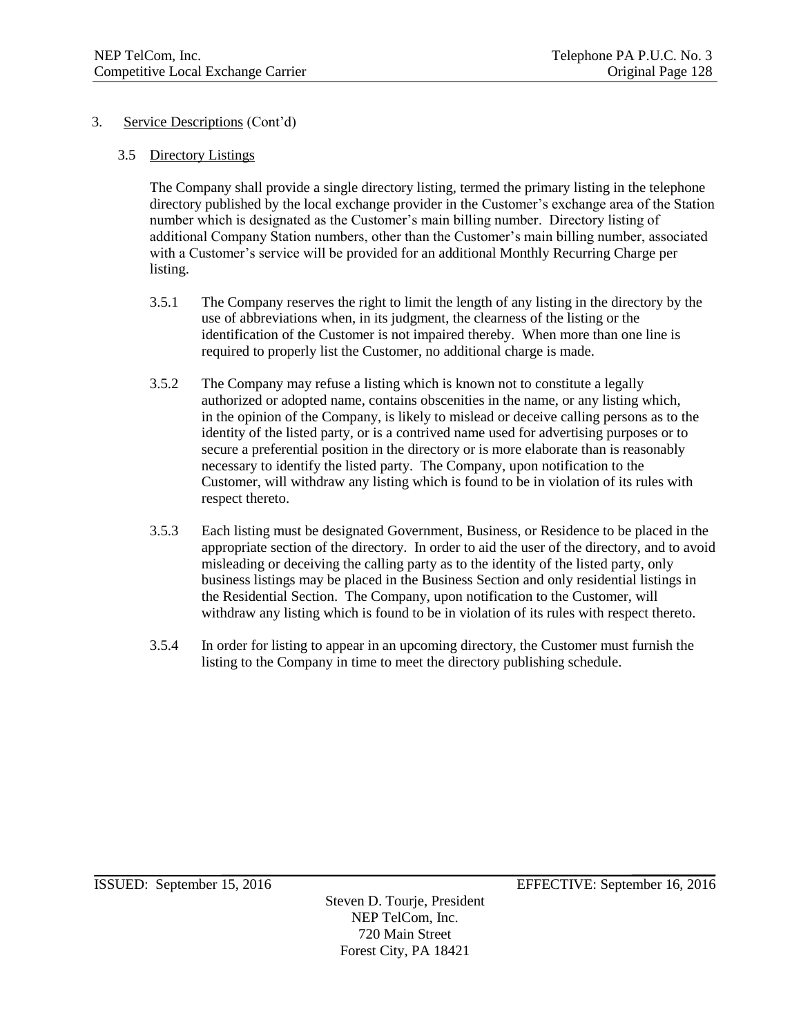## 3. Service Descriptions (Cont'd)

### 3.5 Directory Listings

The Company shall provide a single directory listing, termed the primary listing in the telephone directory published by the local exchange provider in the Customer's exchange area of the Station number which is designated as the Customer's main billing number. Directory listing of additional Company Station numbers, other than the Customer's main billing number, associated with a Customer's service will be provided for an additional Monthly Recurring Charge per listing.

3.5.1 The Company reserves the right to limit the length of any listing in the directory by the use of abbreviations when, in its judgment, the clearness of the listing or the identification of the Customer is not impaired thereby. When more than one line is required to properly list the Customer, no additional charge is made.

3.5.2 The Company may refuse a listing which is known not to constitute a legally authorized or adopted name, contains obscenities in the name, or any listing which, in the opinion of the Company, is likely to mislead or deceive calling persons as to the identity of the listed party, or is a contrived name used for advertising purposes or to secure a preferential position in the directory or is more elaborate than is reasonably necessary to identify the listed party. The Company, upon notification to the Customer, will withdraw any listing which is found to be in violation of its rules with respect thereto.

3.5.3 Each listing must be designated Government, Business, or Residence to be placed in the appropriate section of the directory. In order to aid the user of the directory, and to avoid misleading or deceiving the calling party as to the identity of the listed party, only business listings may be placed in the Business Section and only residential listings in the Residential Section. The Company, upon notification to the Customer, will withdraw any listing which is found to be in violation of its rules with respect thereto.

3.5.4 In order for listing to appear in an upcoming directory, the Customer must furnish the listing to the Company in time to meet the directory publishing schedule.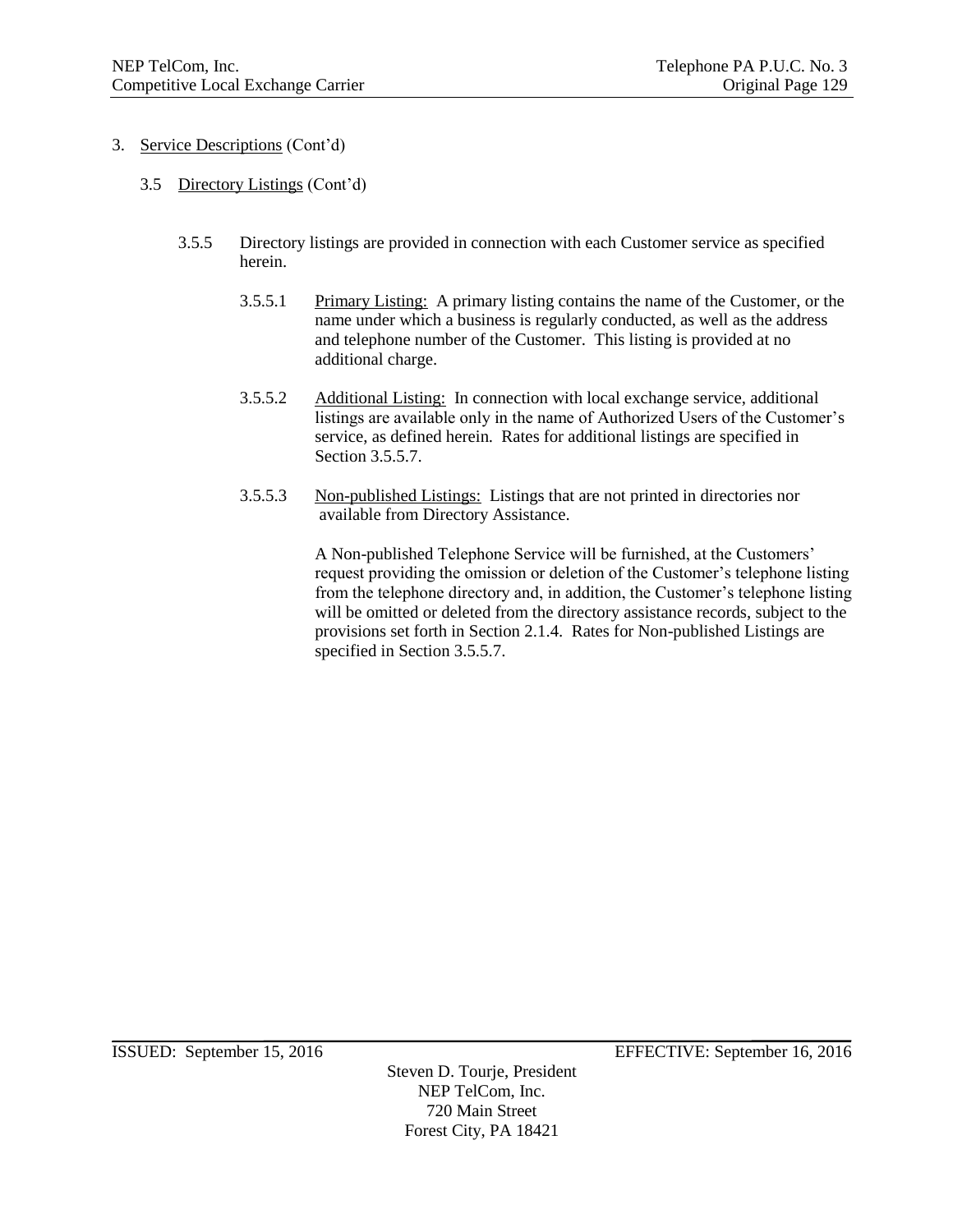3. Service Descriptions (Cont'd)

3.5 Directory Listings (Cont'd)

3.5.5 Directory listings are provided in connection with each Customer service as specified herein.

3.5.5.1 Primary Listing: A primary listing contains the name of the Customer, or the name under which a business is regularly conducted, as well as the address and telephone number of the Customer. This listing is provided at no additional charge.

3.5.5.2 Additional Listing: In connection with local exchange service, additional listings are available only in the name of Authorized Users of the Customer's service, as defined herein. Rates for additional listings are specified in Section 3.5.5.7.

3.5.5.3 Non-published Listings: Listings that are not printed in directories nor available from Directory Assistance.

A Non-published Telephone Service will be furnished, at the Customers' request providing the omission or deletion of the Customer's telephone listing from the telephone directory and, in addition, the Customer's telephone listing will be omitted or deleted from the directory assistance records, subject to the provisions set forth in Section 2.1.4. Rates for Non-published Listings are specified in Section 3.5.5.7.

ISSUED: September 15, 2016 EFFECTIVE: September 16, 2016

Steven D. Tourje, President
NEP TelCom, Inc.
720 Main Street
Forest City, PA 18421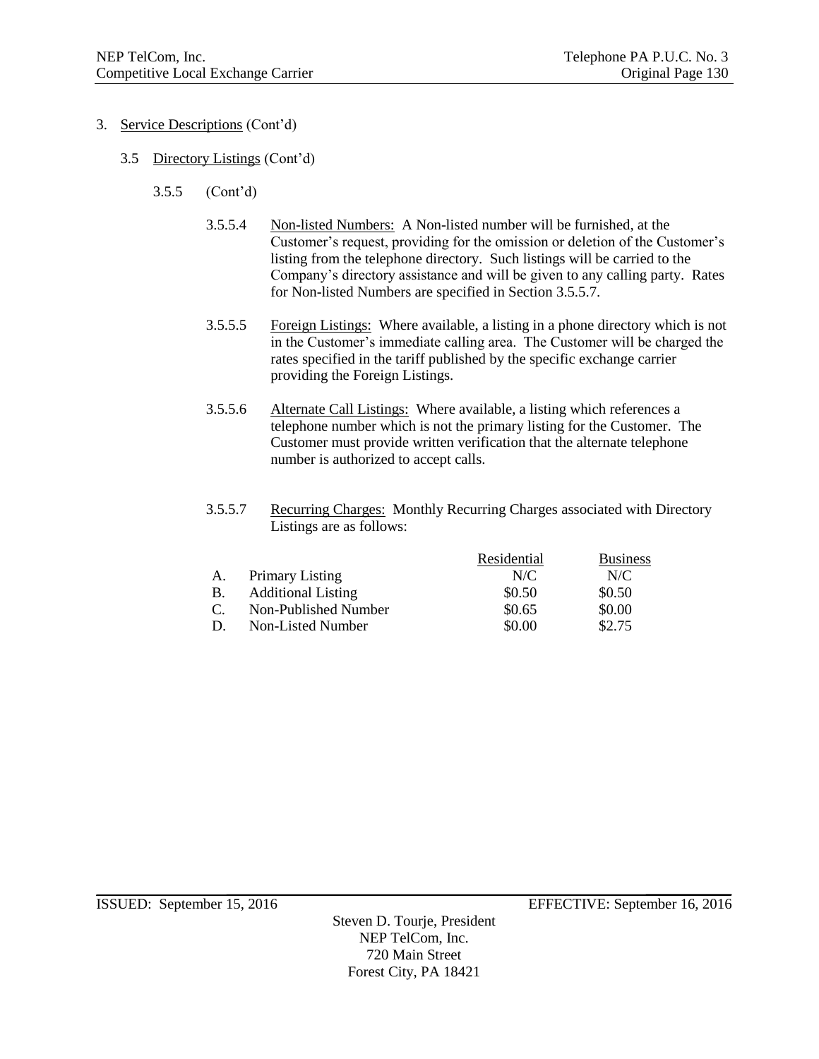3. Service Descriptions (Cont'd)

3.5 Directory Listings (Cont'd)

3.5.5 (Cont'd)

3.5.5.4 Non-listed Numbers: A Non-listed number will be furnished, at the Customer's request, providing for the omission or deletion of the Customer's listing from the telephone directory. Such listings will be carried to the Company's directory assistance and will be given to any calling party. Rates for Non-listed Numbers are specified in Section 3.5.5.7.

3.5.5.5 Foreign Listings: Where available, a listing in a phone directory which is not in the Customer's immediate calling area. The Customer will be charged the rates specified in the tariff published by the specific exchange carrier providing the Foreign Listings.

3.5.5.6 Alternate Call Listings: Where available, a listing which references a telephone number which is not the primary listing for the Customer. The Customer must provide written verification that the alternate telephone number is authorized to accept calls.

3.5.5.7 Recurring Charges: Monthly Recurring Charges associated with Directory Listings are as follows:

| | | Residential | Business |
|---|---|---|---|
| A. | Primary Listing | N/C | N/C |
| B. | Additional Listing | $0.50 | $0.50 |
| C. | Non-Published Number | $0.65 | $0.00 |
| D. | Non-Listed Number | $0.00 | $2.75 |

ISSUED: September 15, 2016 EFFECTIVE: September 16, 2016

Steven D. Tourje, President
NEP TelCom, Inc.
720 Main Street
Forest City, PA 18421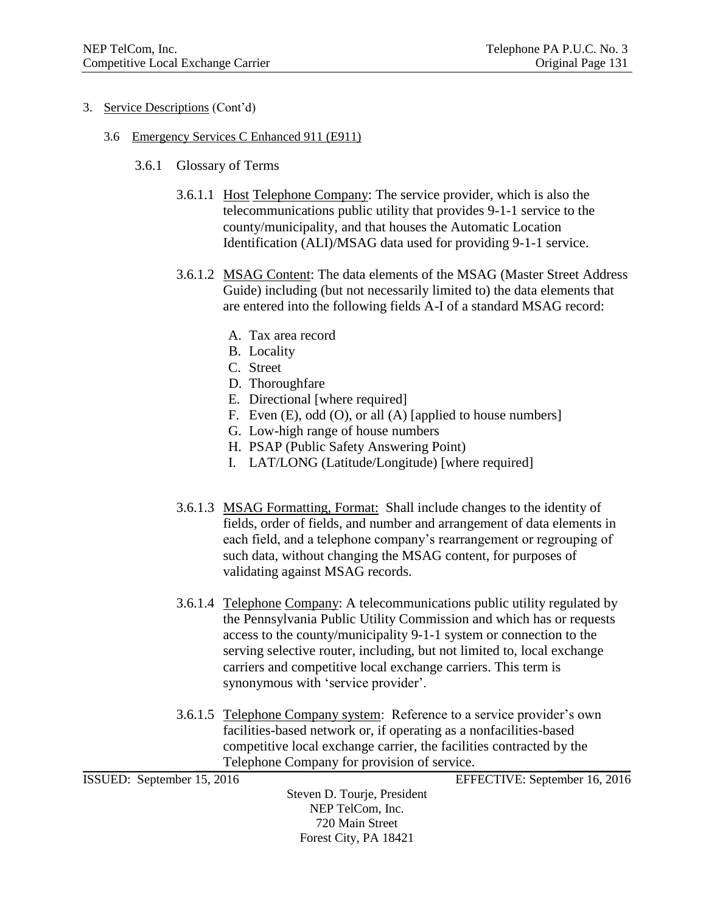3. Service Descriptions (Cont'd)

   3.6 Emergency Services C Enhanced 911 (E911)

      3.6.1 Glossary of Terms

         3.6.1.1 Host Telephone Company: The service provider, which is also the telecommunications public utility that provides 9-1-1 service to the county/municipality, and that houses the Automatic Location Identification (ALI)/MSAG data used for providing 9-1-1 service.

         3.6.1.2 MSAG Content: The data elements of the MSAG (Master Street Address Guide) including (but not necessarily limited to) the data elements that are entered into the following fields A-I of a standard MSAG record:

         A. Tax area record
         B. Locality
         C. Street
         D. Thoroughfare
         E. Directional [where required]
         F. Even (E), odd (O), or all (A) [applied to house numbers]
         G. Low-high range of house numbers
         H. PSAP (Public Safety Answering Point)
         I. LAT/LONG (Latitude/Longitude) [where required]

         3.6.1.3 MSAG Formatting, Format: Shall include changes to the identity of fields, order of fields, and number and arrangement of data elements in each field, and a telephone company's rearrangement or regrouping of such data, without changing the MSAG content, for purposes of validating against MSAG records.

         3.6.1.4 Telephone Company: A telecommunications public utility regulated by the Pennsylvania Public Utility Commission and which has or requests access to the county/municipality 9-1-1 system or connection to the serving selective router, including, but not limited to, local exchange carriers and competitive local exchange carriers. This term is synonymous with 'service provider'.

         3.6.1.5 Telephone Company system: Reference to a service provider's own facilities-based network or, if operating as a nonfacilities-based competitive local exchange carrier, the facilities contracted by the Telephone Company for provision of service.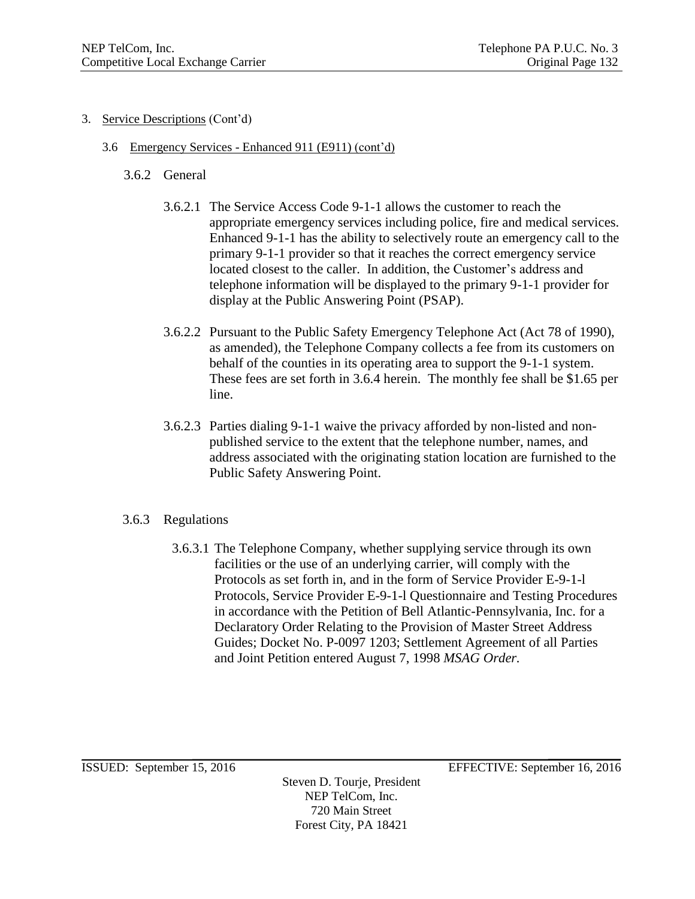3. Service Descriptions (Cont'd)

3.6 Emergency Services - Enhanced 911 (E911) (cont'd)

3.6.2 General

3.6.2.1 The Service Access Code 9-1-1 allows the customer to reach the appropriate emergency services including police, fire and medical services. Enhanced 9-1-1 has the ability to selectively route an emergency call to the primary 9-1-1 provider so that it reaches the correct emergency service located closest to the caller. In addition, the Customer's address and telephone information will be displayed to the primary 9-1-1 provider for display at the Public Answering Point (PSAP).

3.6.2.2 Pursuant to the Public Safety Emergency Telephone Act (Act 78 of 1990), as amended), the Telephone Company collects a fee from its customers on behalf of the counties in its operating area to support the 9-1-1 system. These fees are set forth in 3.6.4 herein. The monthly fee shall be $1.65 per line.

3.6.2.3 Parties dialing 9-1-1 waive the privacy afforded by non-listed and non-published service to the extent that the telephone number, names, and address associated with the originating station location are furnished to the Public Safety Answering Point.

3.6.3 Regulations

3.6.3.1 The Telephone Company, whether supplying service through its own facilities or the use of an underlying carrier, will comply with the Protocols as set forth in, and in the form of Service Provider E-9-1-l Protocols, Service Provider E-9-1-l Questionnaire and Testing Procedures in accordance with the Petition of Bell Atlantic-Pennsylvania, Inc. for a Declaratory Order Relating to the Provision of Master Street Address Guides; Docket No. P-0097 1203; Settlement Agreement of all Parties and Joint Petition entered August 7, 1998 *MSAG Order.*

ISSUED: September 15, 2016 EFFECTIVE: September 16, 2016

Steven D. Tourje, President
NEP TelCom, Inc.
720 Main Street
Forest City, PA 18421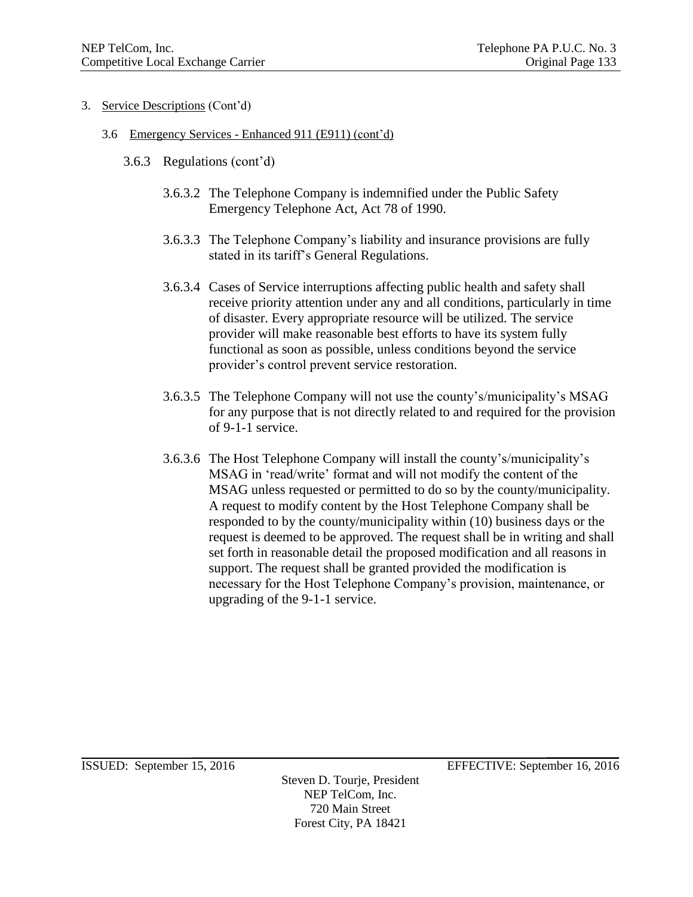3. <u>Service Descriptions</u> (Cont'd)

   3.6 <u>Emergency Services - Enhanced 911 (E911) (cont'd)</u>

      3.6.3 Regulations (cont'd)

         3.6.3.2 The Telephone Company is indemnified under the Public Safety Emergency Telephone Act, Act 78 of 1990.

         3.6.3.3 The Telephone Company's liability and insurance provisions are fully stated in its tariff's General Regulations.

         3.6.3.4 Cases of Service interruptions affecting public health and safety shall receive priority attention under any and all conditions, particularly in time of disaster. Every appropriate resource will be utilized. The service provider will make reasonable best efforts to have its system fully functional as soon as possible, unless conditions beyond the service provider's control prevent service restoration.

         3.6.3.5 The Telephone Company will not use the county's/municipality's MSAG for any purpose that is not directly related to and required for the provision of 9-1-1 service.

         3.6.3.6 The Host Telephone Company will install the county's/municipality's MSAG in 'read/write' format and will not modify the content of the MSAG unless requested or permitted to do so by the county/municipality. A request to modify content by the Host Telephone Company shall be responded to by the county/municipality within (10) business days or the request is deemed to be approved. The request shall be in writing and shall set forth in reasonable detail the proposed modification and all reasons in support. The request shall be granted provided the modification is necessary for the Host Telephone Company's provision, maintenance, or upgrading of the 9-1-1 service.

ISSUED: September 15, 2016 EFFECTIVE: September 16, 2016

Steven D. Tourje, President
NEP TelCom, Inc.
720 Main Street
Forest City, PA 18421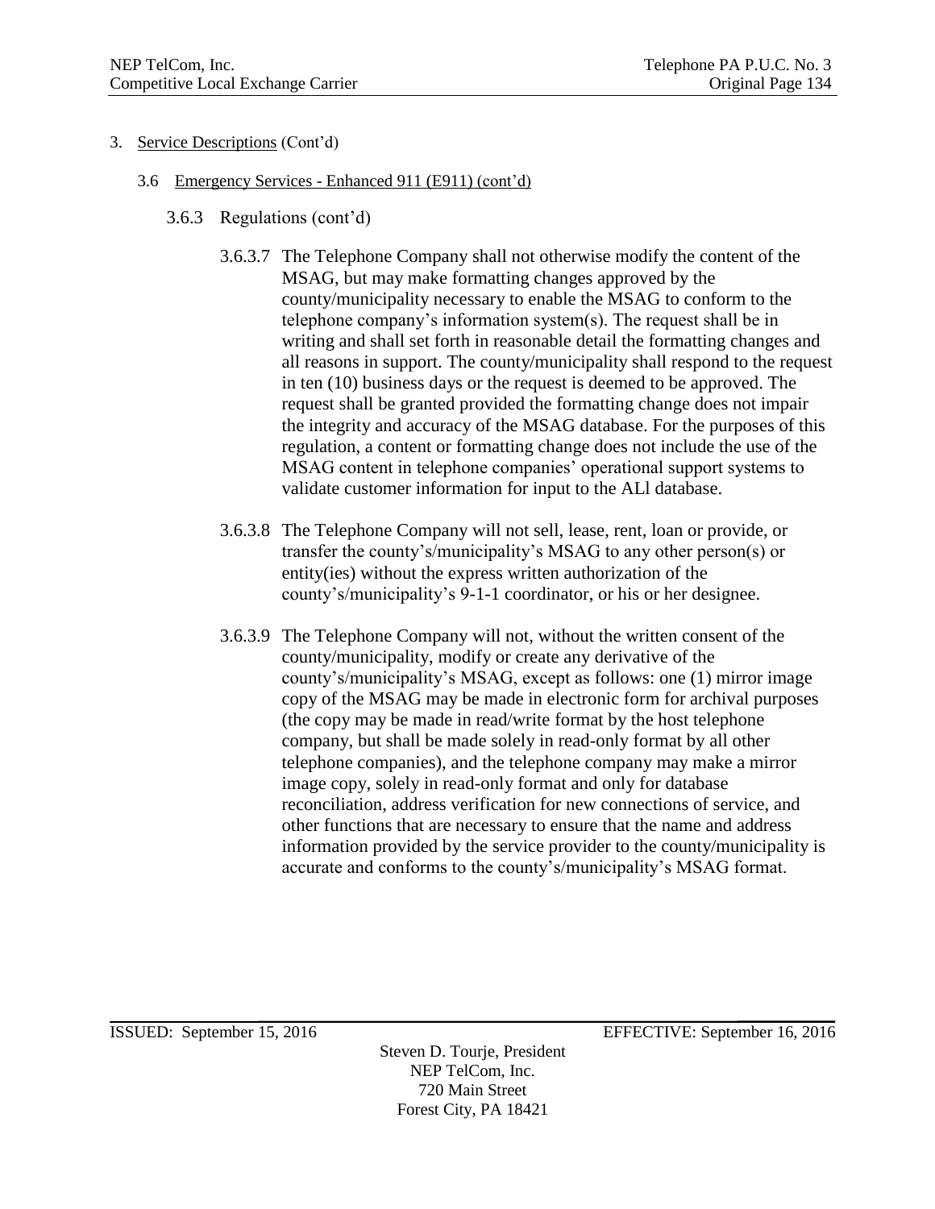3. Service Descriptions (Cont'd)

3.6 Emergency Services - Enhanced 911 (E911) (cont'd)

3.6.3 Regulations (cont'd)

3.6.3.7 The Telephone Company shall not otherwise modify the content of the MSAG, but may make formatting changes approved by the county/municipality necessary to enable the MSAG to conform to the telephone company's information system(s). The request shall be in writing and shall set forth in reasonable detail the formatting changes and all reasons in support. The county/municipality shall respond to the request in ten (10) business days or the request is deemed to be approved. The request shall be granted provided the formatting change does not impair the integrity and accuracy of the MSAG database. For the purposes of this regulation, a content or formatting change does not include the use of the MSAG content in telephone companies' operational support systems to validate customer information for input to the ALl database.

3.6.3.8 The Telephone Company will not sell, lease, rent, loan or provide, or transfer the county's/municipality's MSAG to any other person(s) or entity(ies) without the express written authorization of the county's/municipality's 9-1-1 coordinator, or his or her designee.

3.6.3.9 The Telephone Company will not, without the written consent of the county/municipality, modify or create any derivative of the county's/municipality's MSAG, except as follows: one (1) mirror image copy of the MSAG may be made in electronic form for archival purposes (the copy may be made in read/write format by the host telephone company, but shall be made solely in read-only format by all other telephone companies), and the telephone company may make a mirror image copy, solely in read-only format and only for database reconciliation, address verification for new connections of service, and other functions that are necessary to ensure that the name and address information provided by the service provider to the county/municipality is accurate and conforms to the county's/municipality's MSAG format.

ISSUED: September 15, 2016 EFFECTIVE: September 16, 2016

Steven D. Tourje, President
NEP TelCom, Inc.
720 Main Street
Forest City, PA 18421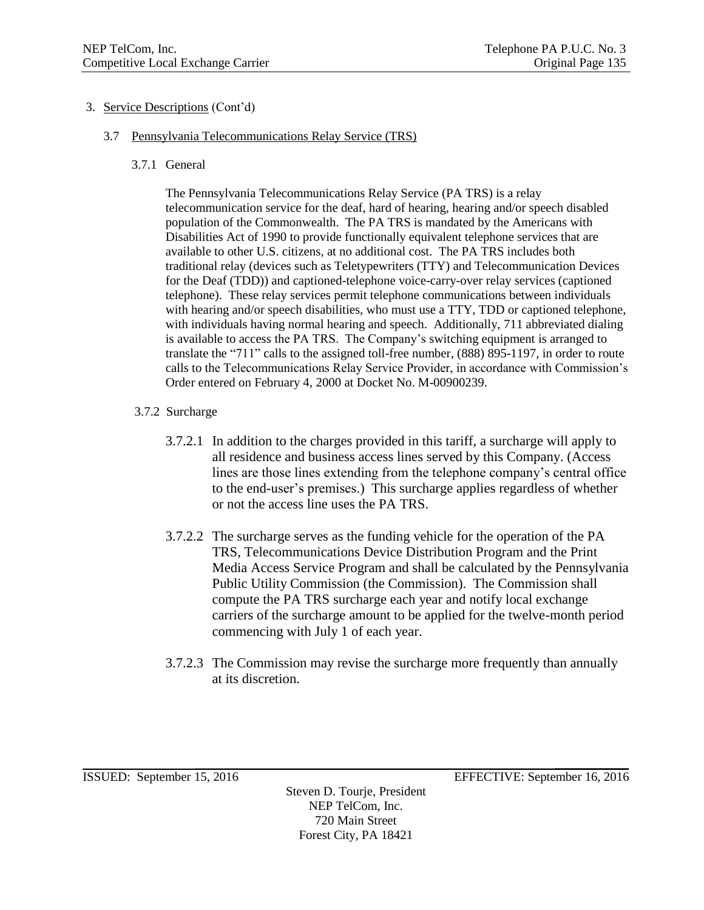3. Service Descriptions (Cont'd)

## 3.7 Pennsylvania Telecommunications Relay Service (TRS)

### 3.7.1 General

The Pennsylvania Telecommunications Relay Service (PA TRS) is a relay telecommunication service for the deaf, hard of hearing, hearing and/or speech disabled population of the Commonwealth. The PA TRS is mandated by the Americans with Disabilities Act of 1990 to provide functionally equivalent telephone services that are available to other U.S. citizens, at no additional cost. The PA TRS includes both traditional relay (devices such as Teletypewriters (TTY) and Telecommunication Devices for the Deaf (TDD)) and captioned-telephone voice-carry-over relay services (captioned telephone). These relay services permit telephone communications between individuals with hearing and/or speech disabilities, who must use a TTY, TDD or captioned telephone, with individuals having normal hearing and speech. Additionally, 711 abbreviated dialing is available to access the PA TRS. The Company's switching equipment is arranged to translate the "711" calls to the assigned toll-free number, (888) 895-1197, in order to route calls to the Telecommunications Relay Service Provider, in accordance with Commission's Order entered on February 4, 2000 at Docket No. M-00900239.

### 3.7.2 Surcharge

3.7.2.1 In addition to the charges provided in this tariff, a surcharge will apply to all residence and business access lines served by this Company. (Access lines are those lines extending from the telephone company's central office to the end-user's premises.) This surcharge applies regardless of whether or not the access line uses the PA TRS.

3.7.2.2 The surcharge serves as the funding vehicle for the operation of the PA TRS, Telecommunications Device Distribution Program and the Print Media Access Service Program and shall be calculated by the Pennsylvania Public Utility Commission (the Commission). The Commission shall compute the PA TRS surcharge each year and notify local exchange carriers of the surcharge amount to be applied for the twelve-month period commencing with July 1 of each year.

3.7.2.3 The Commission may revise the surcharge more frequently than annually at its discretion.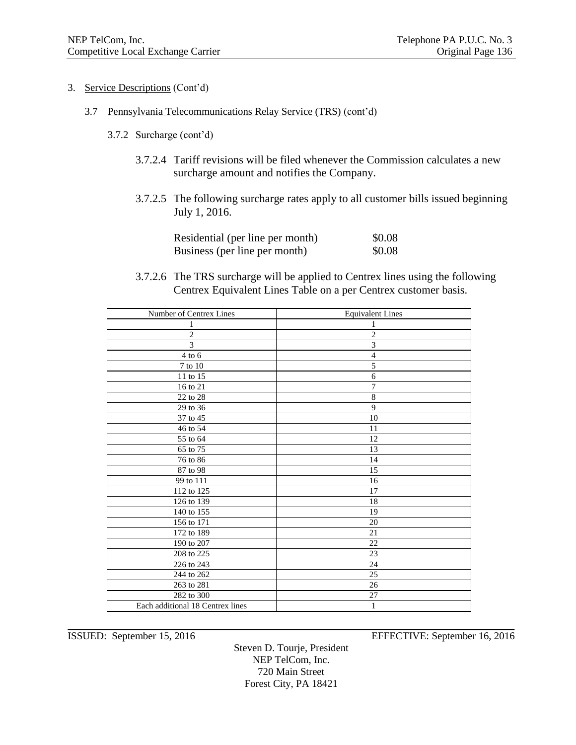3. Service Descriptions (Cont'd)

3.7 Pennsylvania Telecommunications Relay Service (TRS) (cont'd)

3.7.2 Surcharge (cont'd)

3.7.2.4 Tariff revisions will be filed whenever the Commission calculates a new surcharge amount and notifies the Company.

3.7.2.5 The following surcharge rates apply to all customer bills issued beginning July 1, 2016.

| | |
|---|---|
| Residential (per line per month) | $0.08 |
| Business (per line per month) | $0.08 |

3.7.2.6 The TRS surcharge will be applied to Centrex lines using the following Centrex Equivalent Lines Table on a per Centrex customer basis.

| Number of Centrex Lines | Equivalent Lines |
|---|---|
| 1 | 1 |
| 2 | 2 |
| 3 | 3 |
| 4 to 6 | 4 |
| 7 to 10 | 5 |
| 11 to 15 | 6 |
| 16 to 21 | 7 |
| 22 to 28 | 8 |
| 29 to 36 | 9 |
| 37 to 45 | 10 |
| 46 to 54 | 11 |
| 55 to 64 | 12 |
| 65 to 75 | 13 |
| 76 to 86 | 14 |
| 87 to 98 | 15 |
| 99 to 111 | 16 |
| 112 to 125 | 17 |
| 126 to 139 | 18 |
| 140 to 155 | 19 |
| 156 to 171 | 20 |
| 172 to 189 | 21 |
| 190 to 207 | 22 |
| 208 to 225 | 23 |
| 226 to 243 | 24 |
| 244 to 262 | 25 |
| 263 to 281 | 26 |
| 282 to 300 | 27 |
| Each additional 18 Centrex lines | 1 |

ISSUED: September 15, 2016 EFFECTIVE: September 16, 2016

Steven D. Tourje, President
NEP TelCom, Inc.
720 Main Street
Forest City, PA 18421